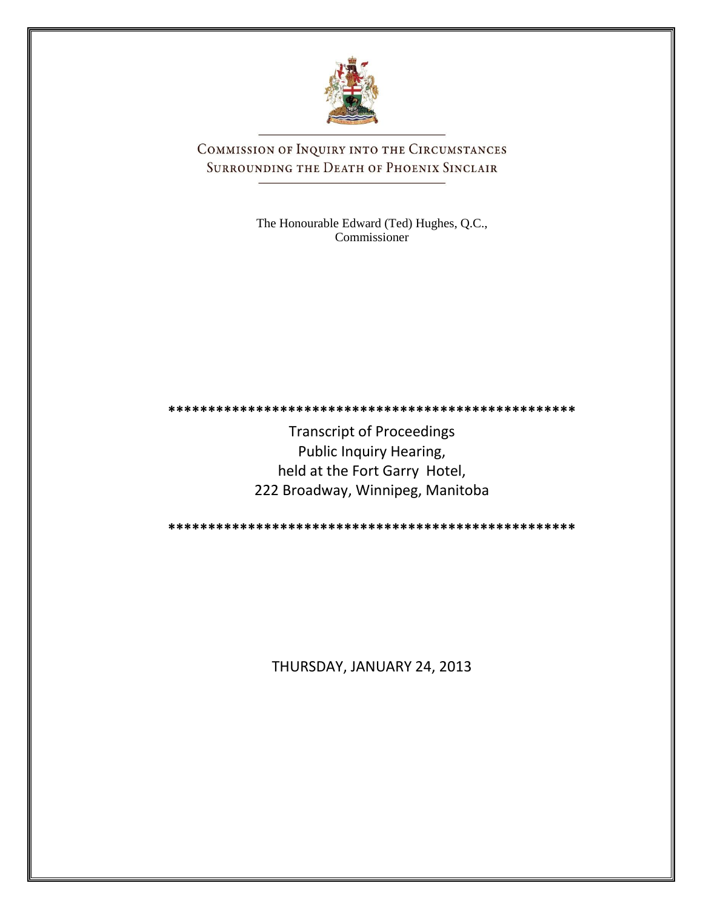# COMMISSION OF INQUIRY INTO THE CIRCUMSTANCES SURROUNDING THE DEATH OF PHOENIX SINCLAIR

The Honourable Edward (Ted) Hughes, Q.C.,
Commissioner

\*\*\*\*\*\*\*\*\*\*\*\*\*\*\*\*\*\*\*\*\*\*\*\*\*\*\*\*\*\*\*\*\*\*\*\*\*\*\*\*\*\*\*\*\*\*\*\*\*\*\*\*\*

Transcript of Proceedings
Public Inquiry Hearing,
held at the Fort Garry Hotel,
222 Broadway, Winnipeg, Manitoba

\*\*\*\*\*\*\*\*\*\*\*\*\*\*\*\*\*\*\*\*\*\*\*\*\*\*\*\*\*\*\*\*\*\*\*\*\*\*\*\*\*\*\*\*\*\*\*\*\*\*\*\*\*

THURSDAY, JANUARY 24, 2013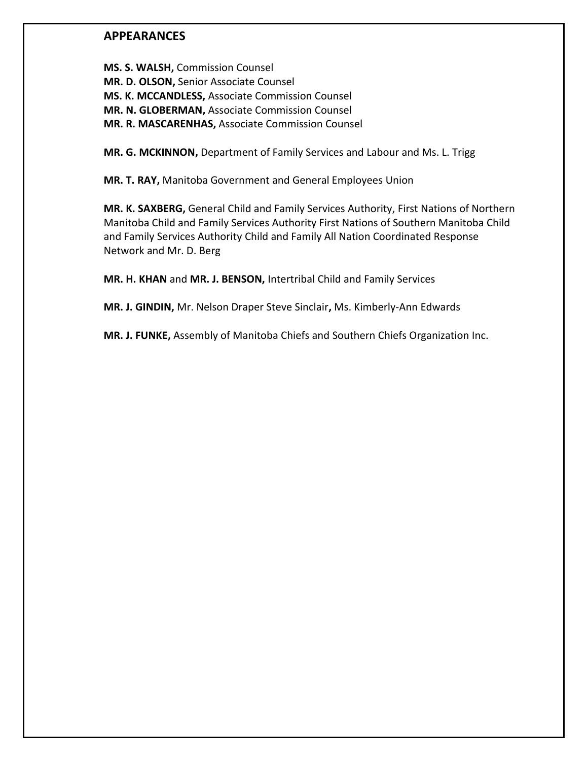## APPEARANCES

**MS. S. WALSH,** Commission Counsel
**MR. D. OLSON,** Senior Associate Counsel
**MS. K. MCCANDLESS,** Associate Commission Counsel
**MR. N. GLOBERMAN,** Associate Commission Counsel
**MR. R. MASCARENHAS,** Associate Commission Counsel

**MR. G. MCKINNON,** Department of Family Services and Labour and Ms. L. Trigg

**MR. T. RAY,** Manitoba Government and General Employees Union

**MR. K. SAXBERG,** General Child and Family Services Authority, First Nations of Northern Manitoba Child and Family Services Authority First Nations of Southern Manitoba Child and Family Services Authority Child and Family All Nation Coordinated Response Network and Mr. D. Berg

**MR. H. KHAN** and **MR. J. BENSON,** Intertribal Child and Family Services

**MR. J. GINDIN,** Mr. Nelson Draper Steve Sinclair**,** Ms. Kimberly-Ann Edwards

**MR. J. FUNKE,** Assembly of Manitoba Chiefs and Southern Chiefs Organization Inc.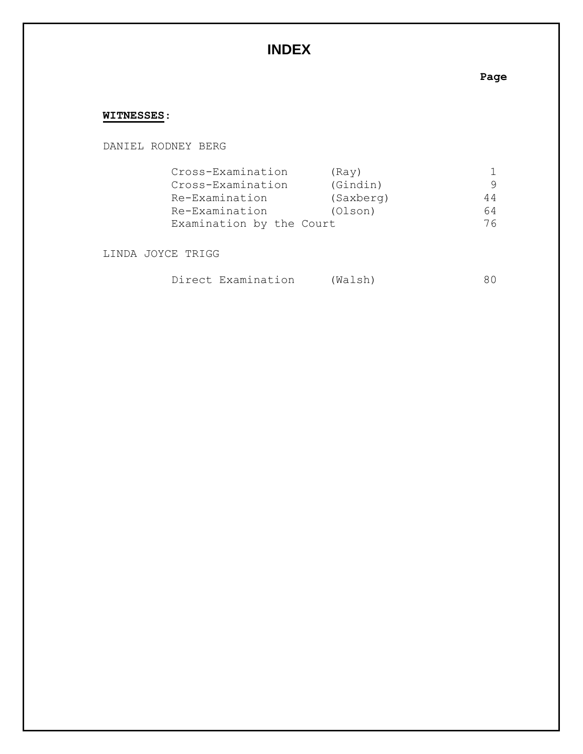# INDEX

**WITNESSES:**

DANIEL RODNEY BERG

| | | Page |
|---|---|---|
| Cross-Examination | (Ray) | 1 |
| Cross-Examination | (Gindin) | 9 |
| Re-Examination | (Saxberg) | 44 |
| Re-Examination | (Olson) | 64 |
| Examination by the Court | | 76 |

LINDA JOYCE TRIGG

| | | Page |
|---|---|---|
| Direct Examination | (Walsh) | 80 |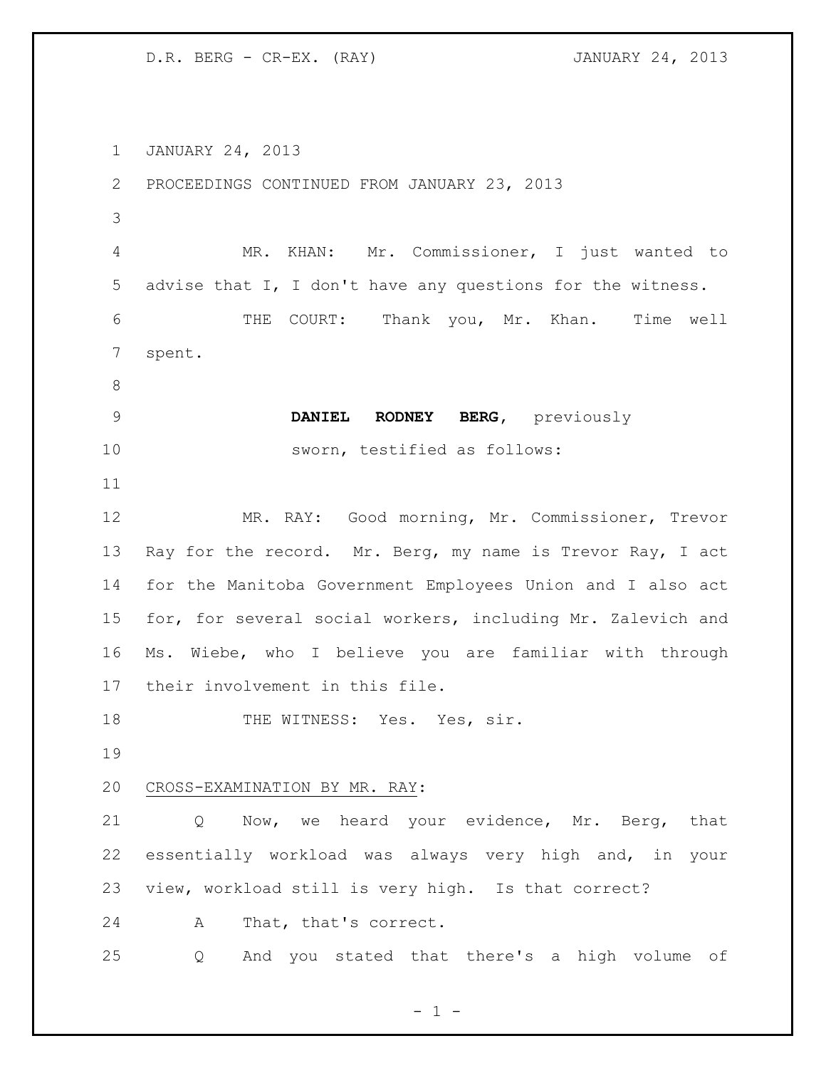JANUARY 24, 2013

PROCEEDINGS CONTINUED FROM JANUARY 23, 2013

MR. KHAN: Mr. Commissioner, I just wanted to advise that I, I don't have any questions for the witness.

THE COURT: Thank you, Mr. Khan. Time well spent.

**DANIEL RODNEY BERG**, previously sworn, testified as follows:

MR. RAY: Good morning, Mr. Commissioner, Trevor Ray for the record. Mr. Berg, my name is Trevor Ray, I act for the Manitoba Government Employees Union and I also act for, for several social workers, including Mr. Zalevich and Ms. Wiebe, who I believe you are familiar with through their involvement in this file.

THE WITNESS: Yes. Yes, sir.

CROSS-EXAMINATION BY MR. RAY:

Q Now, we heard your evidence, Mr. Berg, that essentially workload was always very high and, in your view, workload still is very high. Is that correct?

A That, that's correct.

Q And you stated that there's a high volume of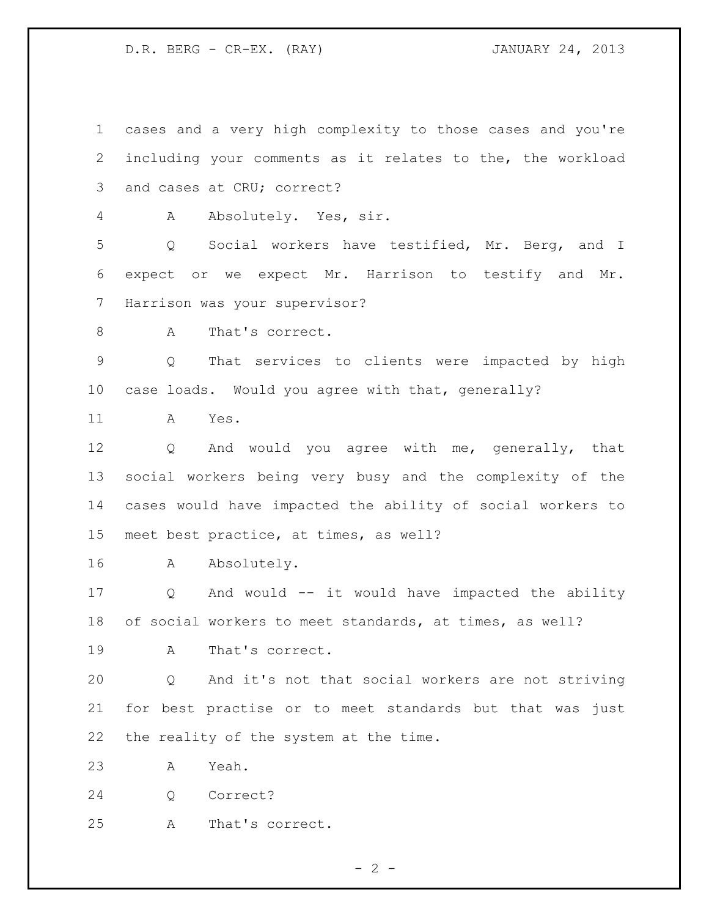cases and a very high complexity to those cases and you're including your comments as it relates to the, the workload and cases at CRU; correct?

A Absolutely. Yes, sir.

Q Social workers have testified, Mr. Berg, and I expect or we expect Mr. Harrison to testify and Mr. Harrison was your supervisor?

A That's correct.

Q That services to clients were impacted by high case loads. Would you agree with that, generally?

A Yes.

Q And would you agree with me, generally, that social workers being very busy and the complexity of the cases would have impacted the ability of social workers to meet best practice, at times, as well?

A Absolutely.

Q And would -- it would have impacted the ability of social workers to meet standards, at times, as well?

A That's correct.

Q And it's not that social workers are not striving for best practise or to meet standards but that was just the reality of the system at the time.

A Yeah.

Q Correct?

A That's correct.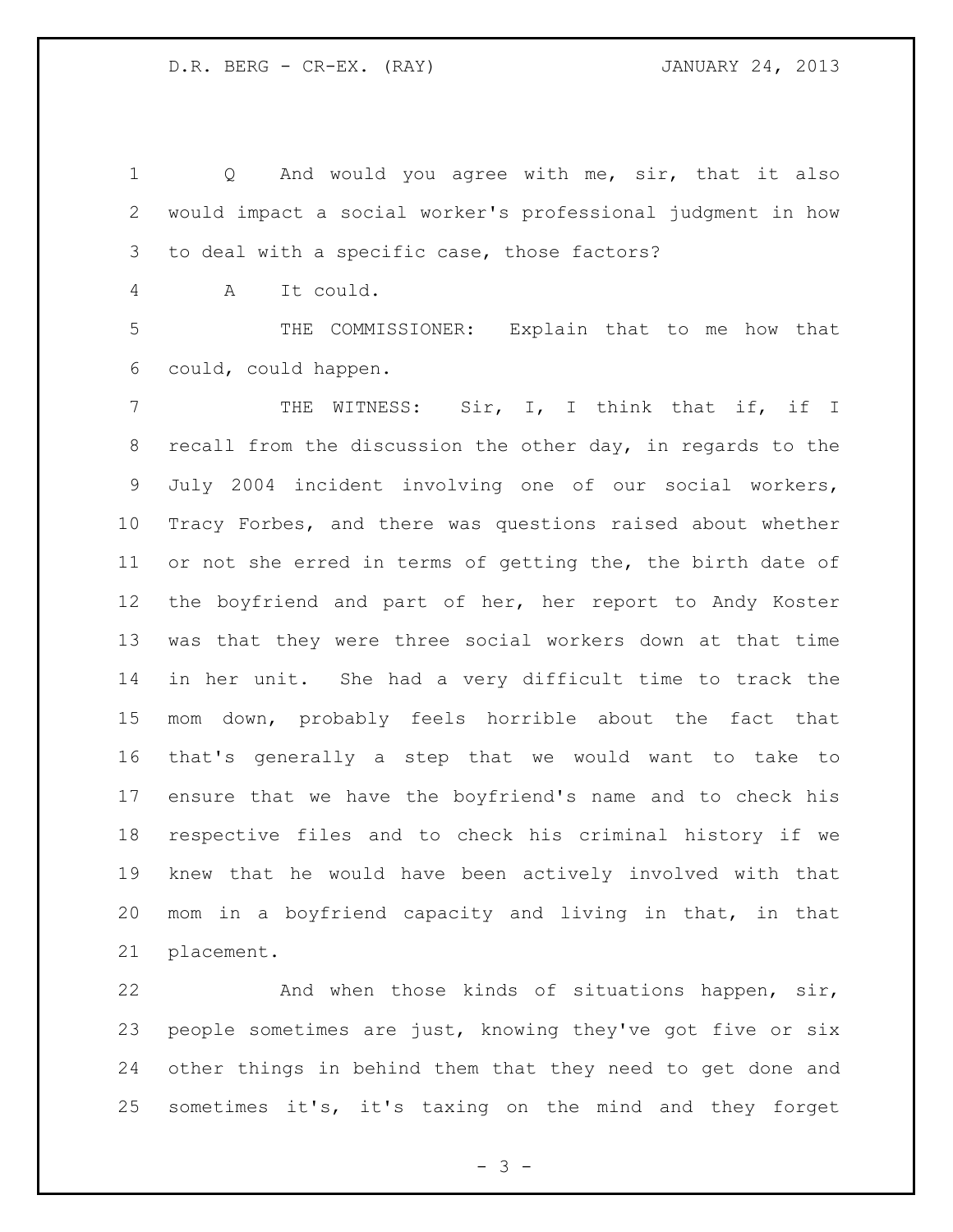Q And would you agree with me, sir, that it also would impact a social worker's professional judgment in how to deal with a specific case, those factors?

A It could.

THE COMMISSIONER: Explain that to me how that could, could happen.

THE WITNESS: Sir, I, I think that if, if I recall from the discussion the other day, in regards to the July 2004 incident involving one of our social workers, Tracy Forbes, and there was questions raised about whether or not she erred in terms of getting the, the birth date of the boyfriend and part of her, her report to Andy Koster was that they were three social workers down at that time in her unit. She had a very difficult time to track the mom down, probably feels horrible about the fact that that's generally a step that we would want to take to ensure that we have the boyfriend's name and to check his respective files and to check his criminal history if we knew that he would have been actively involved with that mom in a boyfriend capacity and living in that, in that placement.

And when those kinds of situations happen, sir, people sometimes are just, knowing they've got five or six other things in behind them that they need to get done and sometimes it's, it's taxing on the mind and they forget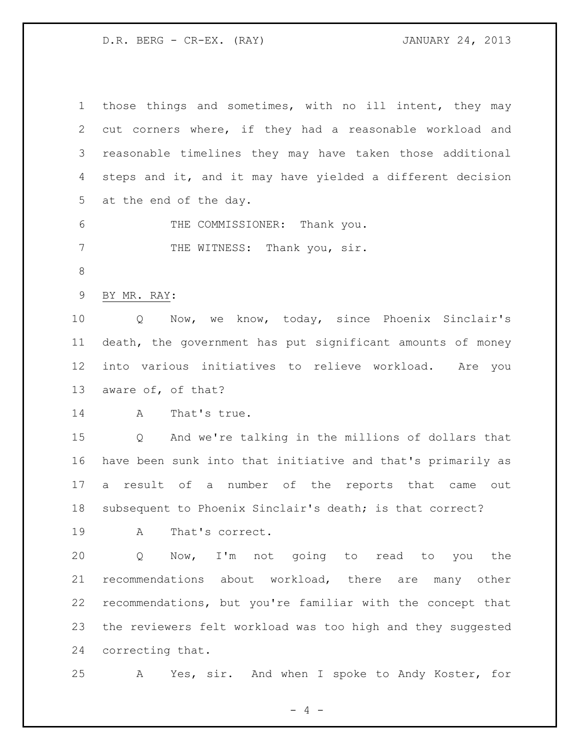those things and sometimes, with no ill intent, they may cut corners where, if they had a reasonable workload and reasonable timelines they may have taken those additional steps and it, and it may have yielded a different decision at the end of the day.

THE COMMISSIONER: Thank you.

THE WITNESS: Thank you, sir.

BY MR. RAY:

Q Now, we know, today, since Phoenix Sinclair's death, the government has put significant amounts of money into various initiatives to relieve workload. Are you aware of, of that?

A That's true.

Q And we're talking in the millions of dollars that have been sunk into that initiative and that's primarily as a result of a number of the reports that came out subsequent to Phoenix Sinclair's death; is that correct?

A That's correct.

Q Now, I'm not going to read to you the recommendations about workload, there are many other recommendations, but you're familiar with the concept that the reviewers felt workload was too high and they suggested correcting that.

A Yes, sir. And when I spoke to Andy Koster, for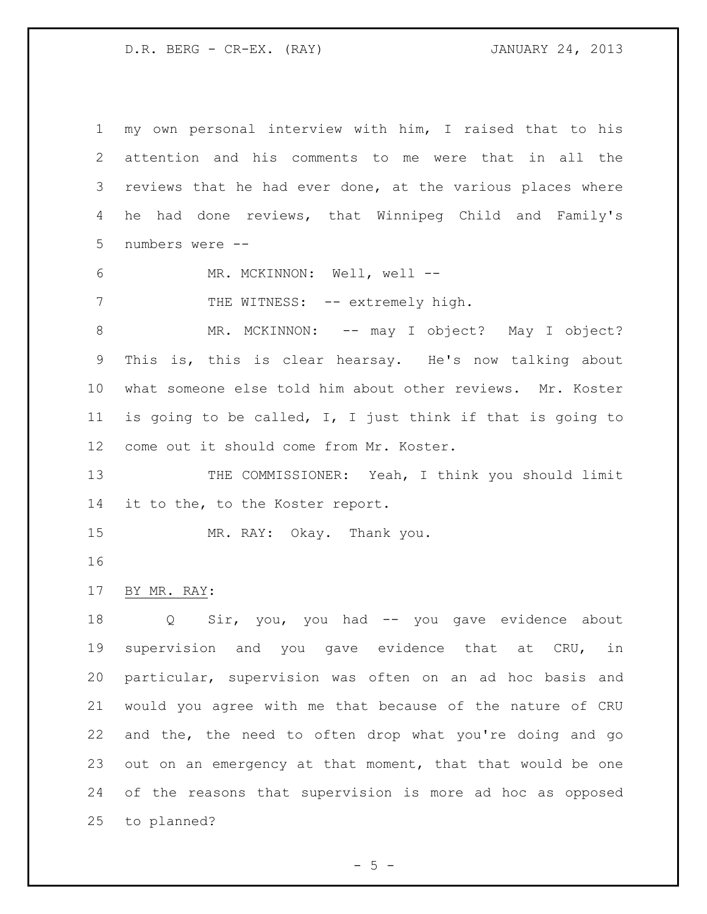my own personal interview with him, I raised that to his attention and his comments to me were that in all the reviews that he had ever done, at the various places where he had done reviews, that Winnipeg Child and Family's numbers were --

MR. MCKINNON: Well, well --

THE WITNESS: -- extremely high.

MR. MCKINNON: -- may I object? May I object? This is, this is clear hearsay. He's now talking about what someone else told him about other reviews. Mr. Koster is going to be called, I, I just think if that is going to come out it should come from Mr. Koster.

THE COMMISSIONER: Yeah, I think you should limit it to the, to the Koster report.

MR. RAY: Okay. Thank you.

BY MR. RAY:

Q Sir, you, you had -- you gave evidence about supervision and you gave evidence that at CRU, in particular, supervision was often on an ad hoc basis and would you agree with me that because of the nature of CRU and the, the need to often drop what you're doing and go out on an emergency at that moment, that that would be one of the reasons that supervision is more ad hoc as opposed to planned?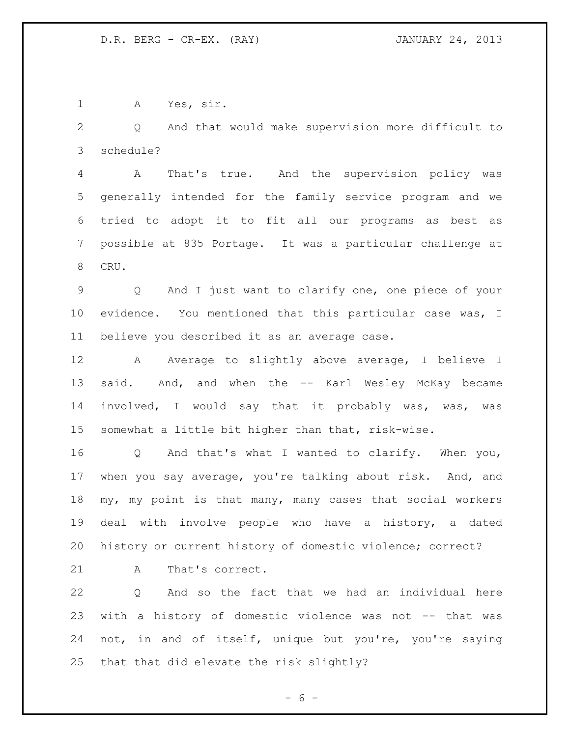A Yes, sir.

Q And that would make supervision more difficult to schedule?

A That's true. And the supervision policy was generally intended for the family service program and we tried to adopt it to fit all our programs as best as possible at 835 Portage. It was a particular challenge at CRU.

Q And I just want to clarify one, one piece of your evidence. You mentioned that this particular case was, I believe you described it as an average case.

A Average to slightly above average, I believe I said. And, and when the -- Karl Wesley McKay became involved, I would say that it probably was, was, was somewhat a little bit higher than that, risk-wise.

Q And that's what I wanted to clarify. When you, when you say average, you're talking about risk. And, and my, my point is that many, many cases that social workers deal with involve people who have a history, a dated history or current history of domestic violence; correct?

A That's correct.

Q And so the fact that we had an individual here with a history of domestic violence was not -- that was not, in and of itself, unique but you're, you're saying that that did elevate the risk slightly?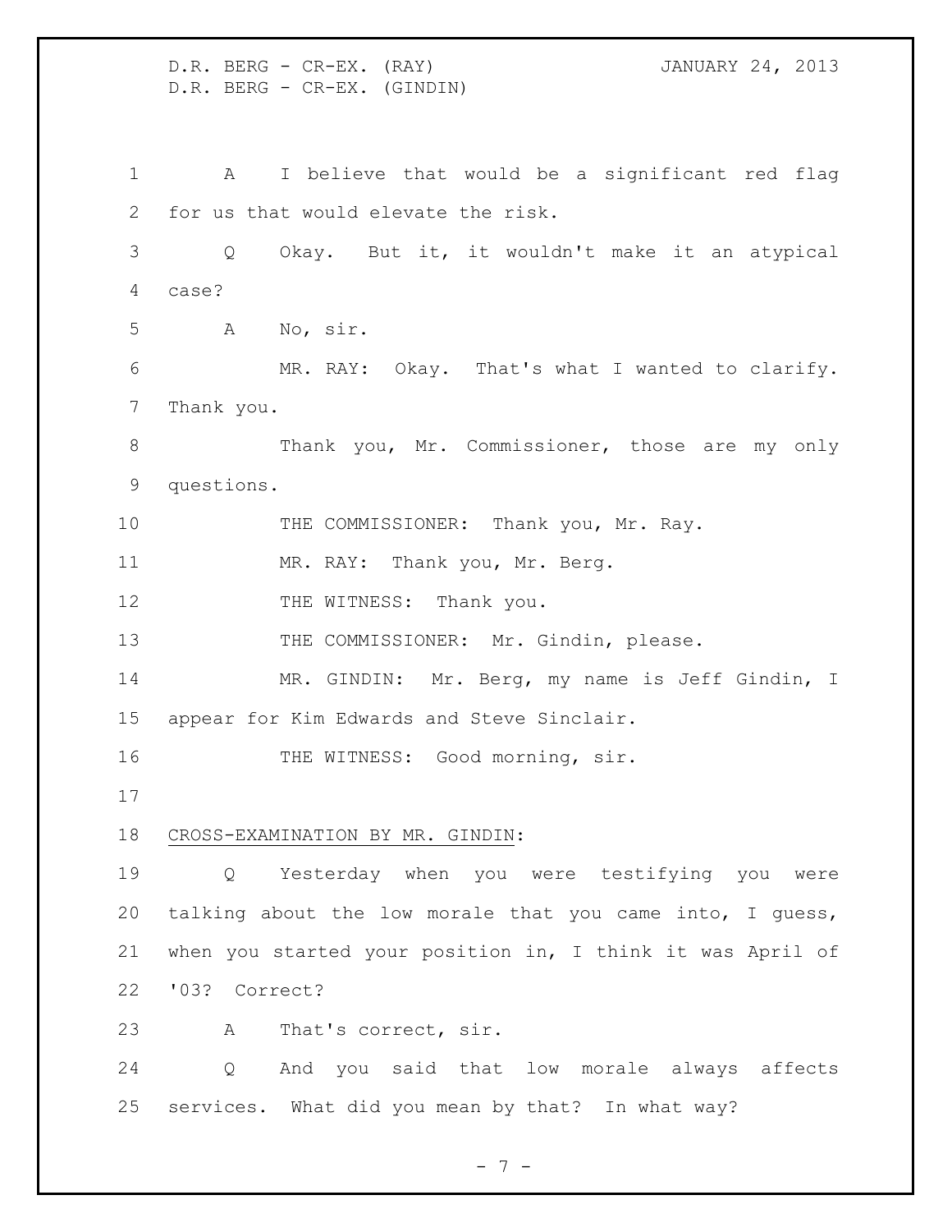A I believe that would be a significant red flag for us that would elevate the risk.

Q Okay. But it, it wouldn't make it an atypical case?

A No, sir.

MR. RAY: Okay. That's what I wanted to clarify. Thank you.

Thank you, Mr. Commissioner, those are my only questions.

THE COMMISSIONER: Thank you, Mr. Ray.

MR. RAY: Thank you, Mr. Berg.

THE WITNESS: Thank you.

THE COMMISSIONER: Mr. Gindin, please.

MR. GINDIN: Mr. Berg, my name is Jeff Gindin, I appear for Kim Edwards and Steve Sinclair.

THE WITNESS: Good morning, sir.

CROSS-EXAMINATION BY MR. GINDIN:

Q Yesterday when you were testifying you were talking about the low morale that you came into, I guess, when you started your position in, I think it was April of '03? Correct?

A That's correct, sir.

Q And you said that low morale always affects services. What did you mean by that? In what way?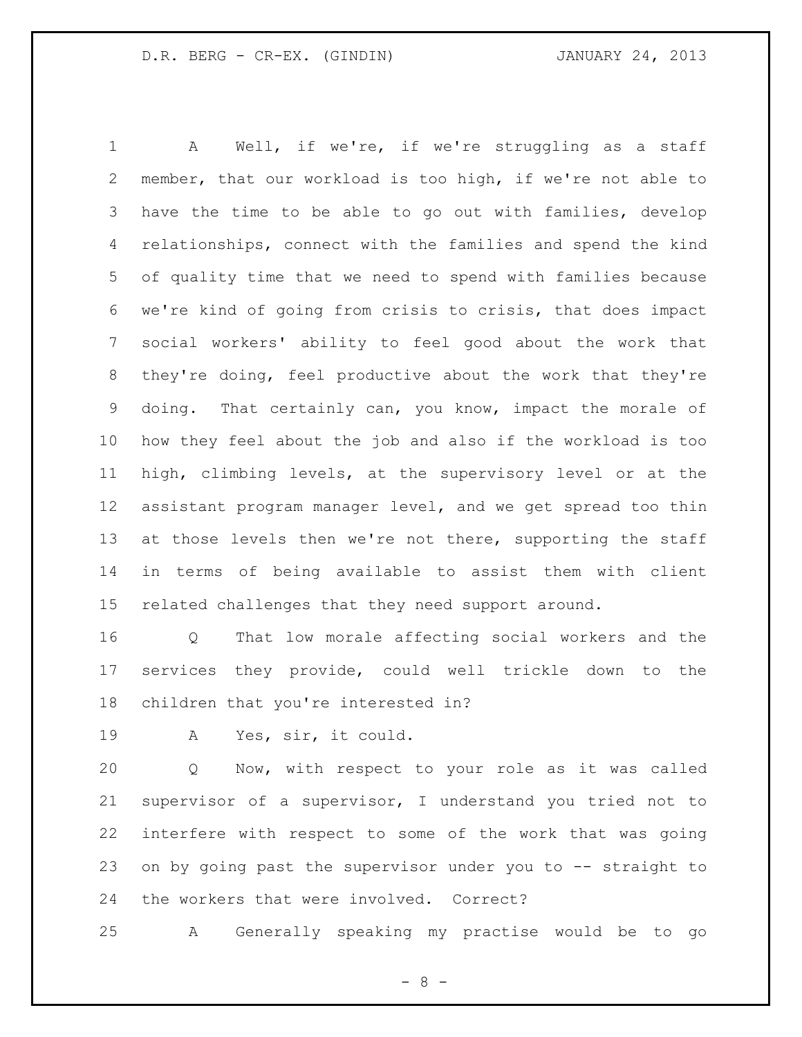A Well, if we're, if we're struggling as a staff member, that our workload is too high, if we're not able to have the time to be able to go out with families, develop relationships, connect with the families and spend the kind of quality time that we need to spend with families because we're kind of going from crisis to crisis, that does impact social workers' ability to feel good about the work that they're doing, feel productive about the work that they're doing. That certainly can, you know, impact the morale of how they feel about the job and also if the workload is too high, climbing levels, at the supervisory level or at the assistant program manager level, and we get spread too thin at those levels then we're not there, supporting the staff in terms of being available to assist them with client related challenges that they need support around.

Q That low morale affecting social workers and the services they provide, could well trickle down to the children that you're interested in?

A Yes, sir, it could.

Q Now, with respect to your role as it was called supervisor of a supervisor, I understand you tried not to interfere with respect to some of the work that was going on by going past the supervisor under you to -- straight to the workers that were involved. Correct?

A Generally speaking my practise would be to go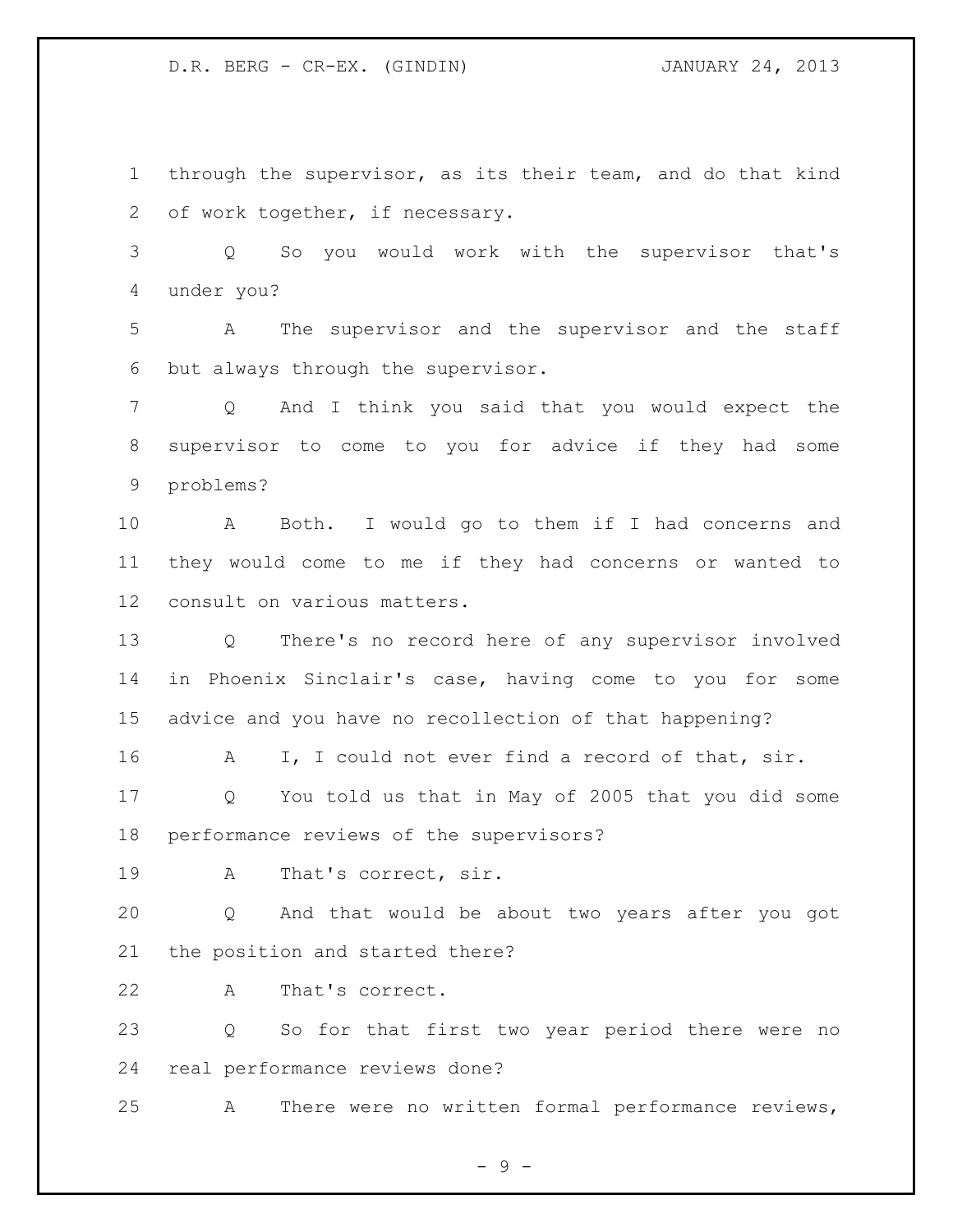through the supervisor, as its their team, and do that kind of work together, if necessary.

Q So you would work with the supervisor that's under you?

A The supervisor and the supervisor and the staff but always through the supervisor.

Q And I think you said that you would expect the supervisor to come to you for advice if they had some problems?

A Both. I would go to them if I had concerns and they would come to me if they had concerns or wanted to consult on various matters.

Q There's no record here of any supervisor involved in Phoenix Sinclair's case, having come to you for some advice and you have no recollection of that happening?

A I, I could not ever find a record of that, sir.

Q You told us that in May of 2005 that you did some performance reviews of the supervisors?

A That's correct, sir.

Q And that would be about two years after you got the position and started there?

A That's correct.

Q So for that first two year period there were no real performance reviews done?

A There were no written formal performance reviews,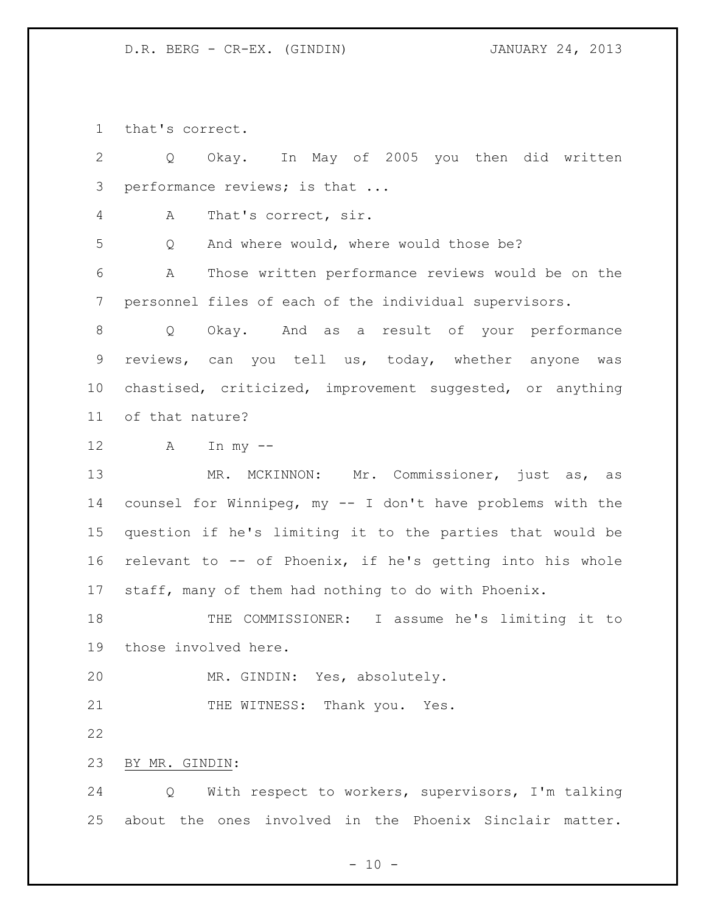that's correct.

Q Okay. In May of 2005 you then did written performance reviews; is that ...

A That's correct, sir.

Q And where would, where would those be?

A Those written performance reviews would be on the personnel files of each of the individual supervisors.

Q Okay. And as a result of your performance reviews, can you tell us, today, whether anyone was chastised, criticized, improvement suggested, or anything of that nature?

A In my --

MR. MCKINNON: Mr. Commissioner, just as, as counsel for Winnipeg, my -- I don't have problems with the question if he's limiting it to the parties that would be relevant to -- of Phoenix, if he's getting into his whole staff, many of them had nothing to do with Phoenix.

THE COMMISSIONER: I assume he's limiting it to those involved here.

MR. GINDIN: Yes, absolutely.

THE WITNESS: Thank you. Yes.

BY MR. GINDIN:

Q With respect to workers, supervisors, I'm talking about the ones involved in the Phoenix Sinclair matter.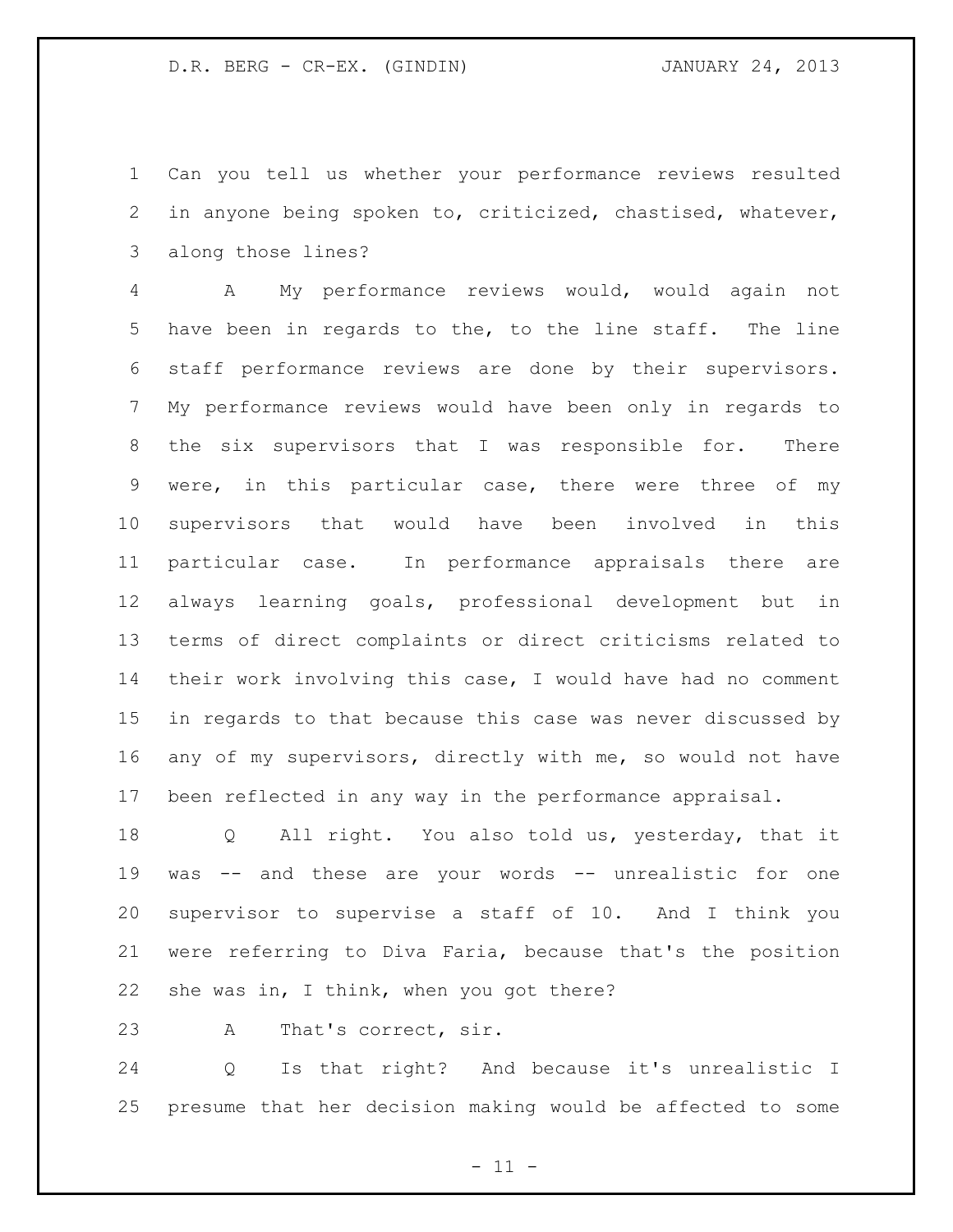Can you tell us whether your performance reviews resulted in anyone being spoken to, criticized, chastised, whatever, along those lines?

A My performance reviews would, would again not have been in regards to the, to the line staff. The line staff performance reviews are done by their supervisors. My performance reviews would have been only in regards to the six supervisors that I was responsible for. There were, in this particular case, there were three of my supervisors that would have been involved in this particular case. In performance appraisals there are always learning goals, professional development but in terms of direct complaints or direct criticisms related to their work involving this case, I would have had no comment in regards to that because this case was never discussed by any of my supervisors, directly with me, so would not have been reflected in any way in the performance appraisal.

Q All right. You also told us, yesterday, that it was -- and these are your words -- unrealistic for one supervisor to supervise a staff of 10. And I think you were referring to Diva Faria, because that's the position she was in, I think, when you got there?

A That's correct, sir.

Q Is that right? And because it's unrealistic I presume that her decision making would be affected to some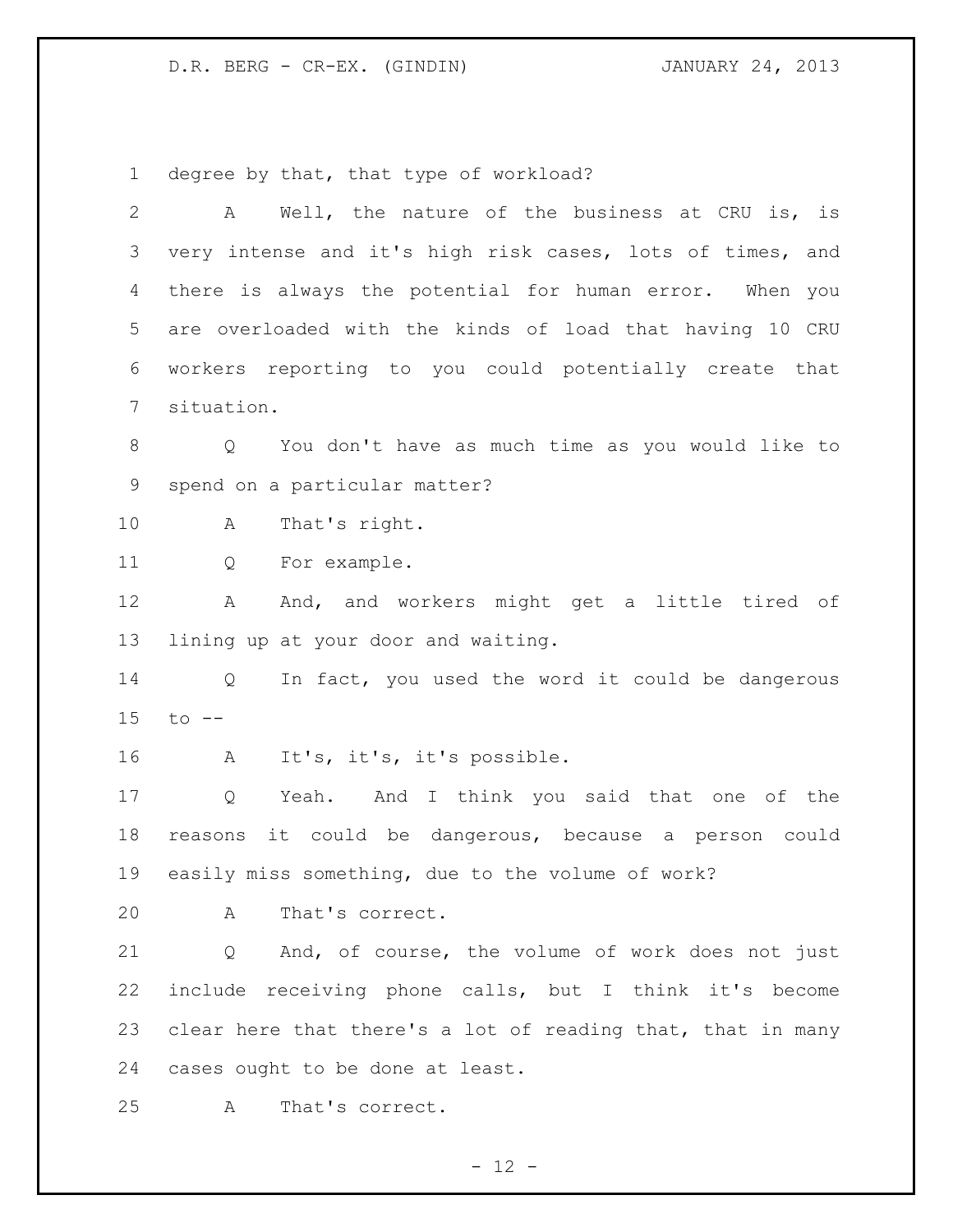degree by that, that type of workload?

A Well, the nature of the business at CRU is, is very intense and it's high risk cases, lots of times, and there is always the potential for human error. When you are overloaded with the kinds of load that having 10 CRU workers reporting to you could potentially create that situation.

Q You don't have as much time as you would like to spend on a particular matter?

A That's right.

Q For example.

A And, and workers might get a little tired of lining up at your door and waiting.

Q In fact, you used the word it could be dangerous to --

A It's, it's, it's possible.

Q Yeah. And I think you said that one of the reasons it could be dangerous, because a person could easily miss something, due to the volume of work?

A That's correct.

Q And, of course, the volume of work does not just include receiving phone calls, but I think it's become clear here that there's a lot of reading that, that in many cases ought to be done at least.

A That's correct.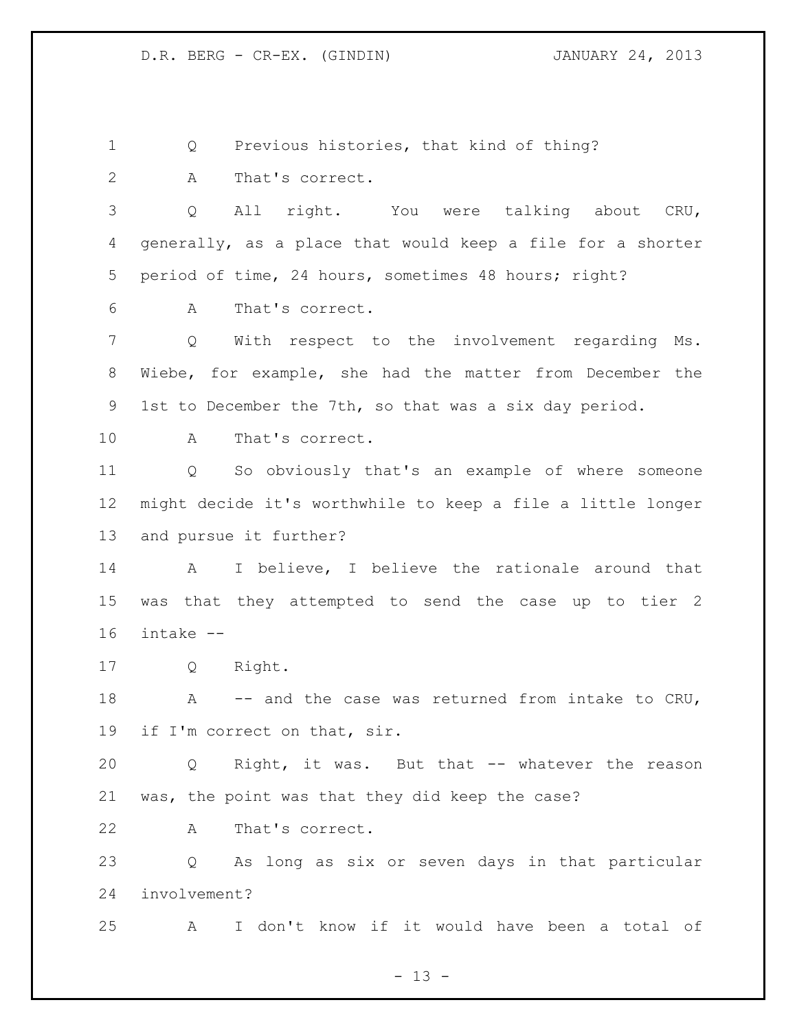Q Previous histories, that kind of thing?

A That's correct.

Q All right. You were talking about CRU, generally, as a place that would keep a file for a shorter period of time, 24 hours, sometimes 48 hours; right?

A That's correct.

Q With respect to the involvement regarding Ms. Wiebe, for example, she had the matter from December the 1st to December the 7th, so that was a six day period.

A That's correct.

Q So obviously that's an example of where someone might decide it's worthwhile to keep a file a little longer and pursue it further?

A I believe, I believe the rationale around that was that they attempted to send the case up to tier 2 intake --

Q Right.

A -- and the case was returned from intake to CRU, if I'm correct on that, sir.

Q Right, it was. But that -- whatever the reason was, the point was that they did keep the case?

A That's correct.

Q As long as six or seven days in that particular involvement?

A I don't know if it would have been a total of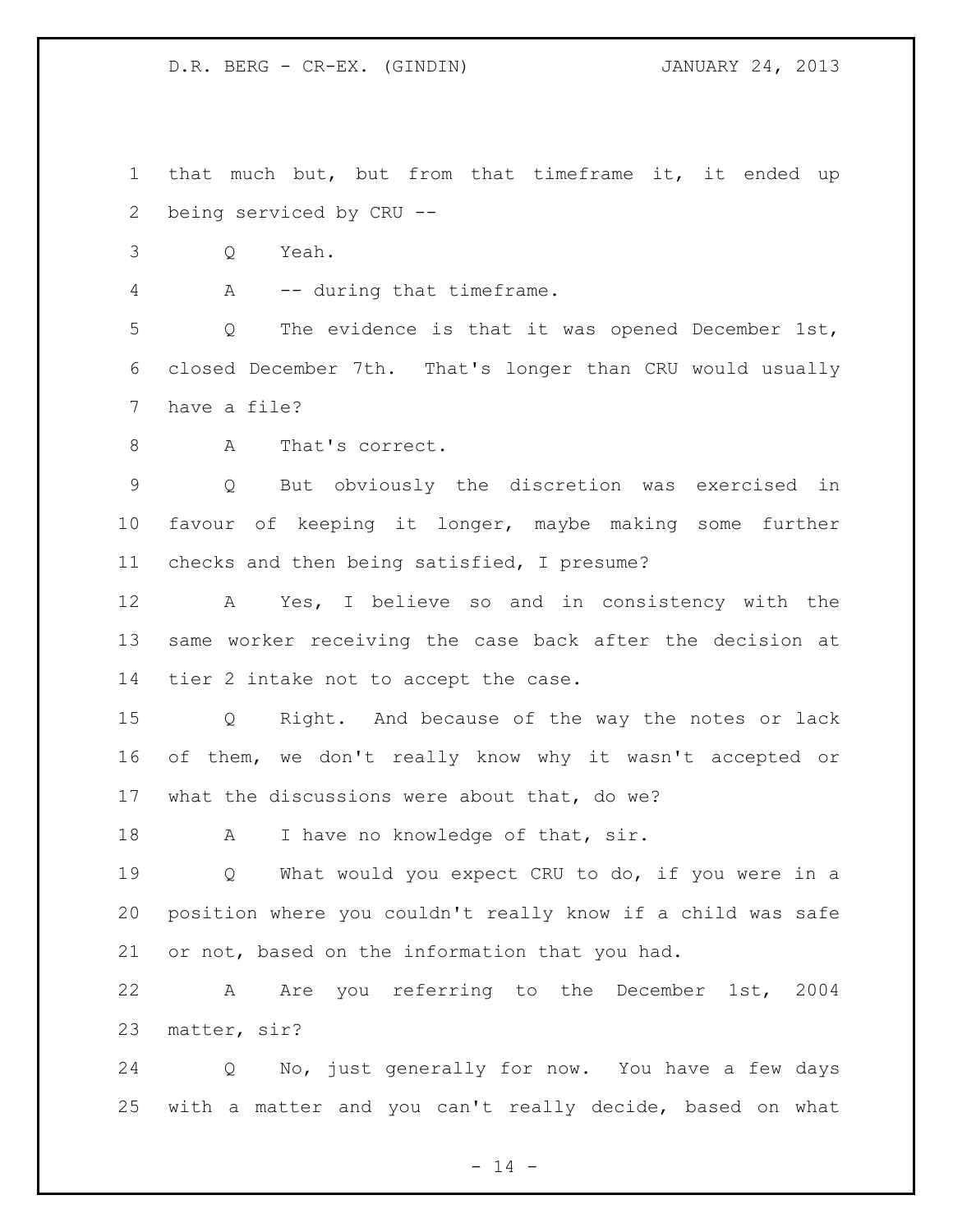that much but, but from that timeframe it, it ended up being serviced by CRU --

Q Yeah.

A -- during that timeframe.

Q The evidence is that it was opened December 1st, closed December 7th. That's longer than CRU would usually have a file?

A That's correct.

Q But obviously the discretion was exercised in favour of keeping it longer, maybe making some further checks and then being satisfied, I presume?

A Yes, I believe so and in consistency with the same worker receiving the case back after the decision at tier 2 intake not to accept the case.

Q Right. And because of the way the notes or lack of them, we don't really know why it wasn't accepted or what the discussions were about that, do we?

A I have no knowledge of that, sir.

Q What would you expect CRU to do, if you were in a position where you couldn't really know if a child was safe or not, based on the information that you had.

A Are you referring to the December 1st, 2004 matter, sir?

Q No, just generally for now. You have a few days with a matter and you can't really decide, based on what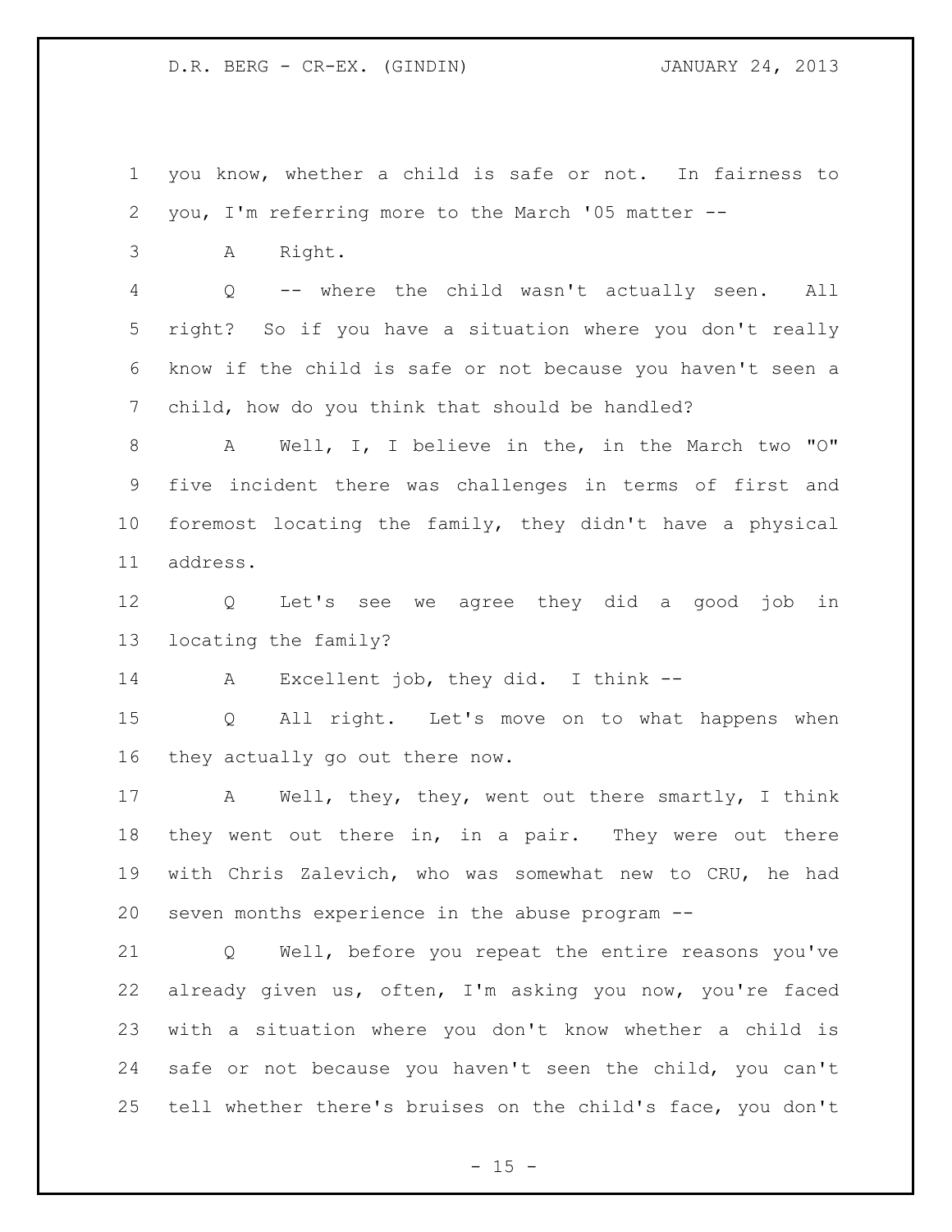you know, whether a child is safe or not. In fairness to you, I'm referring more to the March '05 matter --

A Right.

Q -- where the child wasn't actually seen. All right? So if you have a situation where you don't really know if the child is safe or not because you haven't seen a child, how do you think that should be handled?

A Well, I, I believe in the, in the March two "O" five incident there was challenges in terms of first and foremost locating the family, they didn't have a physical address.

Q Let's see we agree they did a good job in locating the family?

A Excellent job, they did. I think --

Q All right. Let's move on to what happens when they actually go out there now.

A Well, they, they, went out there smartly, I think they went out there in, in a pair. They were out there with Chris Zalevich, who was somewhat new to CRU, he had seven months experience in the abuse program --

Q Well, before you repeat the entire reasons you've already given us, often, I'm asking you now, you're faced with a situation where you don't know whether a child is safe or not because you haven't seen the child, you can't tell whether there's bruises on the child's face, you don't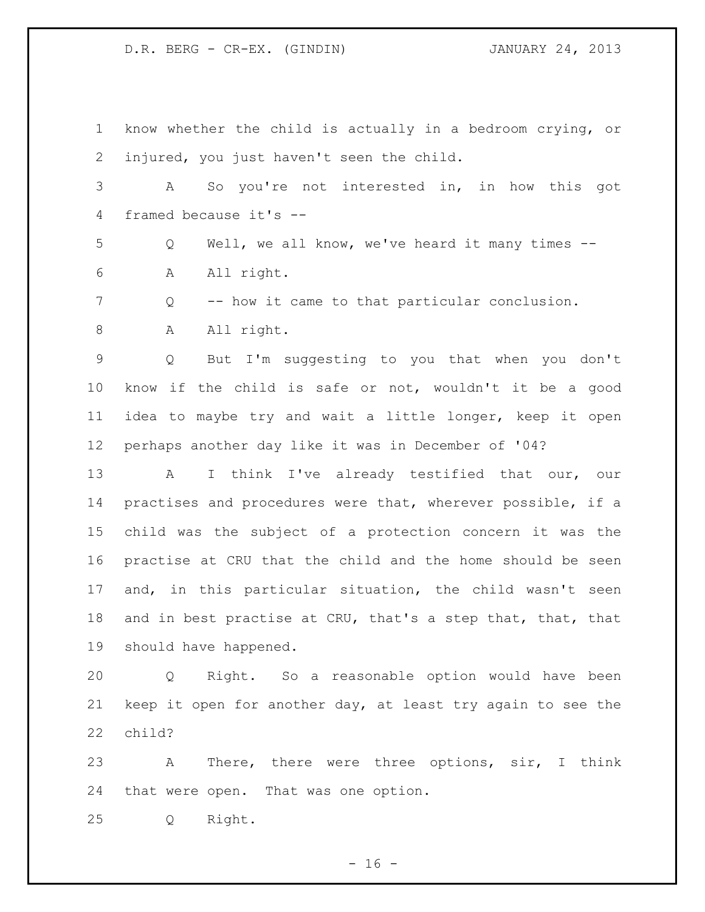know whether the child is actually in a bedroom crying, or injured, you just haven't seen the child.

A So you're not interested in, in how this got framed because it's --

Q Well, we all know, we've heard it many times --

A All right.

Q -- how it came to that particular conclusion.

A All right.

Q But I'm suggesting to you that when you don't know if the child is safe or not, wouldn't it be a good idea to maybe try and wait a little longer, keep it open perhaps another day like it was in December of '04?

A I think I've already testified that our, our practises and procedures were that, wherever possible, if a child was the subject of a protection concern it was the practise at CRU that the child and the home should be seen and, in this particular situation, the child wasn't seen and in best practise at CRU, that's a step that, that, that should have happened.

Q Right. So a reasonable option would have been keep it open for another day, at least try again to see the child?

A There, there were three options, sir, I think that were open. That was one option.

Q Right.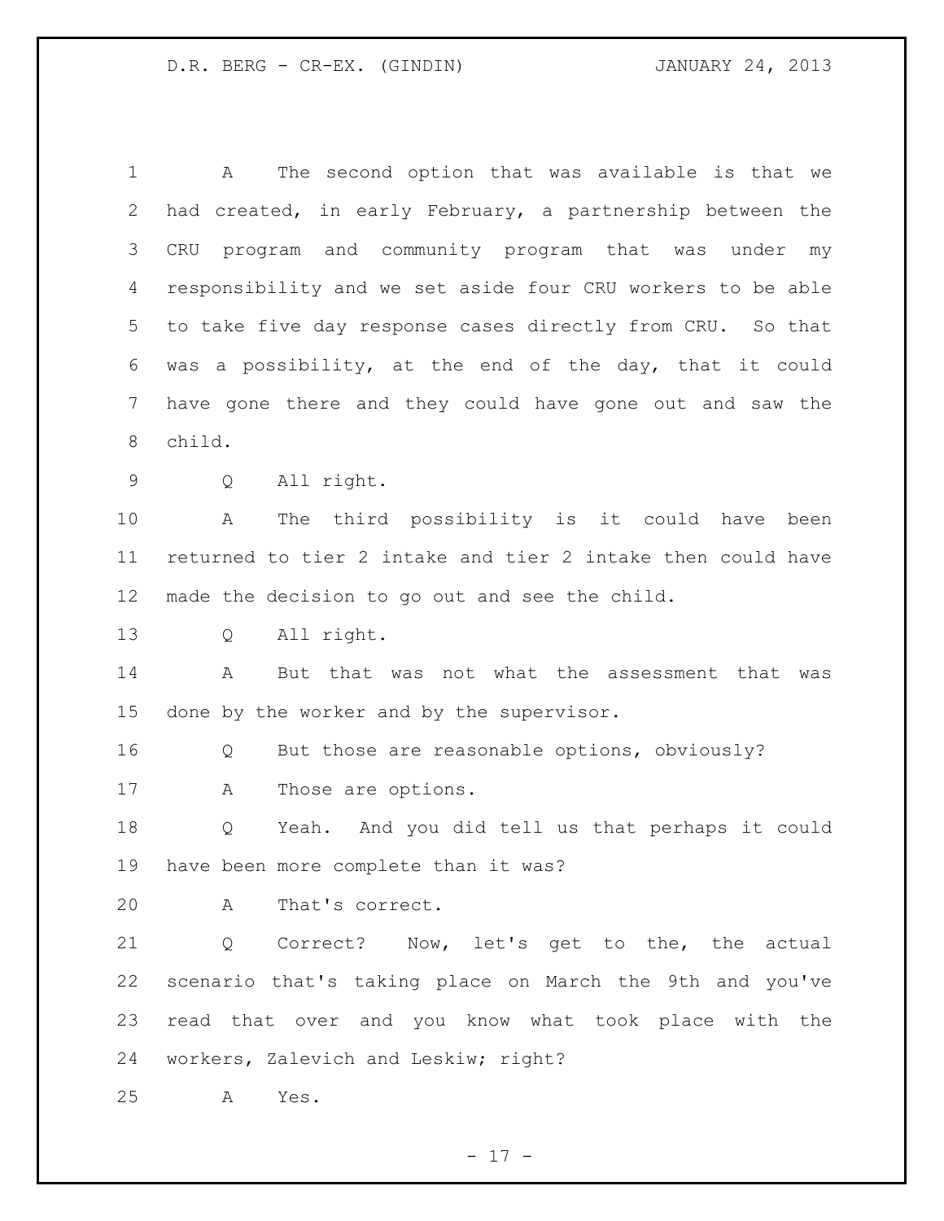A The second option that was available is that we had created, in early February, a partnership between the CRU program and community program that was under my responsibility and we set aside four CRU workers to be able to take five day response cases directly from CRU. So that was a possibility, at the end of the day, that it could have gone there and they could have gone out and saw the child.

Q All right.

A The third possibility is it could have been returned to tier 2 intake and tier 2 intake then could have made the decision to go out and see the child.

Q All right.

A But that was not what the assessment that was done by the worker and by the supervisor.

Q But those are reasonable options, obviously?

A Those are options.

Q Yeah. And you did tell us that perhaps it could have been more complete than it was?

A That's correct.

Q Correct? Now, let's get to the, the actual scenario that's taking place on March the 9th and you've read that over and you know what took place with the workers, Zalevich and Leskiw; right?

A Yes.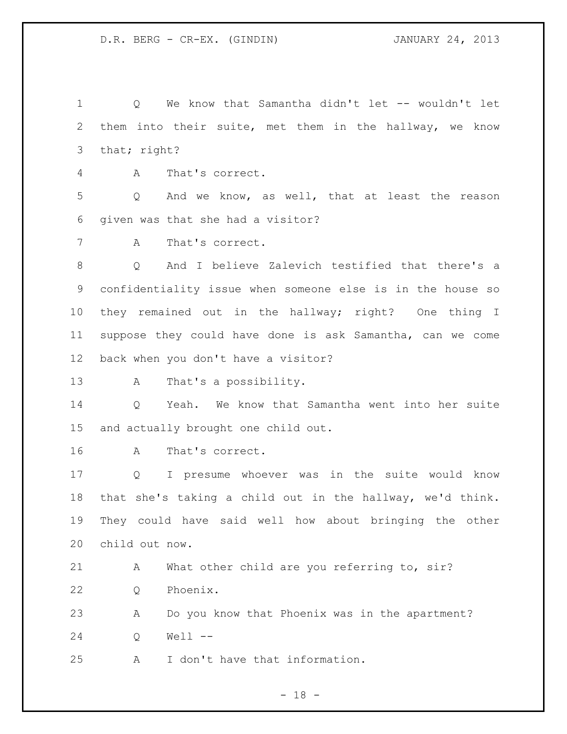Q We know that Samantha didn't let -- wouldn't let them into their suite, met them in the hallway, we know that; right?

A That's correct.

Q And we know, as well, that at least the reason given was that she had a visitor?

A That's correct.

Q And I believe Zalevich testified that there's a confidentiality issue when someone else is in the house so they remained out in the hallway; right? One thing I suppose they could have done is ask Samantha, can we come back when you don't have a visitor?

A That's a possibility.

Q Yeah. We know that Samantha went into her suite and actually brought one child out.

A That's correct.

Q I presume whoever was in the suite would know that she's taking a child out in the hallway, we'd think. They could have said well how about bringing the other child out now.

A What other child are you referring to, sir?

Q Phoenix.

A Do you know that Phoenix was in the apartment?

Q Well --

A I don't have that information.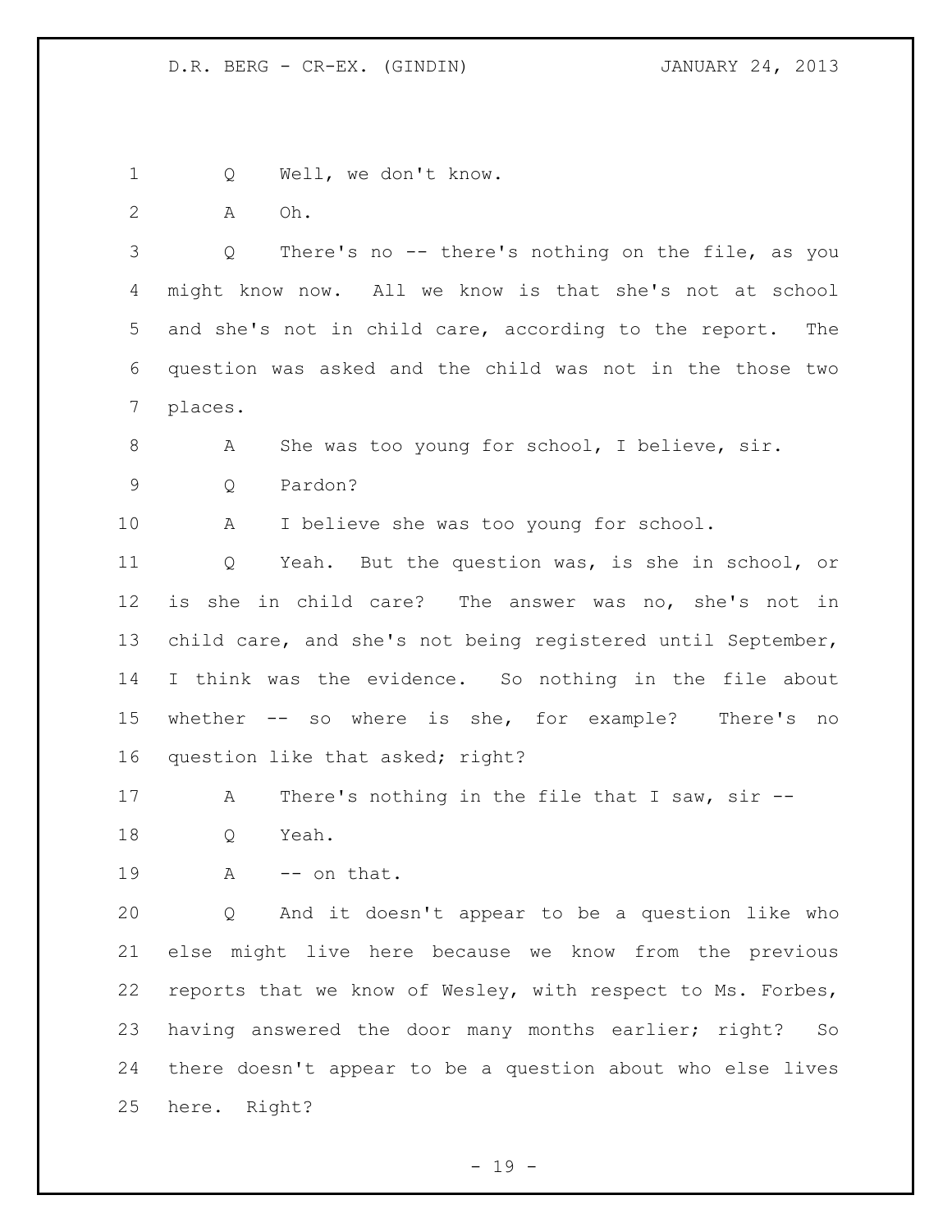Q Well, we don't know.

A Oh.

Q There's no -- there's nothing on the file, as you might know now. All we know is that she's not at school and she's not in child care, according to the report. The question was asked and the child was not in the those two places.

A She was too young for school, I believe, sir.

Q Pardon?

A I believe she was too young for school.

Q Yeah. But the question was, is she in school, or is she in child care? The answer was no, she's not in child care, and she's not being registered until September, I think was the evidence. So nothing in the file about whether -- so where is she, for example? There's no question like that asked; right?

A There's nothing in the file that I saw, sir --

Q Yeah.

A -- on that.

Q And it doesn't appear to be a question like who else might live here because we know from the previous reports that we know of Wesley, with respect to Ms. Forbes, having answered the door many months earlier; right? So there doesn't appear to be a question about who else lives here. Right?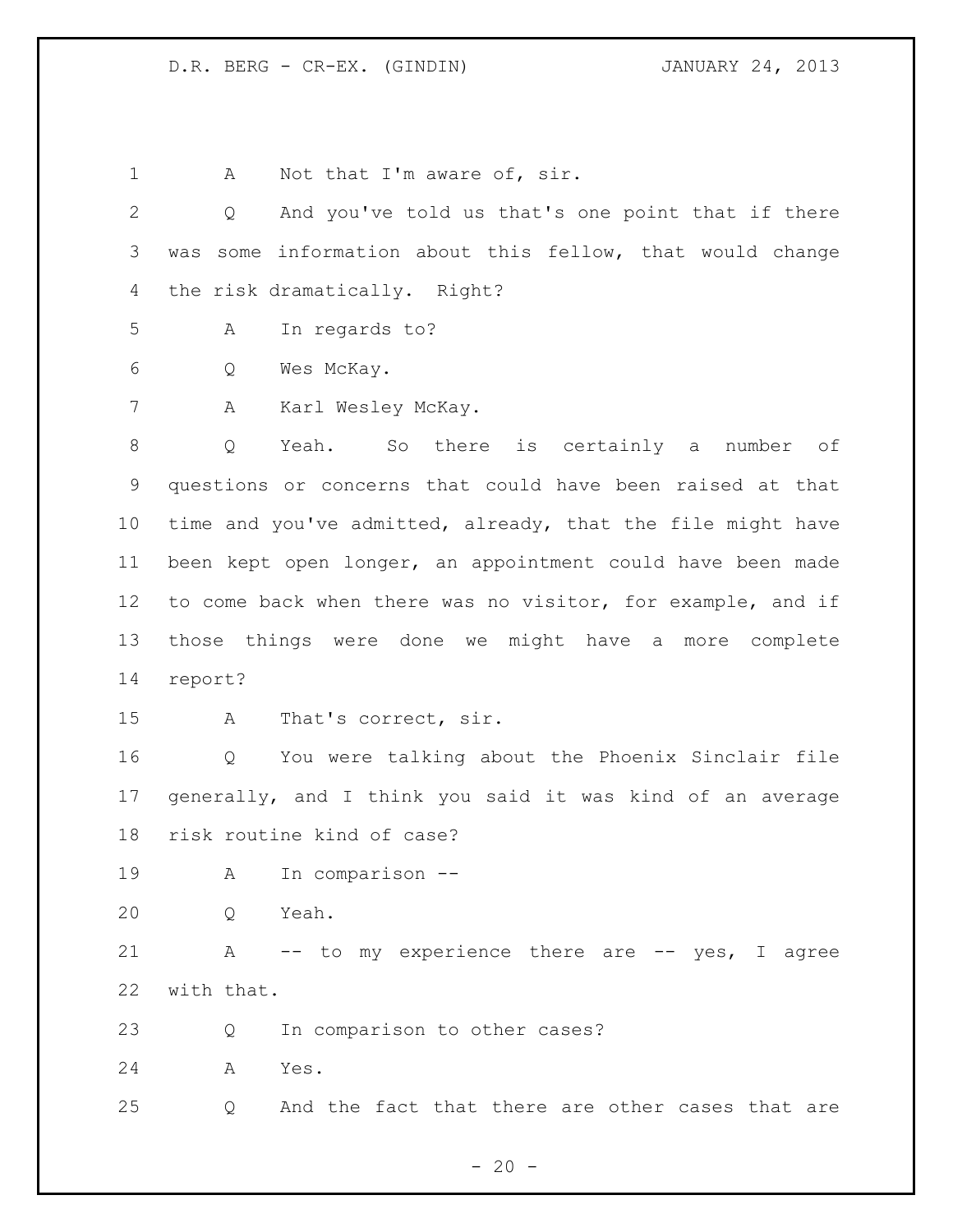A Not that I'm aware of, sir.

Q And you've told us that's one point that if there was some information about this fellow, that would change the risk dramatically. Right?

A In regards to?

Q Wes McKay.

A Karl Wesley McKay.

Q Yeah. So there is certainly a number of questions or concerns that could have been raised at that time and you've admitted, already, that the file might have been kept open longer, an appointment could have been made to come back when there was no visitor, for example, and if those things were done we might have a more complete report?

A That's correct, sir.

Q You were talking about the Phoenix Sinclair file generally, and I think you said it was kind of an average risk routine kind of case?

A In comparison --

Q Yeah.

A -- to my experience there are -- yes, I agree with that.

Q In comparison to other cases?

A Yes.

Q And the fact that there are other cases that are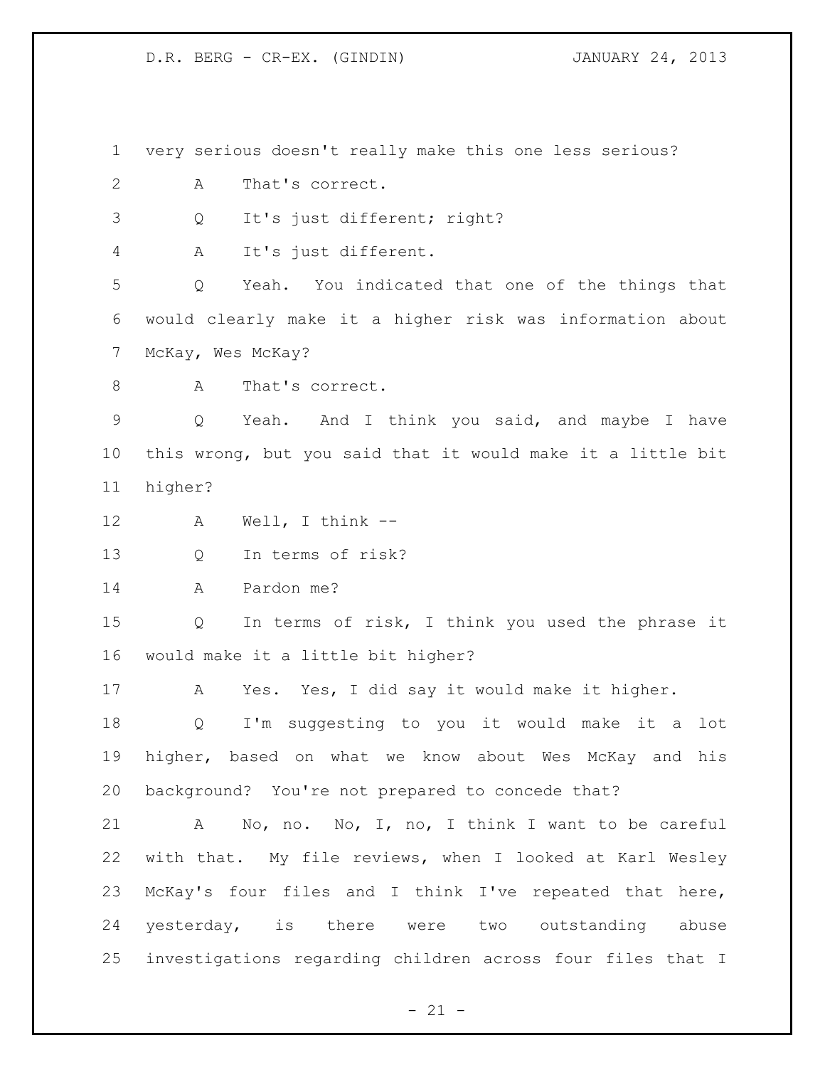very serious doesn't really make this one less serious?

A That's correct.

Q It's just different; right?

A It's just different.

Q Yeah. You indicated that one of the things that would clearly make it a higher risk was information about McKay, Wes McKay?

A That's correct.

Q Yeah. And I think you said, and maybe I have this wrong, but you said that it would make it a little bit higher?

A Well, I think --

Q In terms of risk?

A Pardon me?

Q In terms of risk, I think you used the phrase it would make it a little bit higher?

A Yes. Yes, I did say it would make it higher.

Q I'm suggesting to you it would make it a lot higher, based on what we know about Wes McKay and his background? You're not prepared to concede that?

A No, no. No, I, no, I think I want to be careful with that. My file reviews, when I looked at Karl Wesley McKay's four files and I think I've repeated that here, yesterday, is there were two outstanding abuse investigations regarding children across four files that I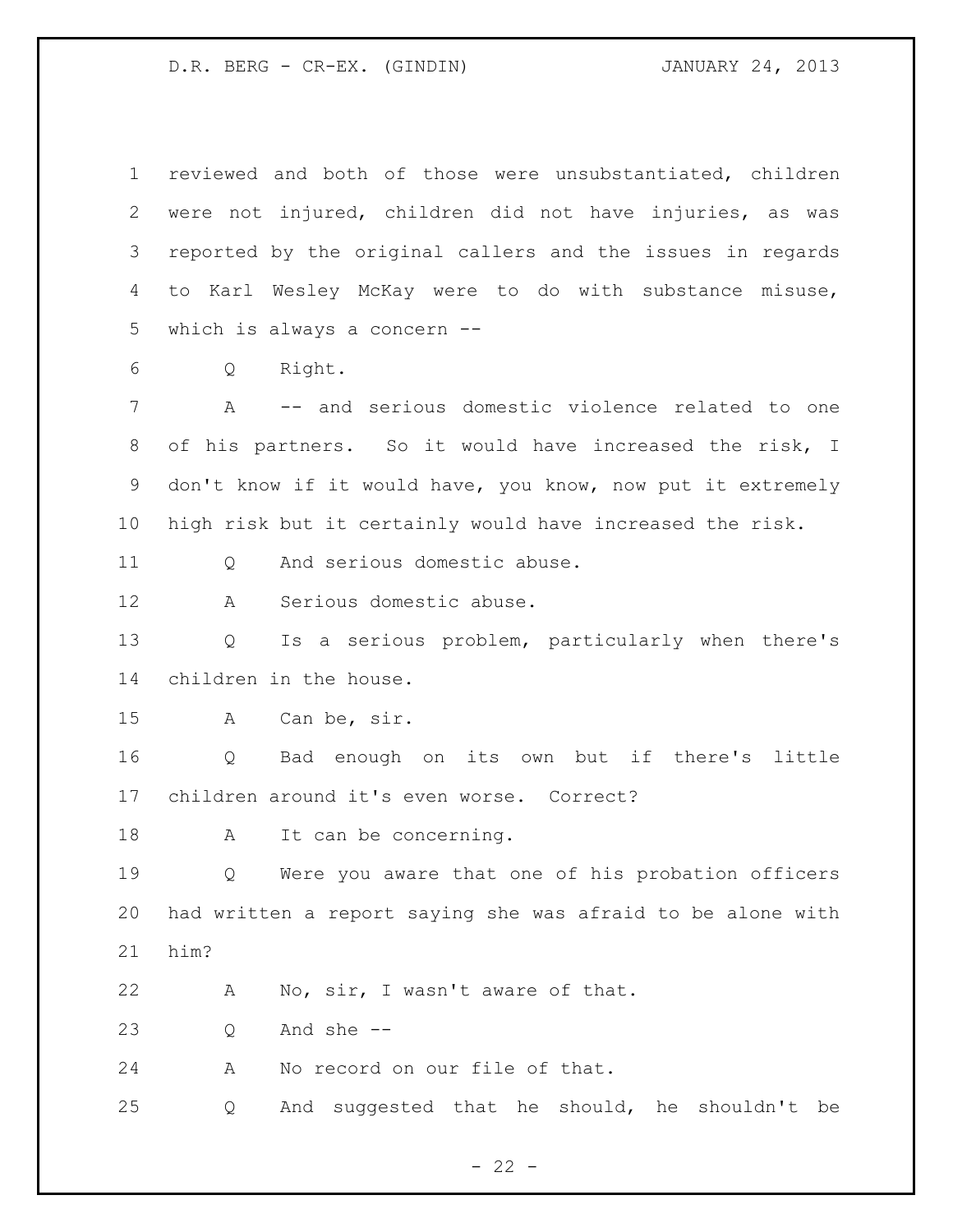reviewed and both of those were unsubstantiated, children were not injured, children did not have injuries, as was reported by the original callers and the issues in regards to Karl Wesley McKay were to do with substance misuse, which is always a concern --

Q Right.

A -- and serious domestic violence related to one of his partners. So it would have increased the risk, I don't know if it would have, you know, now put it extremely high risk but it certainly would have increased the risk.

Q And serious domestic abuse.

A Serious domestic abuse.

Q Is a serious problem, particularly when there's children in the house.

A Can be, sir.

Q Bad enough on its own but if there's little children around it's even worse. Correct?

A It can be concerning.

Q Were you aware that one of his probation officers had written a report saying she was afraid to be alone with him?

A No, sir, I wasn't aware of that.

Q And she --

A No record on our file of that.

Q And suggested that he should, he shouldn't be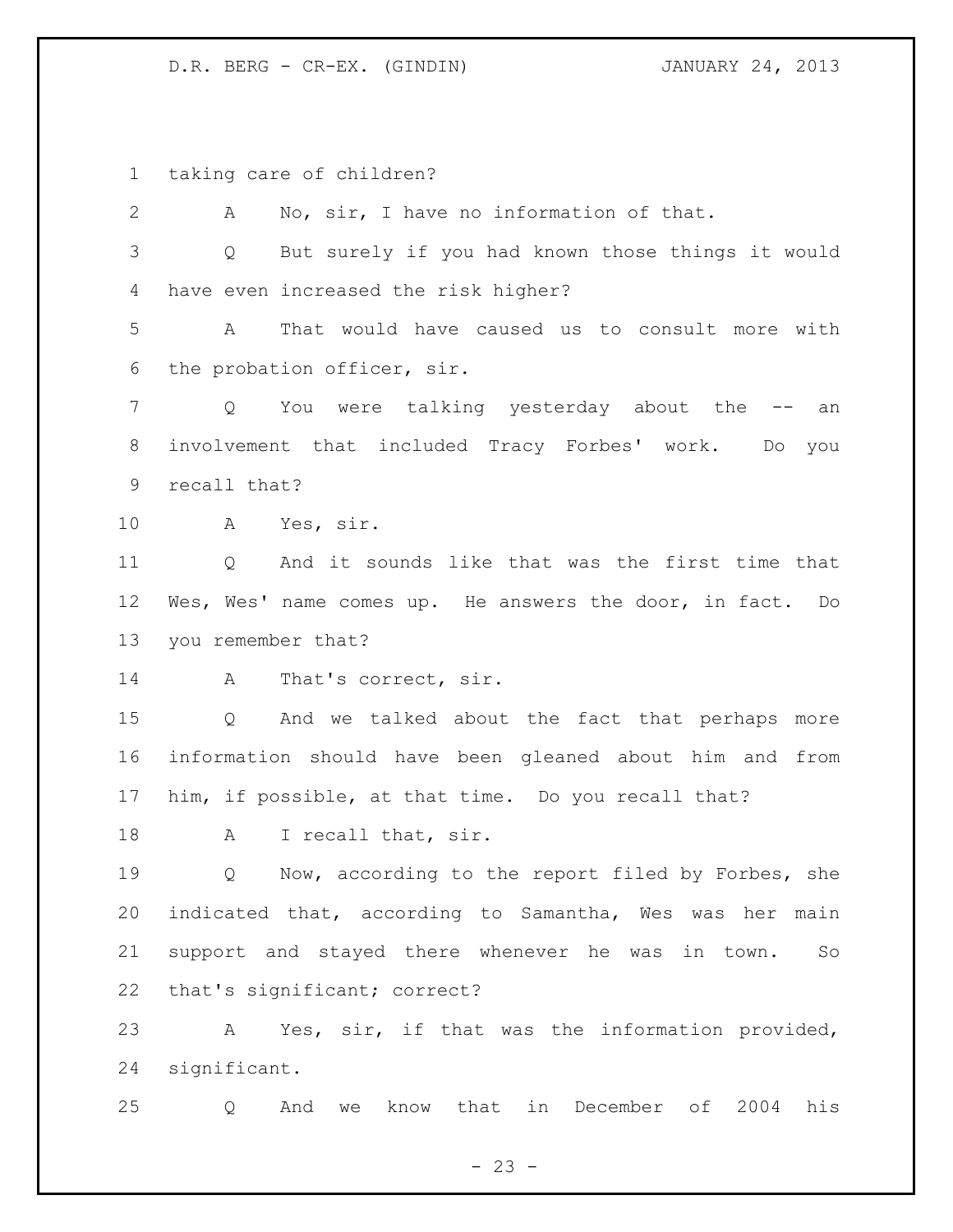taking care of children?

A No, sir, I have no information of that.

Q But surely if you had known those things it would have even increased the risk higher?

A That would have caused us to consult more with the probation officer, sir.

Q You were talking yesterday about the -- an involvement that included Tracy Forbes' work. Do you recall that?

A Yes, sir.

Q And it sounds like that was the first time that Wes, Wes' name comes up. He answers the door, in fact. Do you remember that?

A That's correct, sir.

Q And we talked about the fact that perhaps more information should have been gleaned about him and from him, if possible, at that time. Do you recall that?

A I recall that, sir.

Q Now, according to the report filed by Forbes, she indicated that, according to Samantha, Wes was her main support and stayed there whenever he was in town. So that's significant; correct?

A Yes, sir, if that was the information provided, significant.

Q And we know that in December of 2004 his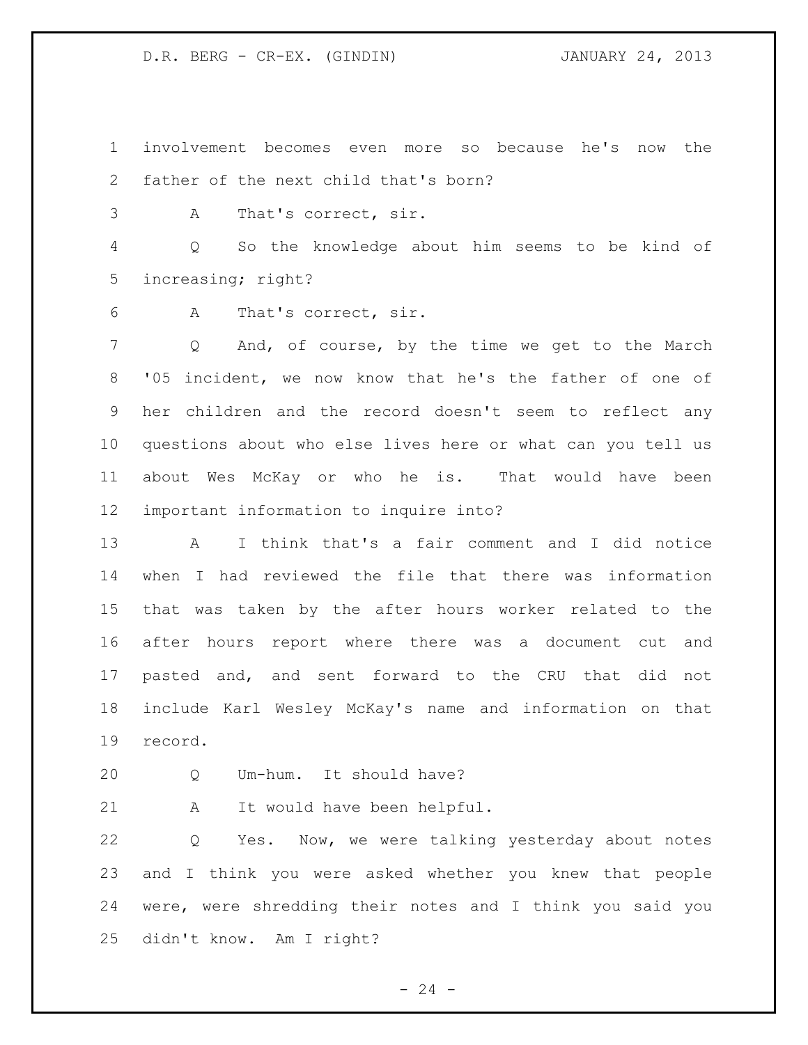involvement becomes even more so because he's now the father of the next child that's born?

A That's correct, sir.

Q So the knowledge about him seems to be kind of increasing; right?

A That's correct, sir.

Q And, of course, by the time we get to the March '05 incident, we now know that he's the father of one of her children and the record doesn't seem to reflect any questions about who else lives here or what can you tell us about Wes McKay or who he is. That would have been important information to inquire into?

A I think that's a fair comment and I did notice when I had reviewed the file that there was information that was taken by the after hours worker related to the after hours report where there was a document cut and pasted and, and sent forward to the CRU that did not include Karl Wesley McKay's name and information on that record.

Q Um-hum. It should have?

A It would have been helpful.

Q Yes. Now, we were talking yesterday about notes and I think you were asked whether you knew that people were, were shredding their notes and I think you said you didn't know. Am I right?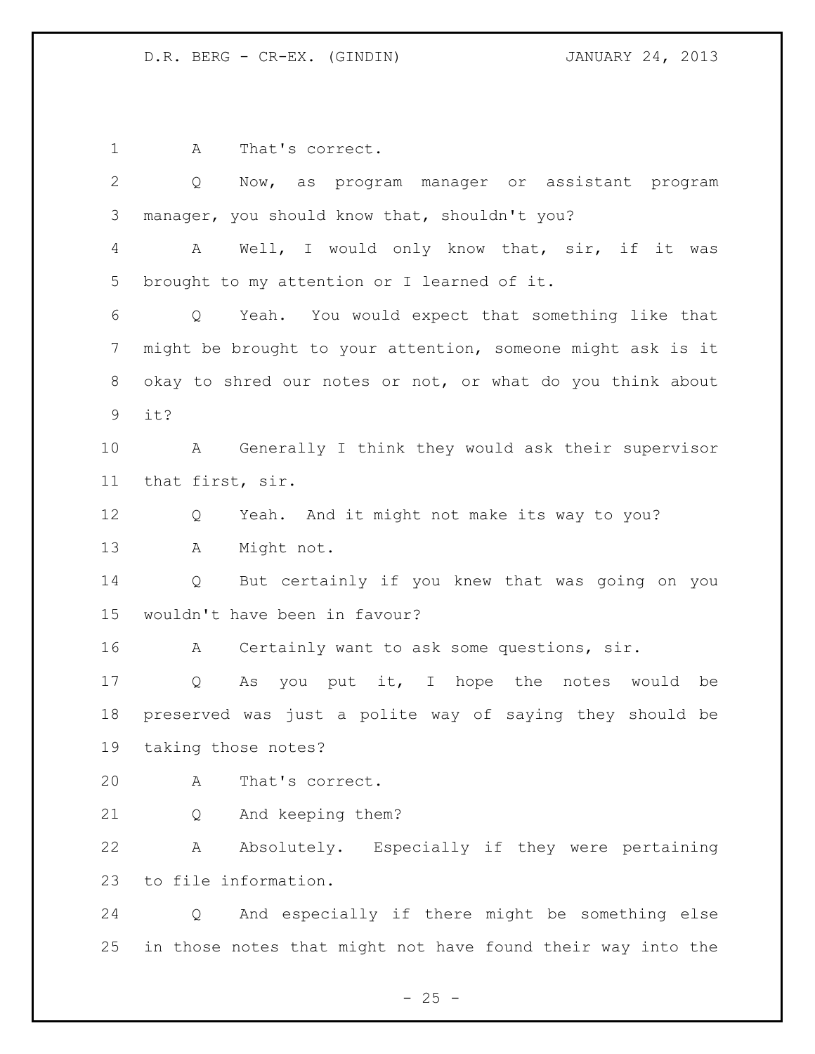A That's correct.

Q Now, as program manager or assistant program manager, you should know that, shouldn't you?

A Well, I would only know that, sir, if it was brought to my attention or I learned of it.

Q Yeah. You would expect that something like that might be brought to your attention, someone might ask is it okay to shred our notes or not, or what do you think about it?

A Generally I think they would ask their supervisor that first, sir.

Q Yeah. And it might not make its way to you?

A Might not.

Q But certainly if you knew that was going on you wouldn't have been in favour?

A Certainly want to ask some questions, sir.

Q As you put it, I hope the notes would be preserved was just a polite way of saying they should be taking those notes?

A That's correct.

Q And keeping them?

A Absolutely. Especially if they were pertaining to file information.

Q And especially if there might be something else in those notes that might not have found their way into the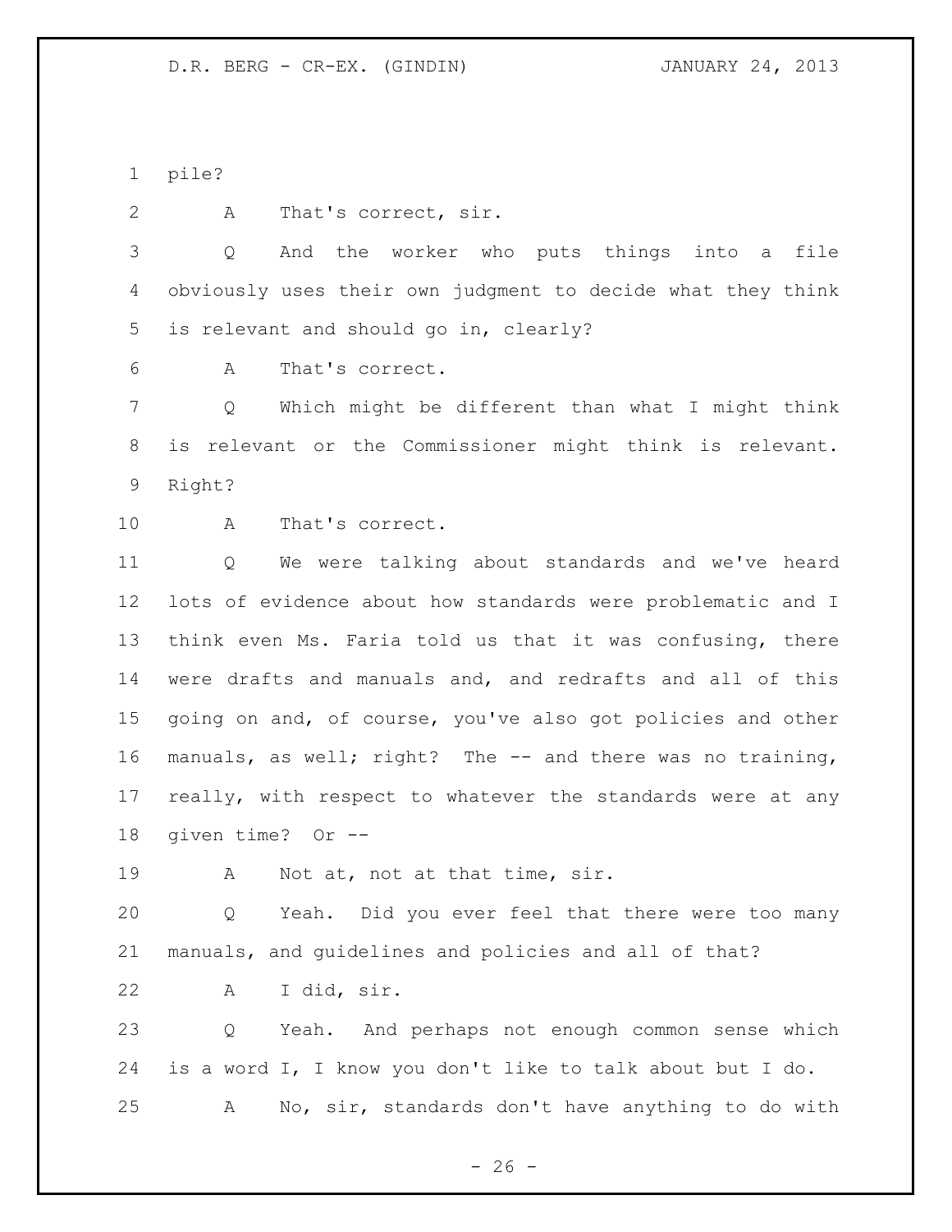pile?

A That's correct, sir.

Q And the worker who puts things into a file obviously uses their own judgment to decide what they think is relevant and should go in, clearly?

A That's correct.

Q Which might be different than what I might think is relevant or the Commissioner might think is relevant. Right?

A That's correct.

Q We were talking about standards and we've heard lots of evidence about how standards were problematic and I think even Ms. Faria told us that it was confusing, there were drafts and manuals and, and redrafts and all of this going on and, of course, you've also got policies and other manuals, as well; right? The -- and there was no training, really, with respect to whatever the standards were at any given time? Or --

A Not at, not at that time, sir.

Q Yeah. Did you ever feel that there were too many manuals, and guidelines and policies and all of that?

A I did, sir.

Q Yeah. And perhaps not enough common sense which is a word I, I know you don't like to talk about but I do.

A No, sir, standards don't have anything to do with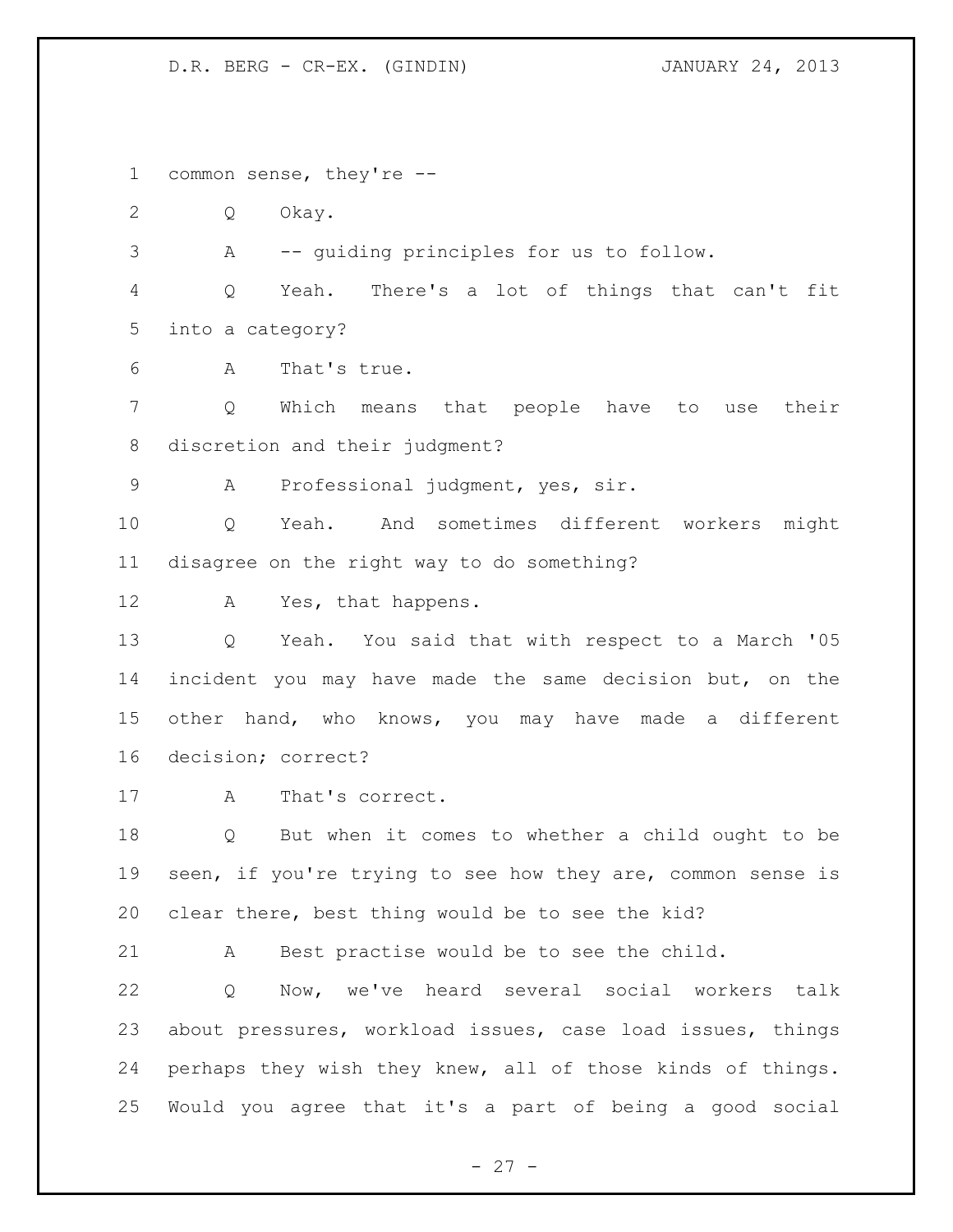common sense, they're --

Q Okay.

A -- guiding principles for us to follow.

Q Yeah. There's a lot of things that can't fit into a category?

A That's true.

Q Which means that people have to use their discretion and their judgment?

A Professional judgment, yes, sir.

Q Yeah. And sometimes different workers might disagree on the right way to do something?

A Yes, that happens.

Q Yeah. You said that with respect to a March '05 incident you may have made the same decision but, on the other hand, who knows, you may have made a different decision; correct?

A That's correct.

Q But when it comes to whether a child ought to be seen, if you're trying to see how they are, common sense is clear there, best thing would be to see the kid?

A Best practise would be to see the child.

Q Now, we've heard several social workers talk about pressures, workload issues, case load issues, things perhaps they wish they knew, all of those kinds of things. Would you agree that it's a part of being a good social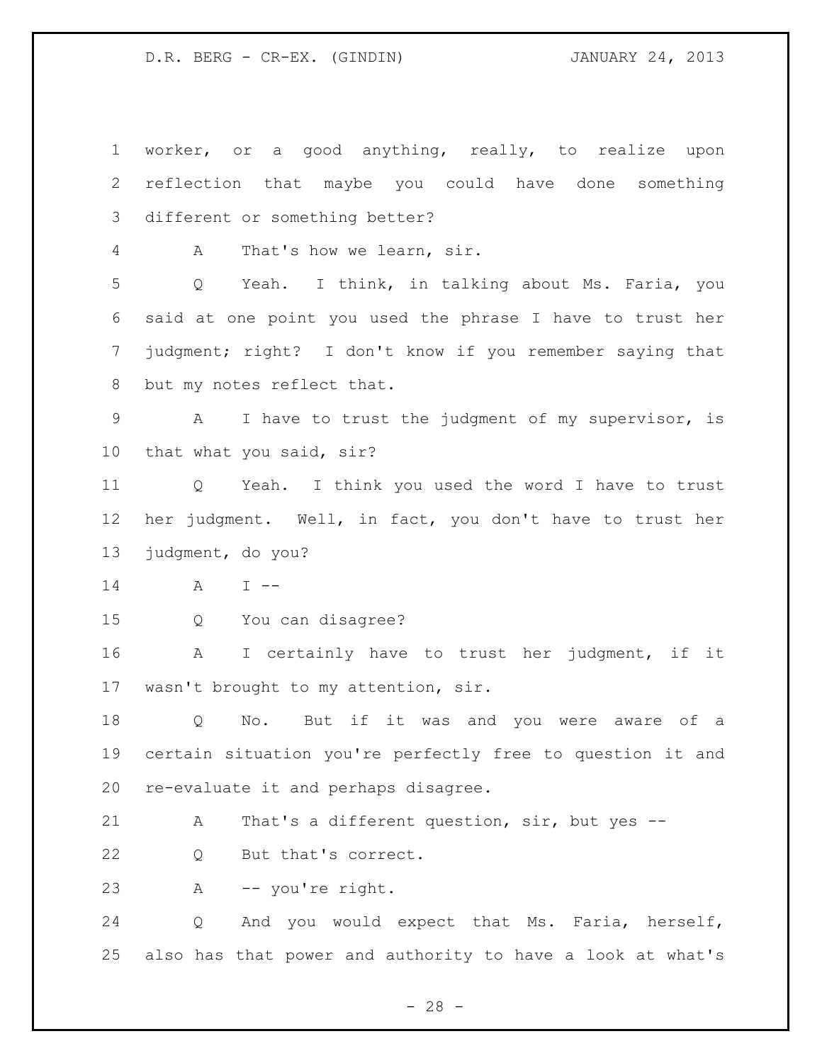worker, or a good anything, really, to realize upon reflection that maybe you could have done something different or something better?

A That's how we learn, sir.

Q Yeah. I think, in talking about Ms. Faria, you said at one point you used the phrase I have to trust her judgment; right? I don't know if you remember saying that but my notes reflect that.

A I have to trust the judgment of my supervisor, is that what you said, sir?

Q Yeah. I think you used the word I have to trust her judgment. Well, in fact, you don't have to trust her judgment, do you?

A I --

Q You can disagree?

A I certainly have to trust her judgment, if it wasn't brought to my attention, sir.

Q No. But if it was and you were aware of a certain situation you're perfectly free to question it and re-evaluate it and perhaps disagree.

A That's a different question, sir, but yes --

Q But that's correct.

A -- you're right.

Q And you would expect that Ms. Faria, herself, also has that power and authority to have a look at what's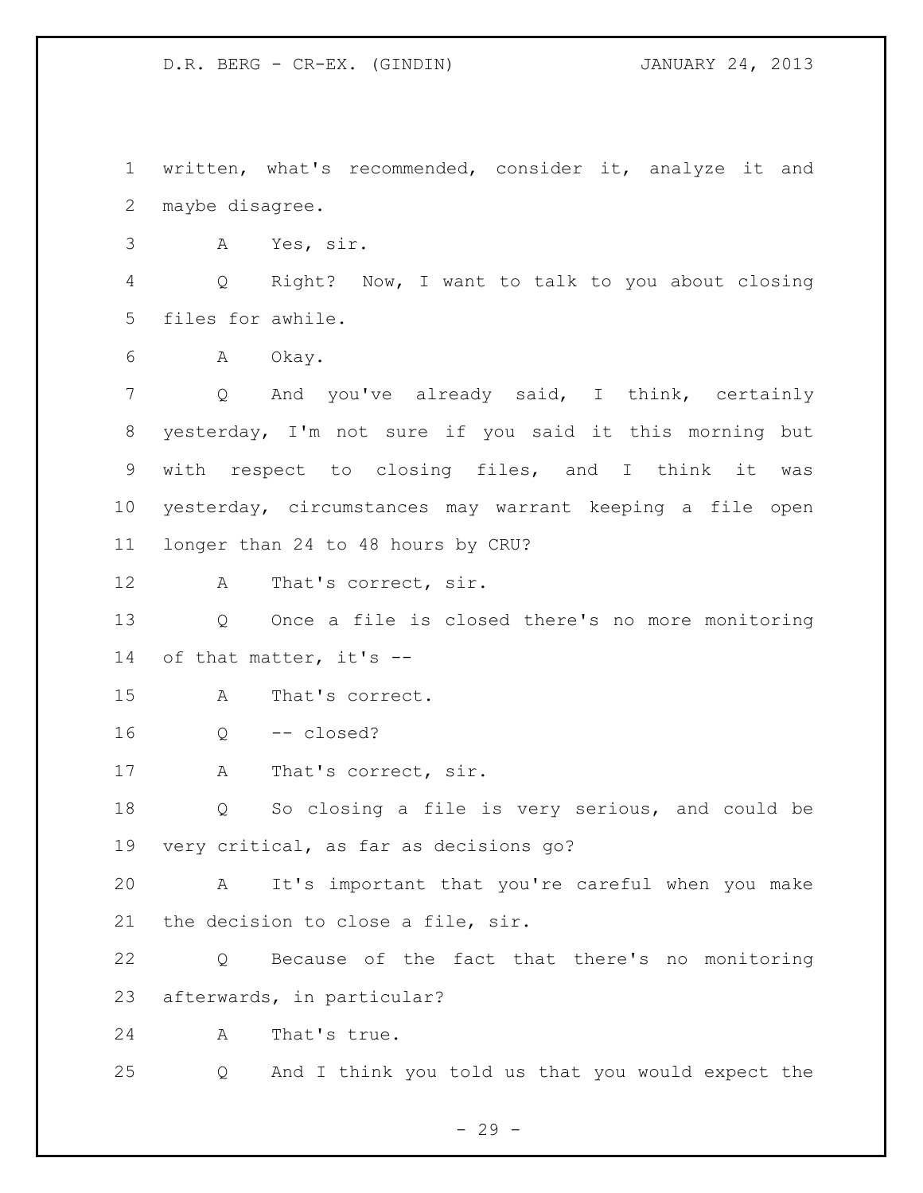written, what's recommended, consider it, analyze it and maybe disagree.

A Yes, sir.

Q Right? Now, I want to talk to you about closing files for awhile.

A Okay.

Q And you've already said, I think, certainly yesterday, I'm not sure if you said it this morning but with respect to closing files, and I think it was yesterday, circumstances may warrant keeping a file open longer than 24 to 48 hours by CRU?

A That's correct, sir.

Q Once a file is closed there's no more monitoring of that matter, it's --

A That's correct.

Q -- closed?

A That's correct, sir.

Q So closing a file is very serious, and could be very critical, as far as decisions go?

A It's important that you're careful when you make the decision to close a file, sir.

Q Because of the fact that there's no monitoring afterwards, in particular?

A That's true.

Q And I think you told us that you would expect the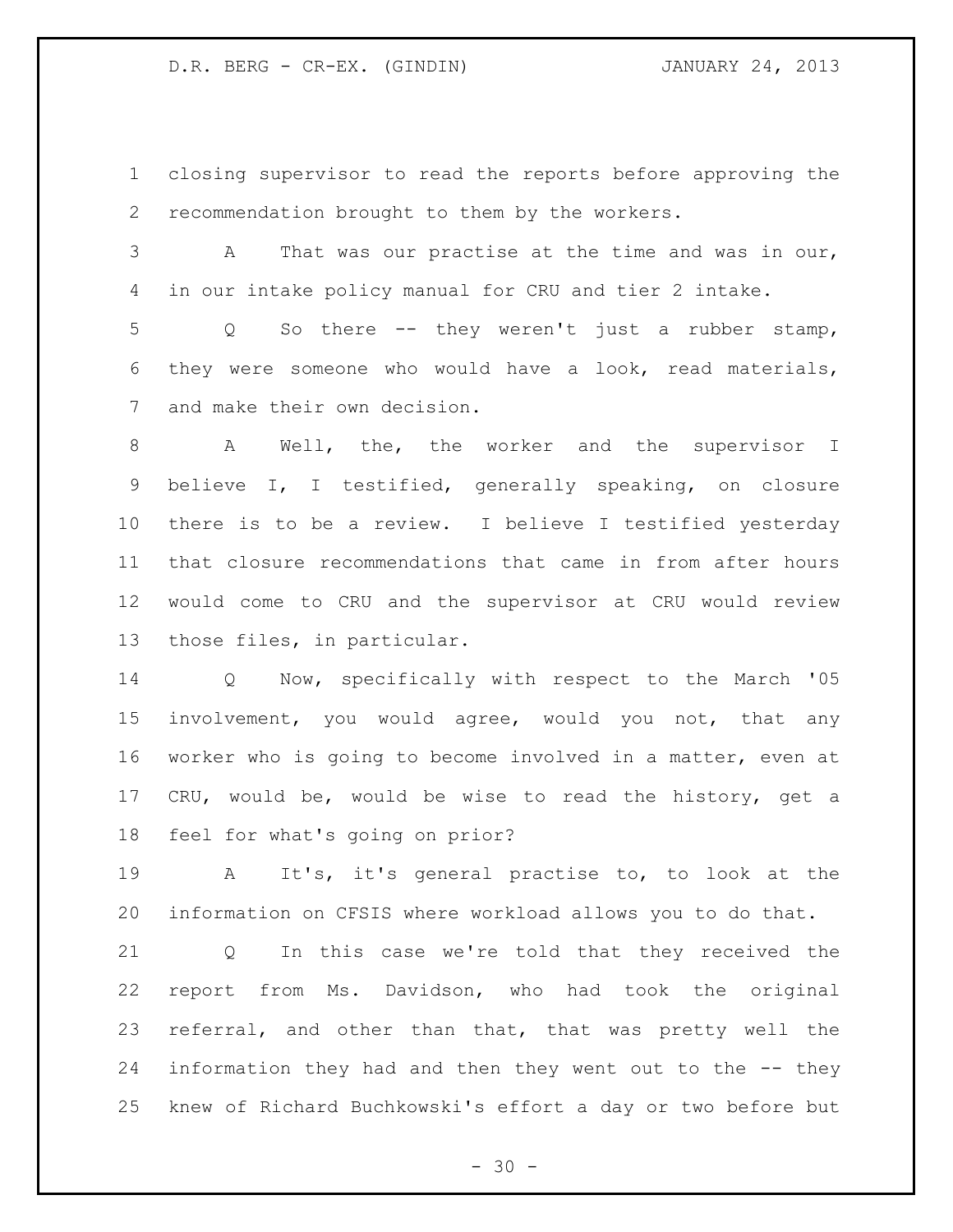closing supervisor to read the reports before approving the recommendation brought to them by the workers.

A That was our practise at the time and was in our, in our intake policy manual for CRU and tier 2 intake.

Q So there -- they weren't just a rubber stamp, they were someone who would have a look, read materials, and make their own decision.

A Well, the, the worker and the supervisor I believe I, I testified, generally speaking, on closure there is to be a review. I believe I testified yesterday that closure recommendations that came in from after hours would come to CRU and the supervisor at CRU would review those files, in particular.

Q Now, specifically with respect to the March '05 involvement, you would agree, would you not, that any worker who is going to become involved in a matter, even at CRU, would be, would be wise to read the history, get a feel for what's going on prior?

A It's, it's general practise to, to look at the information on CFSIS where workload allows you to do that.

Q In this case we're told that they received the report from Ms. Davidson, who had took the original referral, and other than that, that was pretty well the information they had and then they went out to the -- they knew of Richard Buchkowski's effort a day or two before but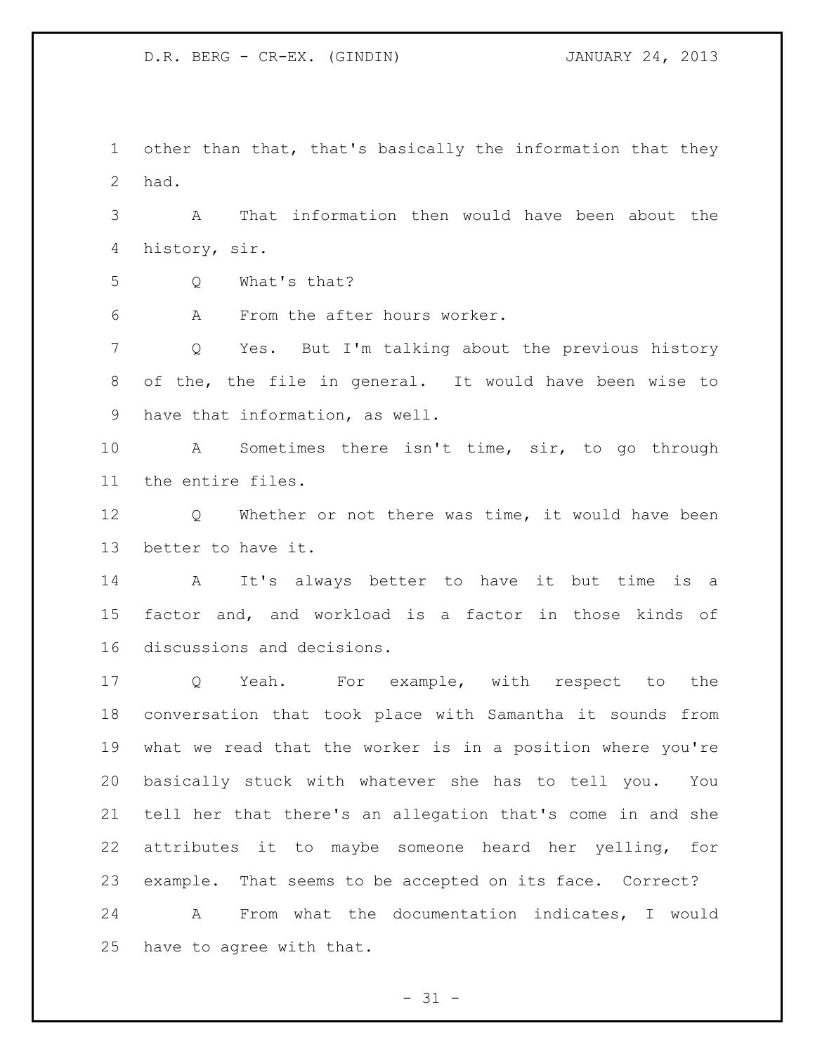other than that, that's basically the information that they had.

A That information then would have been about the history, sir.

Q What's that?

A From the after hours worker.

Q Yes. But I'm talking about the previous history of the, the file in general. It would have been wise to have that information, as well.

A Sometimes there isn't time, sir, to go through the entire files.

Q Whether or not there was time, it would have been better to have it.

A It's always better to have it but time is a factor and, and workload is a factor in those kinds of discussions and decisions.

Q Yeah. For example, with respect to the conversation that took place with Samantha it sounds from what we read that the worker is in a position where you're basically stuck with whatever she has to tell you. You tell her that there's an allegation that's come in and she attributes it to maybe someone heard her yelling, for example. That seems to be accepted on its face. Correct?

A From what the documentation indicates, I would have to agree with that.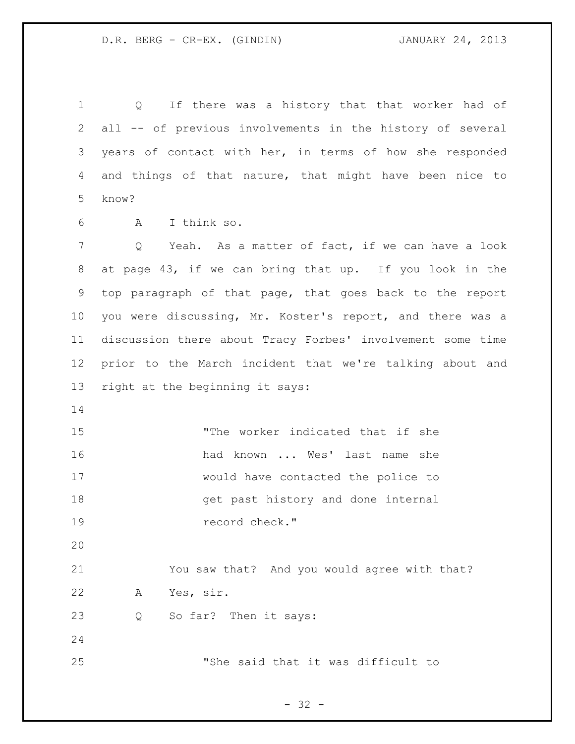Q If there was a history that that worker had of all -- of previous involvements in the history of several years of contact with her, in terms of how she responded and things of that nature, that might have been nice to know?

A I think so.

Q Yeah. As a matter of fact, if we can have a look at page 43, if we can bring that up. If you look in the top paragraph of that page, that goes back to the report you were discussing, Mr. Koster's report, and there was a discussion there about Tracy Forbes' involvement some time prior to the March incident that we're talking about and right at the beginning it says:

> "The worker indicated that if she had known ... Wes' last name she would have contacted the police to get past history and done internal record check."

You saw that? And you would agree with that?

A Yes, sir.

Q So far? Then it says:

> "She said that it was difficult to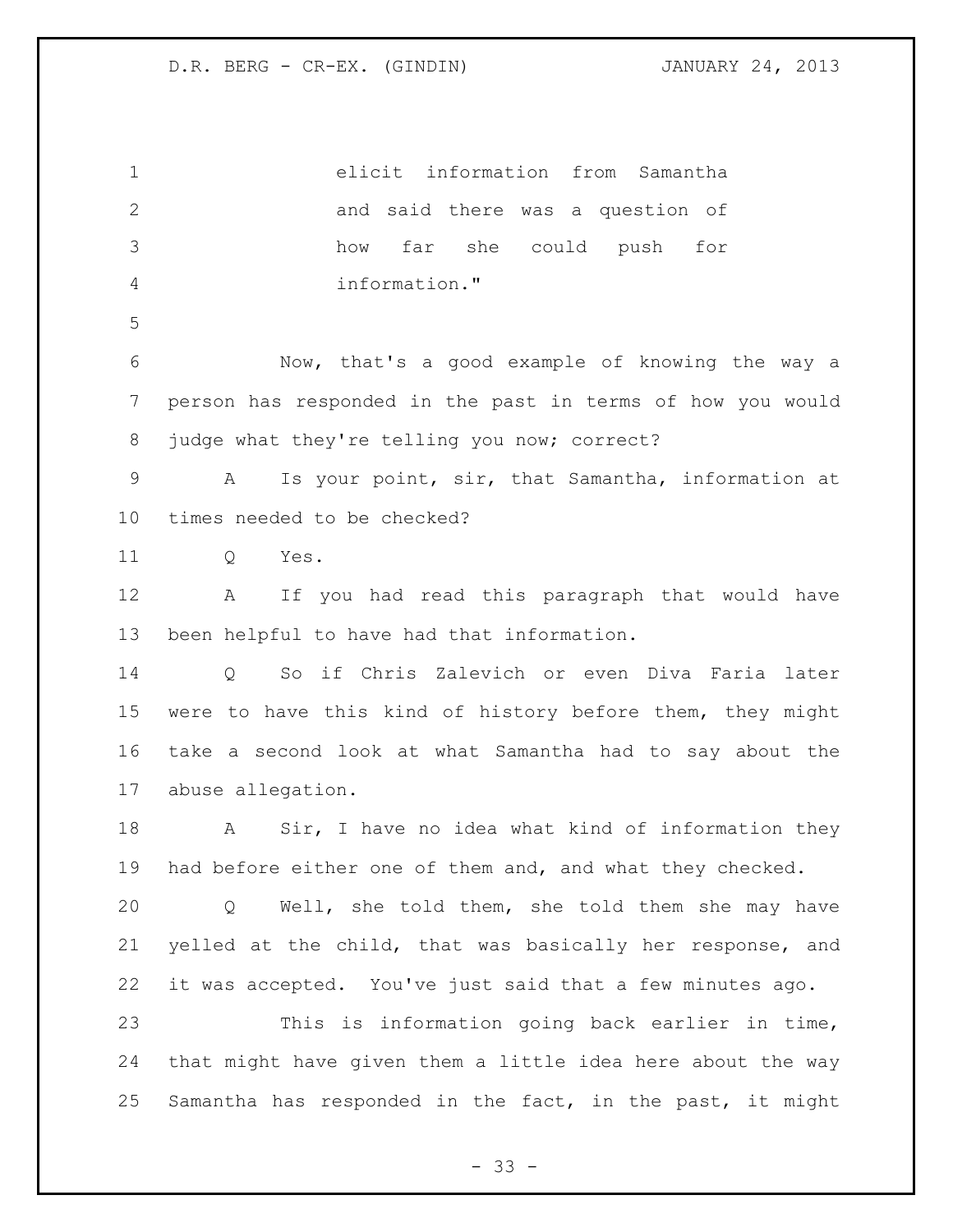elicit information from Samantha and said there was a question of how far she could push for information."

Now, that's a good example of knowing the way a person has responded in the past in terms of how you would judge what they're telling you now; correct?

A Is your point, sir, that Samantha, information at times needed to be checked?

Q Yes.

A If you had read this paragraph that would have been helpful to have had that information.

Q So if Chris Zalevich or even Diva Faria later were to have this kind of history before them, they might take a second look at what Samantha had to say about the abuse allegation.

A Sir, I have no idea what kind of information they had before either one of them and, and what they checked.

Q Well, she told them, she told them she may have yelled at the child, that was basically her response, and it was accepted. You've just said that a few minutes ago.

This is information going back earlier in time, that might have given them a little idea here about the way Samantha has responded in the fact, in the past, it might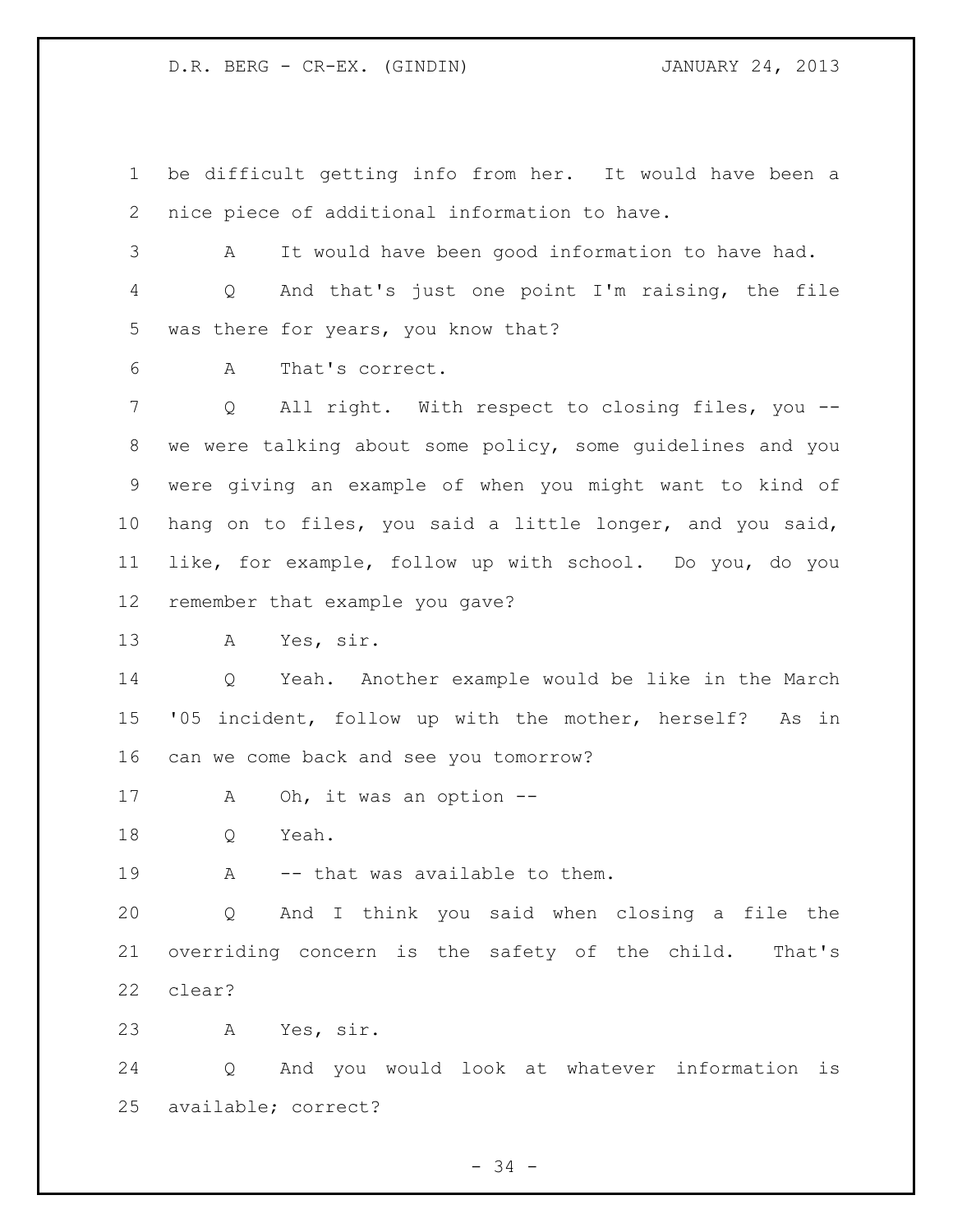be difficult getting info from her. It would have been a nice piece of additional information to have.

A It would have been good information to have had.

Q And that's just one point I'm raising, the file was there for years, you know that?

A That's correct.

Q All right. With respect to closing files, you -- we were talking about some policy, some guidelines and you were giving an example of when you might want to kind of hang on to files, you said a little longer, and you said, like, for example, follow up with school. Do you, do you remember that example you gave?

A Yes, sir.

Q Yeah. Another example would be like in the March '05 incident, follow up with the mother, herself? As in can we come back and see you tomorrow?

A Oh, it was an option --

Q Yeah.

A -- that was available to them.

Q And I think you said when closing a file the overriding concern is the safety of the child. That's clear?

A Yes, sir.

Q And you would look at whatever information is available; correct?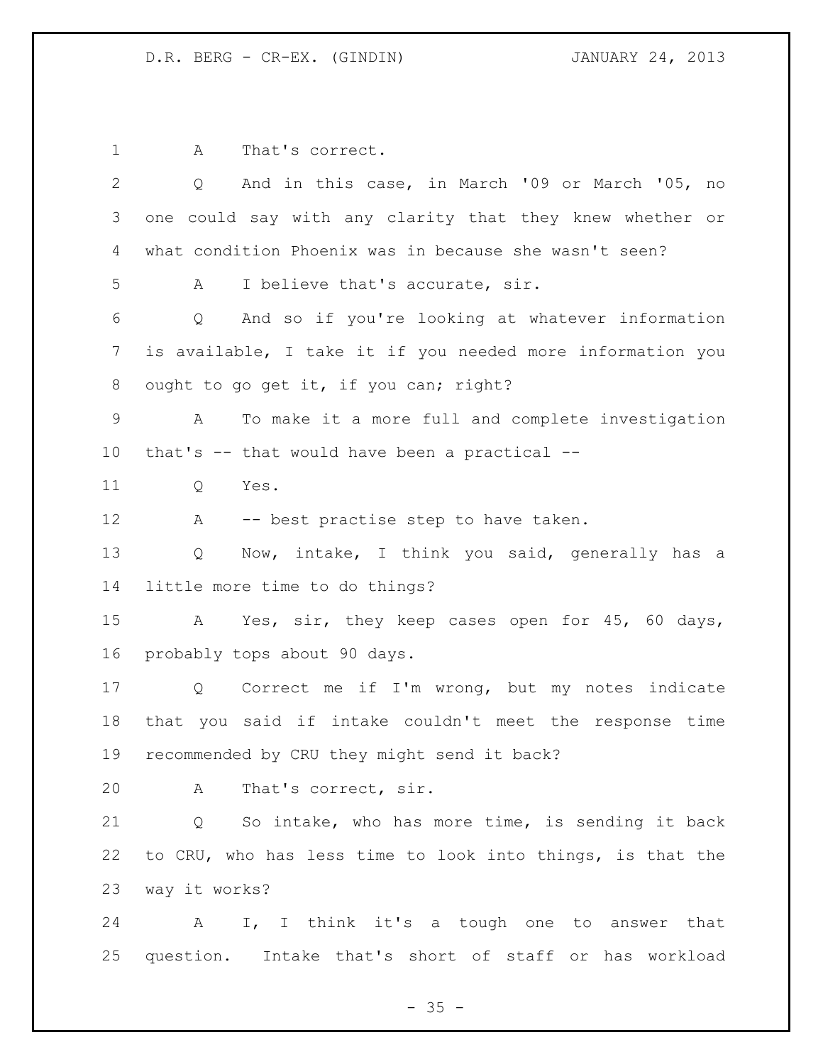A That's correct.

Q And in this case, in March '09 or March '05, no one could say with any clarity that they knew whether or what condition Phoenix was in because she wasn't seen?

A I believe that's accurate, sir.

Q And so if you're looking at whatever information is available, I take it if you needed more information you ought to go get it, if you can; right?

A To make it a more full and complete investigation that's -- that would have been a practical --

Q Yes.

A -- best practise step to have taken.

Q Now, intake, I think you said, generally has a little more time to do things?

A Yes, sir, they keep cases open for 45, 60 days, probably tops about 90 days.

Q Correct me if I'm wrong, but my notes indicate that you said if intake couldn't meet the response time recommended by CRU they might send it back?

A That's correct, sir.

Q So intake, who has more time, is sending it back to CRU, who has less time to look into things, is that the way it works?

A I, I think it's a tough one to answer that question. Intake that's short of staff or has workload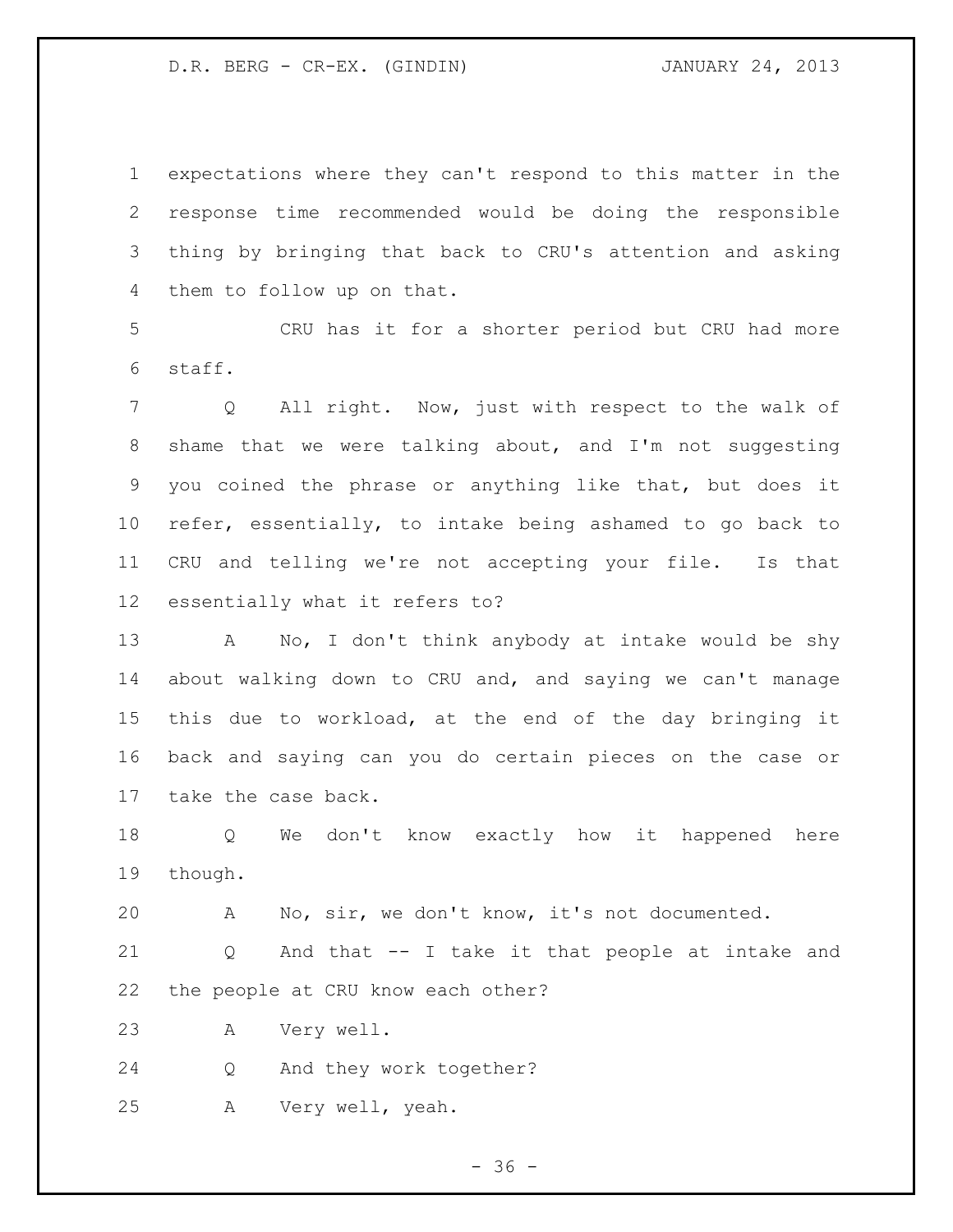expectations where they can't respond to this matter in the response time recommended would be doing the responsible thing by bringing that back to CRU's attention and asking them to follow up on that.

CRU has it for a shorter period but CRU had more staff.

Q All right. Now, just with respect to the walk of shame that we were talking about, and I'm not suggesting you coined the phrase or anything like that, but does it refer, essentially, to intake being ashamed to go back to CRU and telling we're not accepting your file. Is that essentially what it refers to?

A No, I don't think anybody at intake would be shy about walking down to CRU and, and saying we can't manage this due to workload, at the end of the day bringing it back and saying can you do certain pieces on the case or take the case back.

Q We don't know exactly how it happened here though.

A No, sir, we don't know, it's not documented.

Q And that -- I take it that people at intake and the people at CRU know each other?

A Very well.

Q And they work together?

A Very well, yeah.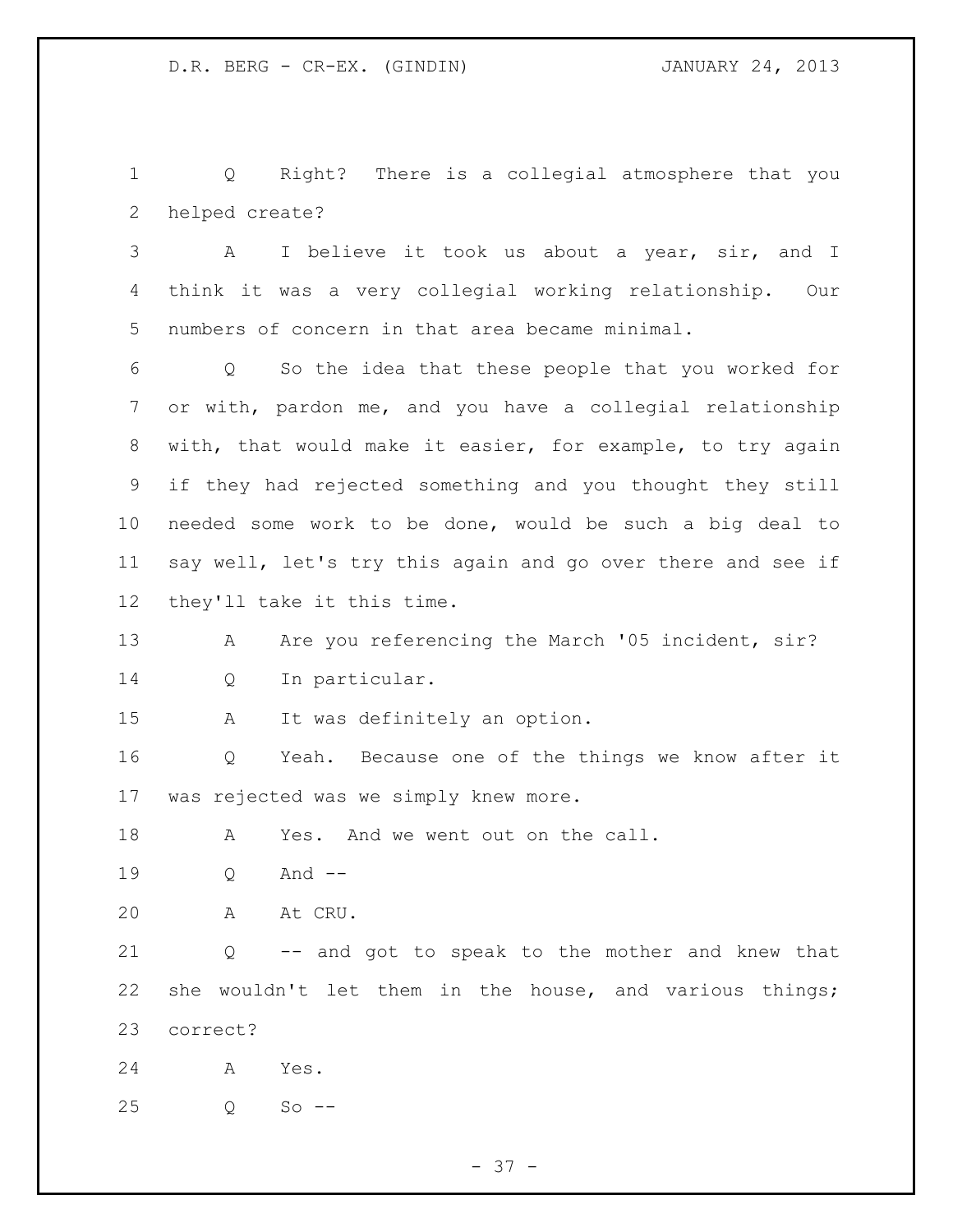Q Right? There is a collegial atmosphere that you helped create?

A I believe it took us about a year, sir, and I think it was a very collegial working relationship. Our numbers of concern in that area became minimal.

Q So the idea that these people that you worked for or with, pardon me, and you have a collegial relationship with, that would make it easier, for example, to try again if they had rejected something and you thought they still needed some work to be done, would be such a big deal to say well, let's try this again and go over there and see if they'll take it this time.

A Are you referencing the March '05 incident, sir?

Q In particular.

A It was definitely an option.

Q Yeah. Because one of the things we know after it was rejected was we simply knew more.

A Yes. And we went out on the call.

Q And --

A At CRU.

Q -- and got to speak to the mother and knew that she wouldn't let them in the house, and various things; correct?

A Yes.

Q So --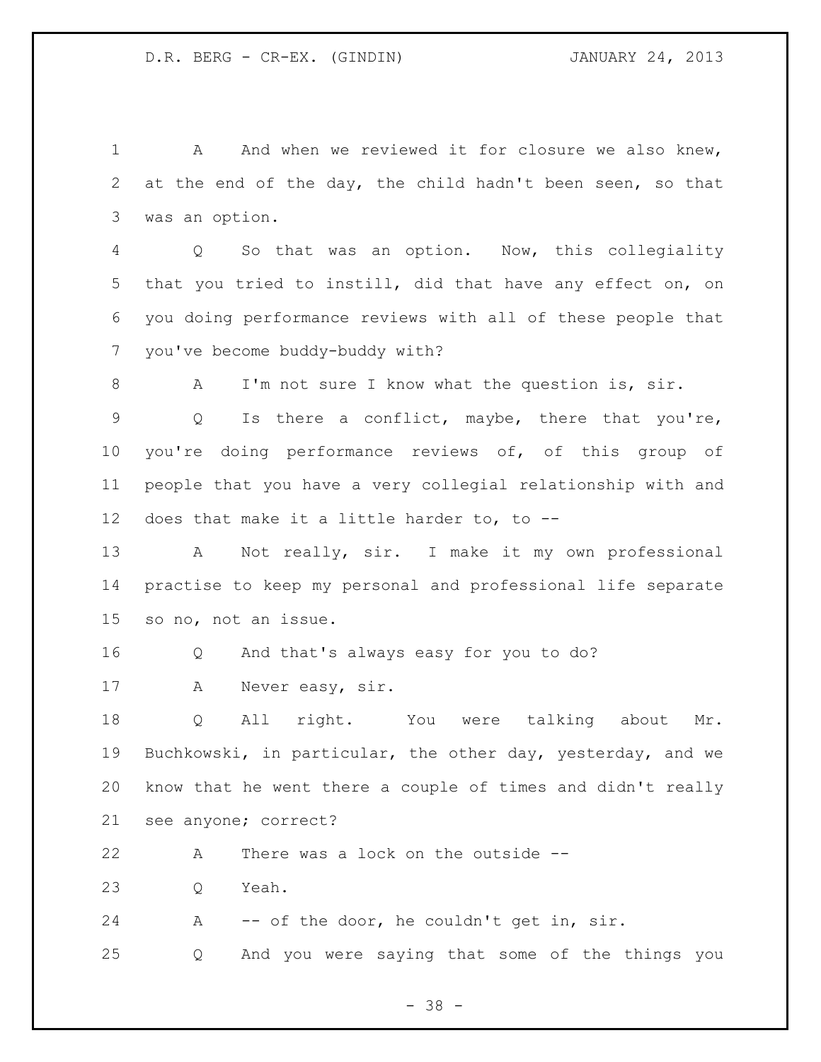A And when we reviewed it for closure we also knew, at the end of the day, the child hadn't been seen, so that was an option.

Q So that was an option. Now, this collegiality that you tried to instill, did that have any effect on, on you doing performance reviews with all of these people that you've become buddy-buddy with?

A I'm not sure I know what the question is, sir.

Q Is there a conflict, maybe, there that you're, you're doing performance reviews of, of this group of people that you have a very collegial relationship with and does that make it a little harder to, to --

A Not really, sir. I make it my own professional practise to keep my personal and professional life separate so no, not an issue.

Q And that's always easy for you to do?

A Never easy, sir.

Q All right. You were talking about Mr. Buchkowski, in particular, the other day, yesterday, and we know that he went there a couple of times and didn't really see anyone; correct?

A There was a lock on the outside --

Q Yeah.

A -- of the door, he couldn't get in, sir.

Q And you were saying that some of the things you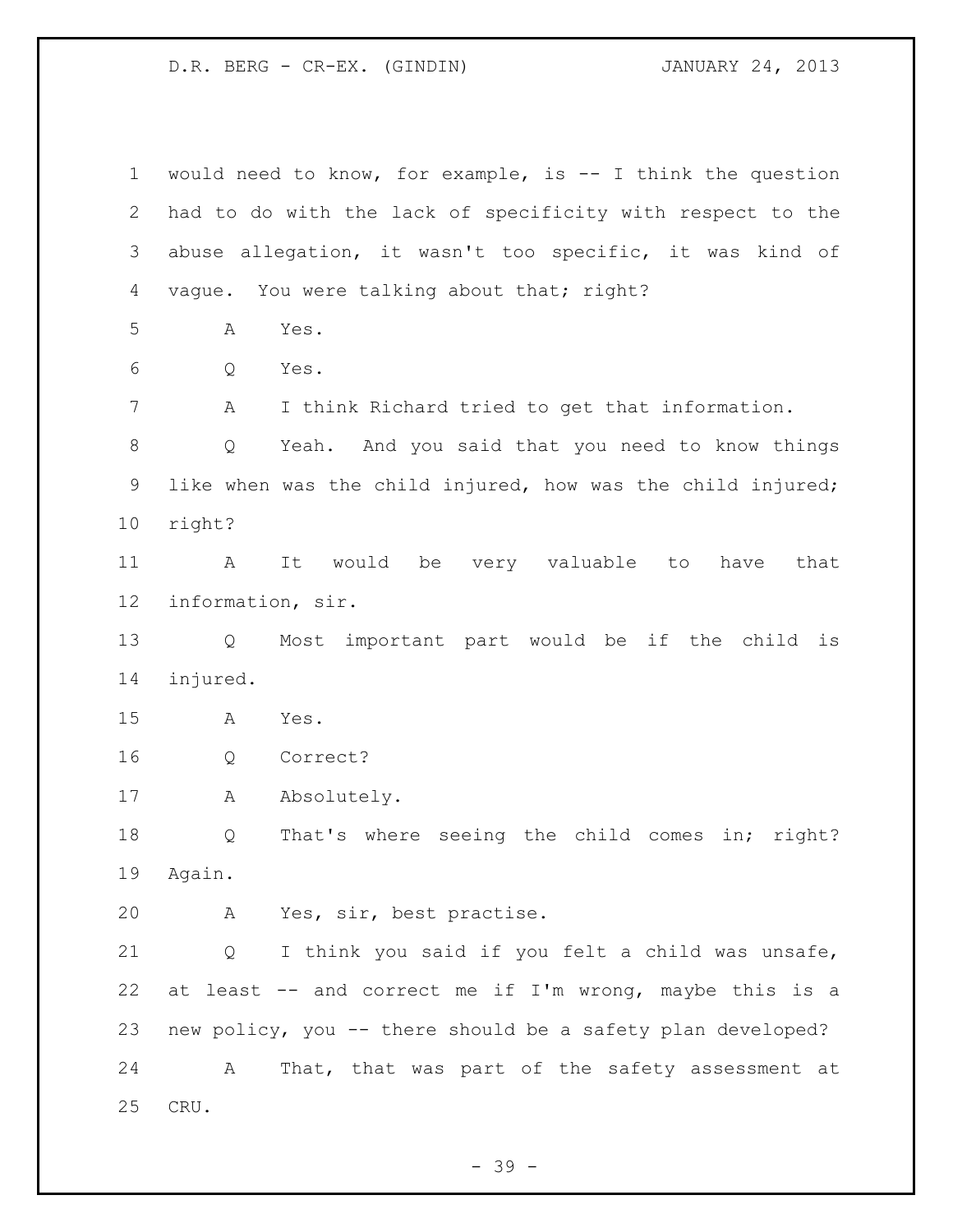would need to know, for example, is -- I think the question had to do with the lack of specificity with respect to the abuse allegation, it wasn't too specific, it was kind of vague. You were talking about that; right?

A Yes.

Q Yes.

A I think Richard tried to get that information.

Q Yeah. And you said that you need to know things like when was the child injured, how was the child injured; right?

A It would be very valuable to have that information, sir.

Q Most important part would be if the child is injured.

A Yes.

Q Correct?

A Absolutely.

Q That's where seeing the child comes in; right? Again.

A Yes, sir, best practise.

Q I think you said if you felt a child was unsafe, at least -- and correct me if I'm wrong, maybe this is a new policy, you -- there should be a safety plan developed?

A That, that was part of the safety assessment at CRU.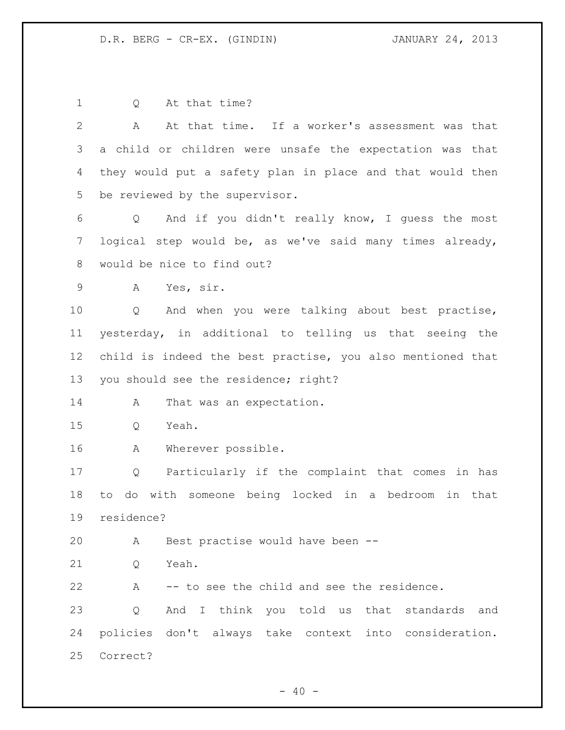Q At that time?

A At that time. If a worker's assessment was that a child or children were unsafe the expectation was that they would put a safety plan in place and that would then be reviewed by the supervisor.

Q And if you didn't really know, I guess the most logical step would be, as we've said many times already, would be nice to find out?

A Yes, sir.

Q And when you were talking about best practise, yesterday, in additional to telling us that seeing the child is indeed the best practise, you also mentioned that you should see the residence; right?

A That was an expectation.

Q Yeah.

A Wherever possible.

Q Particularly if the complaint that comes in has to do with someone being locked in a bedroom in that residence?

A Best practise would have been --

Q Yeah.

A -- to see the child and see the residence.

Q And I think you told us that standards and policies don't always take context into consideration. Correct?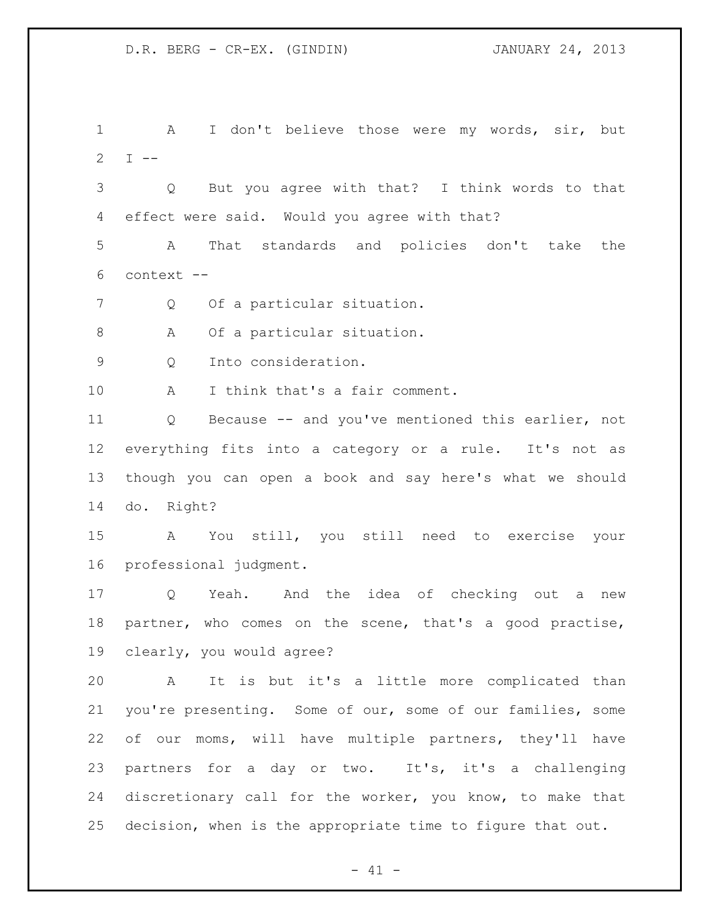A I don't believe those were my words, sir, but I --

Q But you agree with that? I think words to that effect were said. Would you agree with that?

A That standards and policies don't take the context --

Q Of a particular situation.

A Of a particular situation.

Q Into consideration.

A I think that's a fair comment.

Q Because -- and you've mentioned this earlier, not everything fits into a category or a rule. It's not as though you can open a book and say here's what we should do. Right?

A You still, you still need to exercise your professional judgment.

Q Yeah. And the idea of checking out a new partner, who comes on the scene, that's a good practise, clearly, you would agree?

A It is but it's a little more complicated than you're presenting. Some of our, some of our families, some of our moms, will have multiple partners, they'll have partners for a day or two. It's, it's a challenging discretionary call for the worker, you know, to make that decision, when is the appropriate time to figure that out.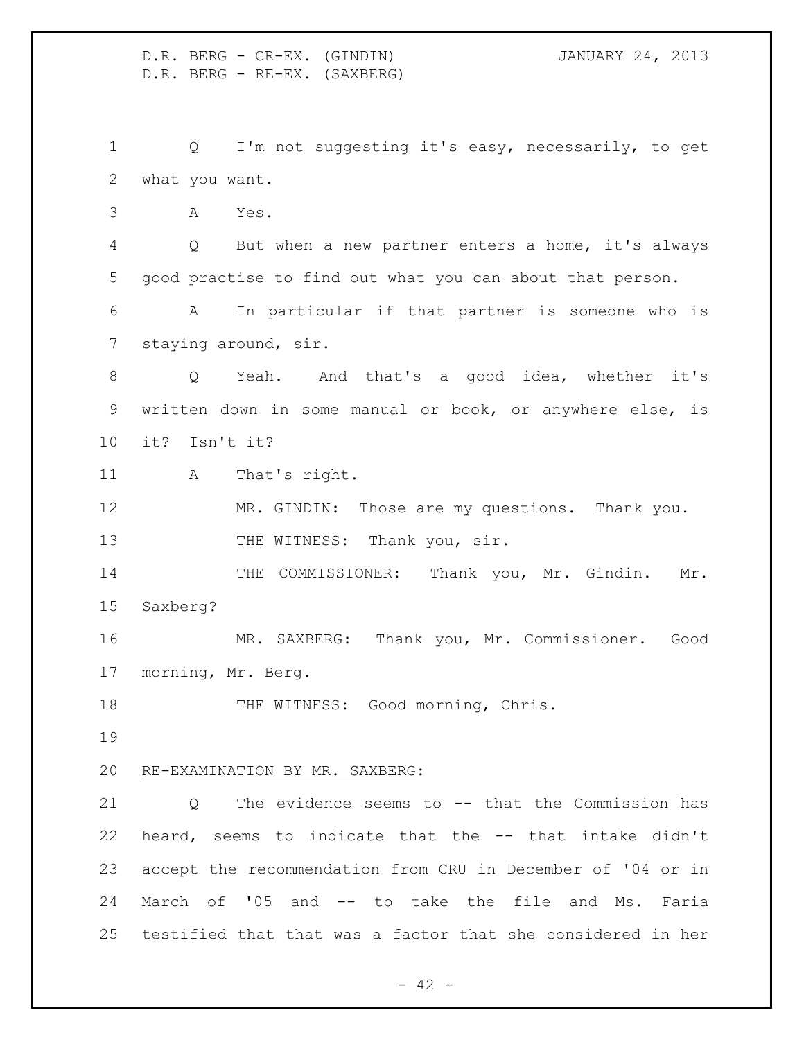Q I'm not suggesting it's easy, necessarily, to get what you want.

A Yes.

Q But when a new partner enters a home, it's always good practise to find out what you can about that person.

A In particular if that partner is someone who is staying around, sir.

Q Yeah. And that's a good idea, whether it's written down in some manual or book, or anywhere else, is it? Isn't it?

A That's right.

MR. GINDIN: Those are my questions. Thank you.

THE WITNESS: Thank you, sir.

THE COMMISSIONER: Thank you, Mr. Gindin. Mr. Saxberg?

MR. SAXBERG: Thank you, Mr. Commissioner. Good morning, Mr. Berg.

THE WITNESS: Good morning, Chris.

<u>RE-EXAMINATION BY MR. SAXBERG</u>:

Q The evidence seems to -- that the Commission has heard, seems to indicate that the -- that intake didn't accept the recommendation from CRU in December of '04 or in March of '05 and -- to take the file and Ms. Faria testified that that was a factor that she considered in her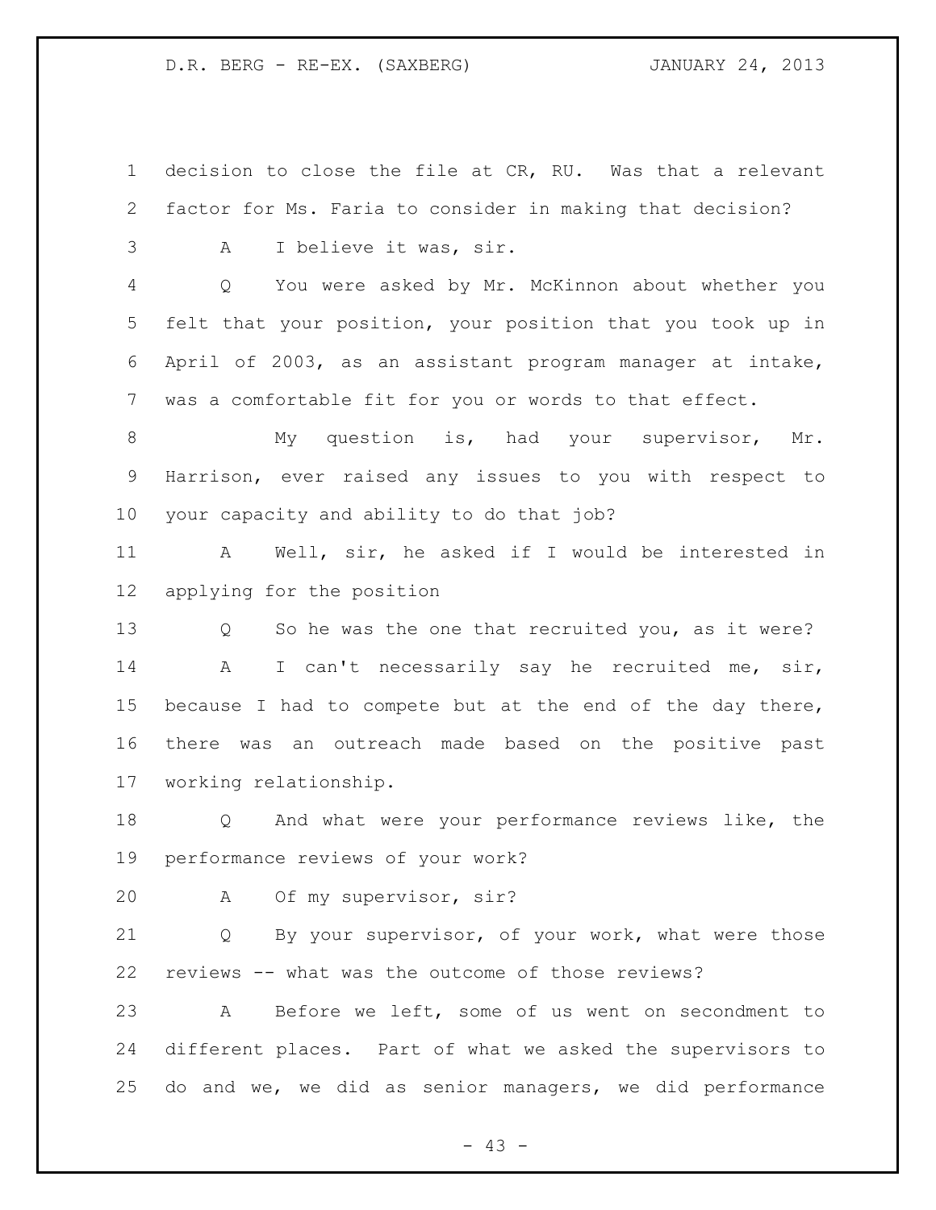decision to close the file at CR, RU. Was that a relevant factor for Ms. Faria to consider in making that decision?

A I believe it was, sir.

Q You were asked by Mr. McKinnon about whether you felt that your position, your position that you took up in April of 2003, as an assistant program manager at intake, was a comfortable fit for you or words to that effect.

My question is, had your supervisor, Mr. Harrison, ever raised any issues to you with respect to your capacity and ability to do that job?

A Well, sir, he asked if I would be interested in applying for the position

Q So he was the one that recruited you, as it were?

A I can't necessarily say he recruited me, sir, because I had to compete but at the end of the day there, there was an outreach made based on the positive past working relationship.

Q And what were your performance reviews like, the performance reviews of your work?

A Of my supervisor, sir?

Q By your supervisor, of your work, what were those reviews -- what was the outcome of those reviews?

A Before we left, some of us went on secondment to different places. Part of what we asked the supervisors to do and we, we did as senior managers, we did performance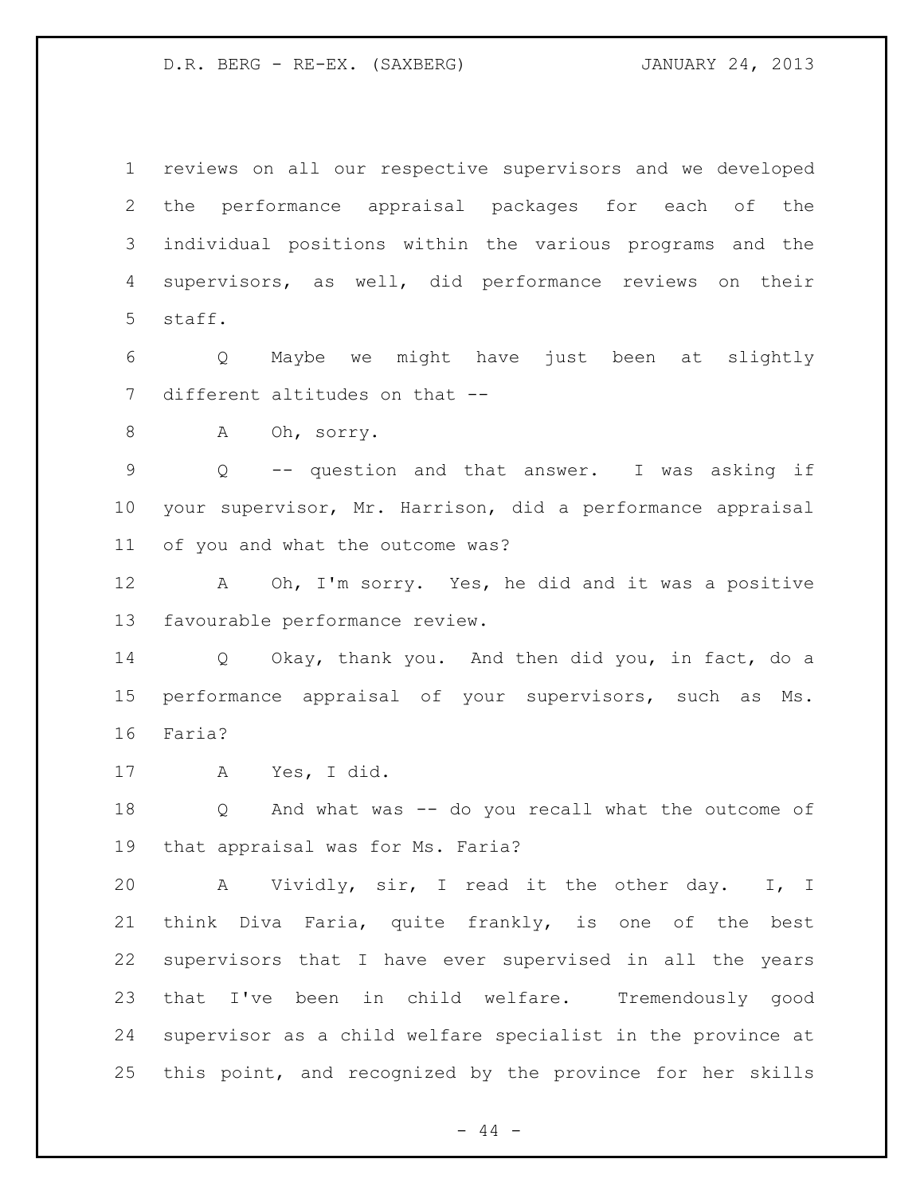reviews on all our respective supervisors and we developed the performance appraisal packages for each of the individual positions within the various programs and the supervisors, as well, did performance reviews on their staff.

Q Maybe we might have just been at slightly different altitudes on that --

A Oh, sorry.

Q -- question and that answer. I was asking if your supervisor, Mr. Harrison, did a performance appraisal of you and what the outcome was?

A Oh, I'm sorry. Yes, he did and it was a positive favourable performance review.

Q Okay, thank you. And then did you, in fact, do a performance appraisal of your supervisors, such as Ms. Faria?

A Yes, I did.

Q And what was -- do you recall what the outcome of that appraisal was for Ms. Faria?

A Vividly, sir, I read it the other day. I, I think Diva Faria, quite frankly, is one of the best supervisors that I have ever supervised in all the years that I've been in child welfare. Tremendously good supervisor as a child welfare specialist in the province at this point, and recognized by the province for her skills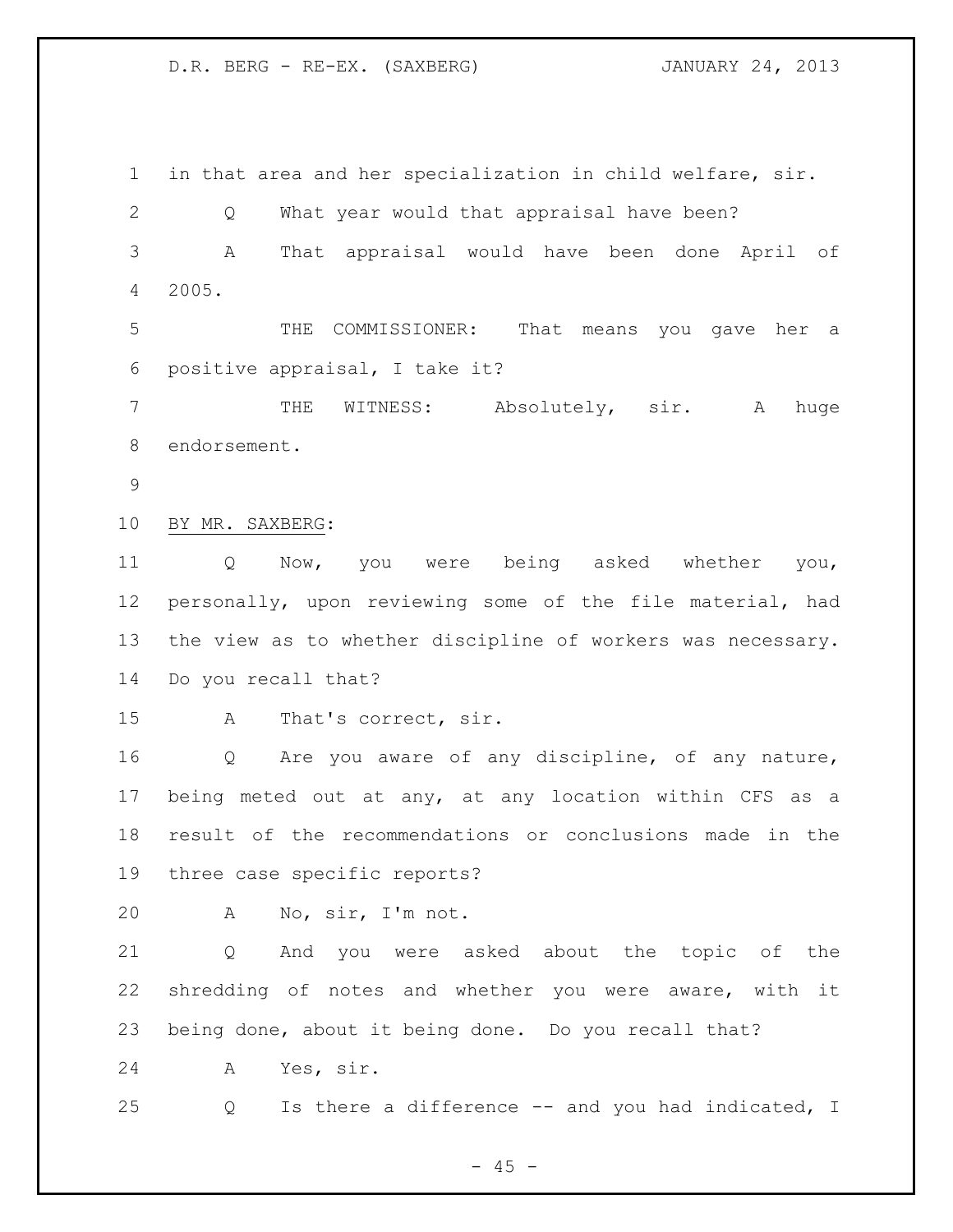in that area and her specialization in child welfare, sir.

Q What year would that appraisal have been?

A That appraisal would have been done April of 2005.

THE COMMISSIONER: That means you gave her a positive appraisal, I take it?

THE WITNESS: Absolutely, sir. A huge endorsement.

BY MR. SAXBERG:

Q Now, you were being asked whether you, personally, upon reviewing some of the file material, had the view as to whether discipline of workers was necessary. Do you recall that?

A That's correct, sir.

Q Are you aware of any discipline, of any nature, being meted out at any, at any location within CFS as a result of the recommendations or conclusions made in the three case specific reports?

A No, sir, I'm not.

Q And you were asked about the topic of the shredding of notes and whether you were aware, with it being done, about it being done. Do you recall that?

A Yes, sir.

Q Is there a difference -- and you had indicated, I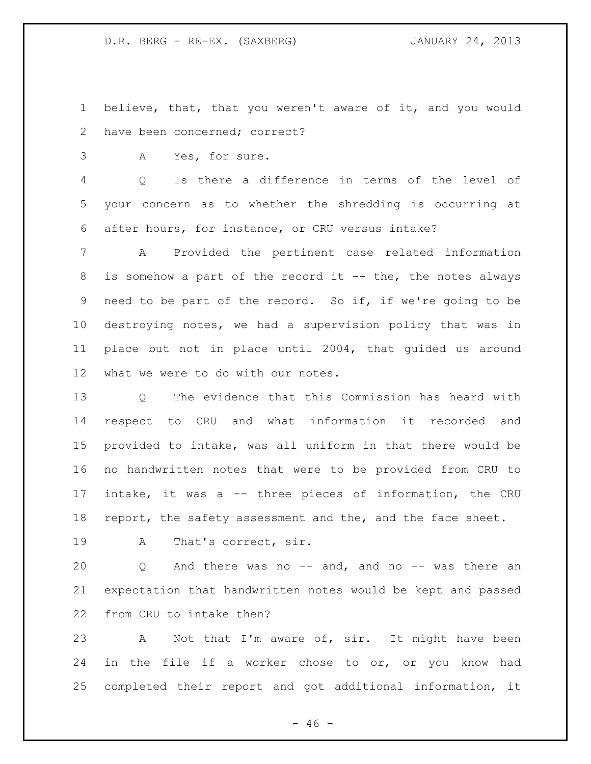believe, that, that you weren't aware of it, and you would have been concerned; correct?

A Yes, for sure.

Q Is there a difference in terms of the level of your concern as to whether the shredding is occurring at after hours, for instance, or CRU versus intake?

A Provided the pertinent case related information is somehow a part of the record it -- the, the notes always need to be part of the record. So if, if we're going to be destroying notes, we had a supervision policy that was in place but not in place until 2004, that guided us around what we were to do with our notes.

Q The evidence that this Commission has heard with respect to CRU and what information it recorded and provided to intake, was all uniform in that there would be no handwritten notes that were to be provided from CRU to intake, it was a -- three pieces of information, the CRU report, the safety assessment and the, and the face sheet.

A That's correct, sir.

Q And there was no -- and, and no -- was there an expectation that handwritten notes would be kept and passed from CRU to intake then?

A Not that I'm aware of, sir. It might have been in the file if a worker chose to or, or you know had completed their report and got additional information, it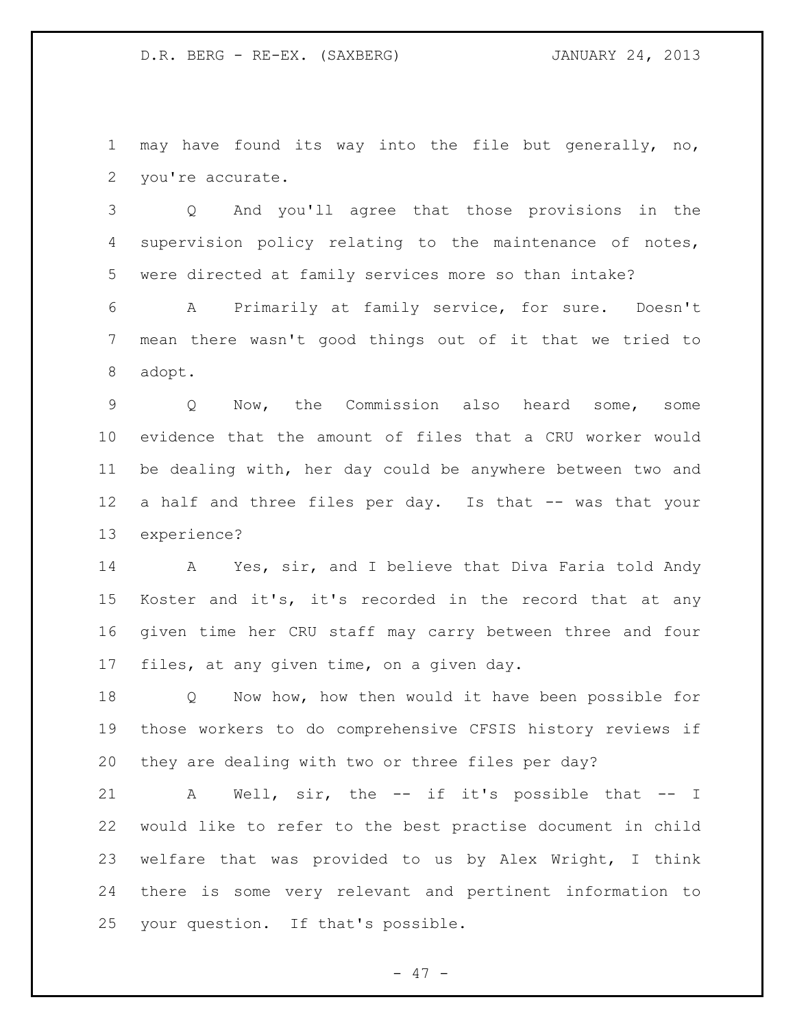may have found its way into the file but generally, no, you're accurate.

Q And you'll agree that those provisions in the supervision policy relating to the maintenance of notes, were directed at family services more so than intake?

A Primarily at family service, for sure. Doesn't mean there wasn't good things out of it that we tried to adopt.

Q Now, the Commission also heard some, some evidence that the amount of files that a CRU worker would be dealing with, her day could be anywhere between two and a half and three files per day. Is that -- was that your experience?

A Yes, sir, and I believe that Diva Faria told Andy Koster and it's, it's recorded in the record that at any given time her CRU staff may carry between three and four files, at any given time, on a given day.

Q Now how, how then would it have been possible for those workers to do comprehensive CFSIS history reviews if they are dealing with two or three files per day?

A Well, sir, the -- if it's possible that -- I would like to refer to the best practise document in child welfare that was provided to us by Alex Wright, I think there is some very relevant and pertinent information to your question. If that's possible.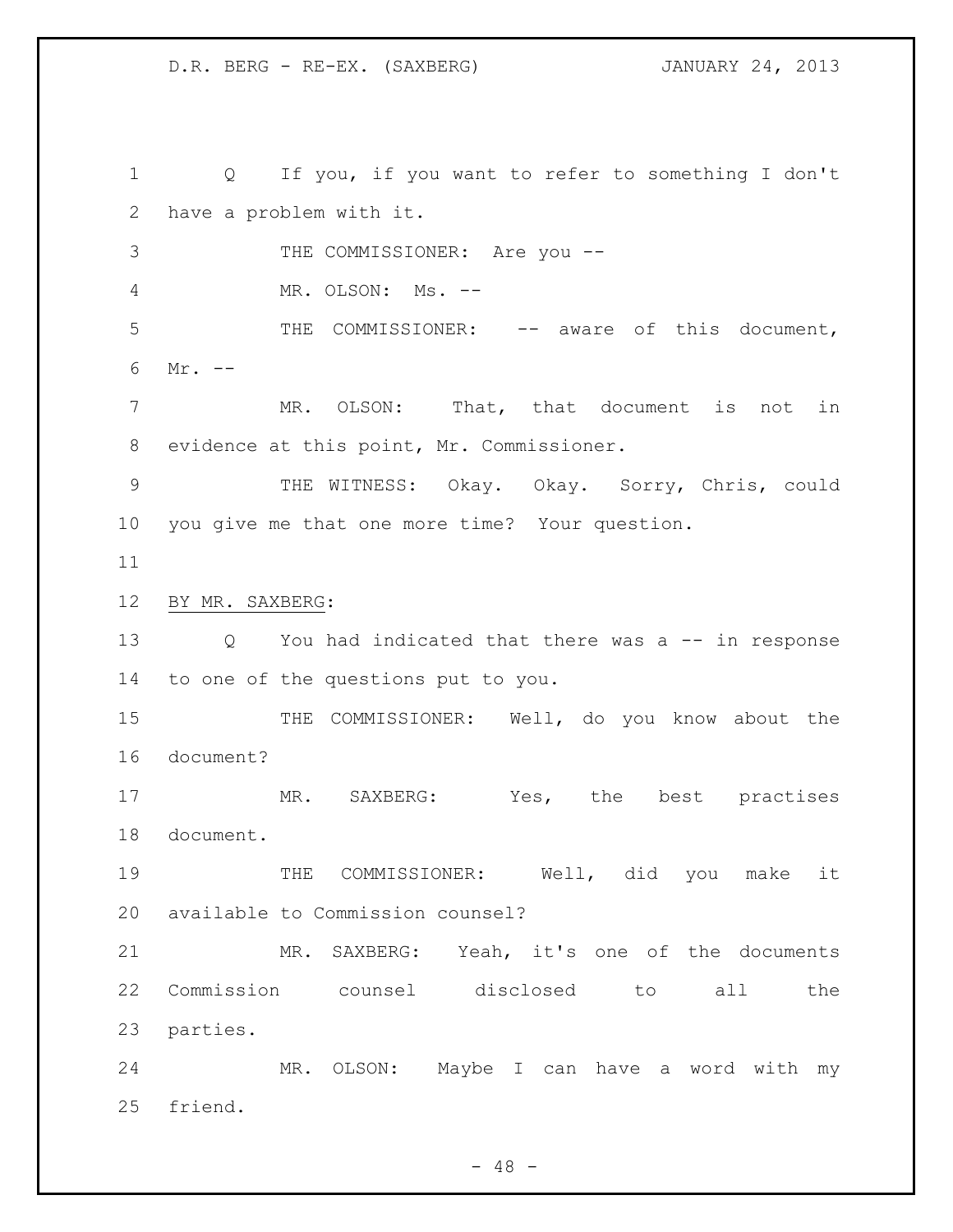Q If you, if you want to refer to something I don't have a problem with it.

THE COMMISSIONER: Are you --

MR. OLSON: Ms. --

THE COMMISSIONER: -- aware of this document, Mr. --

MR. OLSON: That, that document is not in evidence at this point, Mr. Commissioner.

THE WITNESS: Okay. Okay. Sorry, Chris, could you give me that one more time? Your question.

BY MR. SAXBERG:

Q You had indicated that there was a -- in response to one of the questions put to you.

THE COMMISSIONER: Well, do you know about the document?

MR. SAXBERG: Yes, the best practises document.

THE COMMISSIONER: Well, did you make it available to Commission counsel?

MR. SAXBERG: Yeah, it's one of the documents Commission counsel disclosed to all the parties.

MR. OLSON: Maybe I can have a word with my friend.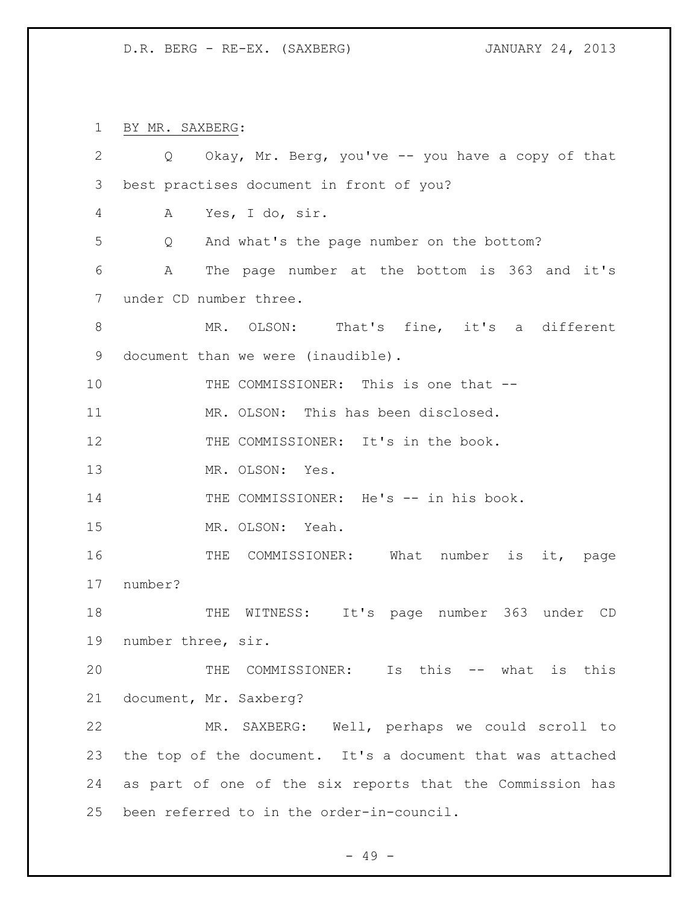BY MR. SAXBERG:

Q Okay, Mr. Berg, you've -- you have a copy of that best practises document in front of you?

A Yes, I do, sir.

Q And what's the page number on the bottom?

A The page number at the bottom is 363 and it's under CD number three.

MR. OLSON: That's fine, it's a different document than we were (inaudible).

THE COMMISSIONER: This is one that --

MR. OLSON: This has been disclosed.

THE COMMISSIONER: It's in the book.

MR. OLSON: Yes.

THE COMMISSIONER: He's -- in his book.

MR. OLSON: Yeah.

THE COMMISSIONER: What number is it, page number?

THE WITNESS: It's page number 363 under CD number three, sir.

THE COMMISSIONER: Is this -- what is this document, Mr. Saxberg?

MR. SAXBERG: Well, perhaps we could scroll to the top of the document. It's a document that was attached as part of one of the six reports that the Commission has been referred to in the order-in-council.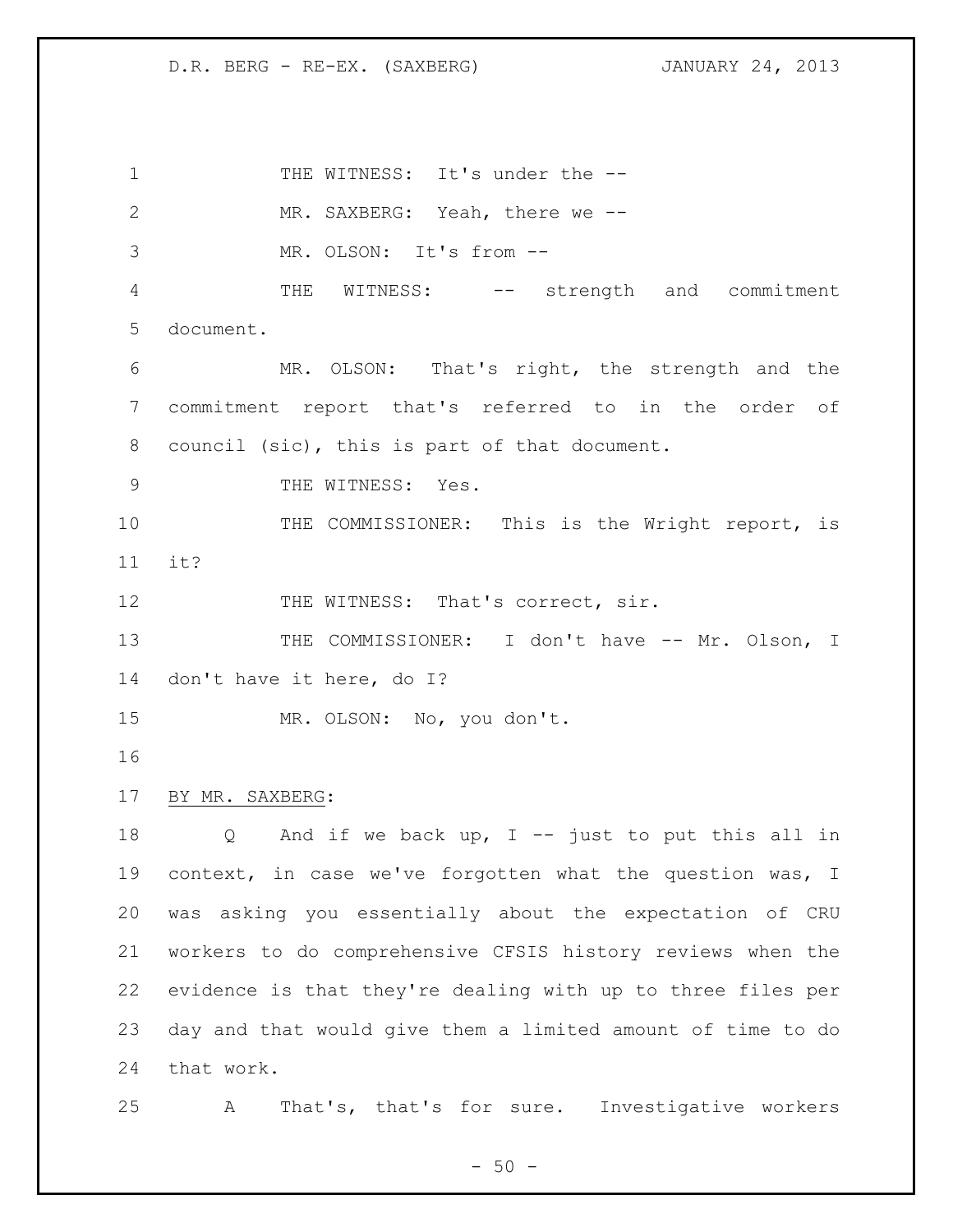THE WITNESS: It's under the --

MR. SAXBERG: Yeah, there we --

MR. OLSON: It's from --

THE WITNESS: -- strength and commitment document.

MR. OLSON: That's right, the strength and the commitment report that's referred to in the order of council (sic), this is part of that document.

THE WITNESS: Yes.

THE COMMISSIONER: This is the Wright report, is it?

THE WITNESS: That's correct, sir.

THE COMMISSIONER: I don't have -- Mr. Olson, I don't have it here, do I?

MR. OLSON: No, you don't.

BY MR. SAXBERG:

Q And if we back up, I -- just to put this all in context, in case we've forgotten what the question was, I was asking you essentially about the expectation of CRU workers to do comprehensive CFSIS history reviews when the evidence is that they're dealing with up to three files per day and that would give them a limited amount of time to do that work.

A That's, that's for sure. Investigative workers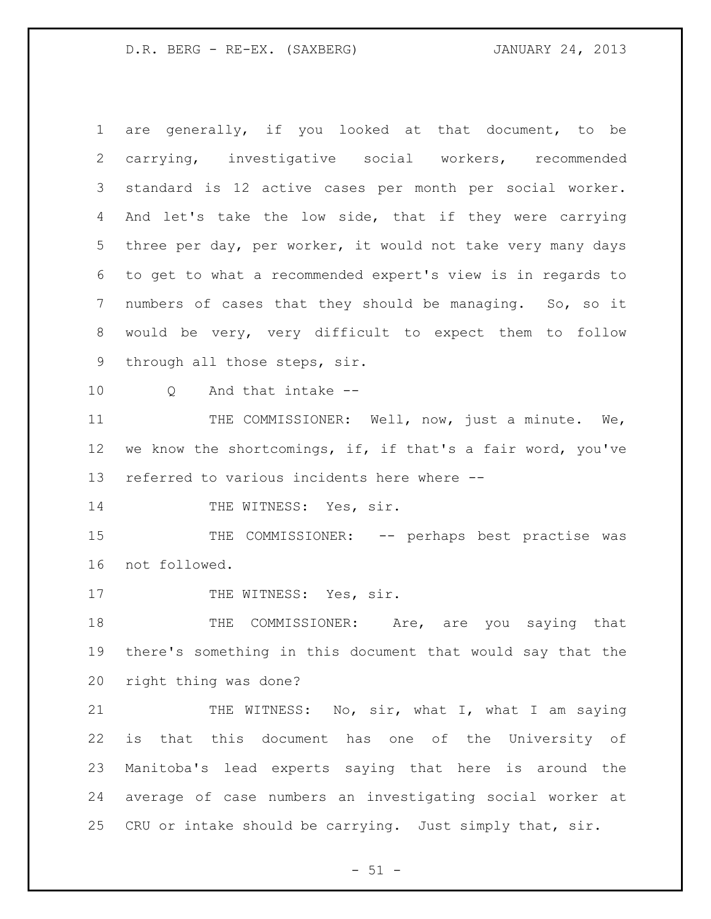are generally, if you looked at that document, to be carrying, investigative social workers, recommended standard is 12 active cases per month per social worker. And let's take the low side, that if they were carrying three per day, per worker, it would not take very many days to get to what a recommended expert's view is in regards to numbers of cases that they should be managing. So, so it would be very, very difficult to expect them to follow through all those steps, sir.

Q And that intake --

THE COMMISSIONER: Well, now, just a minute. We, we know the shortcomings, if, if that's a fair word, you've referred to various incidents here where --

THE WITNESS: Yes, sir.

THE COMMISSIONER: -- perhaps best practise was not followed.

THE WITNESS: Yes, sir.

THE COMMISSIONER: Are, are you saying that there's something in this document that would say that the right thing was done?

THE WITNESS: No, sir, what I, what I am saying is that this document has one of the University of Manitoba's lead experts saying that here is around the average of case numbers an investigating social worker at CRU or intake should be carrying. Just simply that, sir.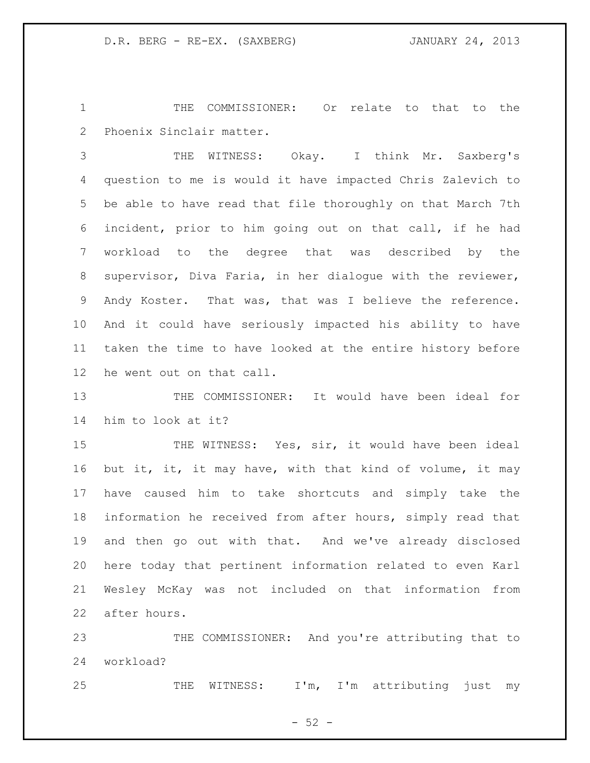THE COMMISSIONER: Or relate to that to the Phoenix Sinclair matter.

THE WITNESS: Okay. I think Mr. Saxberg's question to me is would it have impacted Chris Zalevich to be able to have read that file thoroughly on that March 7th incident, prior to him going out on that call, if he had workload to the degree that was described by the supervisor, Diva Faria, in her dialogue with the reviewer, Andy Koster. That was, that was I believe the reference. And it could have seriously impacted his ability to have taken the time to have looked at the entire history before he went out on that call.

THE COMMISSIONER: It would have been ideal for him to look at it?

THE WITNESS: Yes, sir, it would have been ideal but it, it, it may have, with that kind of volume, it may have caused him to take shortcuts and simply take the information he received from after hours, simply read that and then go out with that. And we've already disclosed here today that pertinent information related to even Karl Wesley McKay was not included on that information from after hours.

THE COMMISSIONER: And you're attributing that to workload?

THE WITNESS: I'm, I'm attributing just my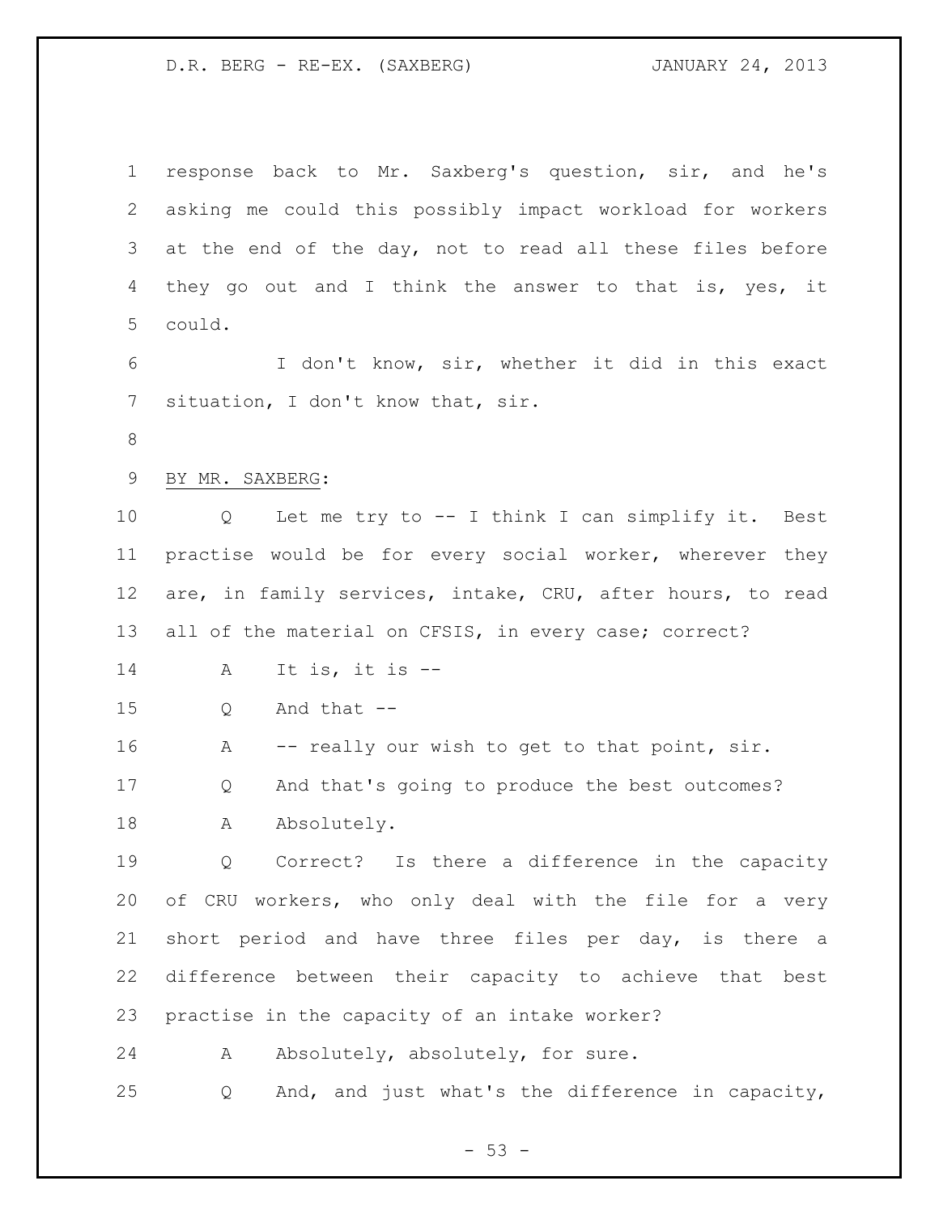response back to Mr. Saxberg's question, sir, and he's asking me could this possibly impact workload for workers at the end of the day, not to read all these files before they go out and I think the answer to that is, yes, it could.

I don't know, sir, whether it did in this exact situation, I don't know that, sir.

BY MR. SAXBERG:

Q Let me try to -- I think I can simplify it. Best practise would be for every social worker, wherever they are, in family services, intake, CRU, after hours, to read all of the material on CFSIS, in every case; correct?

A It is, it is --

Q And that --

A -- really our wish to get to that point, sir.

Q And that's going to produce the best outcomes?

A Absolutely.

Q Correct? Is there a difference in the capacity of CRU workers, who only deal with the file for a very short period and have three files per day, is there a difference between their capacity to achieve that best practise in the capacity of an intake worker?

A Absolutely, absolutely, for sure.

Q And, and just what's the difference in capacity,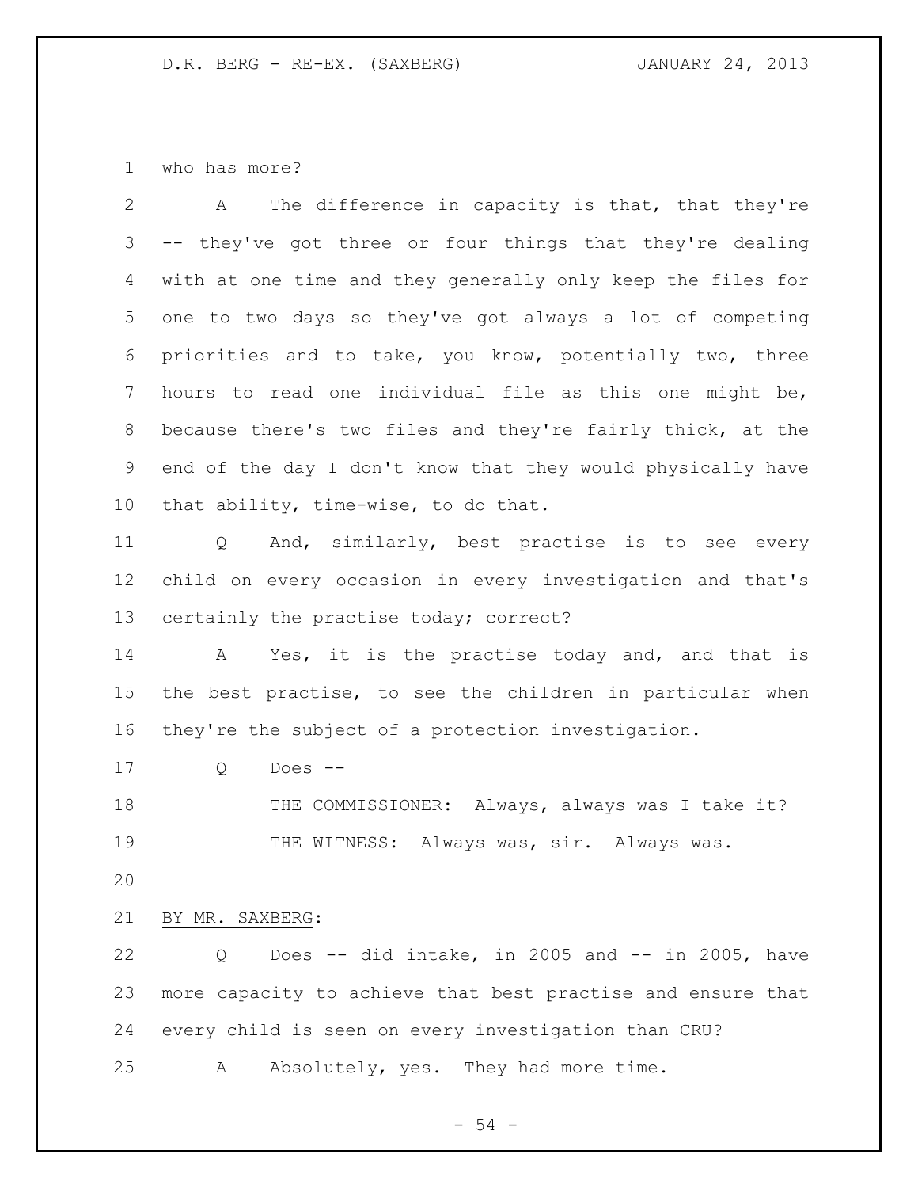who has more?

A The difference in capacity is that, that they're -- they've got three or four things that they're dealing with at one time and they generally only keep the files for one to two days so they've got always a lot of competing priorities and to take, you know, potentially two, three hours to read one individual file as this one might be, because there's two files and they're fairly thick, at the end of the day I don't know that they would physically have that ability, time-wise, to do that.

Q And, similarly, best practise is to see every child on every occasion in every investigation and that's certainly the practise today; correct?

A Yes, it is the practise today and, and that is the best practise, to see the children in particular when they're the subject of a protection investigation.

Q Does --

THE COMMISSIONER: Always, always was I take it?

THE WITNESS: Always was, sir. Always was.

BY MR. SAXBERG:

Q Does -- did intake, in 2005 and -- in 2005, have more capacity to achieve that best practise and ensure that every child is seen on every investigation than CRU?

A Absolutely, yes. They had more time.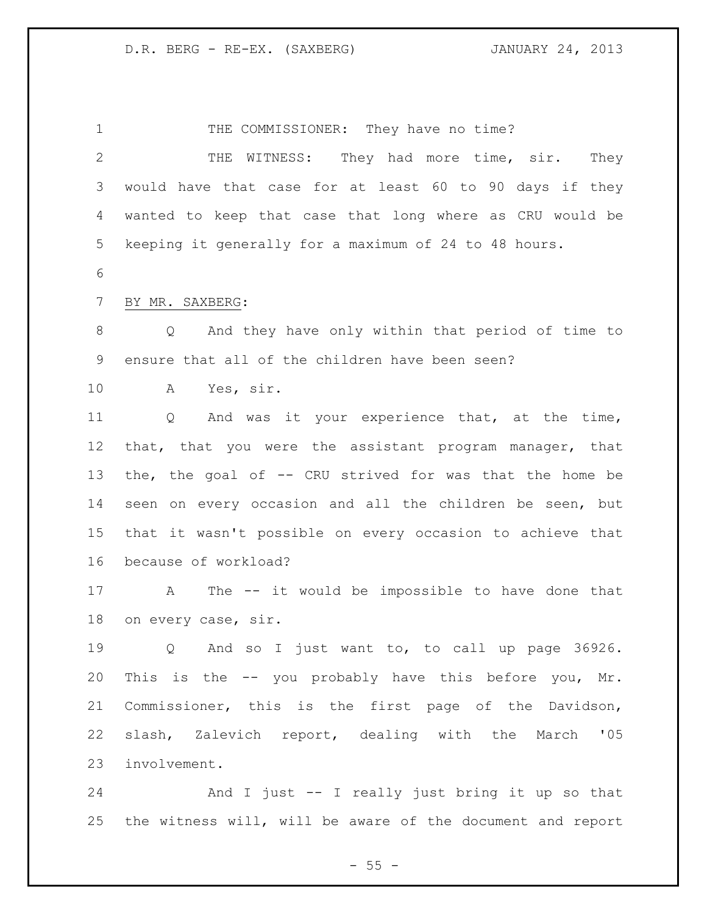THE COMMISSIONER: They have no time?

THE WITNESS: They had more time, sir. They would have that case for at least 60 to 90 days if they wanted to keep that case that long where as CRU would be keeping it generally for a maximum of 24 to 48 hours.

BY MR. SAXBERG:

Q And they have only within that period of time to ensure that all of the children have been seen?

A Yes, sir.

Q And was it your experience that, at the time, that, that you were the assistant program manager, that the, the goal of -- CRU strived for was that the home be seen on every occasion and all the children be seen, but that it wasn't possible on every occasion to achieve that because of workload?

A The -- it would be impossible to have done that on every case, sir.

Q And so I just want to, to call up page 36926. This is the -- you probably have this before you, Mr. Commissioner, this is the first page of the Davidson, slash, Zalevich report, dealing with the March '05 involvement.

And I just -- I really just bring it up so that the witness will, will be aware of the document and report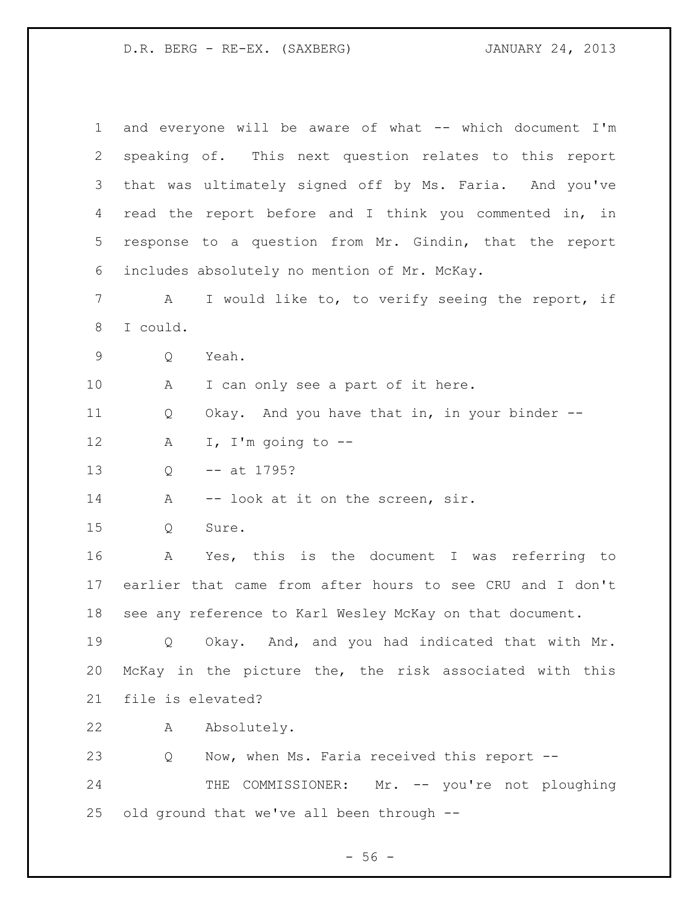and everyone will be aware of what -- which document I'm speaking of. This next question relates to this report that was ultimately signed off by Ms. Faria. And you've read the report before and I think you commented in, in response to a question from Mr. Gindin, that the report includes absolutely no mention of Mr. McKay.

A I would like to, to verify seeing the report, if I could.

Q Yeah.

A I can only see a part of it here.

Q Okay. And you have that in, in your binder --

A I, I'm going to --

Q -- at 1795?

A -- look at it on the screen, sir.

Q Sure.

A Yes, this is the document I was referring to earlier that came from after hours to see CRU and I don't see any reference to Karl Wesley McKay on that document.

Q Okay. And, and you had indicated that with Mr. McKay in the picture the, the risk associated with this file is elevated?

A Absolutely.

Q Now, when Ms. Faria received this report --

THE COMMISSIONER: Mr. -- you're not ploughing old ground that we've all been through --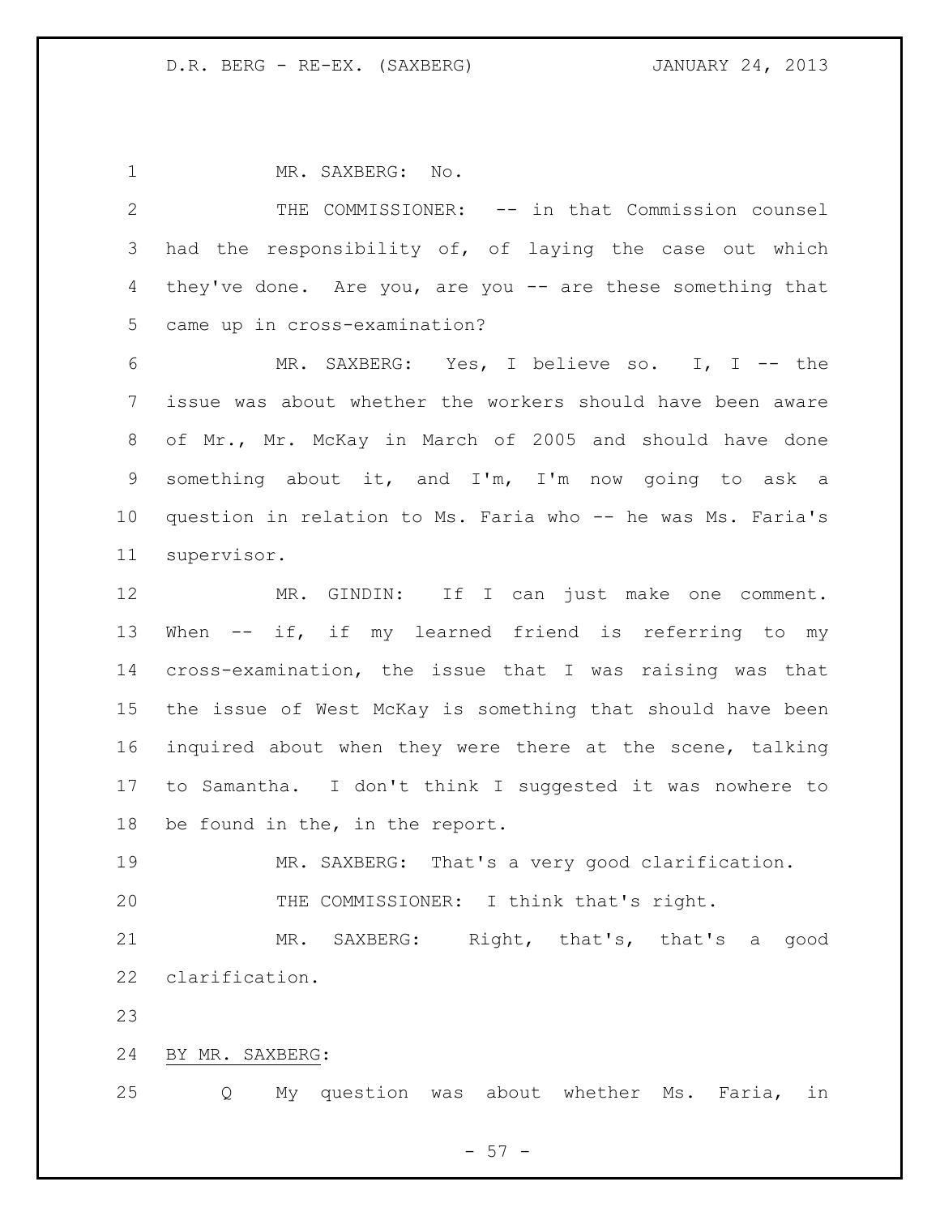MR. SAXBERG: No.

THE COMMISSIONER: -- in that Commission counsel had the responsibility of, of laying the case out which they've done. Are you, are you -- are these something that came up in cross-examination?

MR. SAXBERG: Yes, I believe so. I, I -- the issue was about whether the workers should have been aware of Mr., Mr. McKay in March of 2005 and should have done something about it, and I'm, I'm now going to ask a question in relation to Ms. Faria who -- he was Ms. Faria's supervisor.

MR. GINDIN: If I can just make one comment. When -- if, if my learned friend is referring to my cross-examination, the issue that I was raising was that the issue of West McKay is something that should have been inquired about when they were there at the scene, talking to Samantha. I don't think I suggested it was nowhere to be found in the, in the report.

MR. SAXBERG: That's a very good clarification.

THE COMMISSIONER: I think that's right.

MR. SAXBERG: Right, that's, that's a good clarification.

BY MR. SAXBERG:

Q My question was about whether Ms. Faria, in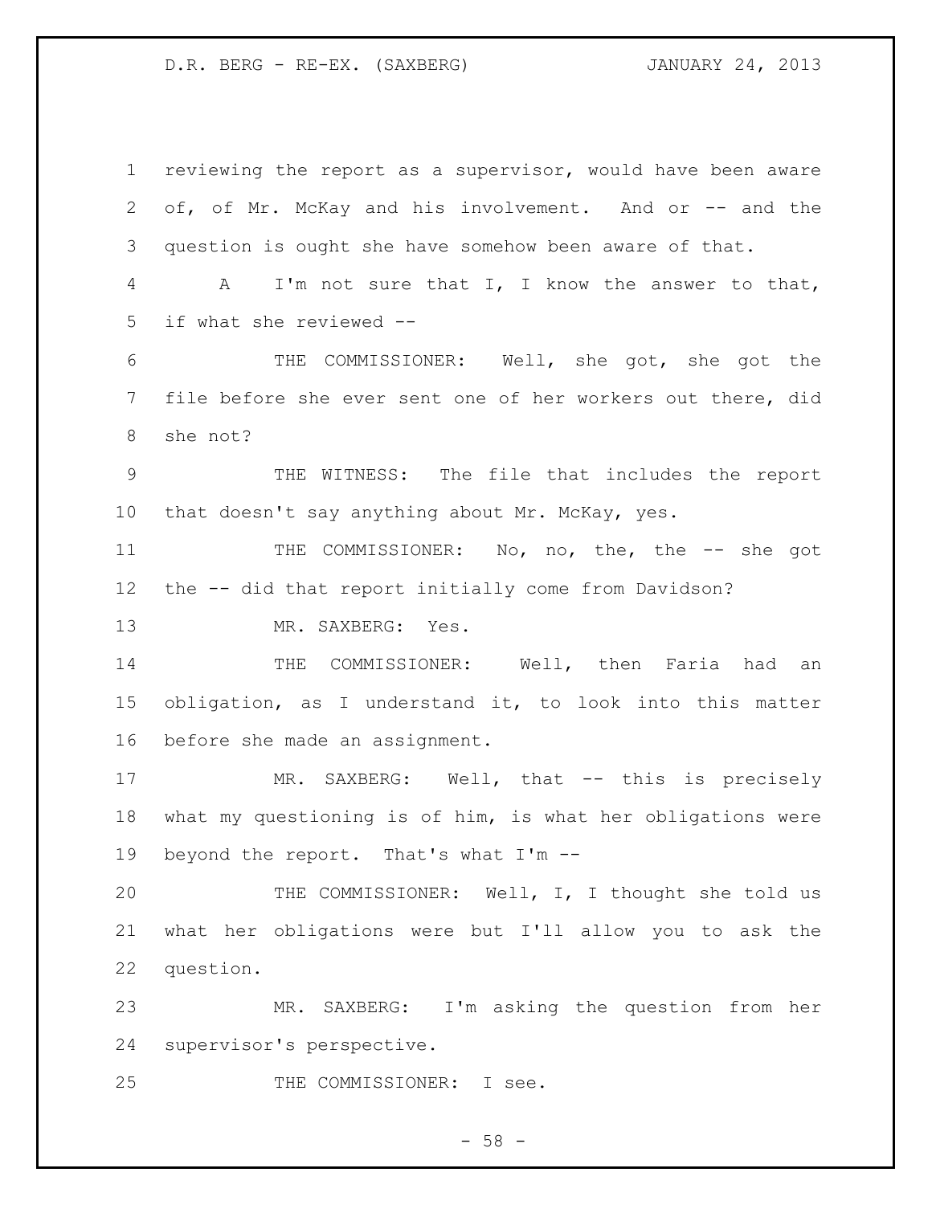reviewing the report as a supervisor, would have been aware of, of Mr. McKay and his involvement. And or -- and the question is ought she have somehow been aware of that.

A I'm not sure that I, I know the answer to that, if what she reviewed --

THE COMMISSIONER: Well, she got, she got the file before she ever sent one of her workers out there, did she not?

THE WITNESS: The file that includes the report that doesn't say anything about Mr. McKay, yes.

THE COMMISSIONER: No, no, the, the -- she got the -- did that report initially come from Davidson?

MR. SAXBERG: Yes.

THE COMMISSIONER: Well, then Faria had an obligation, as I understand it, to look into this matter before she made an assignment.

MR. SAXBERG: Well, that -- this is precisely what my questioning is of him, is what her obligations were beyond the report. That's what I'm --

THE COMMISSIONER: Well, I, I thought she told us what her obligations were but I'll allow you to ask the question.

MR. SAXBERG: I'm asking the question from her supervisor's perspective.

THE COMMISSIONER: I see.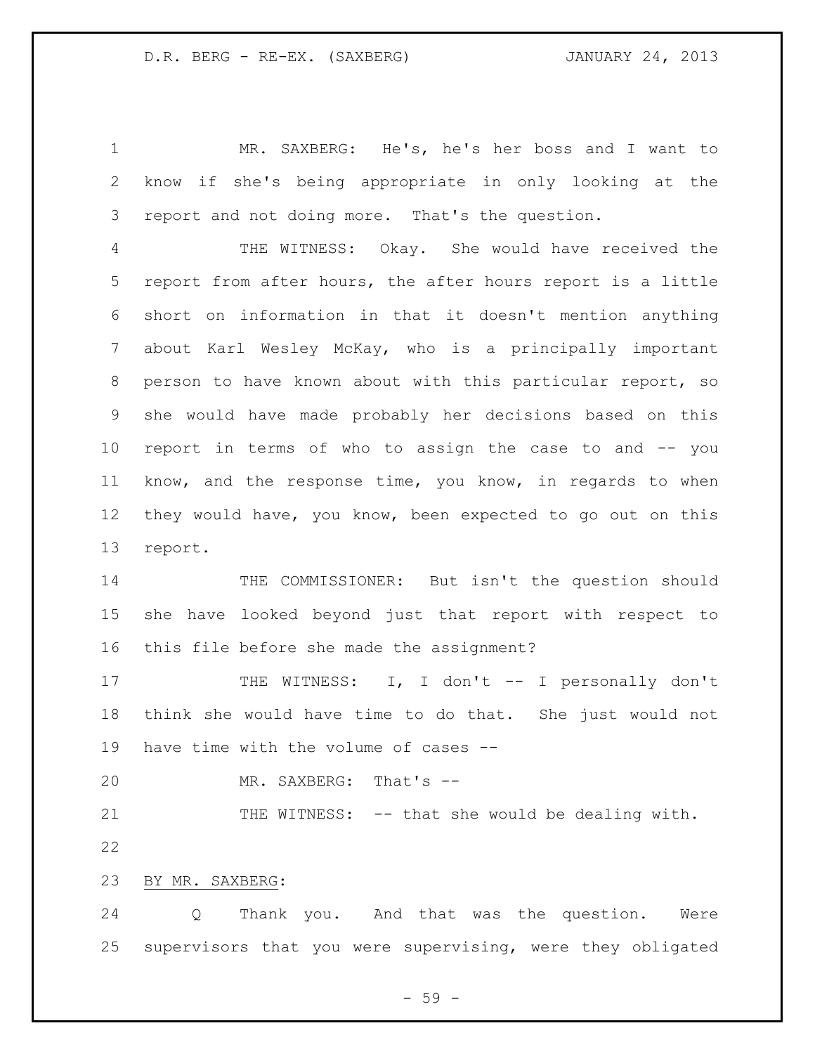MR. SAXBERG: He's, he's her boss and I want to know if she's being appropriate in only looking at the report and not doing more. That's the question.

THE WITNESS: Okay. She would have received the report from after hours, the after hours report is a little short on information in that it doesn't mention anything about Karl Wesley McKay, who is a principally important person to have known about with this particular report, so she would have made probably her decisions based on this report in terms of who to assign the case to and -- you know, and the response time, you know, in regards to when they would have, you know, been expected to go out on this report.

THE COMMISSIONER: But isn't the question should she have looked beyond just that report with respect to this file before she made the assignment?

THE WITNESS: I, I don't -- I personally don't think she would have time to do that. She just would not have time with the volume of cases --

MR. SAXBERG: That's --

THE WITNESS: -- that she would be dealing with.

BY MR. SAXBERG:

Q Thank you. And that was the question. Were supervisors that you were supervising, were they obligated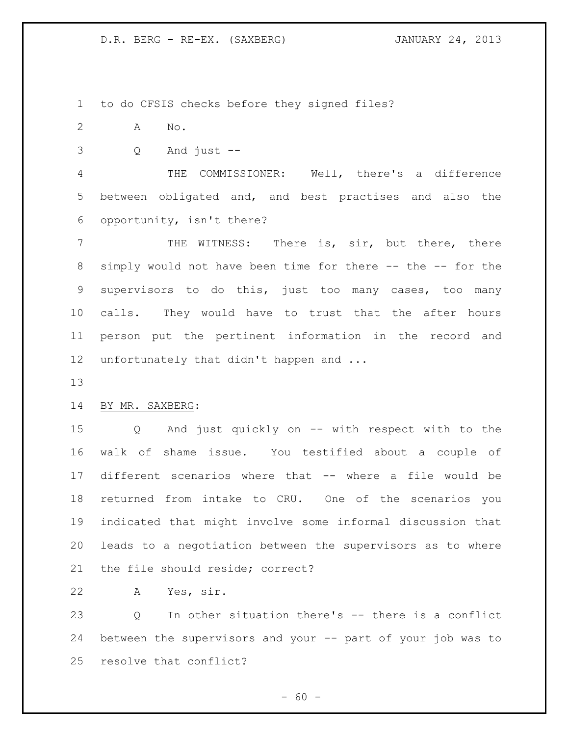to do CFSIS checks before they signed files?

A No.

Q And just --

THE COMMISSIONER: Well, there's a difference between obligated and, and best practises and also the opportunity, isn't there?

THE WITNESS: There is, sir, but there, there simply would not have been time for there -- the -- for the supervisors to do this, just too many cases, too many calls. They would have to trust that the after hours person put the pertinent information in the record and unfortunately that didn't happen and ...

BY MR. SAXBERG:

Q And just quickly on -- with respect with to the walk of shame issue. You testified about a couple of different scenarios where that -- where a file would be returned from intake to CRU. One of the scenarios you indicated that might involve some informal discussion that leads to a negotiation between the supervisors as to where the file should reside; correct?

A Yes, sir.

Q In other situation there's -- there is a conflict between the supervisors and your -- part of your job was to resolve that conflict?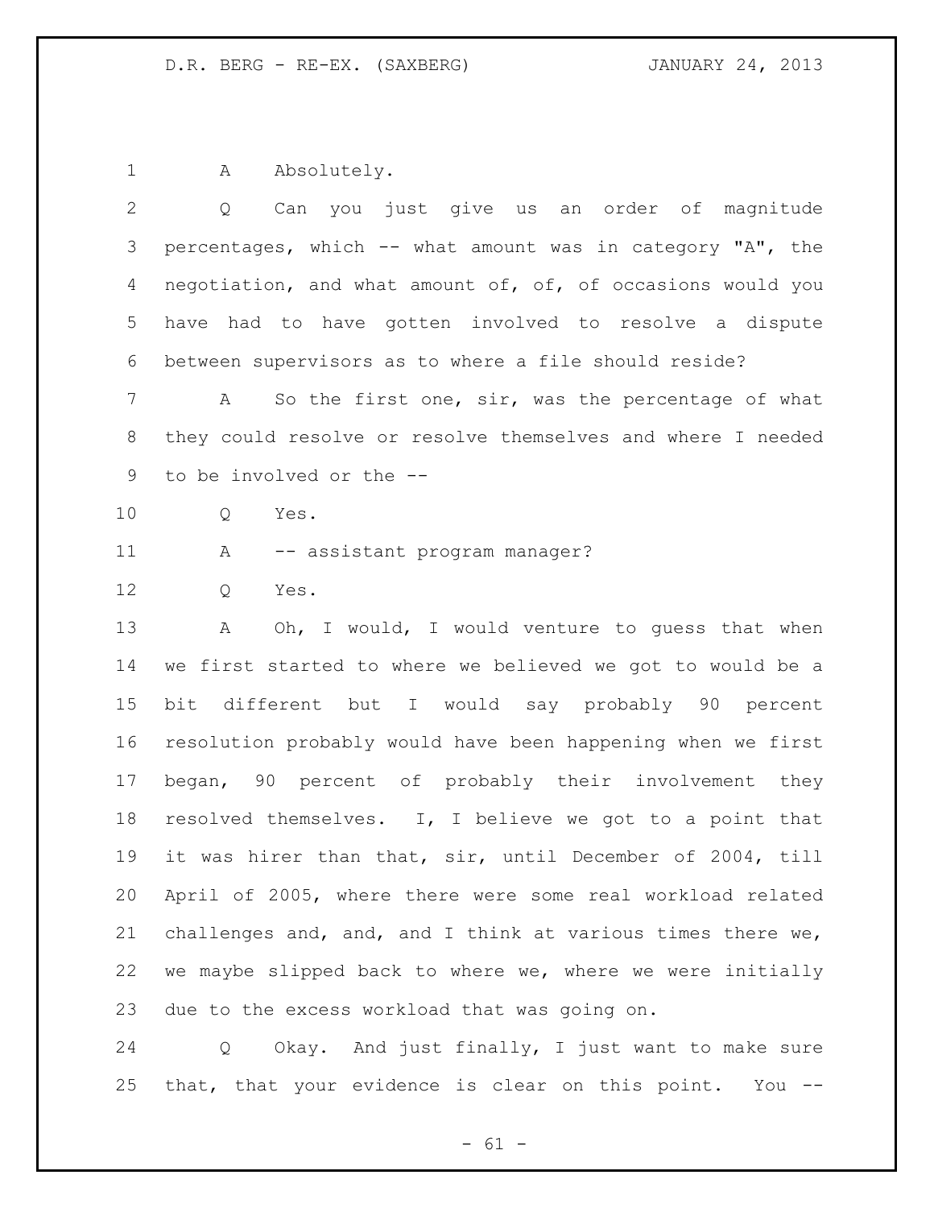A Absolutely.

Q Can you just give us an order of magnitude percentages, which -- what amount was in category "A", the negotiation, and what amount of, of, of occasions would you have had to have gotten involved to resolve a dispute between supervisors as to where a file should reside?

A So the first one, sir, was the percentage of what they could resolve or resolve themselves and where I needed to be involved or the --

Q Yes.

A -- assistant program manager?

Q Yes.

A Oh, I would, I would venture to guess that when we first started to where we believed we got to would be a bit different but I would say probably 90 percent resolution probably would have been happening when we first began, 90 percent of probably their involvement they resolved themselves. I, I believe we got to a point that it was hirer than that, sir, until December of 2004, till April of 2005, where there were some real workload related challenges and, and, and I think at various times there we, we maybe slipped back to where we, where we were initially due to the excess workload that was going on.

Q Okay. And just finally, I just want to make sure that, that your evidence is clear on this point. You --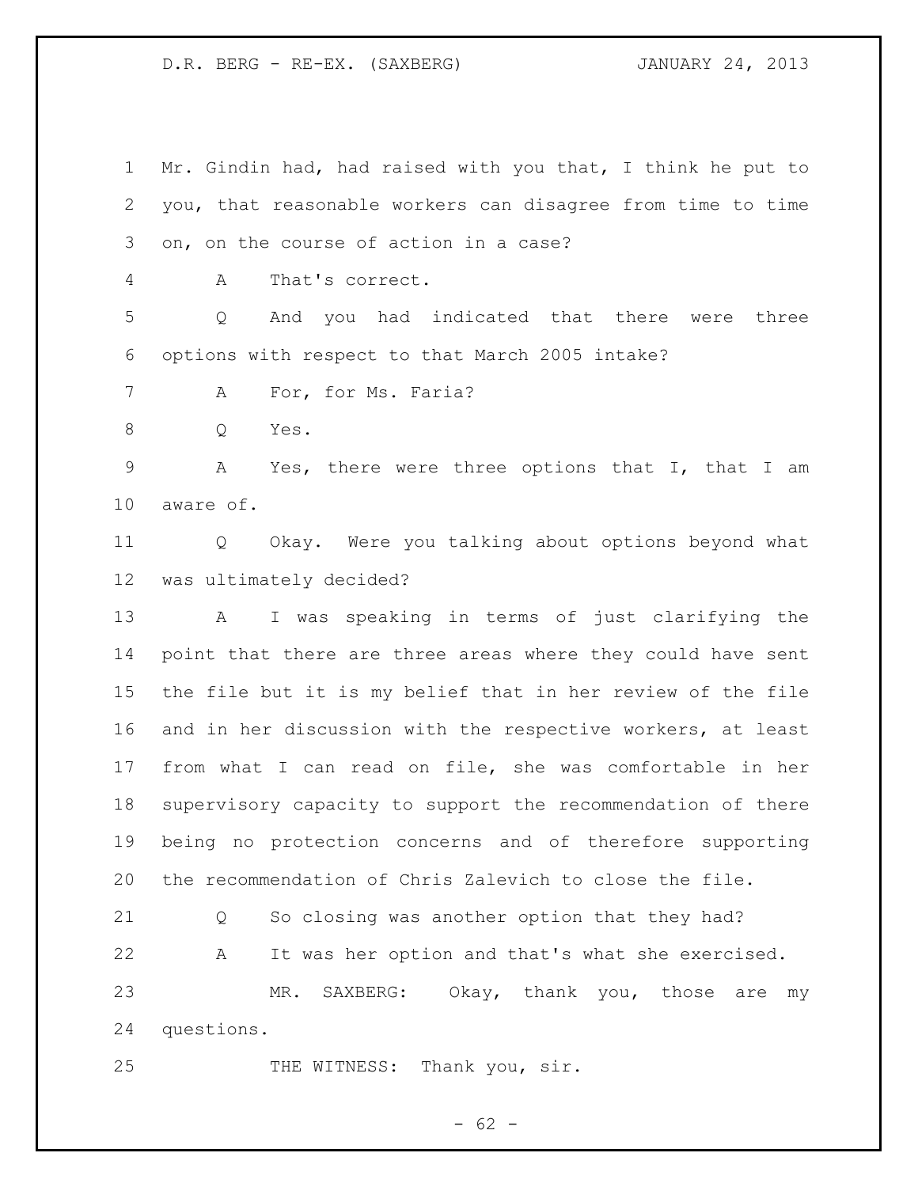Mr. Gindin had, had raised with you that, I think he put to you, that reasonable workers can disagree from time to time on, on the course of action in a case?

A That's correct.

Q And you had indicated that there were three options with respect to that March 2005 intake?

A For, for Ms. Faria?

Q Yes.

A Yes, there were three options that I, that I am aware of.

Q Okay. Were you talking about options beyond what was ultimately decided?

A I was speaking in terms of just clarifying the point that there are three areas where they could have sent the file but it is my belief that in her review of the file and in her discussion with the respective workers, at least from what I can read on file, she was comfortable in her supervisory capacity to support the recommendation of there being no protection concerns and of therefore supporting the recommendation of Chris Zalevich to close the file.

Q So closing was another option that they had?

A It was her option and that's what she exercised.

MR. SAXBERG: Okay, thank you, those are my questions.

THE WITNESS: Thank you, sir.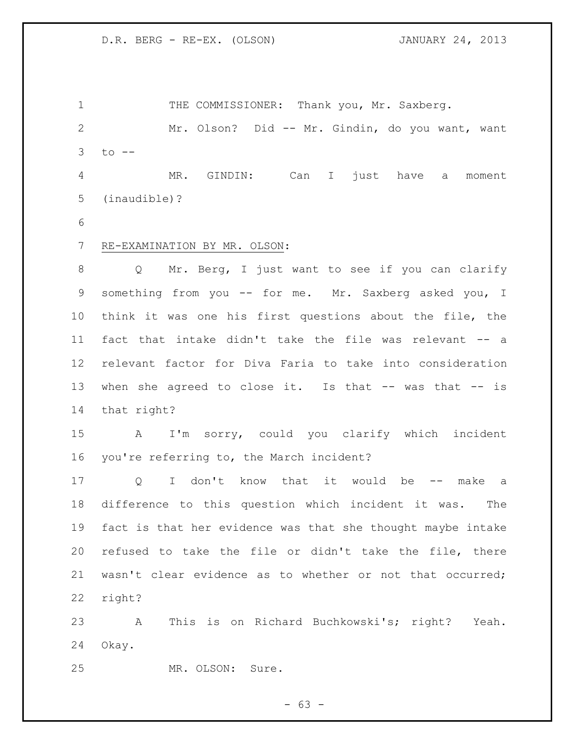THE COMMISSIONER: Thank you, Mr. Saxberg.

Mr. Olson? Did -- Mr. Gindin, do you want, want to --

MR. GINDIN: Can I just have a moment (inaudible)?

RE-EXAMINATION BY MR. OLSON:

Q Mr. Berg, I just want to see if you can clarify something from you -- for me. Mr. Saxberg asked you, I think it was one his first questions about the file, the fact that intake didn't take the file was relevant -- a relevant factor for Diva Faria to take into consideration when she agreed to close it. Is that -- was that -- is that right?

A I'm sorry, could you clarify which incident you're referring to, the March incident?

Q I don't know that it would be -- make a difference to this question which incident it was. The fact is that her evidence was that she thought maybe intake refused to take the file or didn't take the file, there wasn't clear evidence as to whether or not that occurred; right?

A This is on Richard Buchkowski's; right? Yeah. Okay.

MR. OLSON: Sure.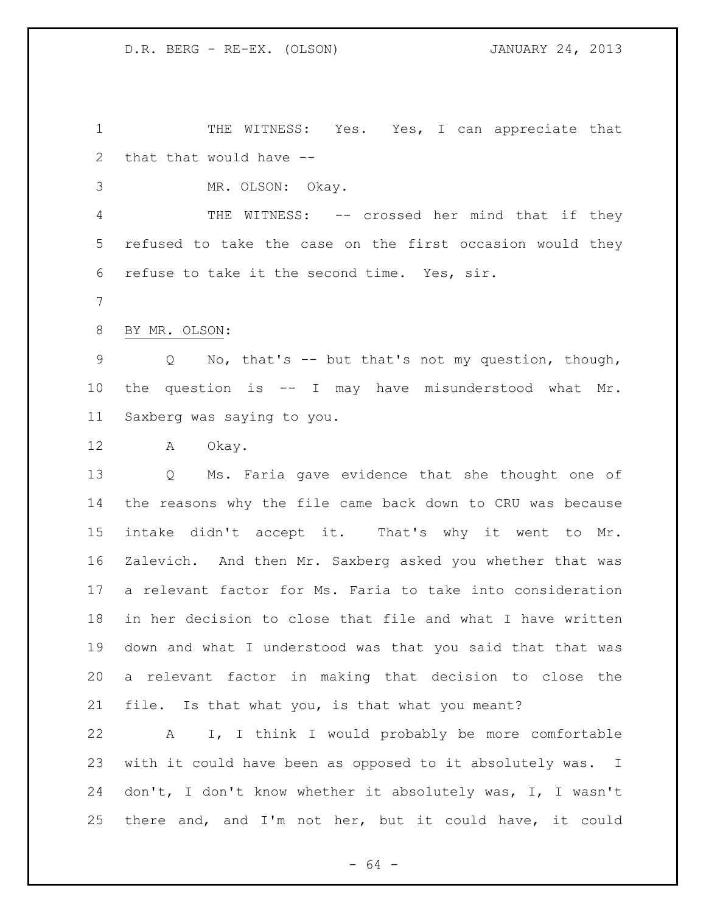THE WITNESS: Yes. Yes, I can appreciate that that that would have --

MR. OLSON: Okay.

THE WITNESS: -- crossed her mind that if they refused to take the case on the first occasion would they refuse to take it the second time. Yes, sir.

BY MR. OLSON:

Q No, that's -- but that's not my question, though, the question is -- I may have misunderstood what Mr. Saxberg was saying to you.

A Okay.

Q Ms. Faria gave evidence that she thought one of the reasons why the file came back down to CRU was because intake didn't accept it. That's why it went to Mr. Zalevich. And then Mr. Saxberg asked you whether that was a relevant factor for Ms. Faria to take into consideration in her decision to close that file and what I have written down and what I understood was that you said that that was a relevant factor in making that decision to close the file. Is that what you, is that what you meant?

A I, I think I would probably be more comfortable with it could have been as opposed to it absolutely was. I don't, I don't know whether it absolutely was, I, I wasn't there and, and I'm not her, but it could have, it could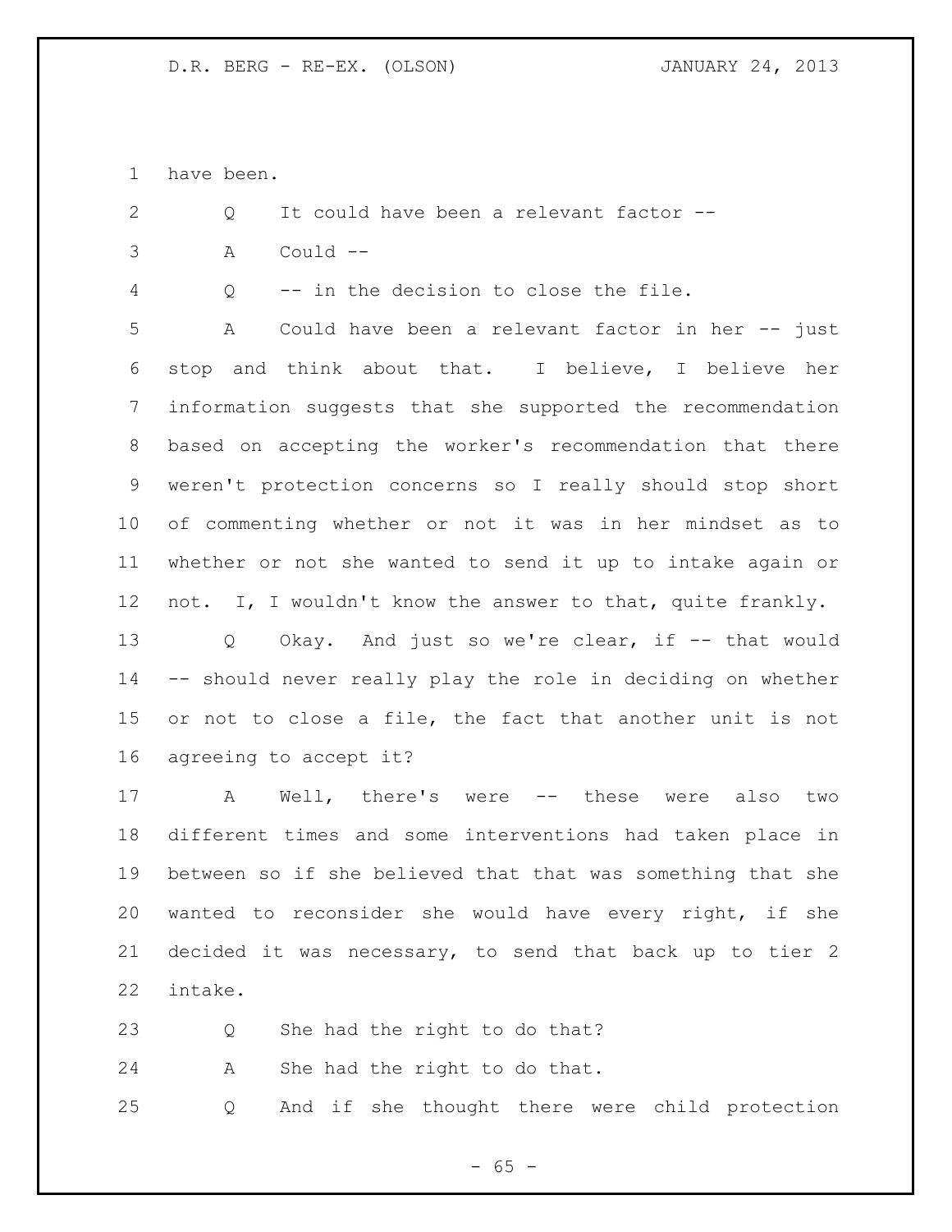have been.

Q It could have been a relevant factor --

A Could --

Q -- in the decision to close the file.

A Could have been a relevant factor in her -- just stop and think about that. I believe, I believe her information suggests that she supported the recommendation based on accepting the worker's recommendation that there weren't protection concerns so I really should stop short of commenting whether or not it was in her mindset as to whether or not she wanted to send it up to intake again or not. I, I wouldn't know the answer to that, quite frankly.

Q Okay. And just so we're clear, if -- that would -- should never really play the role in deciding on whether or not to close a file, the fact that another unit is not agreeing to accept it?

A Well, there's were -- these were also two different times and some interventions had taken place in between so if she believed that that was something that she wanted to reconsider she would have every right, if she decided it was necessary, to send that back up to tier 2 intake.

Q She had the right to do that?

A She had the right to do that.

Q And if she thought there were child protection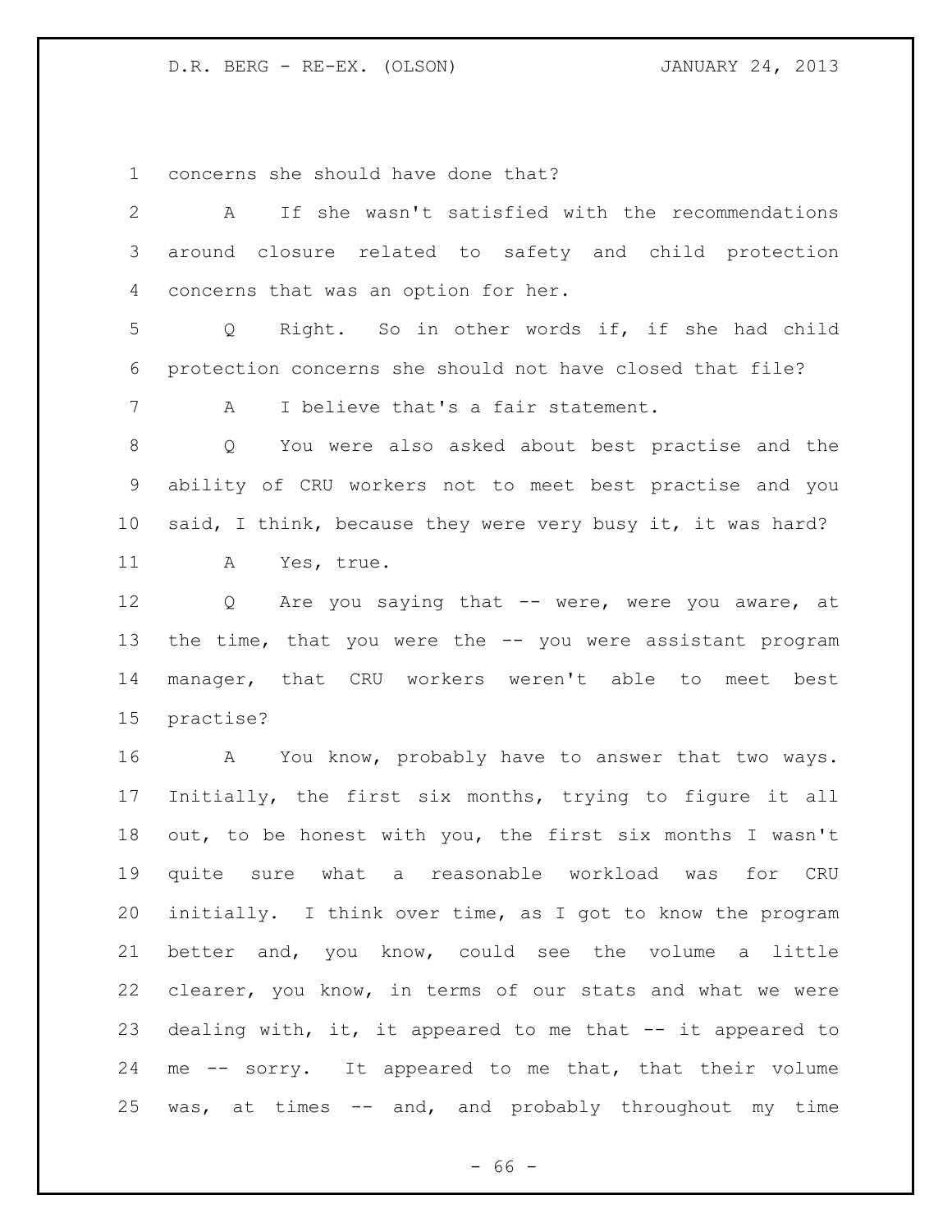concerns she should have done that?

A If she wasn't satisfied with the recommendations around closure related to safety and child protection concerns that was an option for her.

Q Right. So in other words if, if she had child protection concerns she should not have closed that file?

A I believe that's a fair statement.

Q You were also asked about best practise and the ability of CRU workers not to meet best practise and you said, I think, because they were very busy it, it was hard?

A Yes, true.

Q Are you saying that -- were, were you aware, at the time, that you were the -- you were assistant program manager, that CRU workers weren't able to meet best practise?

A You know, probably have to answer that two ways. Initially, the first six months, trying to figure it all out, to be honest with you, the first six months I wasn't quite sure what a reasonable workload was for CRU initially. I think over time, as I got to know the program better and, you know, could see the volume a little clearer, you know, in terms of our stats and what we were dealing with, it, it appeared to me that -- it appeared to me -- sorry. It appeared to me that, that their volume was, at times -- and, and probably throughout my time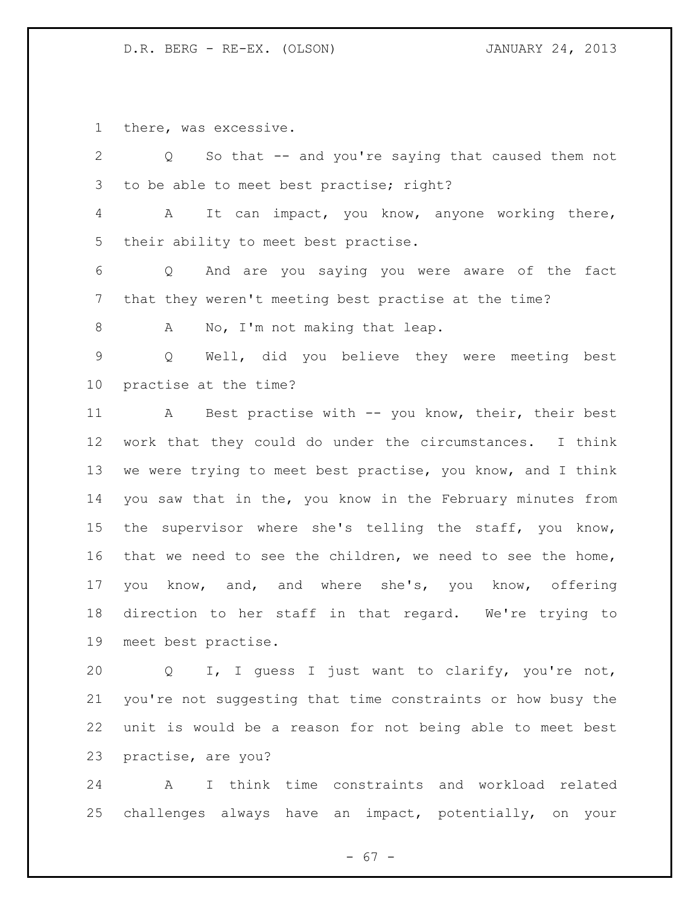there, was excessive.

Q So that -- and you're saying that caused them not to be able to meet best practise; right?

A It can impact, you know, anyone working there, their ability to meet best practise.

Q And are you saying you were aware of the fact that they weren't meeting best practise at the time?

A No, I'm not making that leap.

Q Well, did you believe they were meeting best practise at the time?

A Best practise with -- you know, their, their best work that they could do under the circumstances. I think we were trying to meet best practise, you know, and I think you saw that in the, you know in the February minutes from the supervisor where she's telling the staff, you know, that we need to see the children, we need to see the home, you know, and, and where she's, you know, offering direction to her staff in that regard. We're trying to meet best practise.

Q I, I guess I just want to clarify, you're not, you're not suggesting that time constraints or how busy the unit is would be a reason for not being able to meet best practise, are you?

A I think time constraints and workload related challenges always have an impact, potentially, on your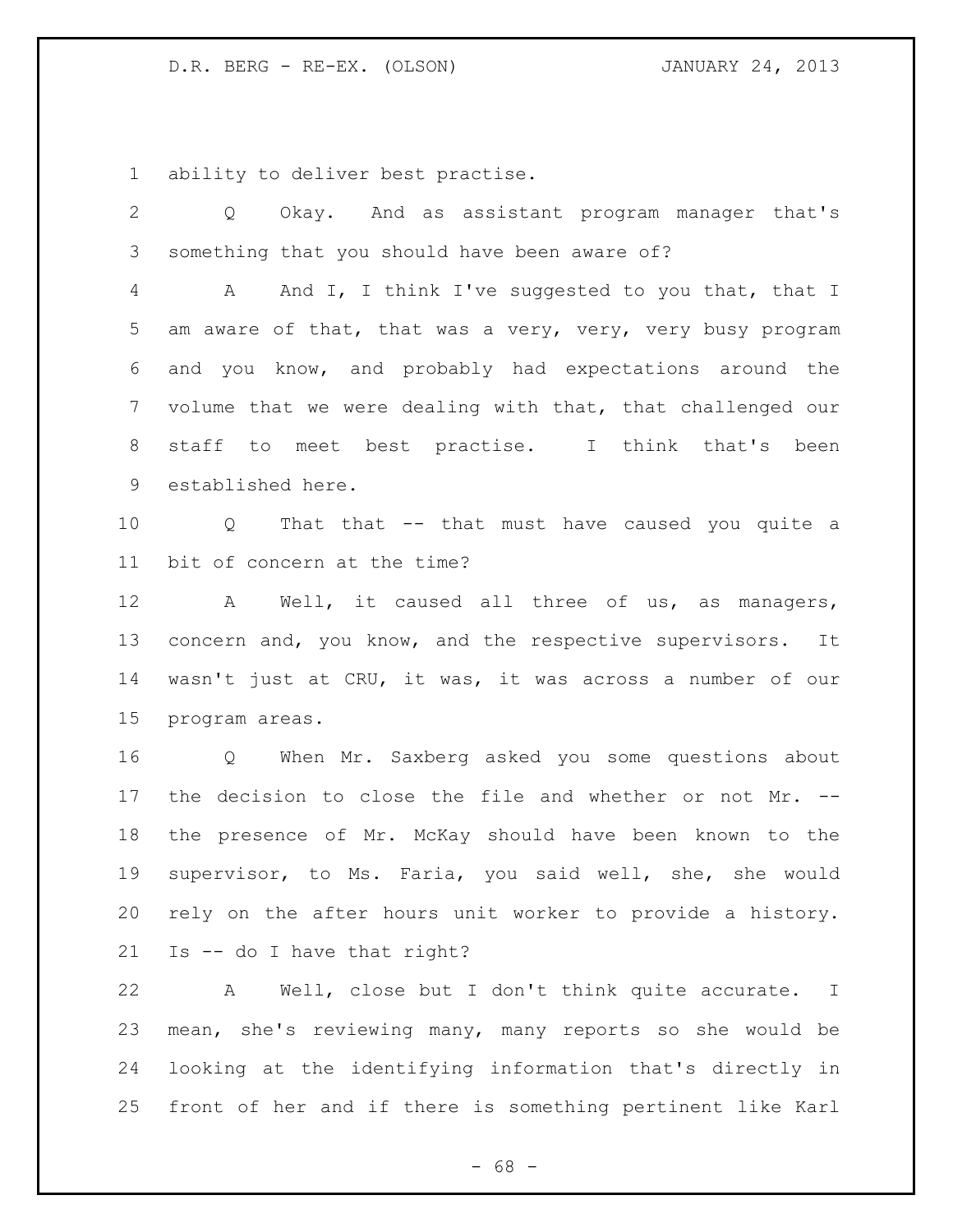ability to deliver best practise.

Q Okay. And as assistant program manager that's something that you should have been aware of?

A And I, I think I've suggested to you that, that I am aware of that, that was a very, very, very busy program and you know, and probably had expectations around the volume that we were dealing with that, that challenged our staff to meet best practise. I think that's been established here.

Q That that -- that must have caused you quite a bit of concern at the time?

A Well, it caused all three of us, as managers, concern and, you know, and the respective supervisors. It wasn't just at CRU, it was, it was across a number of our program areas.

Q When Mr. Saxberg asked you some questions about the decision to close the file and whether or not Mr. -- the presence of Mr. McKay should have been known to the supervisor, to Ms. Faria, you said well, she, she would rely on the after hours unit worker to provide a history. Is -- do I have that right?

A Well, close but I don't think quite accurate. I mean, she's reviewing many, many reports so she would be looking at the identifying information that's directly in front of her and if there is something pertinent like Karl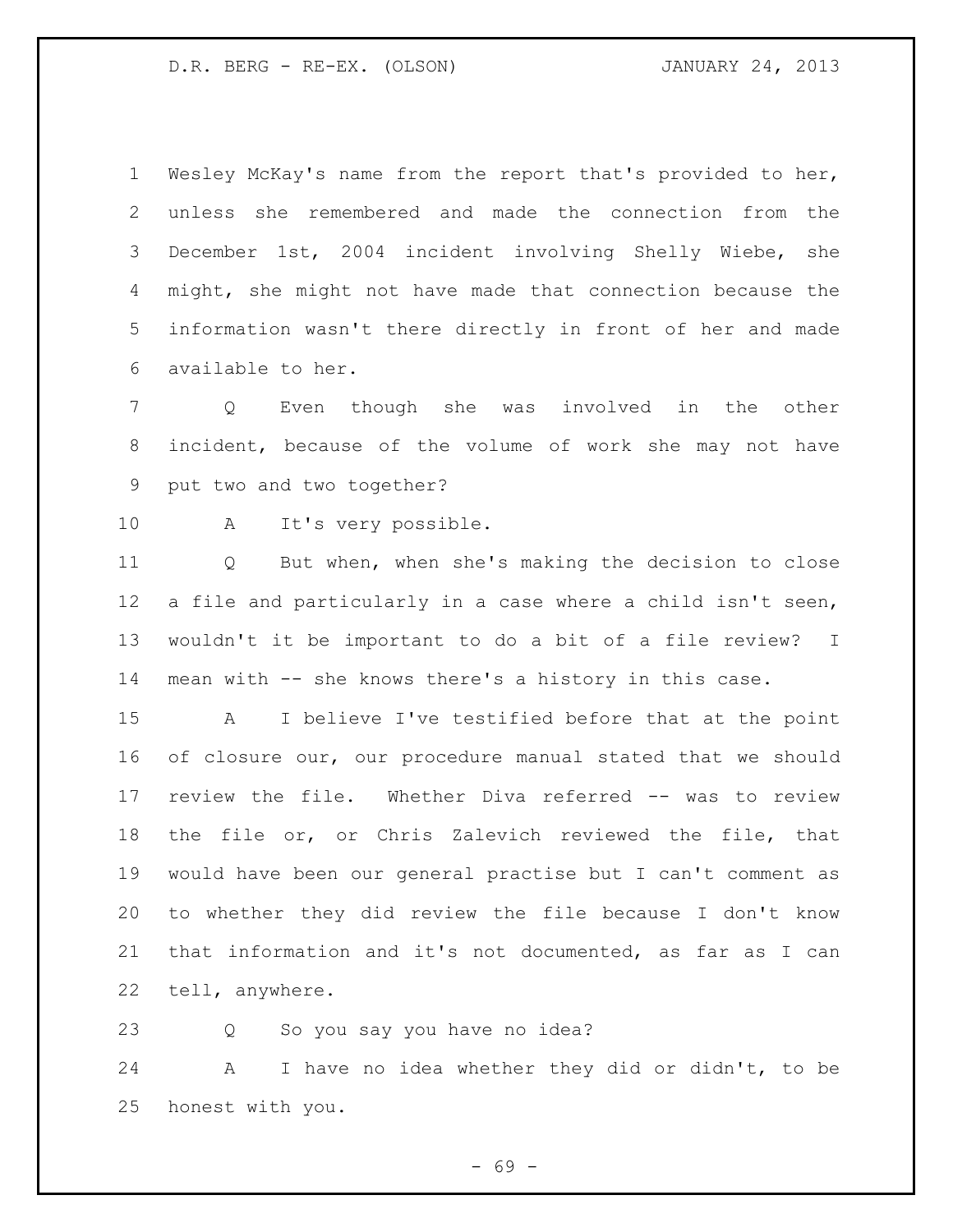Wesley McKay's name from the report that's provided to her, unless she remembered and made the connection from the December 1st, 2004 incident involving Shelly Wiebe, she might, she might not have made that connection because the information wasn't there directly in front of her and made available to her.

Q Even though she was involved in the other incident, because of the volume of work she may not have put two and two together?

A It's very possible.

Q But when, when she's making the decision to close a file and particularly in a case where a child isn't seen, wouldn't it be important to do a bit of a file review? I mean with -- she knows there's a history in this case.

A I believe I've testified before that at the point of closure our, our procedure manual stated that we should review the file. Whether Diva referred -- was to review the file or, or Chris Zalevich reviewed the file, that would have been our general practise but I can't comment as to whether they did review the file because I don't know that information and it's not documented, as far as I can tell, anywhere.

Q So you say you have no idea?

A I have no idea whether they did or didn't, to be honest with you.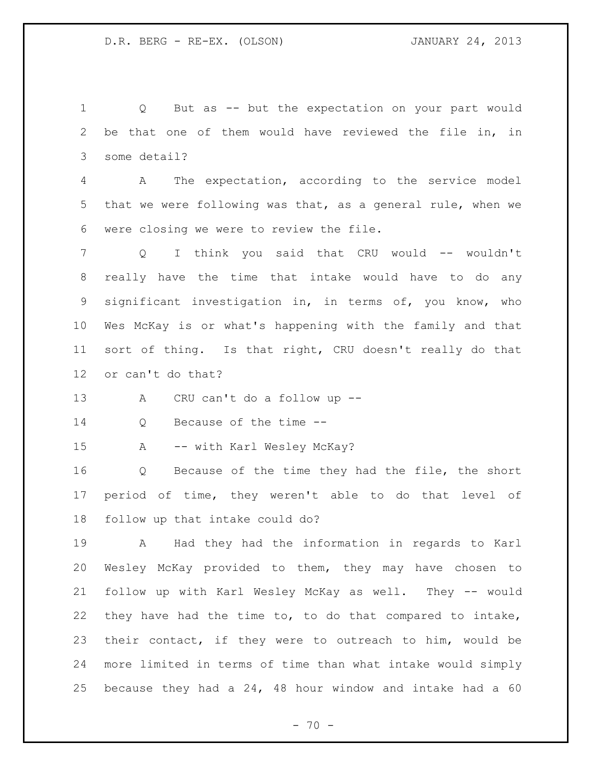Q But as -- but the expectation on your part would be that one of them would have reviewed the file in, in some detail?

A The expectation, according to the service model that we were following was that, as a general rule, when we were closing we were to review the file.

Q I think you said that CRU would -- wouldn't really have the time that intake would have to do any significant investigation in, in terms of, you know, who Wes McKay is or what's happening with the family and that sort of thing. Is that right, CRU doesn't really do that or can't do that?

A CRU can't do a follow up --

Q Because of the time --

A -- with Karl Wesley McKay?

Q Because of the time they had the file, the short period of time, they weren't able to do that level of follow up that intake could do?

A Had they had the information in regards to Karl Wesley McKay provided to them, they may have chosen to follow up with Karl Wesley McKay as well. They -- would they have had the time to, to do that compared to intake, their contact, if they were to outreach to him, would be more limited in terms of time than what intake would simply because they had a 24, 48 hour window and intake had a 60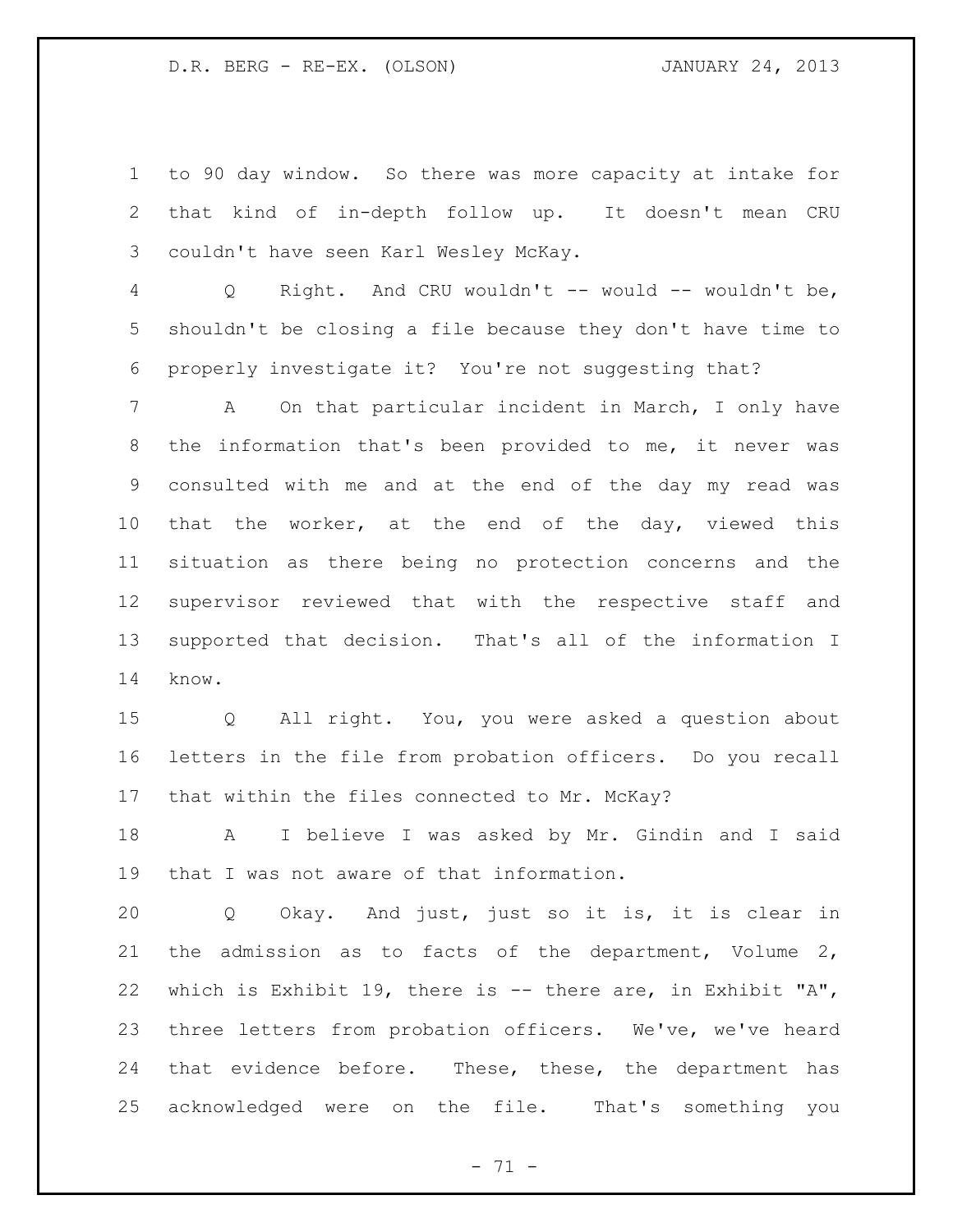to 90 day window. So there was more capacity at intake for that kind of in-depth follow up. It doesn't mean CRU couldn't have seen Karl Wesley McKay.

Q Right. And CRU wouldn't -- would -- wouldn't be, shouldn't be closing a file because they don't have time to properly investigate it? You're not suggesting that?

A On that particular incident in March, I only have the information that's been provided to me, it never was consulted with me and at the end of the day my read was that the worker, at the end of the day, viewed this situation as there being no protection concerns and the supervisor reviewed that with the respective staff and supported that decision. That's all of the information I know.

Q All right. You, you were asked a question about letters in the file from probation officers. Do you recall that within the files connected to Mr. McKay?

A I believe I was asked by Mr. Gindin and I said that I was not aware of that information.

Q Okay. And just, just so it is, it is clear in the admission as to facts of the department, Volume 2, which is Exhibit 19, there is -- there are, in Exhibit "A", three letters from probation officers. We've, we've heard that evidence before. These, these, the department has acknowledged were on the file. That's something you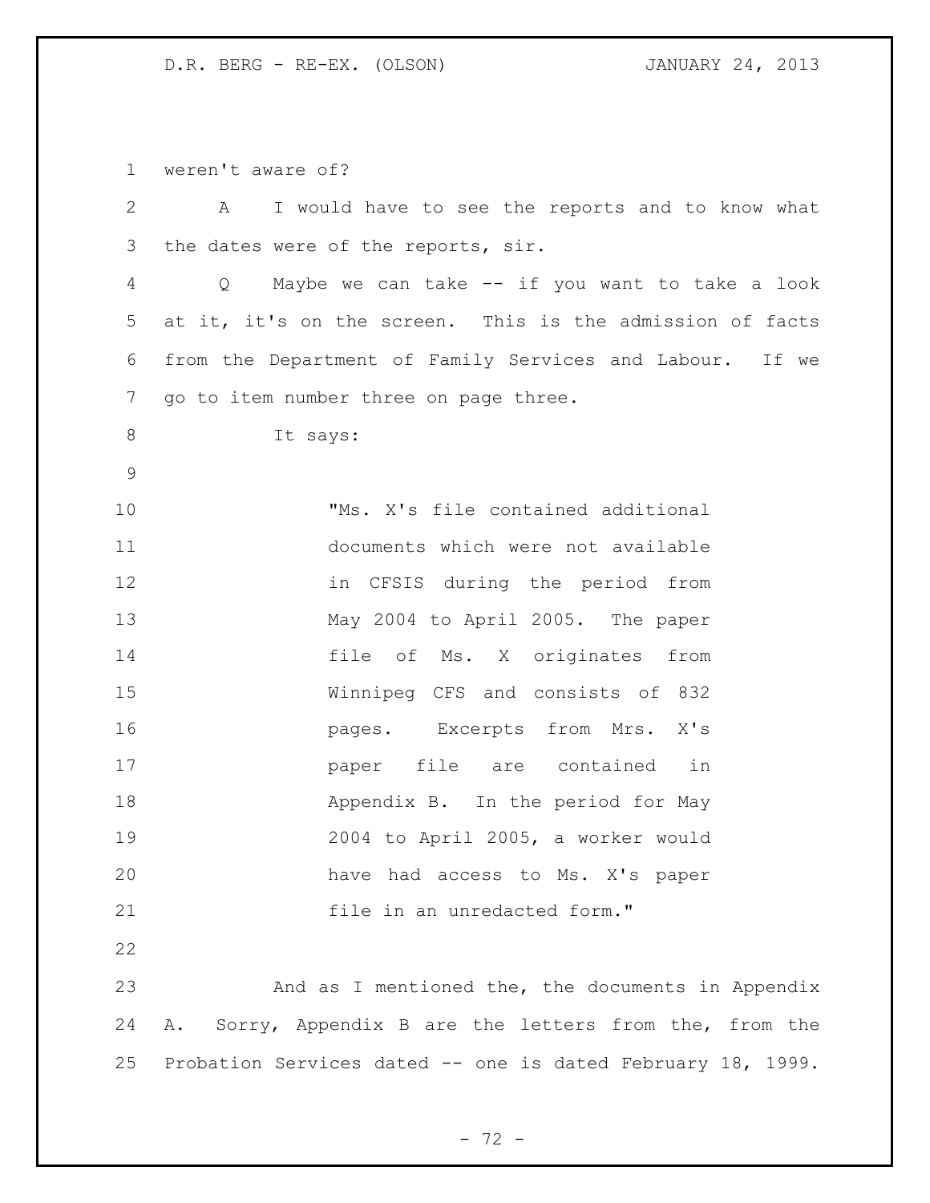weren't aware of?

A I would have to see the reports and to know what the dates were of the reports, sir.

Q Maybe we can take -- if you want to take a look at it, it's on the screen. This is the admission of facts from the Department of Family Services and Labour. If we go to item number three on page three.

It says:

> "Ms. X's file contained additional documents which were not available in CFSIS during the period from May 2004 to April 2005. The paper file of Ms. X originates from Winnipeg CFS and consists of 832 pages. Excerpts from Mrs. X's paper file are contained in Appendix B. In the period for May 2004 to April 2005, a worker would have had access to Ms. X's paper file in an unredacted form."

And as I mentioned the, the documents in Appendix A. Sorry, Appendix B are the letters from the, from the Probation Services dated -- one is dated February 18, 1999.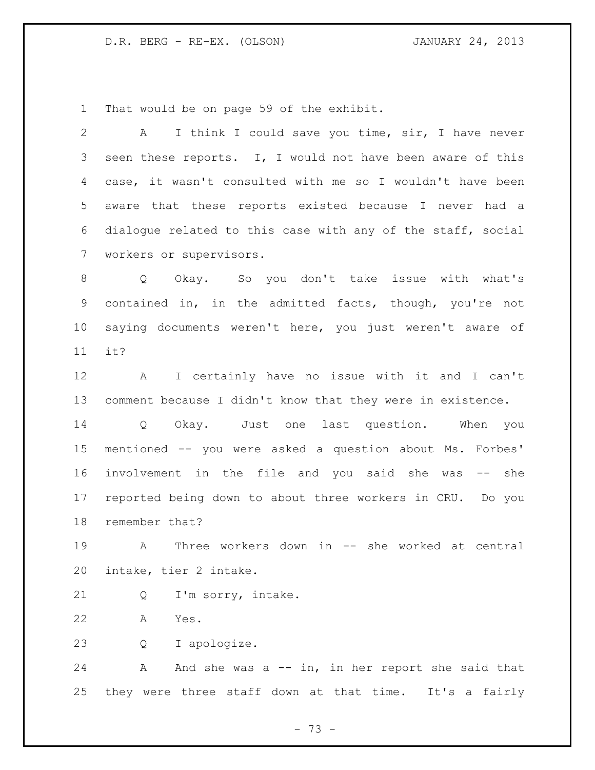That would be on page 59 of the exhibit.

A I think I could save you time, sir, I have never seen these reports. I, I would not have been aware of this case, it wasn't consulted with me so I wouldn't have been aware that these reports existed because I never had a dialogue related to this case with any of the staff, social workers or supervisors.

Q Okay. So you don't take issue with what's contained in, in the admitted facts, though, you're not saying documents weren't here, you just weren't aware of it?

A I certainly have no issue with it and I can't comment because I didn't know that they were in existence.

Q Okay. Just one last question. When you mentioned -- you were asked a question about Ms. Forbes' involvement in the file and you said she was -- she reported being down to about three workers in CRU. Do you remember that?

A Three workers down in -- she worked at central intake, tier 2 intake.

Q I'm sorry, intake.

A Yes.

Q I apologize.

A And she was a -- in, in her report she said that they were three staff down at that time. It's a fairly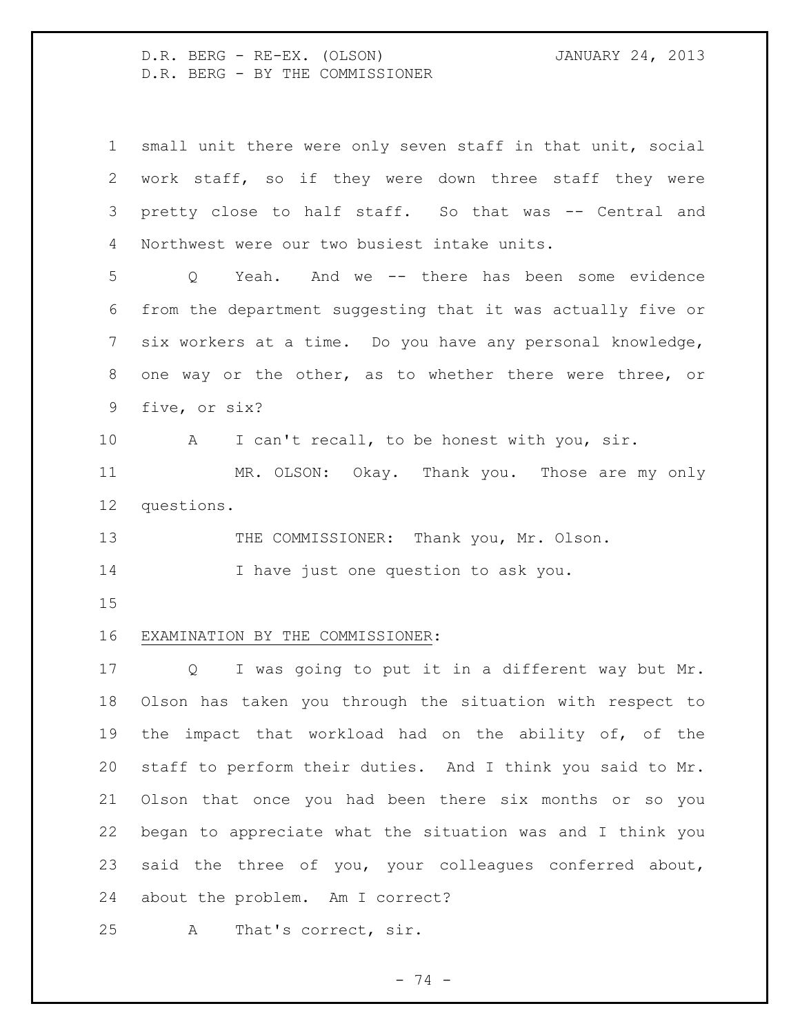small unit there were only seven staff in that unit, social work staff, so if they were down three staff they were pretty close to half staff. So that was -- Central and Northwest were our two busiest intake units.

Q Yeah. And we -- there has been some evidence from the department suggesting that it was actually five or six workers at a time. Do you have any personal knowledge, one way or the other, as to whether there were three, or five, or six?

A I can't recall, to be honest with you, sir.

MR. OLSON: Okay. Thank you. Those are my only questions.

THE COMMISSIONER: Thank you, Mr. Olson.

I have just one question to ask you.

EXAMINATION BY THE COMMISSIONER:

Q I was going to put it in a different way but Mr. Olson has taken you through the situation with respect to the impact that workload had on the ability of, of the staff to perform their duties. And I think you said to Mr. Olson that once you had been there six months or so you began to appreciate what the situation was and I think you said the three of you, your colleagues conferred about, about the problem. Am I correct?

A That's correct, sir.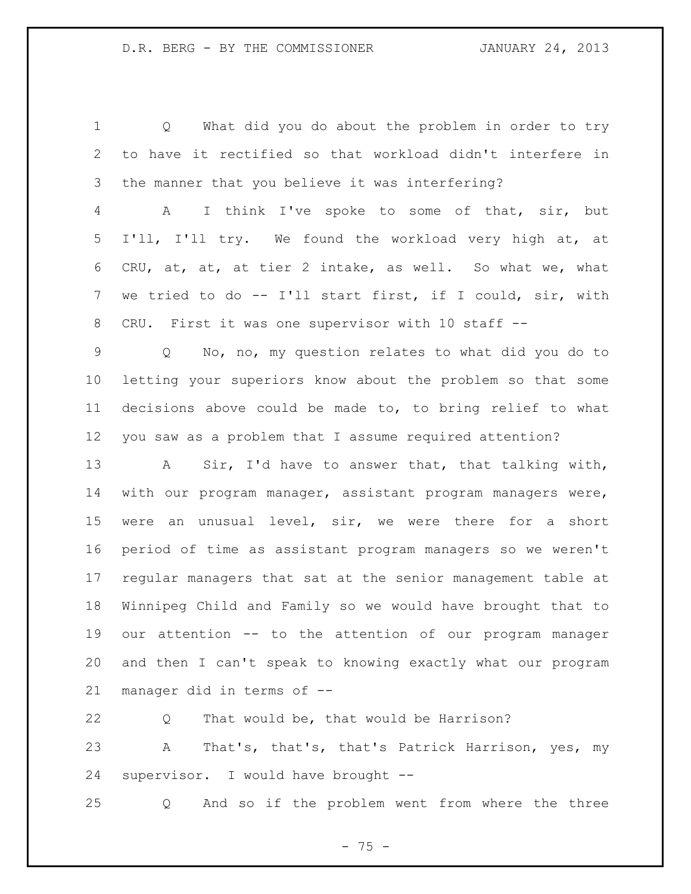Q What did you do about the problem in order to try to have it rectified so that workload didn't interfere in the manner that you believe it was interfering?

A I think I've spoke to some of that, sir, but I'll, I'll try. We found the workload very high at, at CRU, at, at, at tier 2 intake, as well. So what we, what we tried to do -- I'll start first, if I could, sir, with CRU. First it was one supervisor with 10 staff --

Q No, no, my question relates to what did you do to letting your superiors know about the problem so that some decisions above could be made to, to bring relief to what you saw as a problem that I assume required attention?

A Sir, I'd have to answer that, that talking with, with our program manager, assistant program managers were, were an unusual level, sir, we were there for a short period of time as assistant program managers so we weren't regular managers that sat at the senior management table at Winnipeg Child and Family so we would have brought that to our attention -- to the attention of our program manager and then I can't speak to knowing exactly what our program manager did in terms of --

Q That would be, that would be Harrison?

A That's, that's, that's Patrick Harrison, yes, my supervisor. I would have brought --

Q And so if the problem went from where the three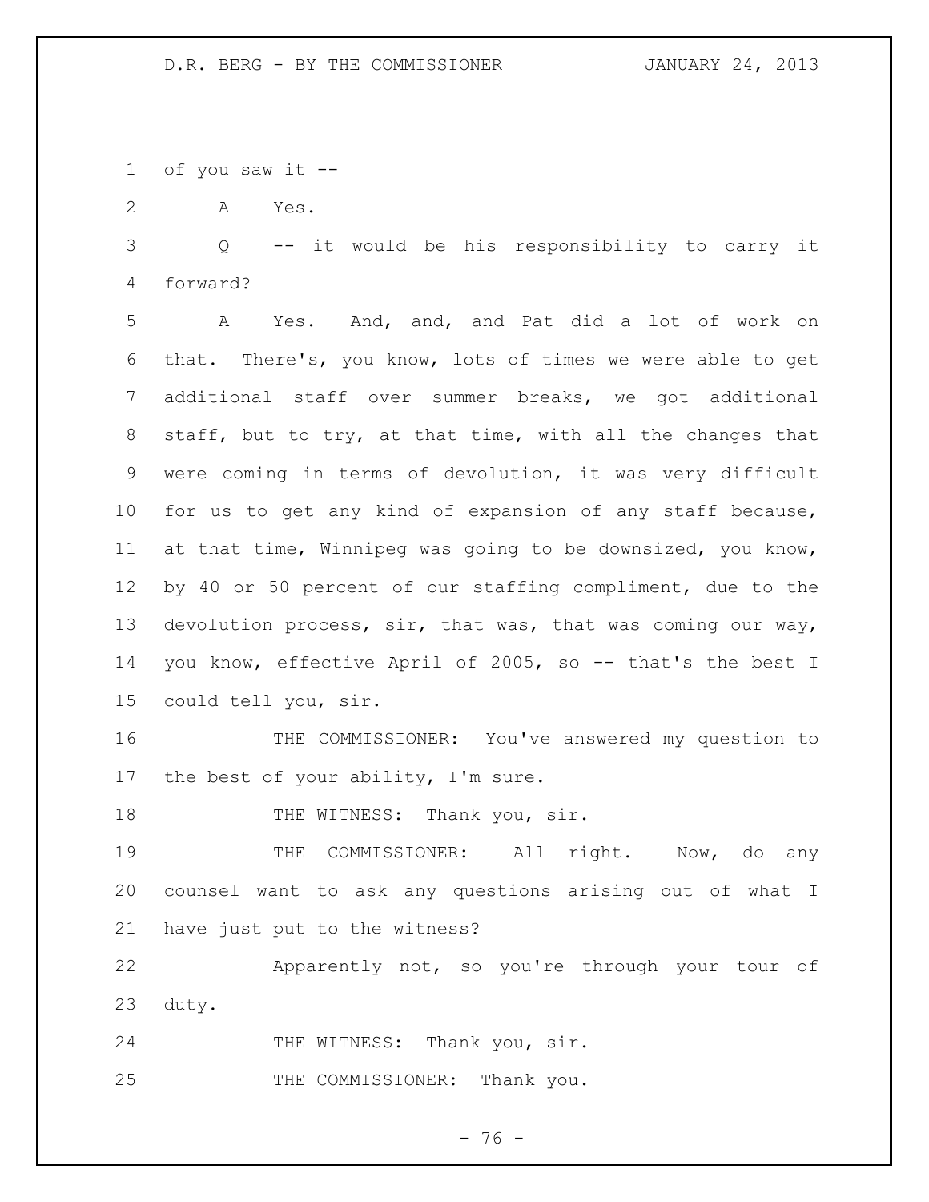of you saw it --

A Yes.

Q -- it would be his responsibility to carry it forward?

A Yes. And, and, and Pat did a lot of work on that. There's, you know, lots of times we were able to get additional staff over summer breaks, we got additional staff, but to try, at that time, with all the changes that were coming in terms of devolution, it was very difficult for us to get any kind of expansion of any staff because, at that time, Winnipeg was going to be downsized, you know, by 40 or 50 percent of our staffing compliment, due to the devolution process, sir, that was, that was coming our way, you know, effective April of 2005, so -- that's the best I could tell you, sir.

THE COMMISSIONER: You've answered my question to the best of your ability, I'm sure.

THE WITNESS: Thank you, sir.

THE COMMISSIONER: All right. Now, do any counsel want to ask any questions arising out of what I have just put to the witness?

Apparently not, so you're through your tour of duty.

THE WITNESS: Thank you, sir.

THE COMMISSIONER: Thank you.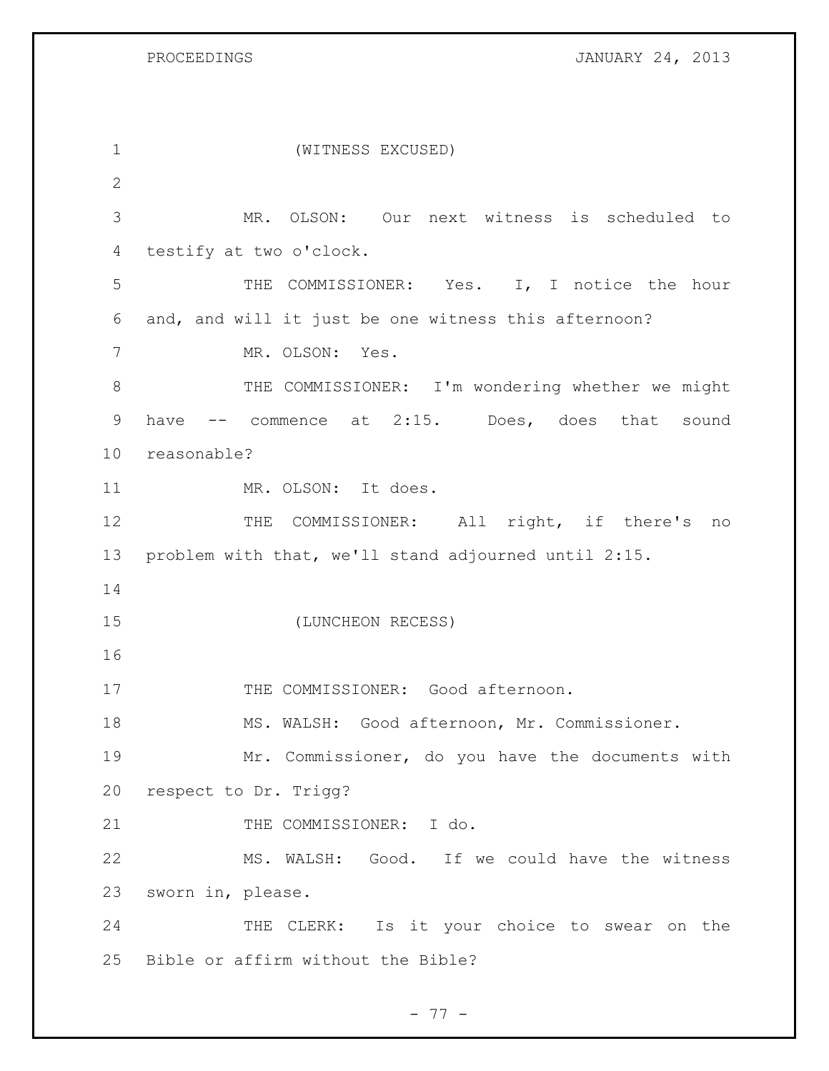(WITNESS EXCUSED)

MR. OLSON: Our next witness is scheduled to testify at two o'clock.

THE COMMISSIONER: Yes. I, I notice the hour and, and will it just be one witness this afternoon?

MR. OLSON: Yes.

THE COMMISSIONER: I'm wondering whether we might have -- commence at 2:15. Does, does that sound reasonable?

MR. OLSON: It does.

THE COMMISSIONER: All right, if there's no problem with that, we'll stand adjourned until 2:15.

(LUNCHEON RECESS)

THE COMMISSIONER: Good afternoon.

MS. WALSH: Good afternoon, Mr. Commissioner.

Mr. Commissioner, do you have the documents with respect to Dr. Trigg?

THE COMMISSIONER: I do.

MS. WALSH: Good. If we could have the witness sworn in, please.

THE CLERK: Is it your choice to swear on the Bible or affirm without the Bible?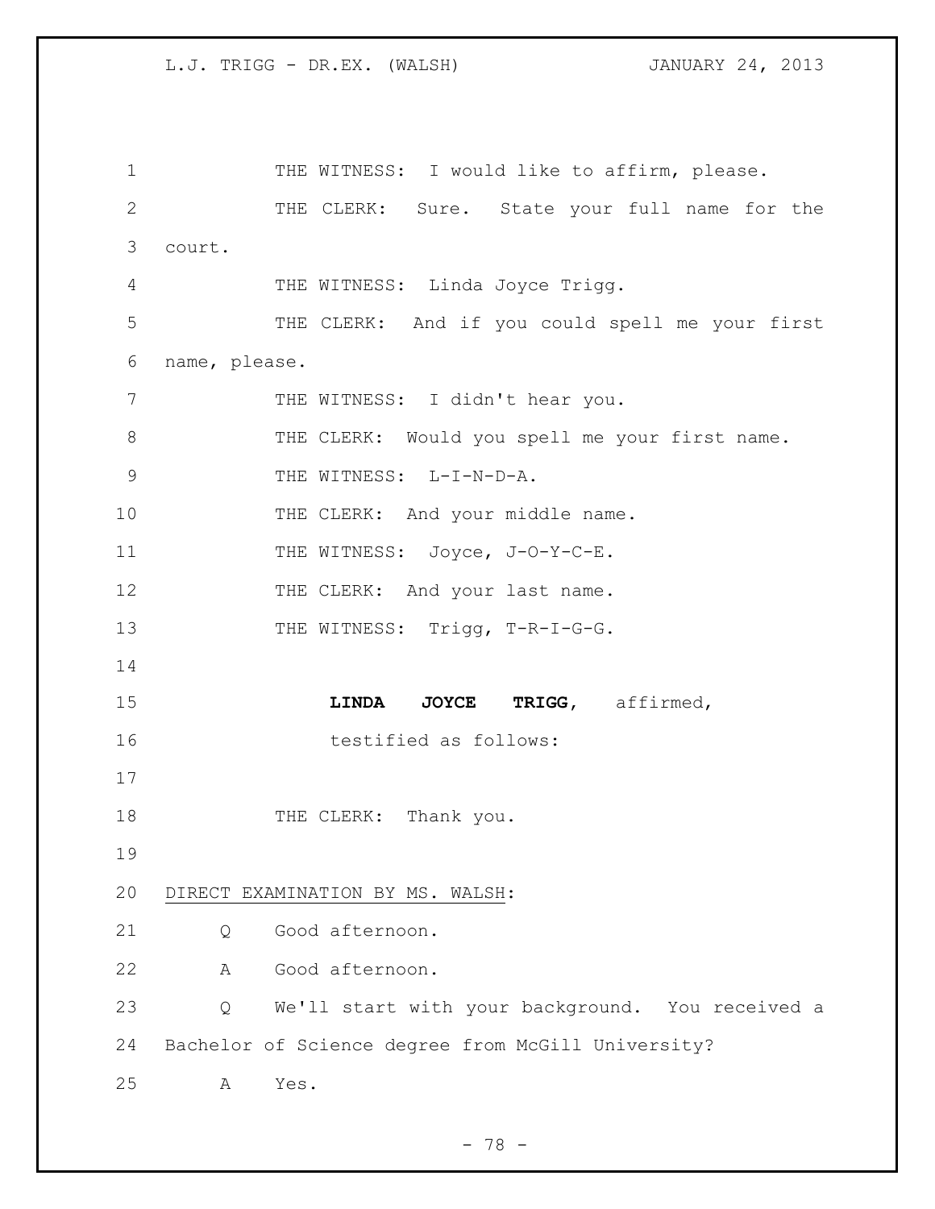THE WITNESS: I would like to affirm, please.

THE CLERK: Sure. State your full name for the court.

THE WITNESS: Linda Joyce Trigg.

THE CLERK: And if you could spell me your first name, please.

THE WITNESS: I didn't hear you.

THE CLERK: Would you spell me your first name.

THE WITNESS: L-I-N-D-A.

THE CLERK: And your middle name.

THE WITNESS: Joyce, J-O-Y-C-E.

THE CLERK: And your last name.

THE WITNESS: Trigg, T-R-I-G-G.

**LINDA JOYCE TRIGG**, affirmed, testified as follows:

THE CLERK: Thank you.

DIRECT EXAMINATION BY MS. WALSH:

Q Good afternoon.

A Good afternoon.

Q We'll start with your background. You received a Bachelor of Science degree from McGill University?

A Yes.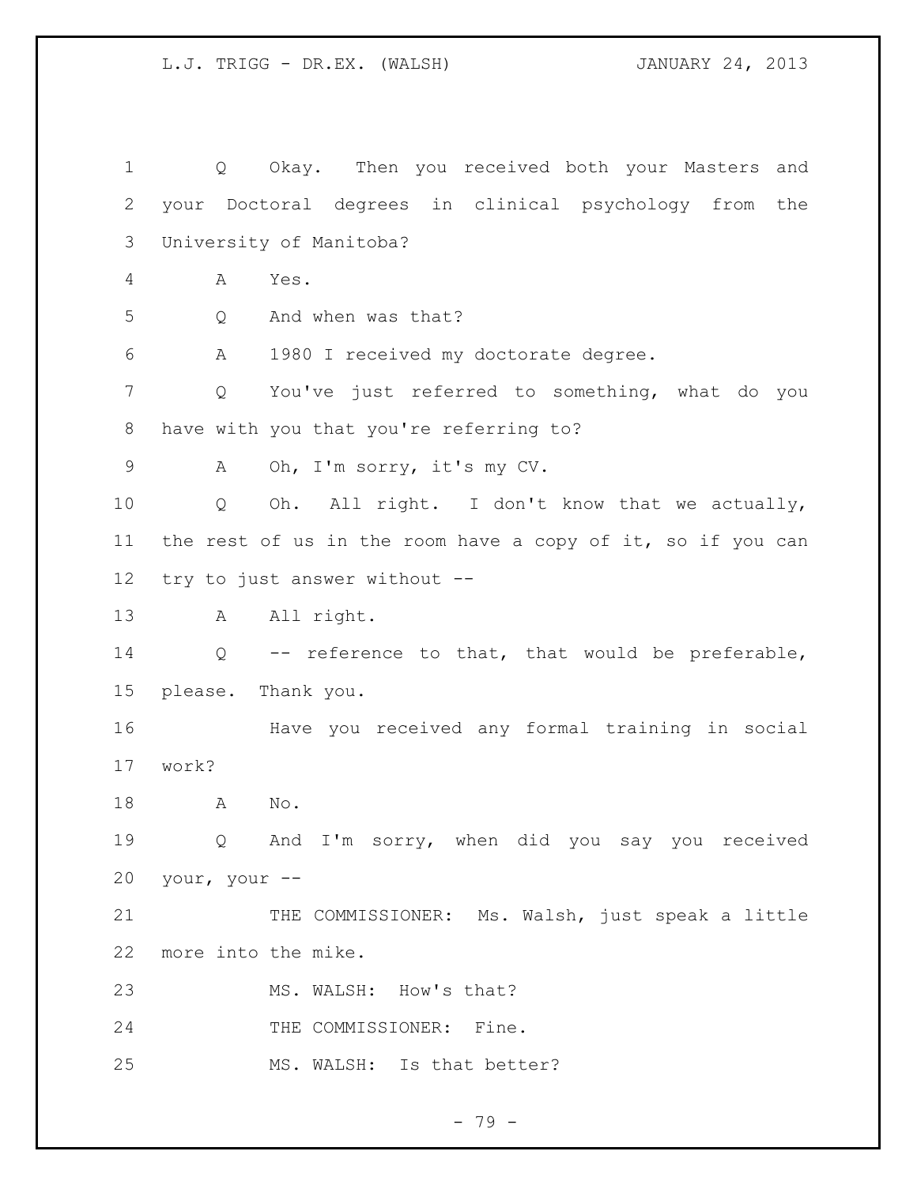Q Okay. Then you received both your Masters and your Doctoral degrees in clinical psychology from the University of Manitoba?

A Yes.

Q And when was that?

A 1980 I received my doctorate degree.

Q You've just referred to something, what do you have with you that you're referring to?

A Oh, I'm sorry, it's my CV.

Q Oh. All right. I don't know that we actually, the rest of us in the room have a copy of it, so if you can try to just answer without --

A All right.

Q -- reference to that, that would be preferable, please. Thank you.

Have you received any formal training in social work?

A No.

Q And I'm sorry, when did you say you received your, your --

THE COMMISSIONER: Ms. Walsh, just speak a little more into the mike.

MS. WALSH: How's that?

THE COMMISSIONER: Fine.

MS. WALSH: Is that better?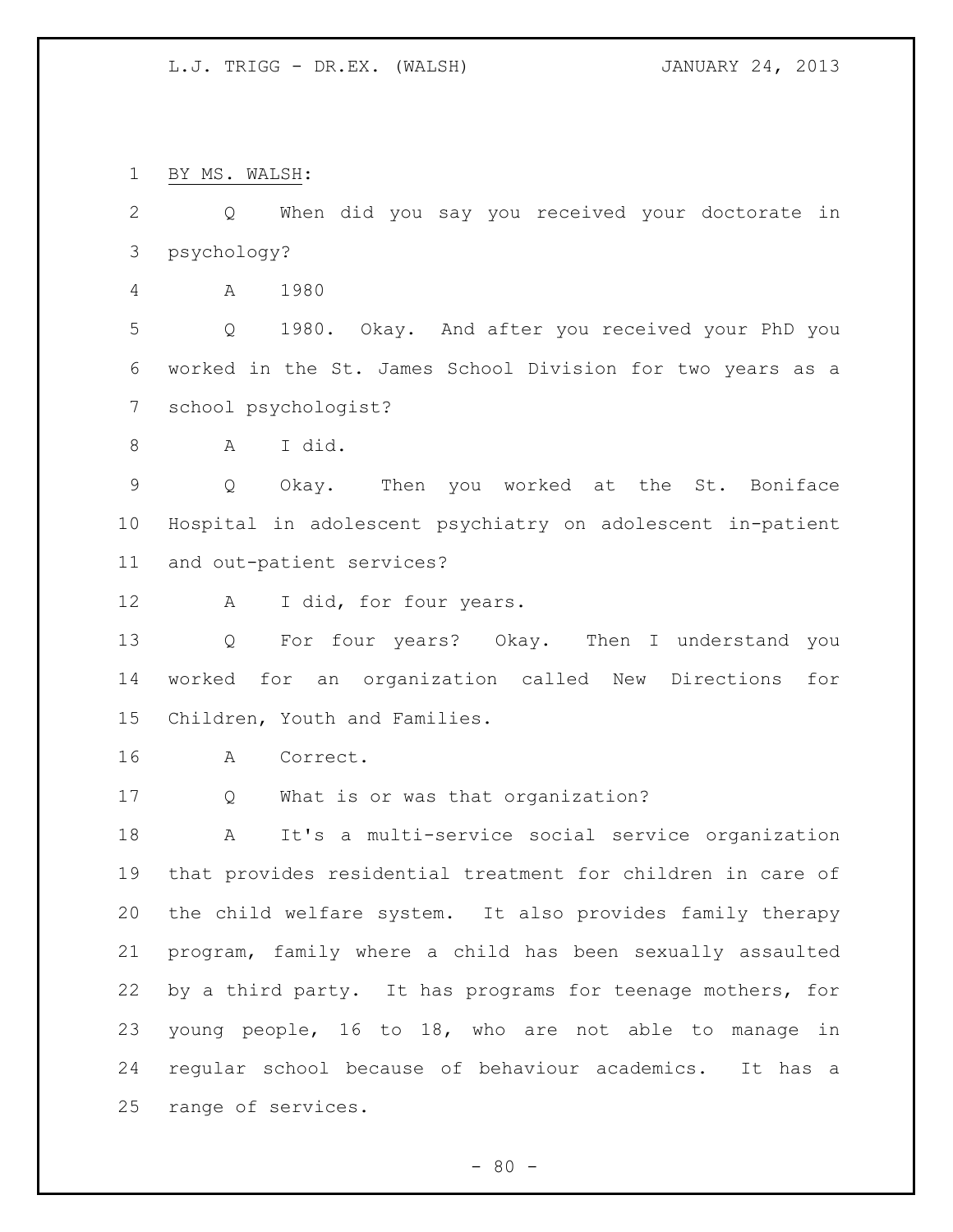BY MS. WALSH:

Q When did you say you received your doctorate in psychology?

A 1980

Q 1980. Okay. And after you received your PhD you worked in the St. James School Division for two years as a school psychologist?

A I did.

Q Okay. Then you worked at the St. Boniface Hospital in adolescent psychiatry on adolescent in-patient and out-patient services?

A I did, for four years.

Q For four years? Okay. Then I understand you worked for an organization called New Directions for Children, Youth and Families.

A Correct.

Q What is or was that organization?

A It's a multi-service social service organization that provides residential treatment for children in care of the child welfare system. It also provides family therapy program, family where a child has been sexually assaulted by a third party. It has programs for teenage mothers, for young people, 16 to 18, who are not able to manage in regular school because of behaviour academics. It has a range of services.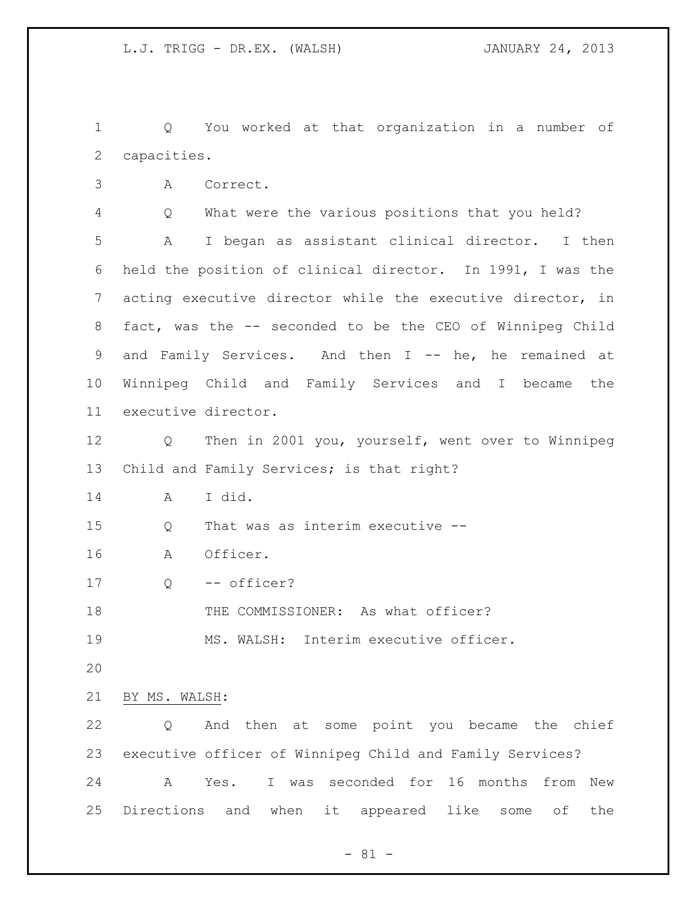Q You worked at that organization in a number of capacities.

A Correct.

Q What were the various positions that you held?

A I began as assistant clinical director. I then held the position of clinical director. In 1991, I was the acting executive director while the executive director, in fact, was the -- seconded to be the CEO of Winnipeg Child and Family Services. And then I -- he, he remained at Winnipeg Child and Family Services and I became the executive director.

Q Then in 2001 you, yourself, went over to Winnipeg Child and Family Services; is that right?

A I did.

Q That was as interim executive --

A Officer.

Q -- officer?

THE COMMISSIONER: As what officer?

MS. WALSH: Interim executive officer.

BY MS. WALSH:

Q And then at some point you became the chief executive officer of Winnipeg Child and Family Services?

A Yes. I was seconded for 16 months from New Directions and when it appeared like some of the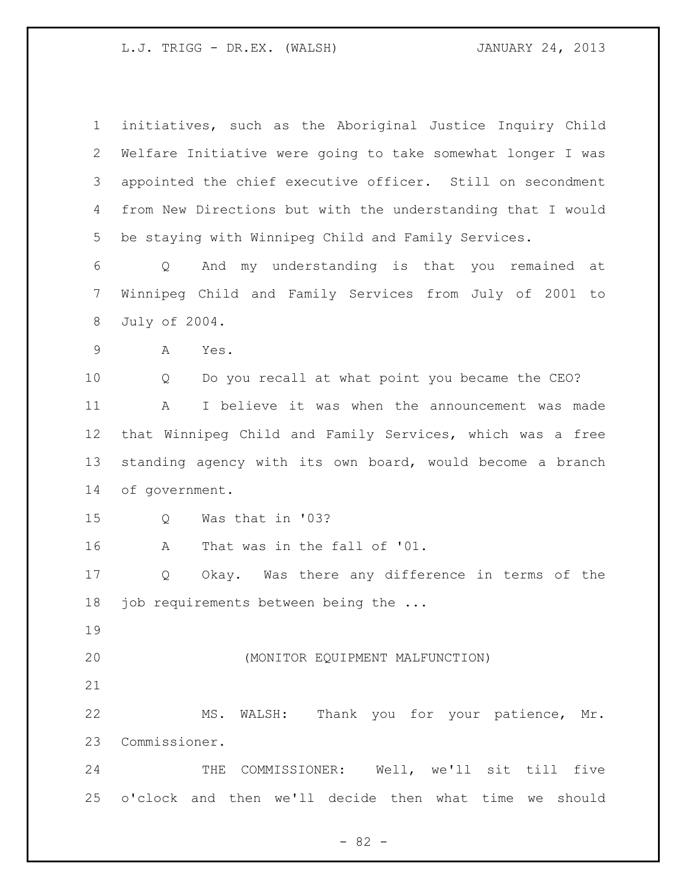initiatives, such as the Aboriginal Justice Inquiry Child Welfare Initiative were going to take somewhat longer I was appointed the chief executive officer. Still on secondment from New Directions but with the understanding that I would be staying with Winnipeg Child and Family Services.

Q And my understanding is that you remained at Winnipeg Child and Family Services from July of 2001 to July of 2004.

A Yes.

Q Do you recall at what point you became the CEO?

A I believe it was when the announcement was made that Winnipeg Child and Family Services, which was a free standing agency with its own board, would become a branch of government.

Q Was that in '03?

A That was in the fall of '01.

Q Okay. Was there any difference in terms of the job requirements between being the ...

(MONITOR EQUIPMENT MALFUNCTION)

MS. WALSH: Thank you for your patience, Mr. Commissioner.

THE COMMISSIONER: Well, we'll sit till five o'clock and then we'll decide then what time we should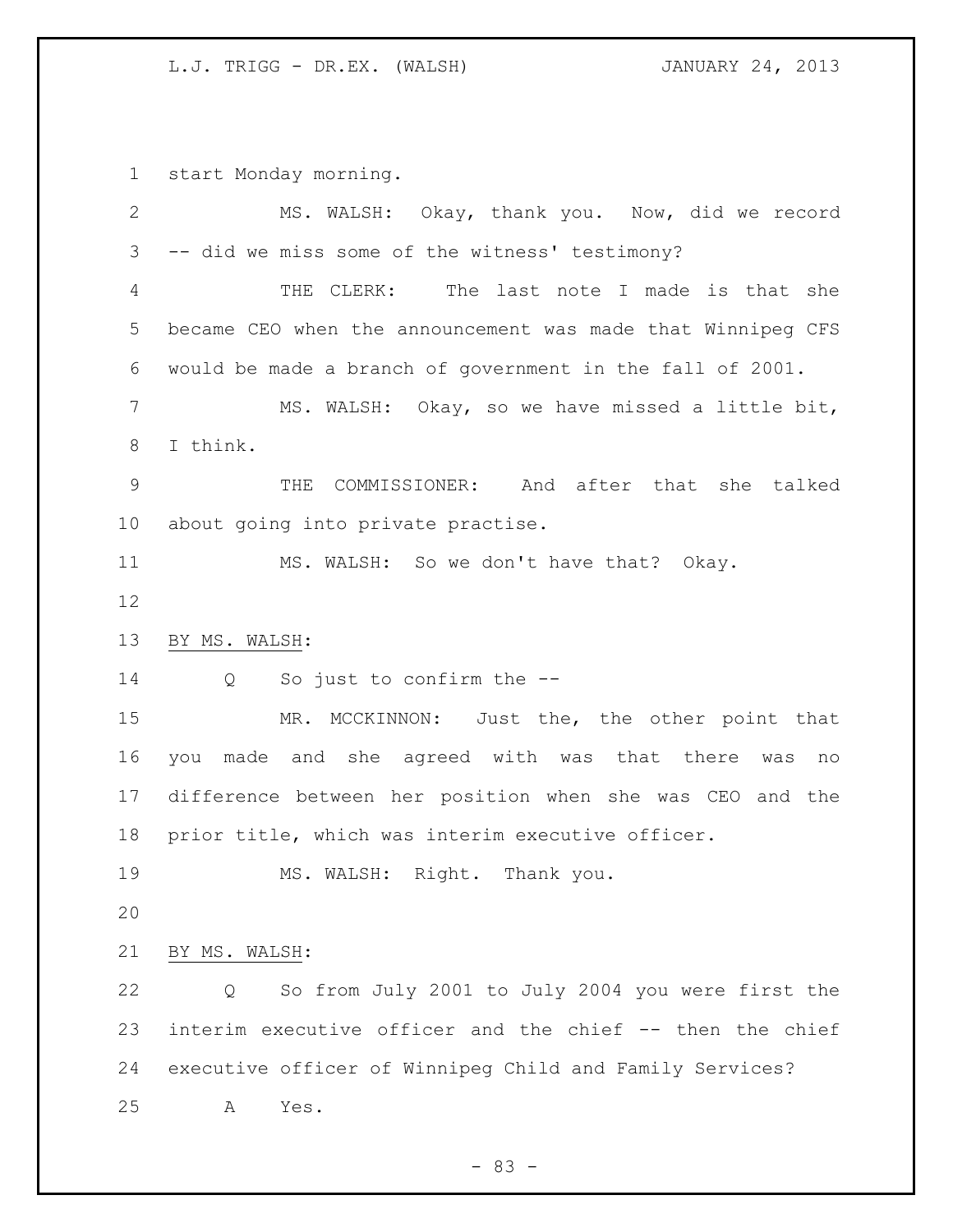start Monday morning.

MS. WALSH: Okay, thank you. Now, did we record -- did we miss some of the witness' testimony?

THE CLERK: The last note I made is that she became CEO when the announcement was made that Winnipeg CFS would be made a branch of government in the fall of 2001.

MS. WALSH: Okay, so we have missed a little bit, I think.

THE COMMISSIONER: And after that she talked about going into private practise.

MS. WALSH: So we don't have that? Okay.

BY MS. WALSH:

Q So just to confirm the --

MR. MCCKINNON: Just the, the other point that you made and she agreed with was that there was no difference between her position when she was CEO and the prior title, which was interim executive officer.

MS. WALSH: Right. Thank you.

BY MS. WALSH:

Q So from July 2001 to July 2004 you were first the interim executive officer and the chief -- then the chief executive officer of Winnipeg Child and Family Services?

A Yes.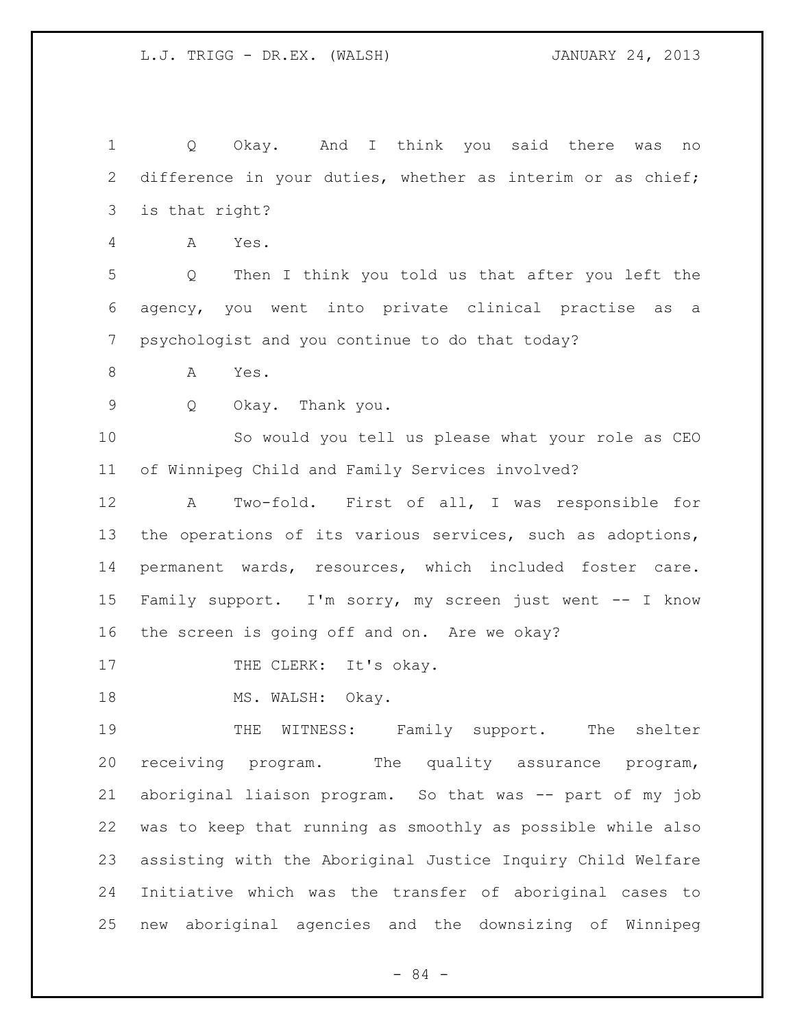Q Okay. And I think you said there was no difference in your duties, whether as interim or as chief; is that right?

A Yes.

Q Then I think you told us that after you left the agency, you went into private clinical practise as a psychologist and you continue to do that today?

A Yes.

Q Okay. Thank you.

So would you tell us please what your role as CEO of Winnipeg Child and Family Services involved?

A Two-fold. First of all, I was responsible for the operations of its various services, such as adoptions, permanent wards, resources, which included foster care. Family support. I'm sorry, my screen just went -- I know the screen is going off and on. Are we okay?

THE CLERK: It's okay.

MS. WALSH: Okay.

THE WITNESS: Family support. The shelter receiving program. The quality assurance program, aboriginal liaison program. So that was -- part of my job was to keep that running as smoothly as possible while also assisting with the Aboriginal Justice Inquiry Child Welfare Initiative which was the transfer of aboriginal cases to new aboriginal agencies and the downsizing of Winnipeg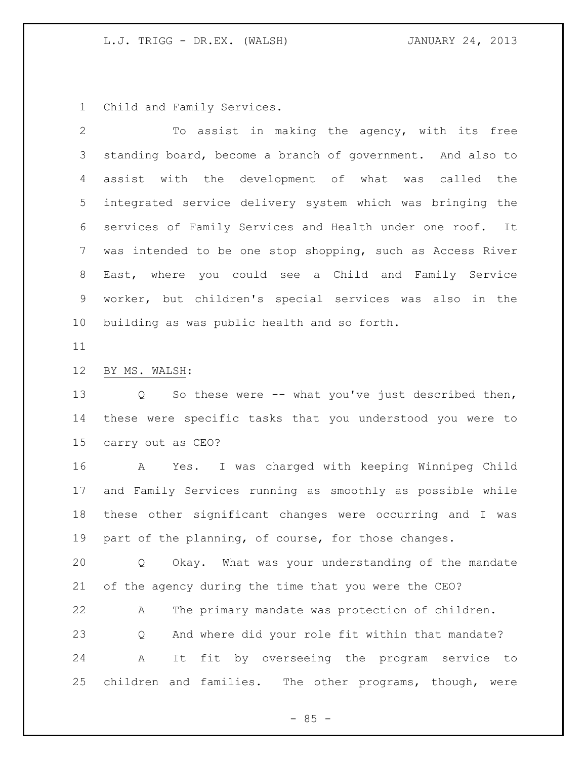Child and Family Services.

To assist in making the agency, with its free standing board, become a branch of government. And also to assist with the development of what was called the integrated service delivery system which was bringing the services of Family Services and Health under one roof. It was intended to be one stop shopping, such as Access River East, where you could see a Child and Family Service worker, but children's special services was also in the building as was public health and so forth.

BY MS. WALSH:

Q So these were -- what you've just described then, these were specific tasks that you understood you were to carry out as CEO?

A Yes. I was charged with keeping Winnipeg Child and Family Services running as smoothly as possible while these other significant changes were occurring and I was part of the planning, of course, for those changes.

Q Okay. What was your understanding of the mandate of the agency during the time that you were the CEO?

A The primary mandate was protection of children.

Q And where did your role fit within that mandate?

A It fit by overseeing the program service to children and families. The other programs, though, were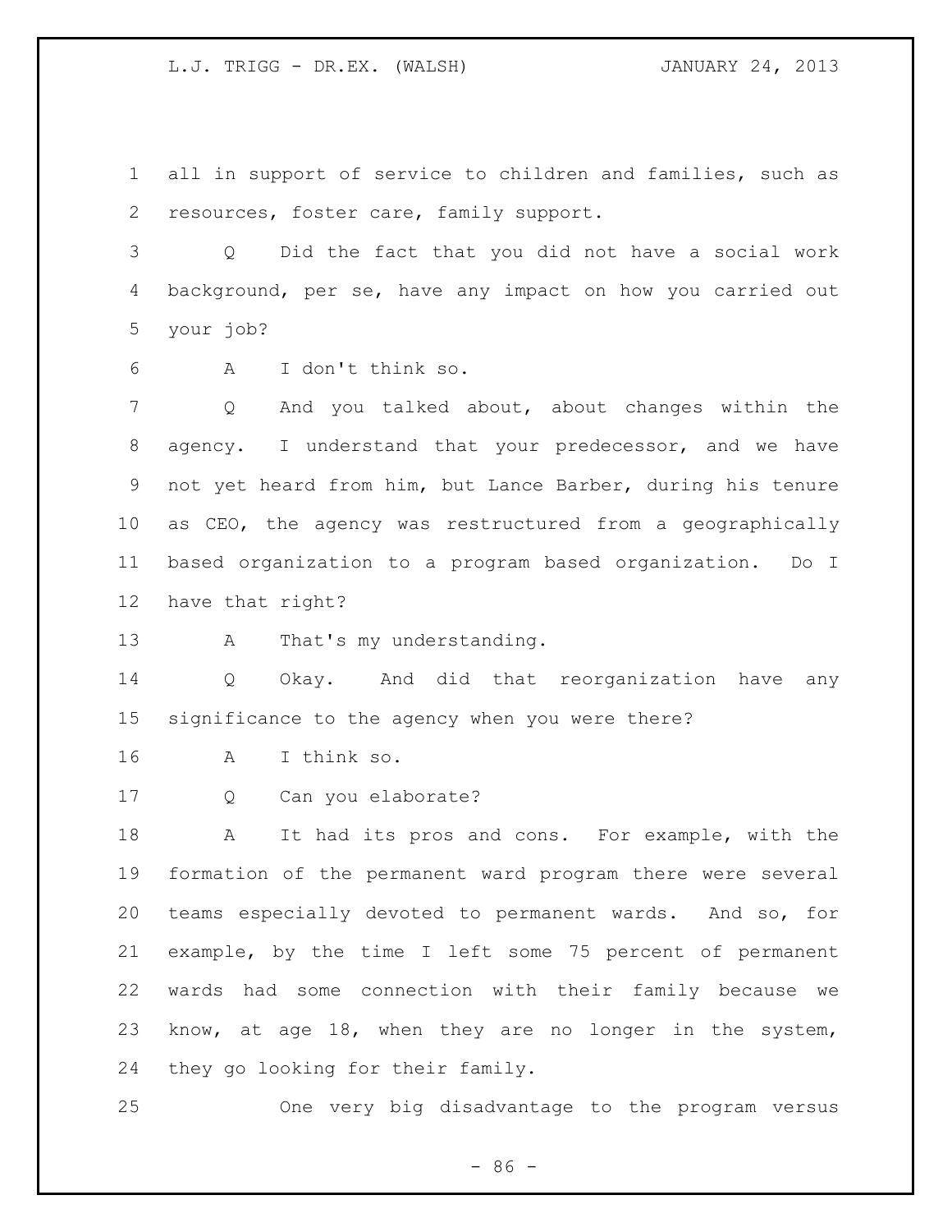all in support of service to children and families, such as resources, foster care, family support.

Q Did the fact that you did not have a social work background, per se, have any impact on how you carried out your job?

A I don't think so.

Q And you talked about, about changes within the agency. I understand that your predecessor, and we have not yet heard from him, but Lance Barber, during his tenure as CEO, the agency was restructured from a geographically based organization to a program based organization. Do I have that right?

A That's my understanding.

Q Okay. And did that reorganization have any significance to the agency when you were there?

A I think so.

Q Can you elaborate?

A It had its pros and cons. For example, with the formation of the permanent ward program there were several teams especially devoted to permanent wards. And so, for example, by the time I left some 75 percent of permanent wards had some connection with their family because we know, at age 18, when they are no longer in the system, they go looking for their family.

One very big disadvantage to the program versus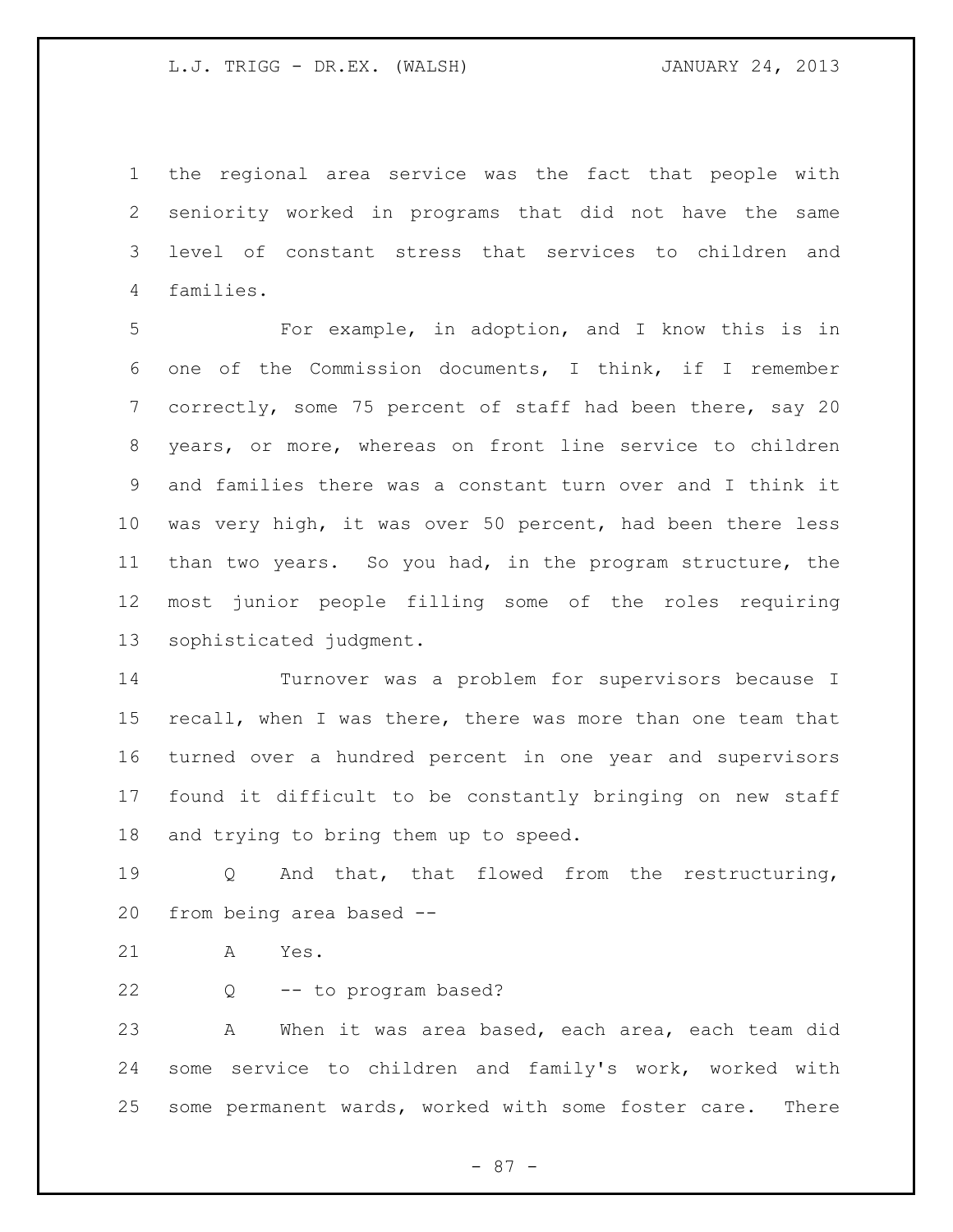the regional area service was the fact that people with seniority worked in programs that did not have the same level of constant stress that services to children and families.

For example, in adoption, and I know this is in one of the Commission documents, I think, if I remember correctly, some 75 percent of staff had been there, say 20 years, or more, whereas on front line service to children and families there was a constant turn over and I think it was very high, it was over 50 percent, had been there less than two years. So you had, in the program structure, the most junior people filling some of the roles requiring sophisticated judgment.

Turnover was a problem for supervisors because I recall, when I was there, there was more than one team that turned over a hundred percent in one year and supervisors found it difficult to be constantly bringing on new staff and trying to bring them up to speed.

Q And that, that flowed from the restructuring, from being area based --

A Yes.

Q -- to program based?

A When it was area based, each area, each team did some service to children and family's work, worked with some permanent wards, worked with some foster care. There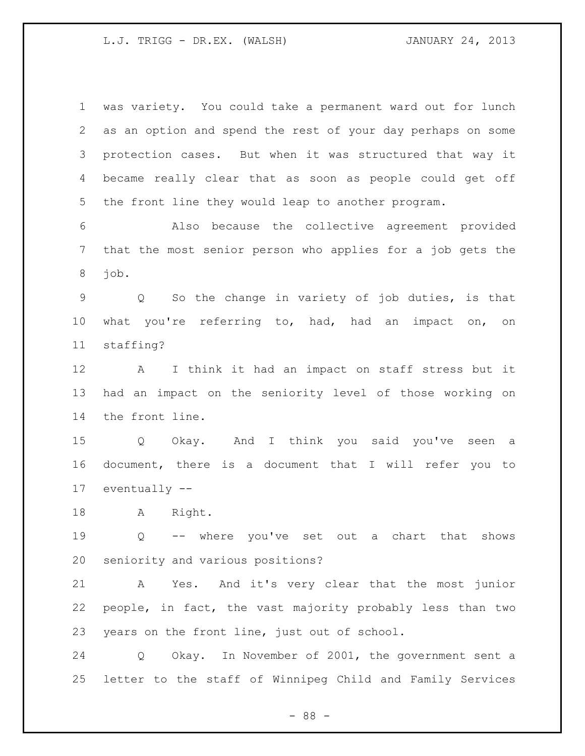was variety. You could take a permanent ward out for lunch as an option and spend the rest of your day perhaps on some protection cases. But when it was structured that way it became really clear that as soon as people could get off the front line they would leap to another program.

Also because the collective agreement provided that the most senior person who applies for a job gets the job.

Q So the change in variety of job duties, is that what you're referring to, had, had an impact on, on staffing?

A I think it had an impact on staff stress but it had an impact on the seniority level of those working on the front line.

Q Okay. And I think you said you've seen a document, there is a document that I will refer you to eventually --

A Right.

Q -- where you've set out a chart that shows seniority and various positions?

A Yes. And it's very clear that the most junior people, in fact, the vast majority probably less than two years on the front line, just out of school.

Q Okay. In November of 2001, the government sent a letter to the staff of Winnipeg Child and Family Services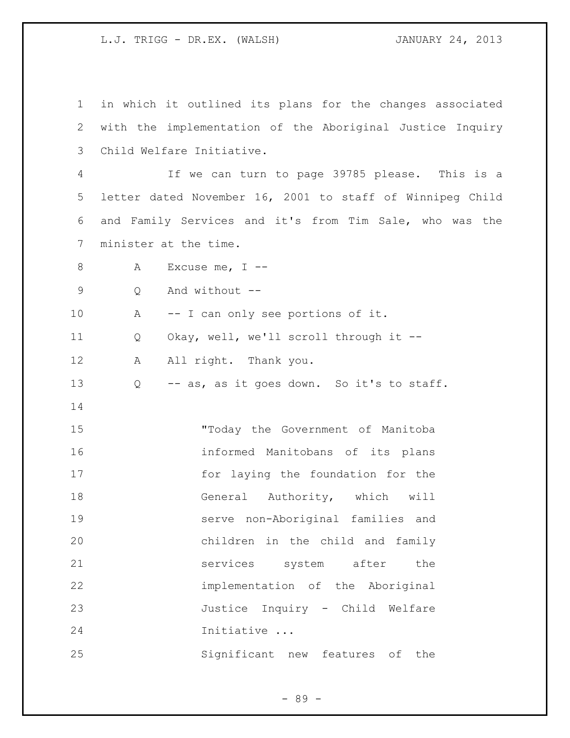in which it outlined its plans for the changes associated with the implementation of the Aboriginal Justice Inquiry Child Welfare Initiative.

If we can turn to page 39785 please. This is a letter dated November 16, 2001 to staff of Winnipeg Child and Family Services and it's from Tim Sale, who was the minister at the time.

A Excuse me, I --

Q And without --

A -- I can only see portions of it.

Q Okay, well, we'll scroll through it --

A All right. Thank you.

Q -- as, as it goes down. So it's to staff.

> "Today the Government of Manitoba informed Manitobans of its plans for laying the foundation for the General Authority, which will serve non-Aboriginal families and children in the child and family services system after the implementation of the Aboriginal Justice Inquiry - Child Welfare Initiative ...
>
> Significant new features of the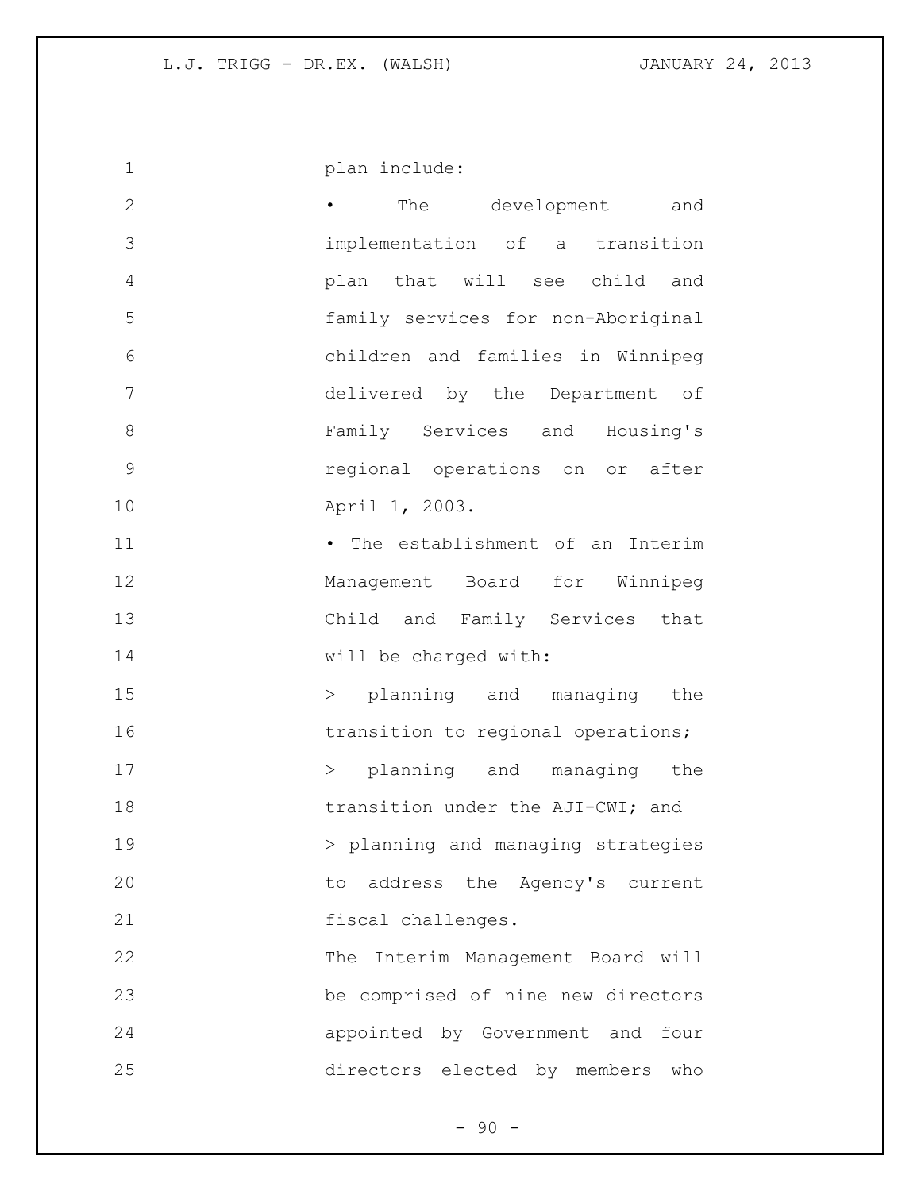plan include:

- The development and implementation of a transition plan that will see child and family services for non-Aboriginal children and families in Winnipeg delivered by the Department of Family Services and Housing's regional operations on or after April 1, 2003.
- The establishment of an Interim Management Board for Winnipeg Child and Family Services that will be charged with:
  - > planning and managing the transition to regional operations;
  - > planning and managing the transition under the AJI-CWI; and
  - > planning and managing strategies to address the Agency's current fiscal challenges.

The Interim Management Board will be comprised of nine new directors appointed by Government and four directors elected by members who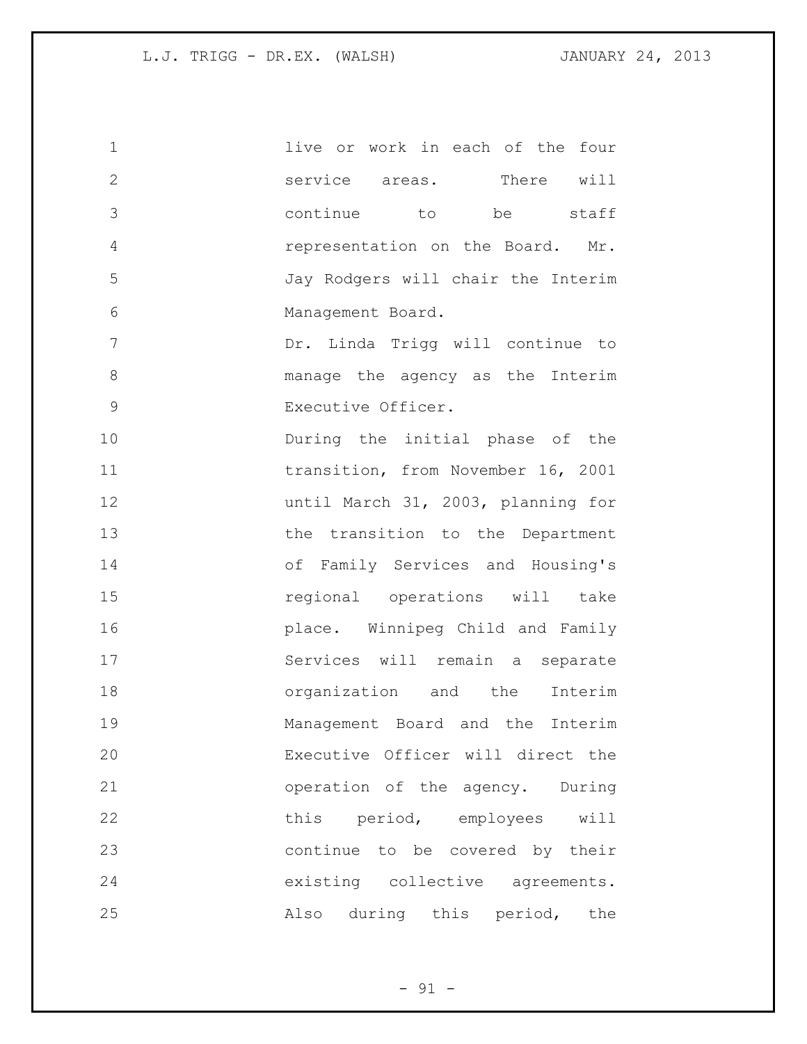live or work in each of the four service areas. There will continue to be staff representation on the Board. Mr. Jay Rodgers will chair the Interim Management Board.

Dr. Linda Trigg will continue to manage the agency as the Interim Executive Officer.

During the initial phase of the transition, from November 16, 2001 until March 31, 2003, planning for the transition to the Department of Family Services and Housing's regional operations will take place. Winnipeg Child and Family Services will remain a separate organization and the Interim Management Board and the Interim Executive Officer will direct the operation of the agency. During this period, employees will continue to be covered by their existing collective agreements. Also during this period, the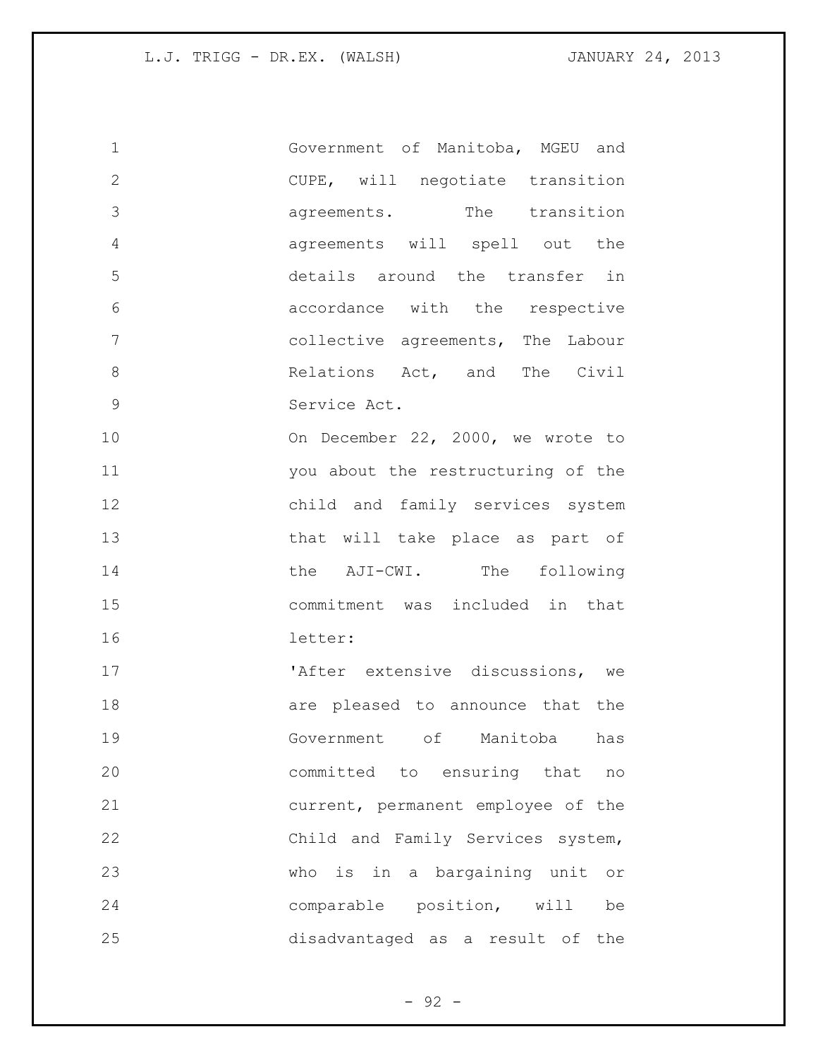Government of Manitoba, MGEU and CUPE, will negotiate transition agreements. The transition agreements will spell out the details around the transfer in accordance with the respective collective agreements, The Labour Relations Act, and The Civil Service Act.

On December 22, 2000, we wrote to you about the restructuring of the child and family services system that will take place as part of the AJI-CWI. The following commitment was included in that letter:

'After extensive discussions, we are pleased to announce that the Government of Manitoba has committed to ensuring that no current, permanent employee of the Child and Family Services system, who is in a bargaining unit or comparable position, will be disadvantaged as a result of the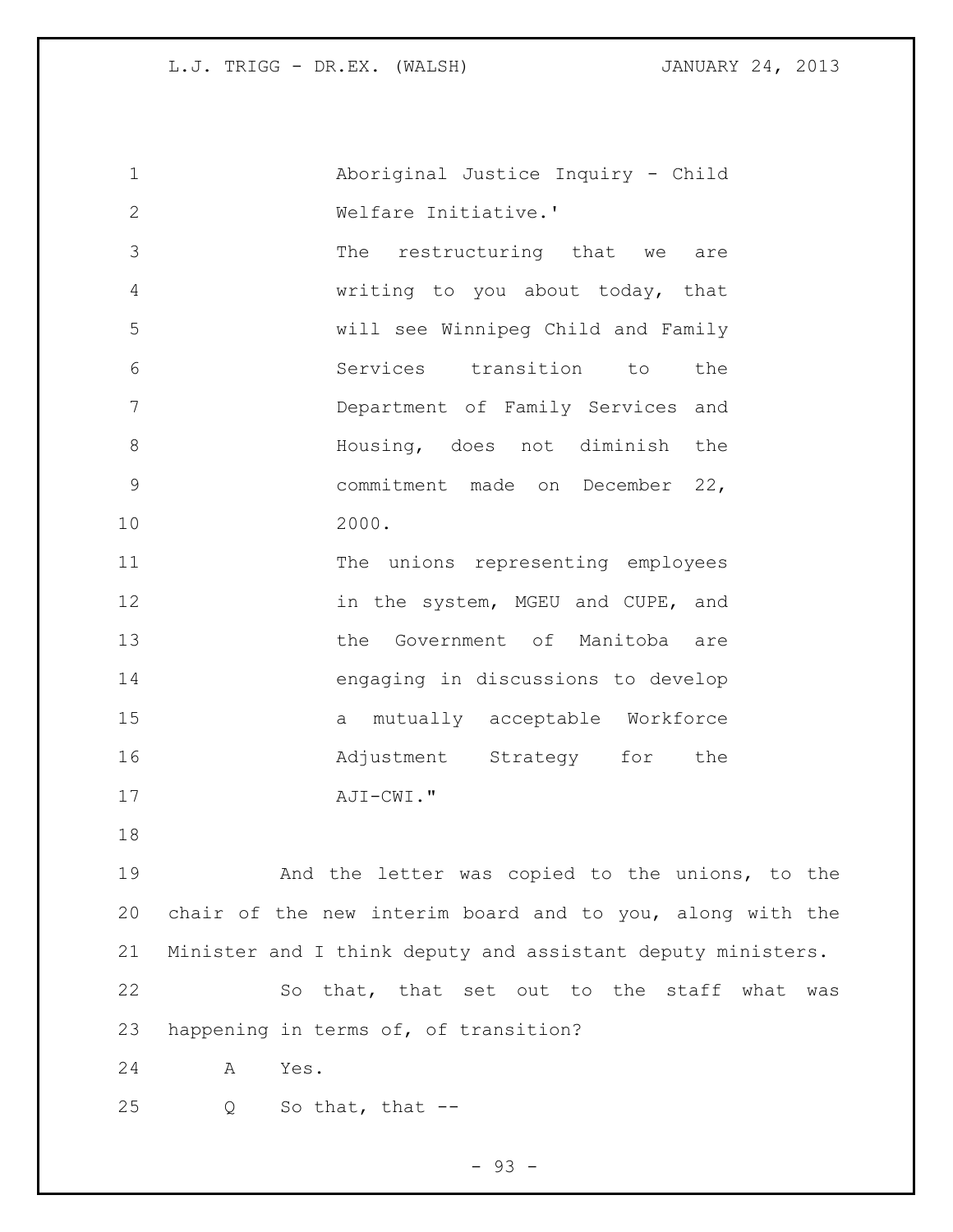Aboriginal Justice Inquiry - Child Welfare Initiative.'

The restructuring that we are writing to you about today, that will see Winnipeg Child and Family Services transition to the Department of Family Services and Housing, does not diminish the commitment made on December 22, 2000.

The unions representing employees in the system, MGEU and CUPE, and the Government of Manitoba are engaging in discussions to develop a mutually acceptable Workforce Adjustment Strategy for the AJI-CWI."

And the letter was copied to the unions, to the chair of the new interim board and to you, along with the Minister and I think deputy and assistant deputy ministers.

So that, that set out to the staff what was happening in terms of, of transition?

A Yes.

Q So that, that --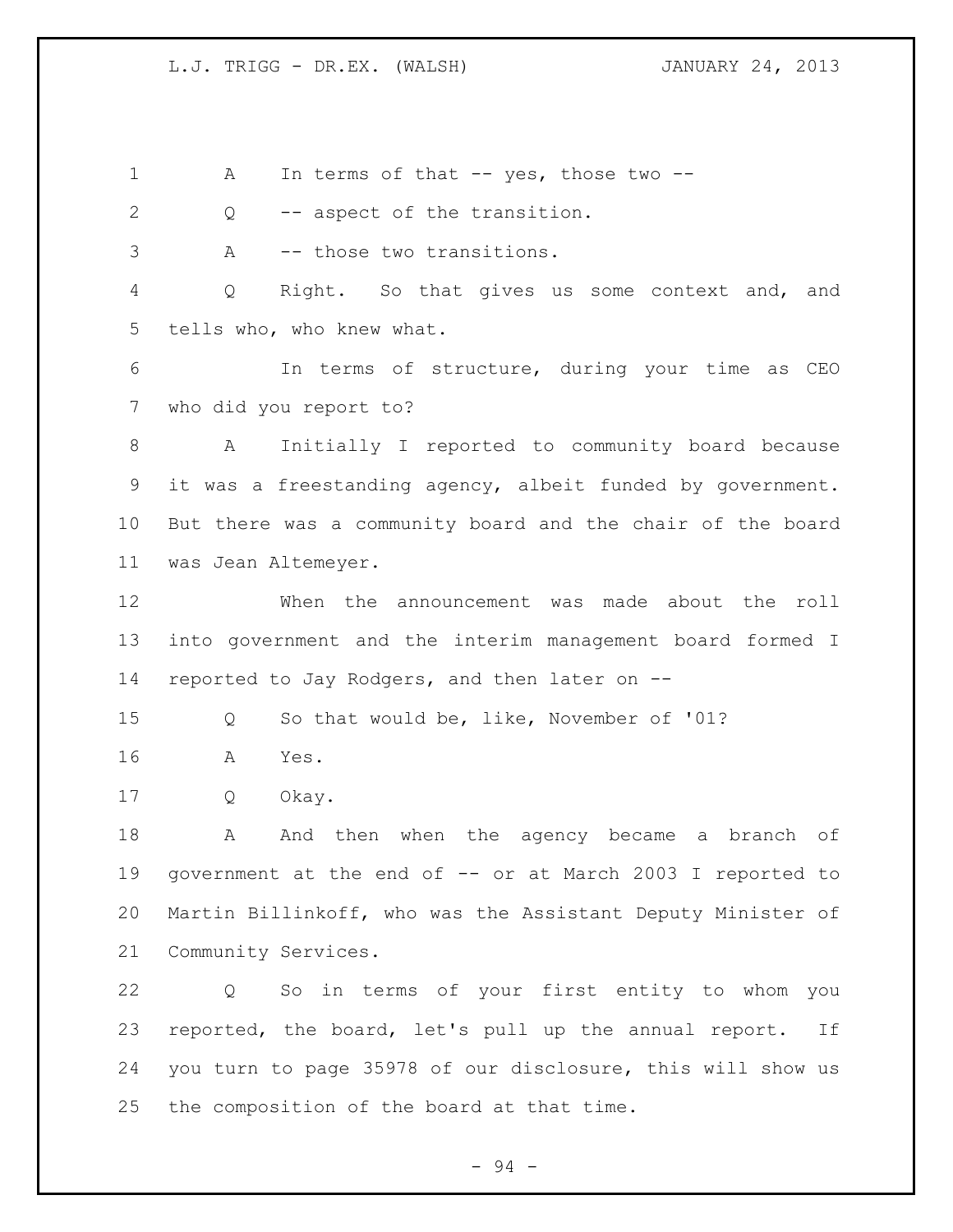A In terms of that -- yes, those two --

Q -- aspect of the transition.

A -- those two transitions.

Q Right. So that gives us some context and, and tells who, who knew what.

In terms of structure, during your time as CEO who did you report to?

A Initially I reported to community board because it was a freestanding agency, albeit funded by government. But there was a community board and the chair of the board was Jean Altemeyer.

When the announcement was made about the roll into government and the interim management board formed I reported to Jay Rodgers, and then later on --

Q So that would be, like, November of '01?

A Yes.

Q Okay.

A And then when the agency became a branch of government at the end of -- or at March 2003 I reported to Martin Billinkoff, who was the Assistant Deputy Minister of Community Services.

Q So in terms of your first entity to whom you reported, the board, let's pull up the annual report. If you turn to page 35978 of our disclosure, this will show us the composition of the board at that time.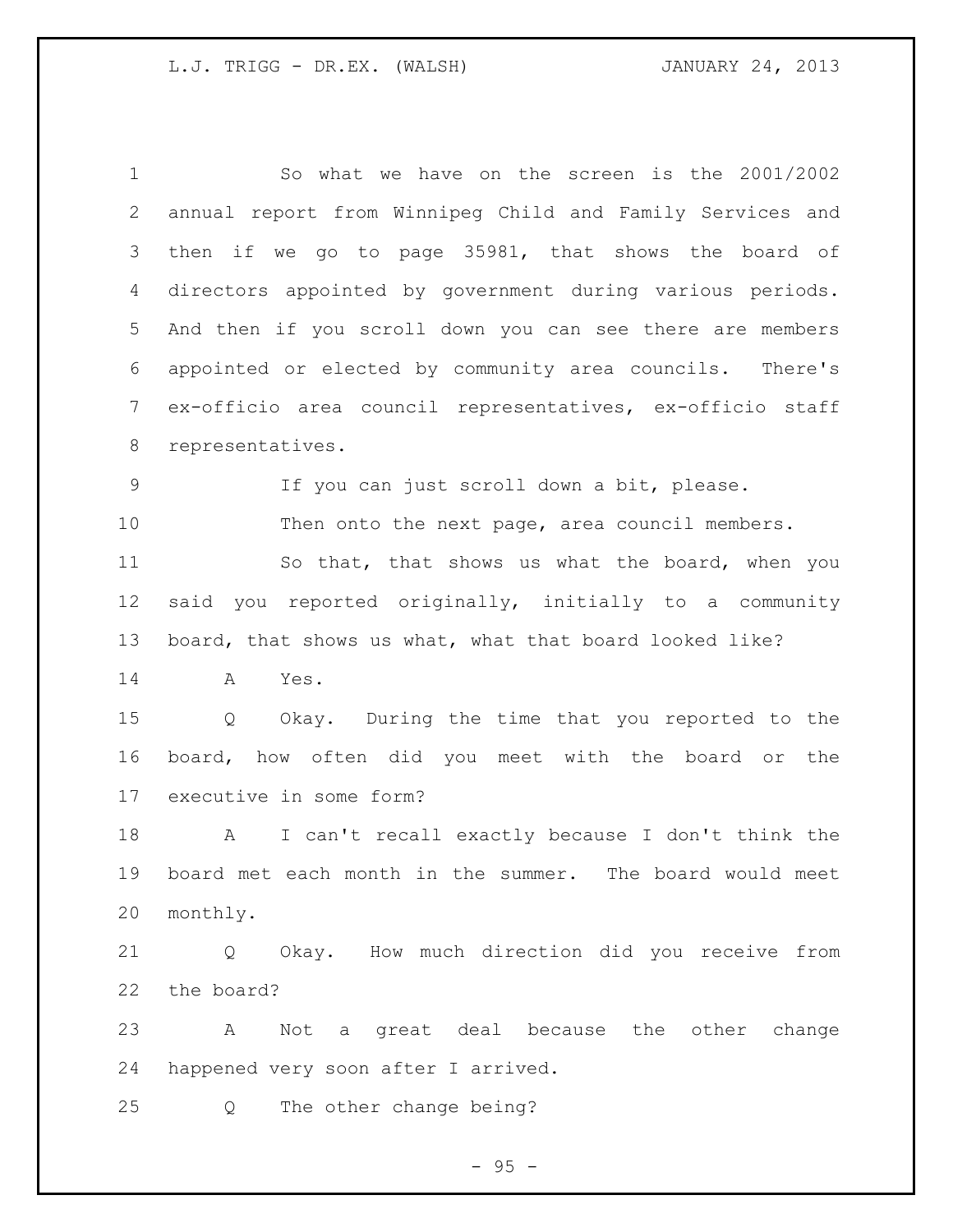So what we have on the screen is the 2001/2002 annual report from Winnipeg Child and Family Services and then if we go to page 35981, that shows the board of directors appointed by government during various periods. And then if you scroll down you can see there are members appointed or elected by community area councils. There's ex-officio area council representatives, ex-officio staff representatives.

If you can just scroll down a bit, please.

Then onto the next page, area council members.

So that, that shows us what the board, when you said you reported originally, initially to a community board, that shows us what, what that board looked like?

A Yes.

Q Okay. During the time that you reported to the board, how often did you meet with the board or the executive in some form?

A I can't recall exactly because I don't think the board met each month in the summer. The board would meet monthly.

Q Okay. How much direction did you receive from the board?

A Not a great deal because the other change happened very soon after I arrived.

Q The other change being?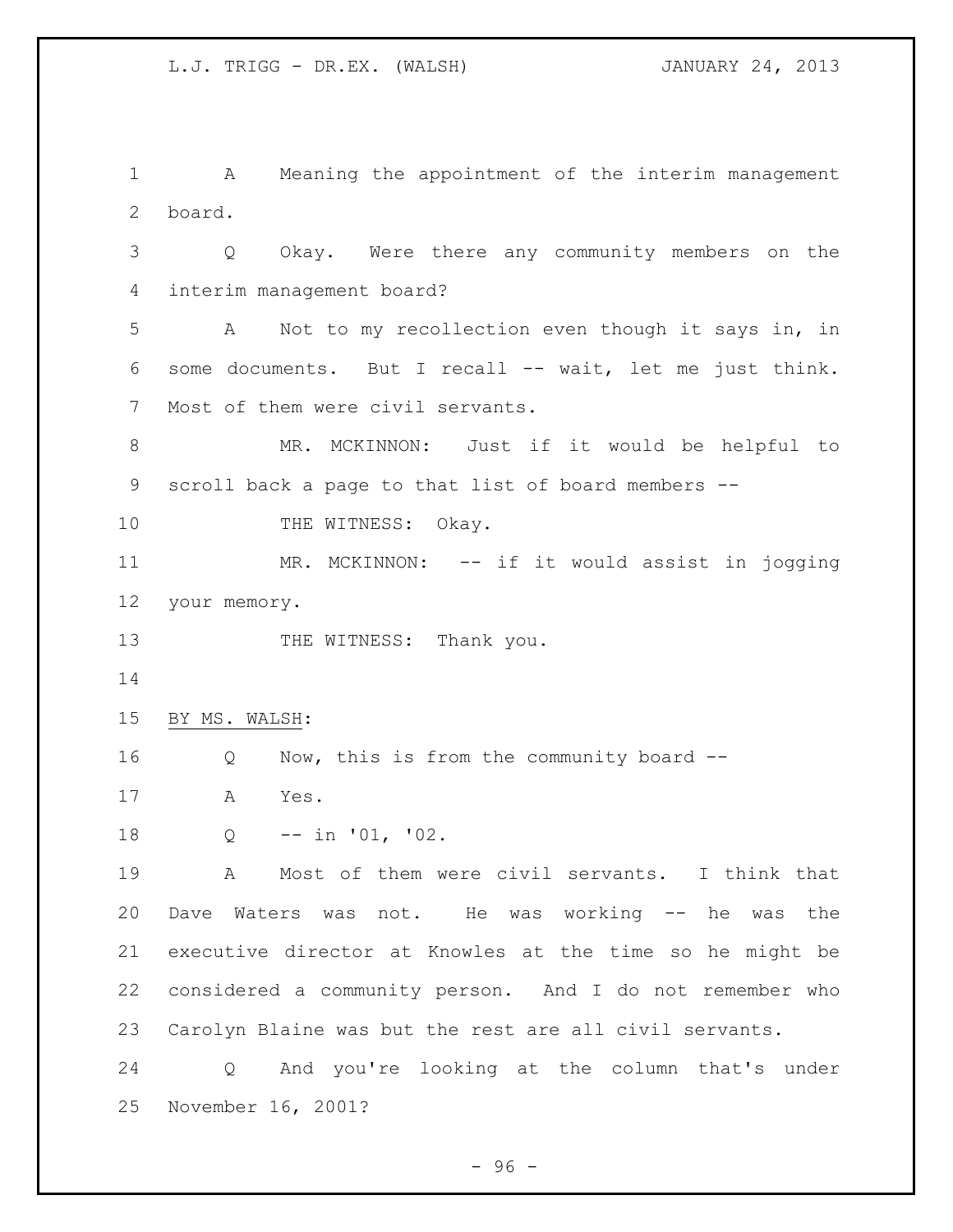A Meaning the appointment of the interim management board.

Q Okay. Were there any community members on the interim management board?

A Not to my recollection even though it says in, in some documents. But I recall -- wait, let me just think. Most of them were civil servants.

MR. MCKINNON: Just if it would be helpful to scroll back a page to that list of board members --

THE WITNESS: Okay.

MR. MCKINNON: -- if it would assist in jogging your memory.

THE WITNESS: Thank you.

BY MS. WALSH:

Q Now, this is from the community board --

A Yes.

Q -- in '01, '02.

A Most of them were civil servants. I think that Dave Waters was not. He was working -- he was the executive director at Knowles at the time so he might be considered a community person. And I do not remember who Carolyn Blaine was but the rest are all civil servants.

Q And you're looking at the column that's under November 16, 2001?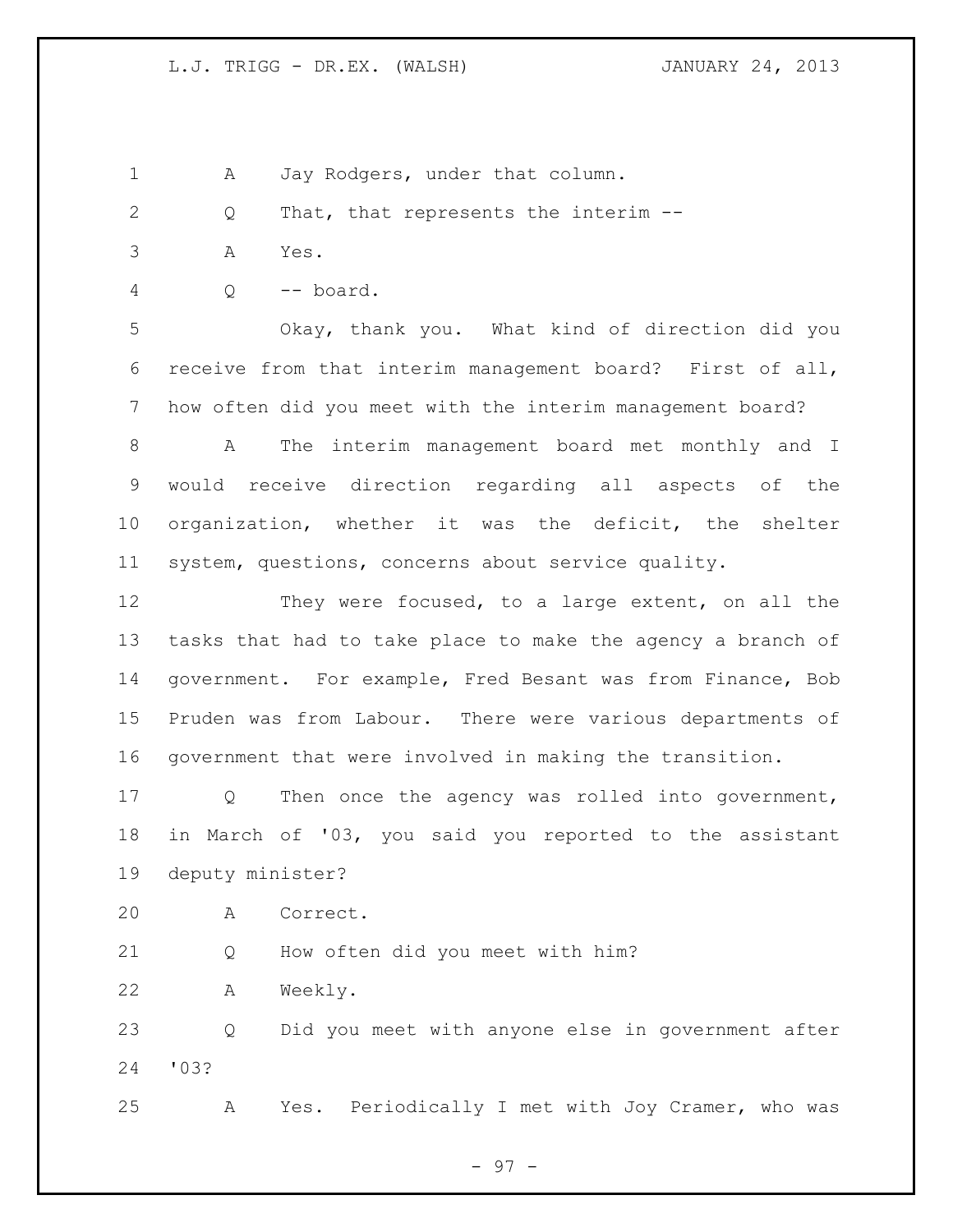A Jay Rodgers, under that column.

Q That, that represents the interim --

A Yes.

Q -- board.

Okay, thank you. What kind of direction did you receive from that interim management board? First of all, how often did you meet with the interim management board?

A The interim management board met monthly and I would receive direction regarding all aspects of the organization, whether it was the deficit, the shelter system, questions, concerns about service quality.

They were focused, to a large extent, on all the tasks that had to take place to make the agency a branch of government. For example, Fred Besant was from Finance, Bob Pruden was from Labour. There were various departments of government that were involved in making the transition.

Q Then once the agency was rolled into government, in March of '03, you said you reported to the assistant deputy minister?

A Correct.

Q How often did you meet with him?

A Weekly.

Q Did you meet with anyone else in government after '03?

A Yes. Periodically I met with Joy Cramer, who was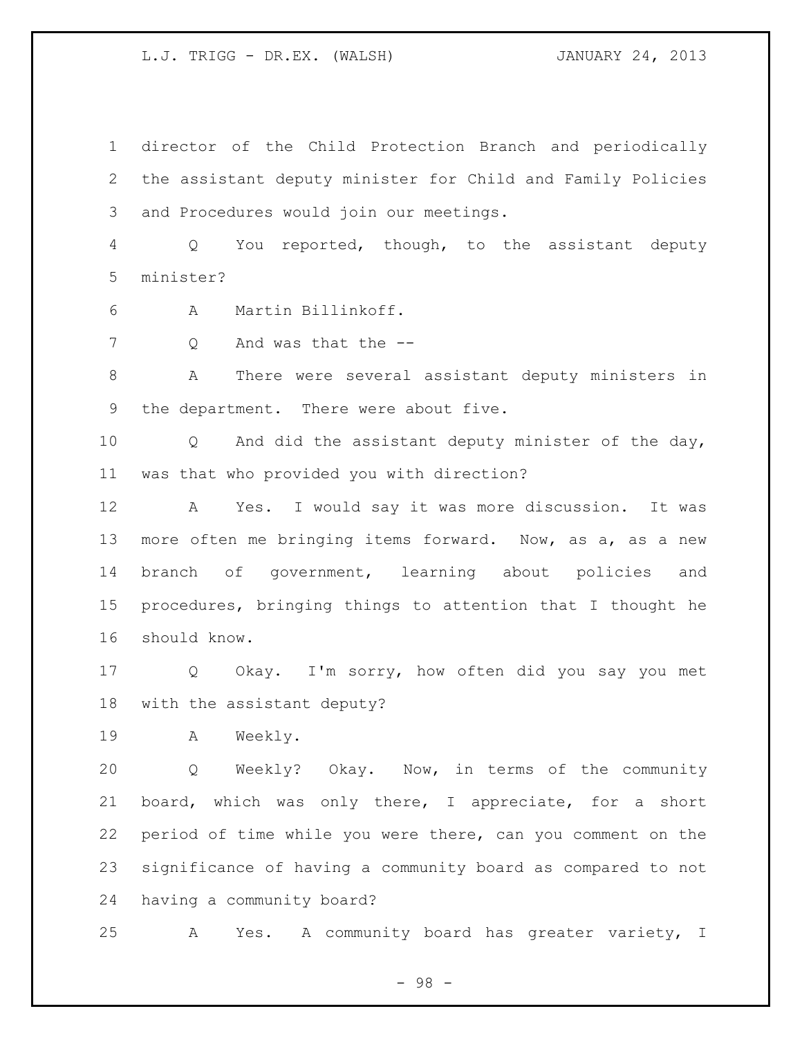director of the Child Protection Branch and periodically the assistant deputy minister for Child and Family Policies and Procedures would join our meetings.

Q You reported, though, to the assistant deputy minister?

A Martin Billinkoff.

Q And was that the --

A There were several assistant deputy ministers in the department. There were about five.

Q And did the assistant deputy minister of the day, was that who provided you with direction?

A Yes. I would say it was more discussion. It was more often me bringing items forward. Now, as a, as a new branch of government, learning about policies and procedures, bringing things to attention that I thought he should know.

Q Okay. I'm sorry, how often did you say you met with the assistant deputy?

A Weekly.

Q Weekly? Okay. Now, in terms of the community board, which was only there, I appreciate, for a short period of time while you were there, can you comment on the significance of having a community board as compared to not having a community board?

A Yes. A community board has greater variety, I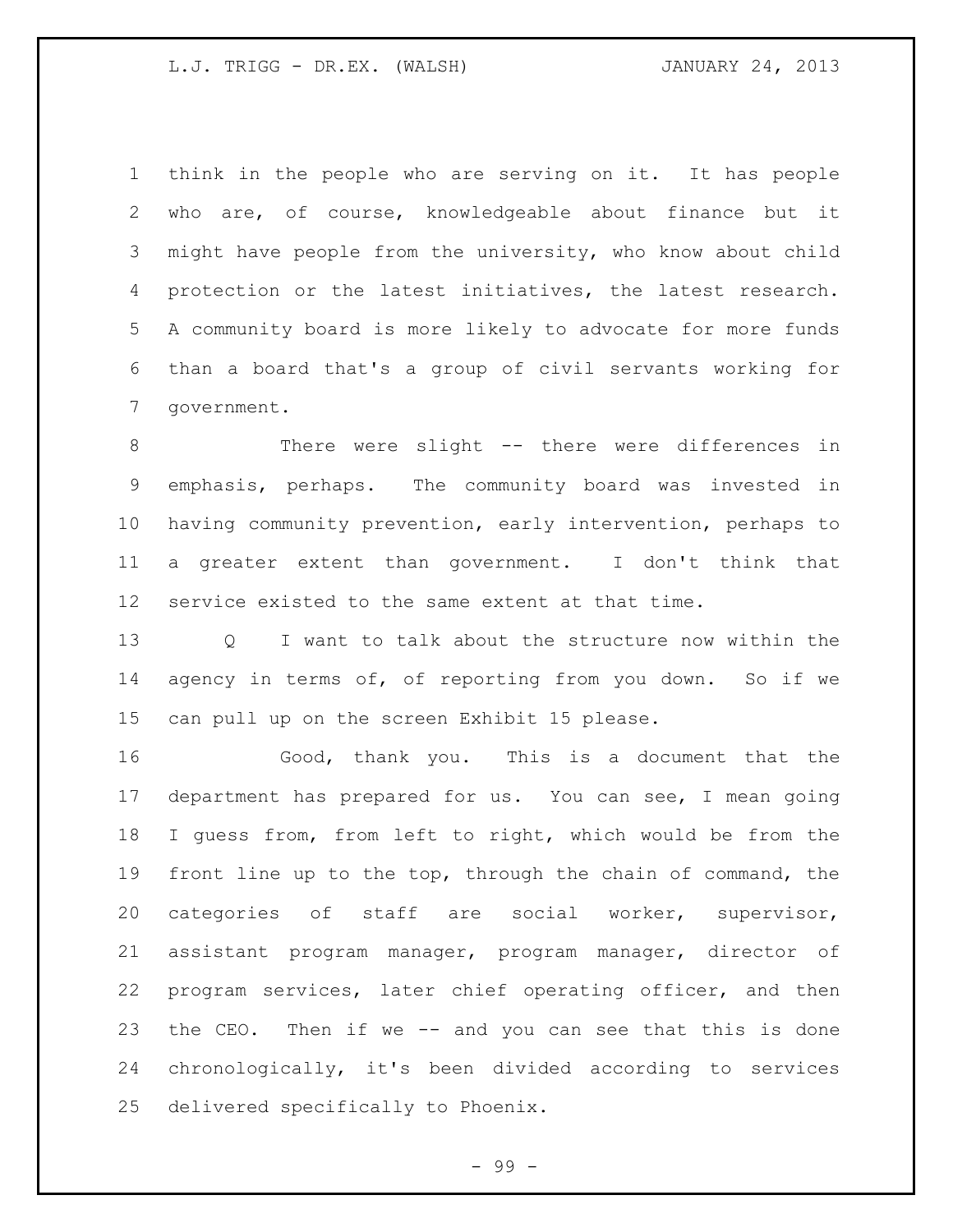think in the people who are serving on it. It has people who are, of course, knowledgeable about finance but it might have people from the university, who know about child protection or the latest initiatives, the latest research. A community board is more likely to advocate for more funds than a board that's a group of civil servants working for government.

There were slight -- there were differences in emphasis, perhaps. The community board was invested in having community prevention, early intervention, perhaps to a greater extent than government. I don't think that service existed to the same extent at that time.

Q I want to talk about the structure now within the agency in terms of, of reporting from you down. So if we can pull up on the screen Exhibit 15 please.

Good, thank you. This is a document that the department has prepared for us. You can see, I mean going I guess from, from left to right, which would be from the front line up to the top, through the chain of command, the categories of staff are social worker, supervisor, assistant program manager, program manager, director of program services, later chief operating officer, and then the CEO. Then if we -- and you can see that this is done chronologically, it's been divided according to services delivered specifically to Phoenix.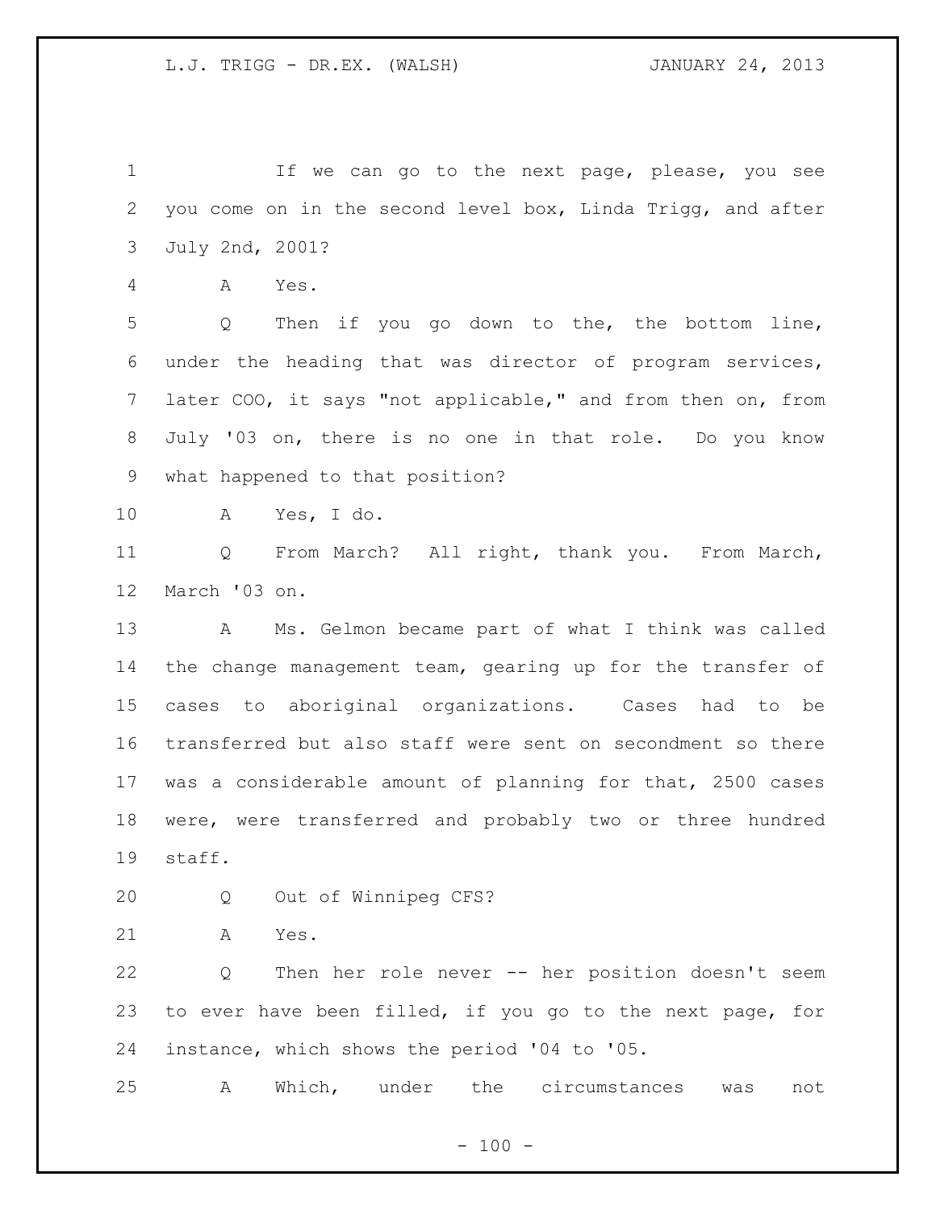If we can go to the next page, please, you see you come on in the second level box, Linda Trigg, and after July 2nd, 2001?

A Yes.

Q Then if you go down to the, the bottom line, under the heading that was director of program services, later COO, it says "not applicable," and from then on, from July '03 on, there is no one in that role. Do you know what happened to that position?

A Yes, I do.

Q From March? All right, thank you. From March, March '03 on.

A Ms. Gelmon became part of what I think was called the change management team, gearing up for the transfer of cases to aboriginal organizations. Cases had to be transferred but also staff were sent on secondment so there was a considerable amount of planning for that, 2500 cases were, were transferred and probably two or three hundred staff.

Q Out of Winnipeg CFS?

A Yes.

Q Then her role never -- her position doesn't seem to ever have been filled, if you go to the next page, for instance, which shows the period '04 to '05.

A Which, under the circumstances was not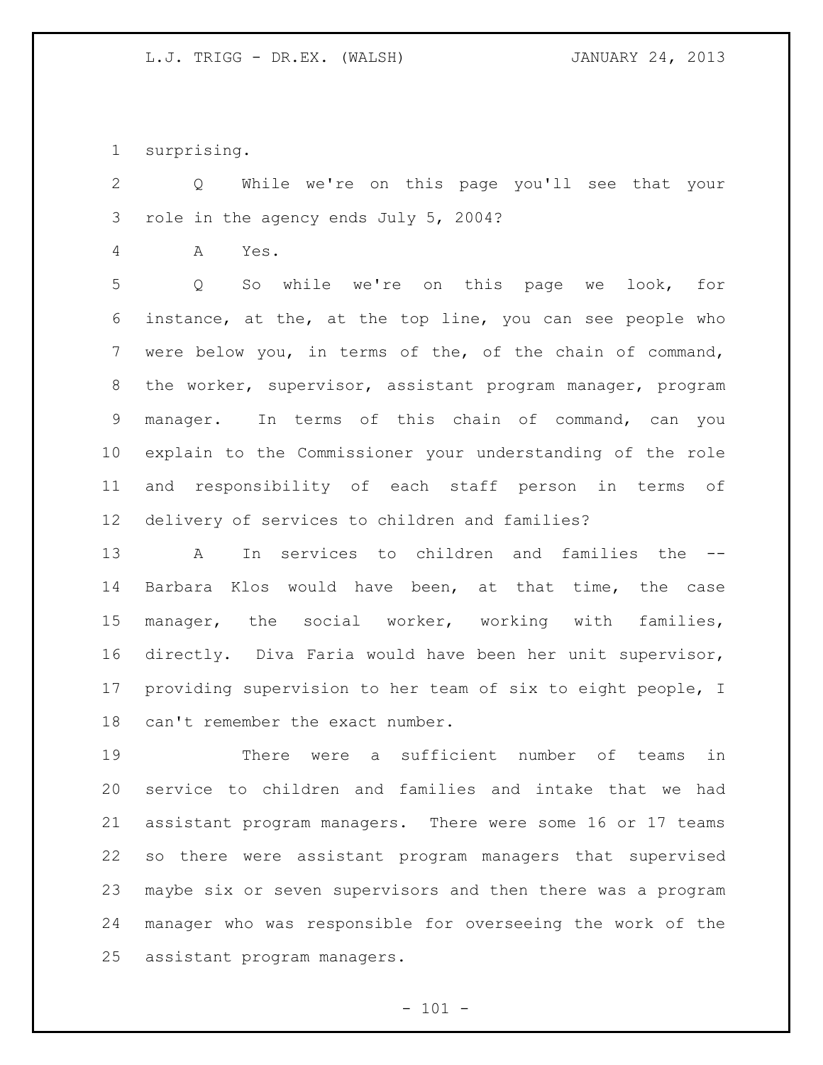surprising.

Q While we're on this page you'll see that your role in the agency ends July 5, 2004?

A Yes.

Q So while we're on this page we look, for instance, at the, at the top line, you can see people who were below you, in terms of the, of the chain of command, the worker, supervisor, assistant program manager, program manager. In terms of this chain of command, can you explain to the Commissioner your understanding of the role and responsibility of each staff person in terms of delivery of services to children and families?

A In services to children and families the -- Barbara Klos would have been, at that time, the case manager, the social worker, working with families, directly. Diva Faria would have been her unit supervisor, providing supervision to her team of six to eight people, I can't remember the exact number.

There were a sufficient number of teams in service to children and families and intake that we had assistant program managers. There were some 16 or 17 teams so there were assistant program managers that supervised maybe six or seven supervisors and then there was a program manager who was responsible for overseeing the work of the assistant program managers.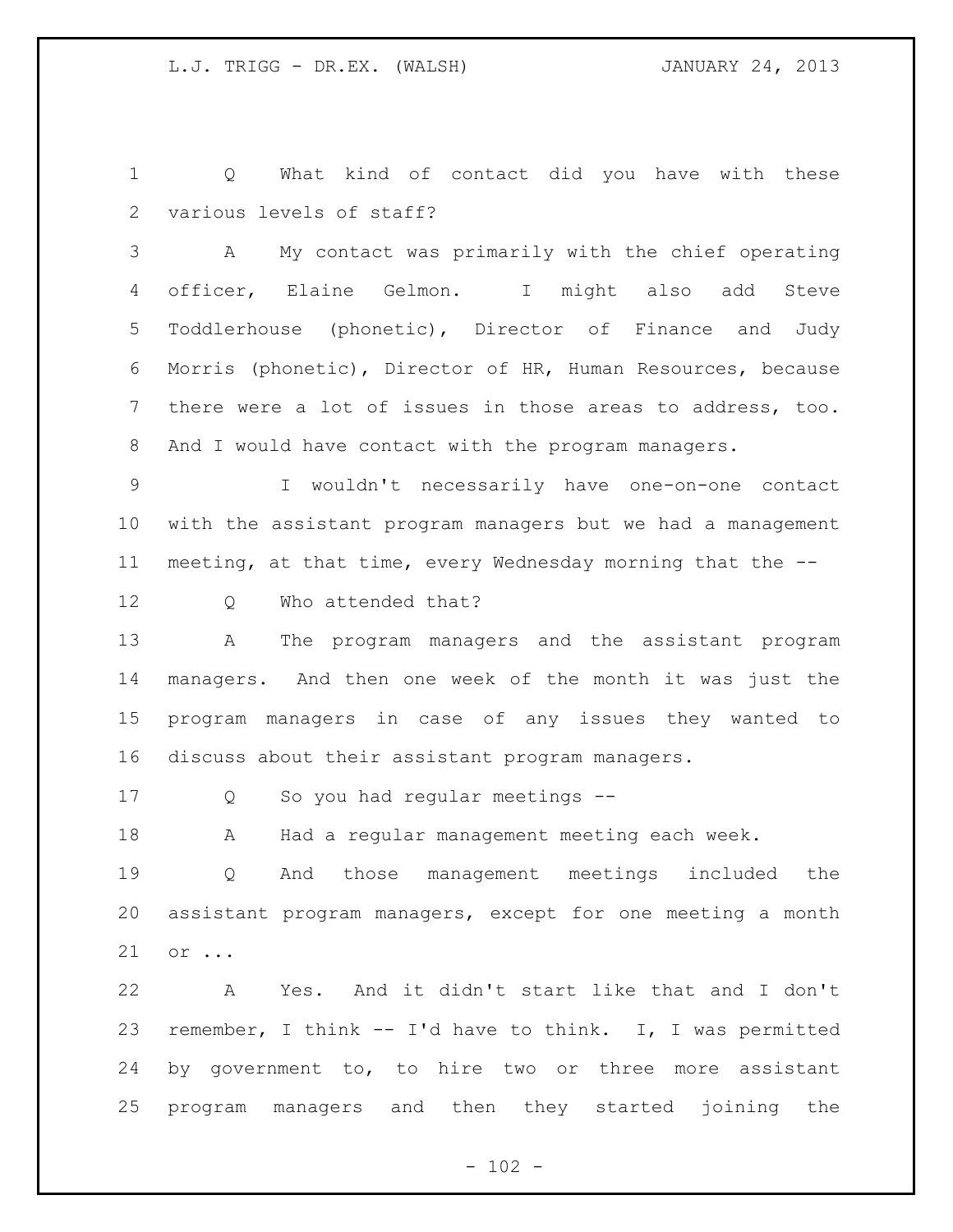Q What kind of contact did you have with these various levels of staff?

A My contact was primarily with the chief operating officer, Elaine Gelmon. I might also add Steve Toddlerhouse (phonetic), Director of Finance and Judy Morris (phonetic), Director of HR, Human Resources, because there were a lot of issues in those areas to address, too. And I would have contact with the program managers.

I wouldn't necessarily have one-on-one contact with the assistant program managers but we had a management meeting, at that time, every Wednesday morning that the --

Q Who attended that?

A The program managers and the assistant program managers. And then one week of the month it was just the program managers in case of any issues they wanted to discuss about their assistant program managers.

Q So you had regular meetings --

A Had a regular management meeting each week.

Q And those management meetings included the assistant program managers, except for one meeting a month or ...

A Yes. And it didn't start like that and I don't remember, I think -- I'd have to think. I, I was permitted by government to, to hire two or three more assistant program managers and then they started joining the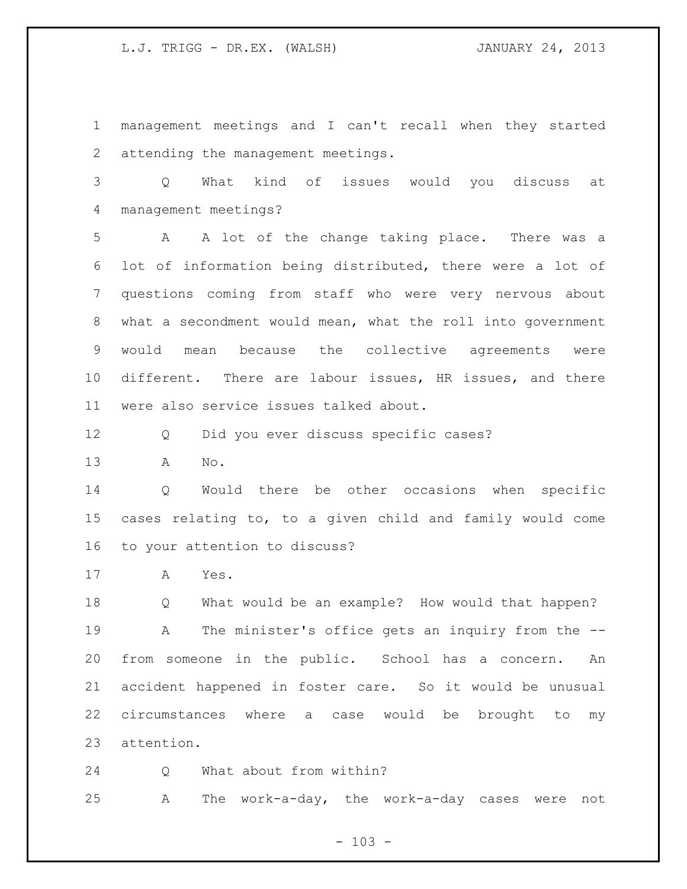management meetings and I can't recall when they started attending the management meetings.

Q What kind of issues would you discuss at management meetings?

A A lot of the change taking place. There was a lot of information being distributed, there were a lot of questions coming from staff who were very nervous about what a secondment would mean, what the roll into government would mean because the collective agreements were different. There are labour issues, HR issues, and there were also service issues talked about.

Q Did you ever discuss specific cases?

A No.

Q Would there be other occasions when specific cases relating to, to a given child and family would come to your attention to discuss?

A Yes.

Q What would be an example? How would that happen?

A The minister's office gets an inquiry from the -- from someone in the public. School has a concern. An accident happened in foster care. So it would be unusual circumstances where a case would be brought to my attention.

Q What about from within?

A The work-a-day, the work-a-day cases were not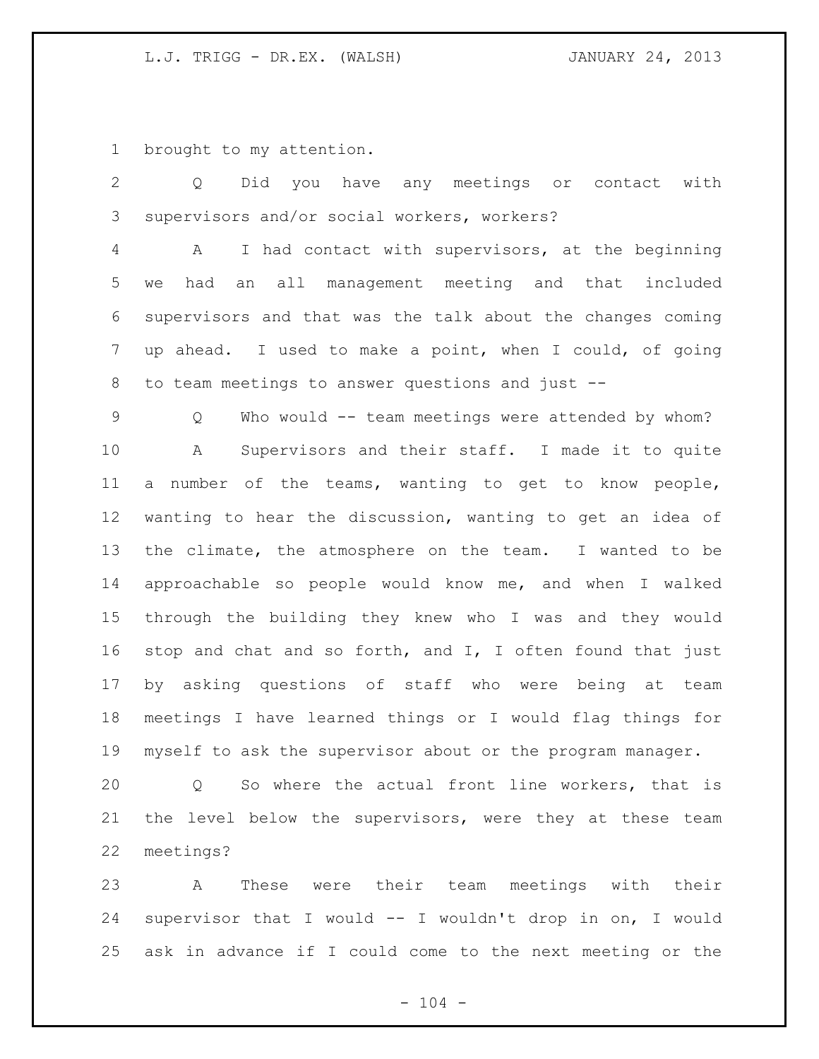brought to my attention.

Q Did you have any meetings or contact with supervisors and/or social workers, workers?

A I had contact with supervisors, at the beginning we had an all management meeting and that included supervisors and that was the talk about the changes coming up ahead. I used to make a point, when I could, of going to team meetings to answer questions and just --

Q Who would -- team meetings were attended by whom?

A Supervisors and their staff. I made it to quite a number of the teams, wanting to get to know people, wanting to hear the discussion, wanting to get an idea of the climate, the atmosphere on the team. I wanted to be approachable so people would know me, and when I walked through the building they knew who I was and they would stop and chat and so forth, and I, I often found that just by asking questions of staff who were being at team meetings I have learned things or I would flag things for myself to ask the supervisor about or the program manager.

Q So where the actual front line workers, that is the level below the supervisors, were they at these team meetings?

A These were their team meetings with their supervisor that I would -- I wouldn't drop in on, I would ask in advance if I could come to the next meeting or the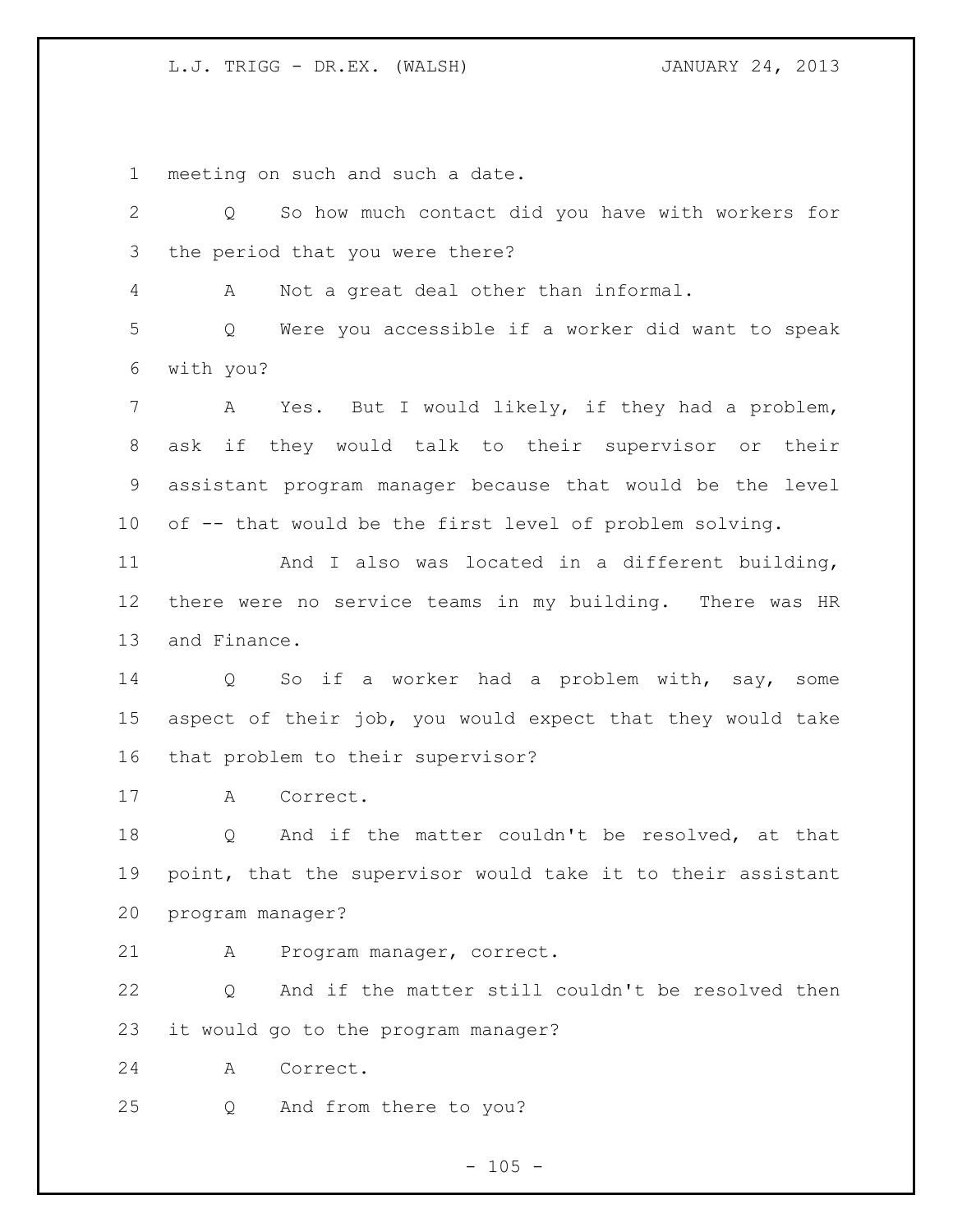meeting on such and such a date.

Q So how much contact did you have with workers for the period that you were there?

A Not a great deal other than informal.

Q Were you accessible if a worker did want to speak with you?

A Yes. But I would likely, if they had a problem, ask if they would talk to their supervisor or their assistant program manager because that would be the level of -- that would be the first level of problem solving.

And I also was located in a different building, there were no service teams in my building. There was HR and Finance.

Q So if a worker had a problem with, say, some aspect of their job, you would expect that they would take that problem to their supervisor?

A Correct.

Q And if the matter couldn't be resolved, at that point, that the supervisor would take it to their assistant program manager?

A Program manager, correct.

Q And if the matter still couldn't be resolved then it would go to the program manager?

A Correct.

Q And from there to you?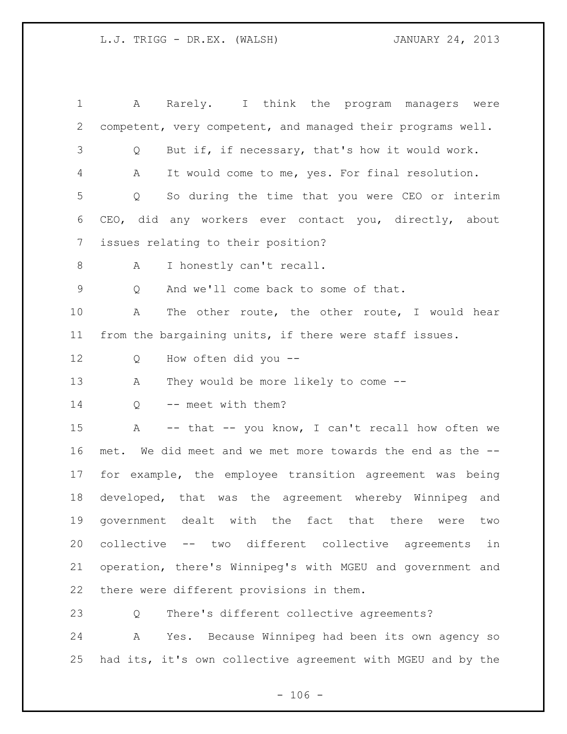A Rarely. I think the program managers were competent, very competent, and managed their programs well.

Q But if, if necessary, that's how it would work.

A It would come to me, yes. For final resolution.

Q So during the time that you were CEO or interim CEO, did any workers ever contact you, directly, about issues relating to their position?

A I honestly can't recall.

Q And we'll come back to some of that.

A The other route, the other route, I would hear from the bargaining units, if there were staff issues.

Q How often did you --

A They would be more likely to come --

Q -- meet with them?

A -- that -- you know, I can't recall how often we met. We did meet and we met more towards the end as the -- for example, the employee transition agreement was being developed, that was the agreement whereby Winnipeg and government dealt with the fact that there were two collective -- two different collective agreements in operation, there's Winnipeg's with MGEU and government and there were different provisions in them.

Q There's different collective agreements?

A Yes. Because Winnipeg had been its own agency so had its, it's own collective agreement with MGEU and by the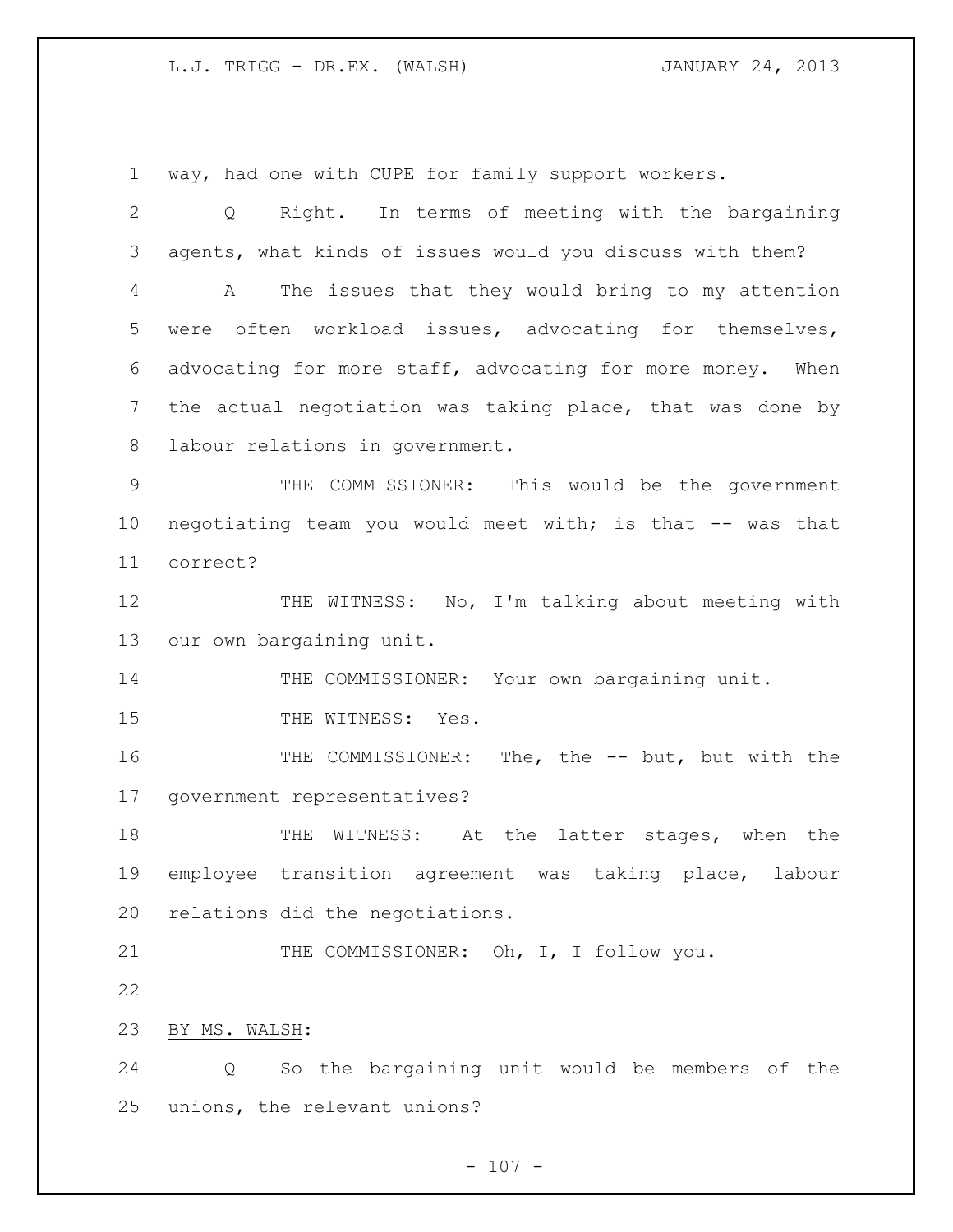way, had one with CUPE for family support workers.

Q Right. In terms of meeting with the bargaining agents, what kinds of issues would you discuss with them?

A The issues that they would bring to my attention were often workload issues, advocating for themselves, advocating for more staff, advocating for more money. When the actual negotiation was taking place, that was done by labour relations in government.

THE COMMISSIONER: This would be the government negotiating team you would meet with; is that -- was that correct?

THE WITNESS: No, I'm talking about meeting with our own bargaining unit.

THE COMMISSIONER: Your own bargaining unit.

THE WITNESS: Yes.

THE COMMISSIONER: The, the -- but, but with the government representatives?

THE WITNESS: At the latter stages, when the employee transition agreement was taking place, labour relations did the negotiations.

THE COMMISSIONER: Oh, I, I follow you.

BY MS. WALSH:

Q So the bargaining unit would be members of the unions, the relevant unions?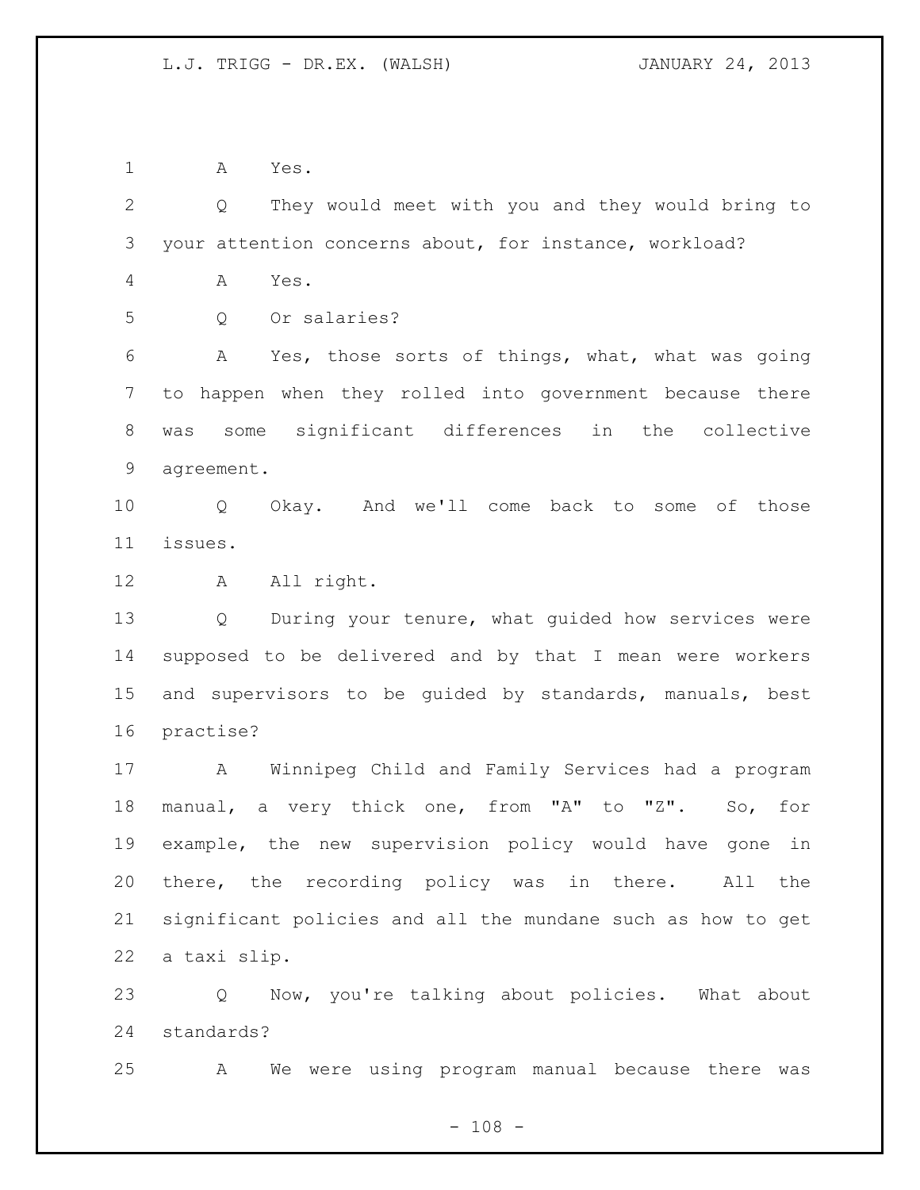A Yes.

Q They would meet with you and they would bring to your attention concerns about, for instance, workload?

A Yes.

Q Or salaries?

A Yes, those sorts of things, what, what was going to happen when they rolled into government because there was some significant differences in the collective agreement.

Q Okay. And we'll come back to some of those issues.

A All right.

Q During your tenure, what guided how services were supposed to be delivered and by that I mean were workers and supervisors to be guided by standards, manuals, best practise?

A Winnipeg Child and Family Services had a program manual, a very thick one, from "A" to "Z". So, for example, the new supervision policy would have gone in there, the recording policy was in there. All the significant policies and all the mundane such as how to get a taxi slip.

Q Now, you're talking about policies. What about standards?

A We were using program manual because there was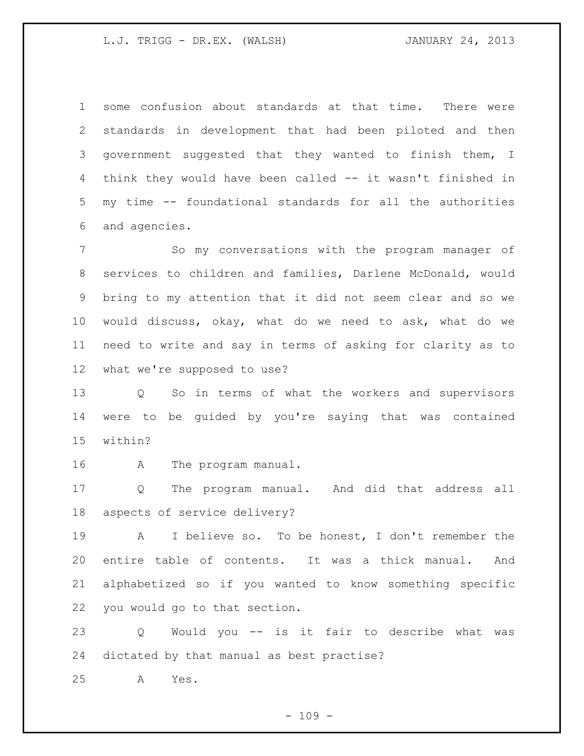some confusion about standards at that time. There were standards in development that had been piloted and then government suggested that they wanted to finish them, I think they would have been called -- it wasn't finished in my time -- foundational standards for all the authorities and agencies.

So my conversations with the program manager of services to children and families, Darlene McDonald, would bring to my attention that it did not seem clear and so we would discuss, okay, what do we need to ask, what do we need to write and say in terms of asking for clarity as to what we're supposed to use?

Q So in terms of what the workers and supervisors were to be guided by you're saying that was contained within?

A The program manual.

Q The program manual. And did that address all aspects of service delivery?

A I believe so. To be honest, I don't remember the entire table of contents. It was a thick manual. And alphabetized so if you wanted to know something specific you would go to that section.

Q Would you -- is it fair to describe what was dictated by that manual as best practise?

A Yes.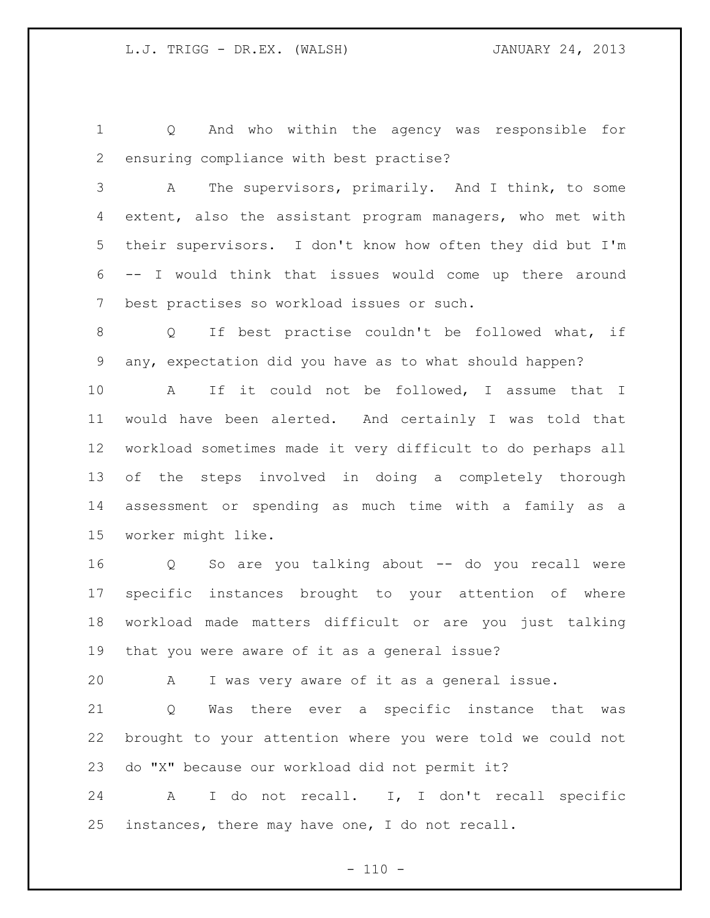Q And who within the agency was responsible for ensuring compliance with best practise?

A The supervisors, primarily. And I think, to some extent, also the assistant program managers, who met with their supervisors. I don't know how often they did but I'm -- I would think that issues would come up there around best practises so workload issues or such.

Q If best practise couldn't be followed what, if any, expectation did you have as to what should happen?

A If it could not be followed, I assume that I would have been alerted. And certainly I was told that workload sometimes made it very difficult to do perhaps all of the steps involved in doing a completely thorough assessment or spending as much time with a family as a worker might like.

Q So are you talking about -- do you recall were specific instances brought to your attention of where workload made matters difficult or are you just talking that you were aware of it as a general issue?

A I was very aware of it as a general issue.

Q Was there ever a specific instance that was brought to your attention where you were told we could not do "X" because our workload did not permit it?

A I do not recall. I, I don't recall specific instances, there may have one, I do not recall.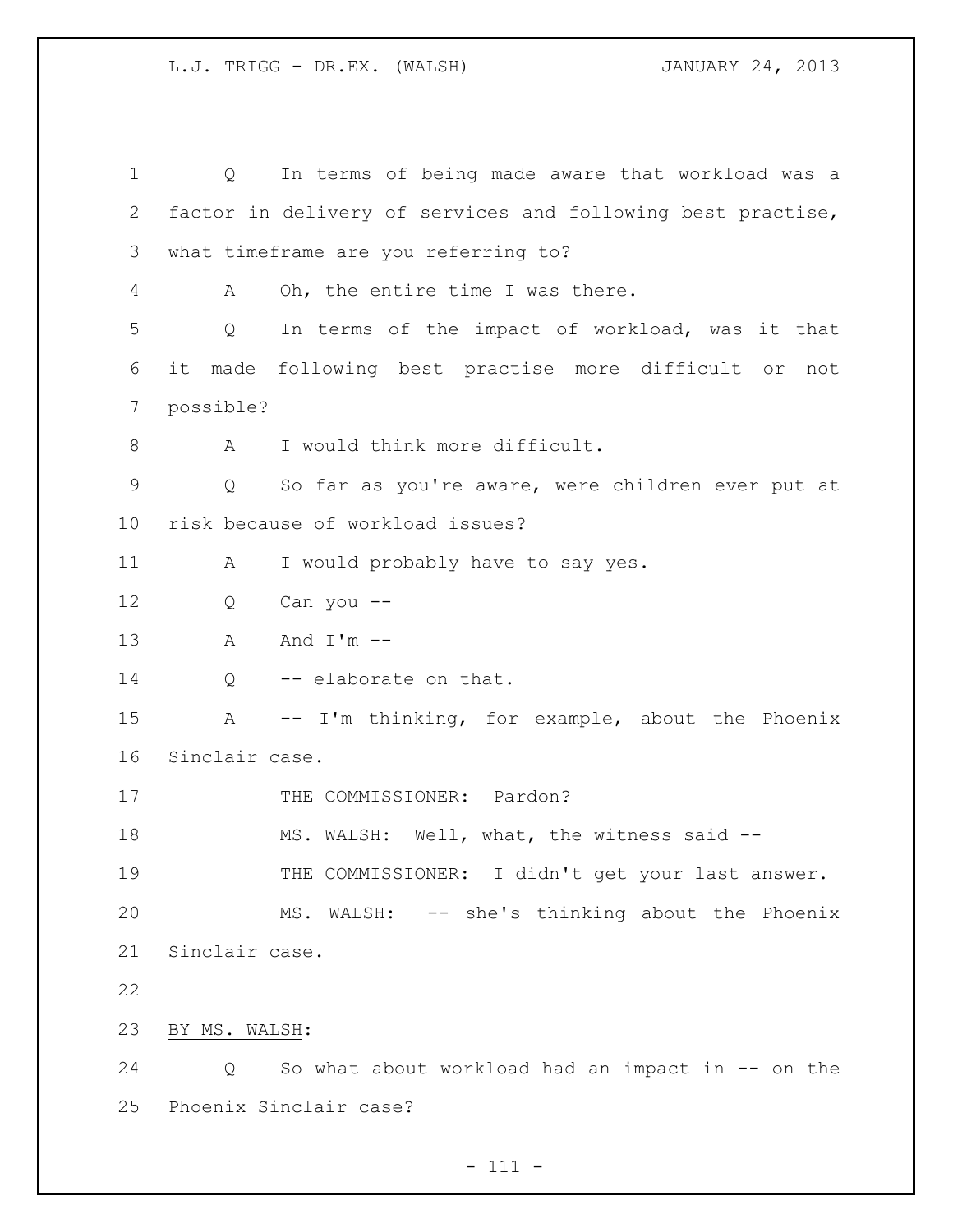Q In terms of being made aware that workload was a factor in delivery of services and following best practise, what timeframe are you referring to?

A Oh, the entire time I was there.

Q In terms of the impact of workload, was it that it made following best practise more difficult or not possible?

A I would think more difficult.

Q So far as you're aware, were children ever put at risk because of workload issues?

A I would probably have to say yes.

Q Can you --

A And I'm --

Q -- elaborate on that.

A -- I'm thinking, for example, about the Phoenix Sinclair case.

THE COMMISSIONER: Pardon?

MS. WALSH: Well, what, the witness said --

THE COMMISSIONER: I didn't get your last answer.

MS. WALSH: -- she's thinking about the Phoenix Sinclair case.

BY MS. WALSH:

Q So what about workload had an impact in -- on the Phoenix Sinclair case?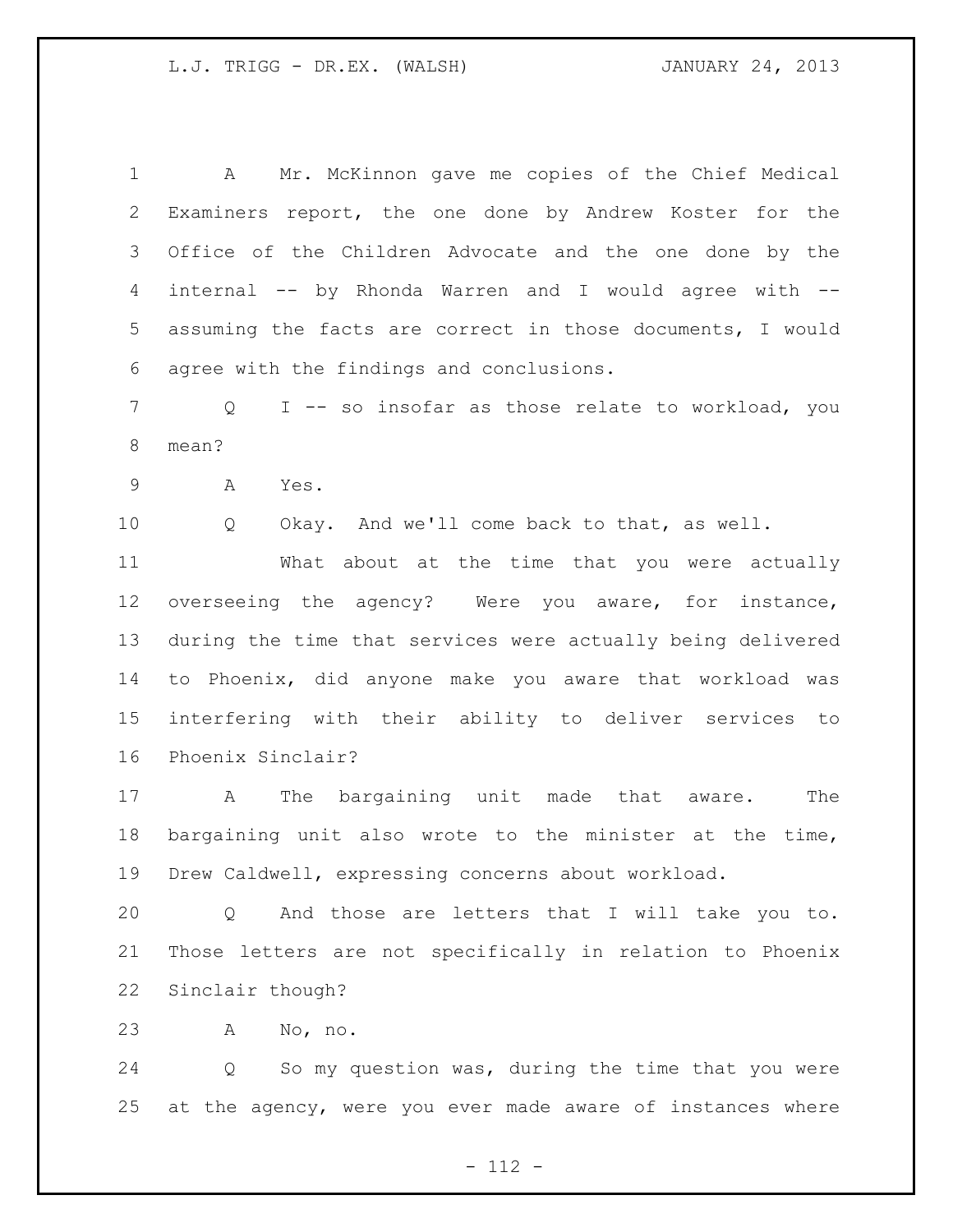A Mr. McKinnon gave me copies of the Chief Medical Examiners report, the one done by Andrew Koster for the Office of the Children Advocate and the one done by the internal -- by Rhonda Warren and I would agree with -- assuming the facts are correct in those documents, I would agree with the findings and conclusions.

Q I -- so insofar as those relate to workload, you mean?

A Yes.

Q Okay. And we'll come back to that, as well.

What about at the time that you were actually overseeing the agency? Were you aware, for instance, during the time that services were actually being delivered to Phoenix, did anyone make you aware that workload was interfering with their ability to deliver services to Phoenix Sinclair?

A The bargaining unit made that aware. The bargaining unit also wrote to the minister at the time, Drew Caldwell, expressing concerns about workload.

Q And those are letters that I will take you to. Those letters are not specifically in relation to Phoenix Sinclair though?

A No, no.

Q So my question was, during the time that you were at the agency, were you ever made aware of instances where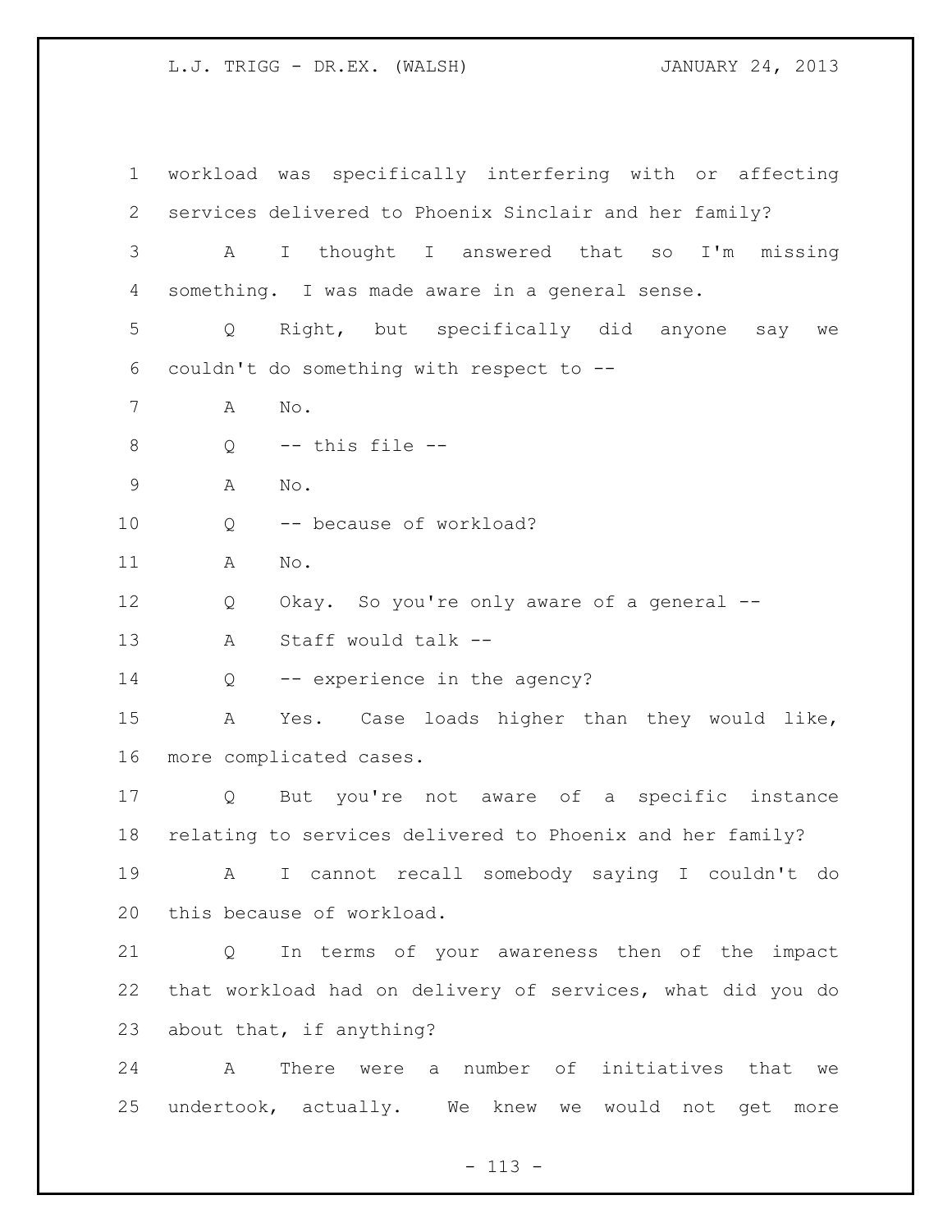workload was specifically interfering with or affecting services delivered to Phoenix Sinclair and her family?

A I thought I answered that so I'm missing something. I was made aware in a general sense.

Q Right, but specifically did anyone say we couldn't do something with respect to --

A No.

Q -- this file --

A No.

Q -- because of workload?

A No.

Q Okay. So you're only aware of a general --

A Staff would talk --

Q -- experience in the agency?

A Yes. Case loads higher than they would like, more complicated cases.

Q But you're not aware of a specific instance relating to services delivered to Phoenix and her family?

A I cannot recall somebody saying I couldn't do this because of workload.

Q In terms of your awareness then of the impact that workload had on delivery of services, what did you do about that, if anything?

A There were a number of initiatives that we undertook, actually. We knew we would not get more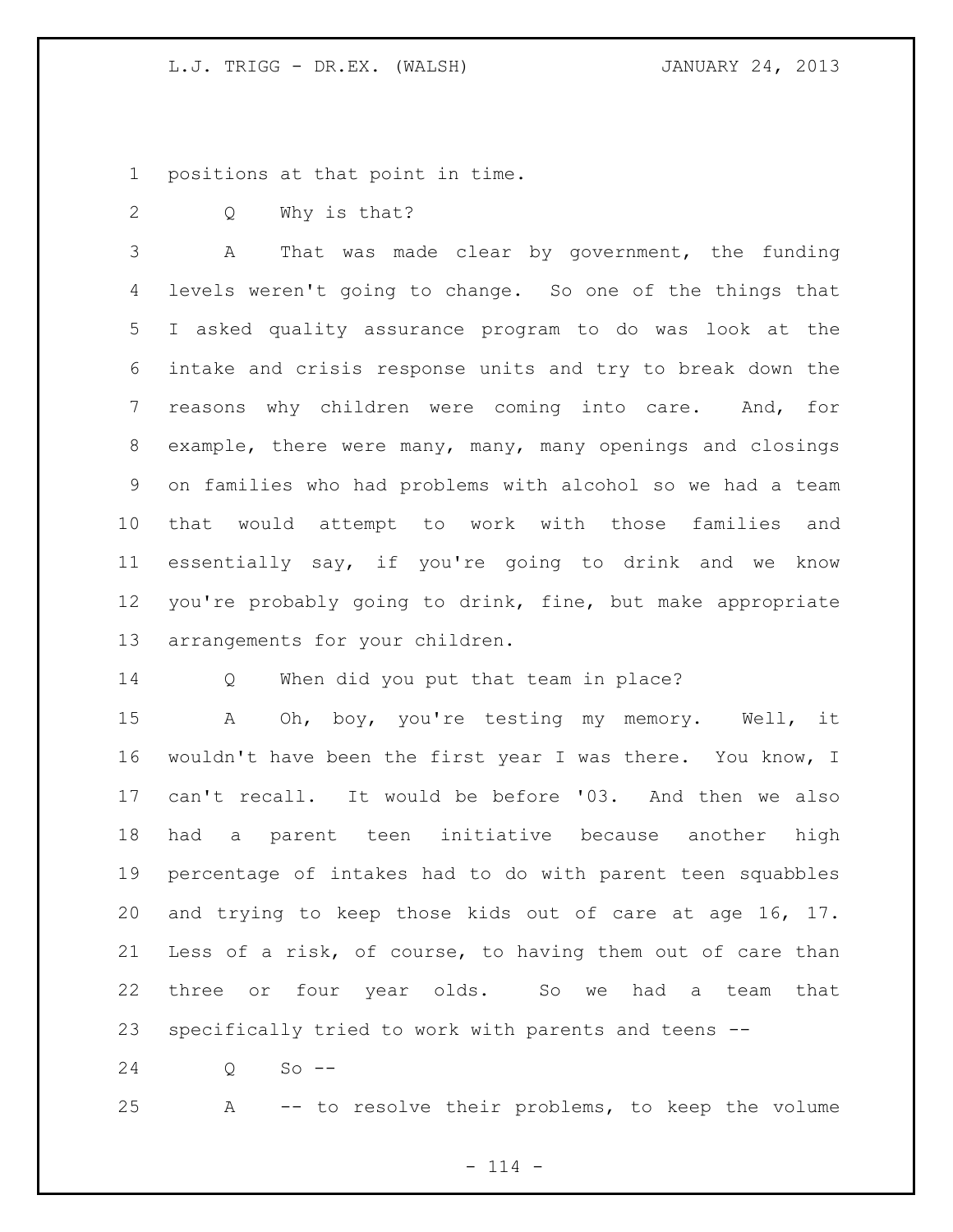positions at that point in time.

Q Why is that?

A That was made clear by government, the funding levels weren't going to change. So one of the things that I asked quality assurance program to do was look at the intake and crisis response units and try to break down the reasons why children were coming into care. And, for example, there were many, many, many openings and closings on families who had problems with alcohol so we had a team that would attempt to work with those families and essentially say, if you're going to drink and we know you're probably going to drink, fine, but make appropriate arrangements for your children.

Q When did you put that team in place?

A Oh, boy, you're testing my memory. Well, it wouldn't have been the first year I was there. You know, I can't recall. It would be before '03. And then we also had a parent teen initiative because another high percentage of intakes had to do with parent teen squabbles and trying to keep those kids out of care at age 16, 17. Less of a risk, of course, to having them out of care than three or four year olds. So we had a team that specifically tried to work with parents and teens --

Q So --

A -- to resolve their problems, to keep the volume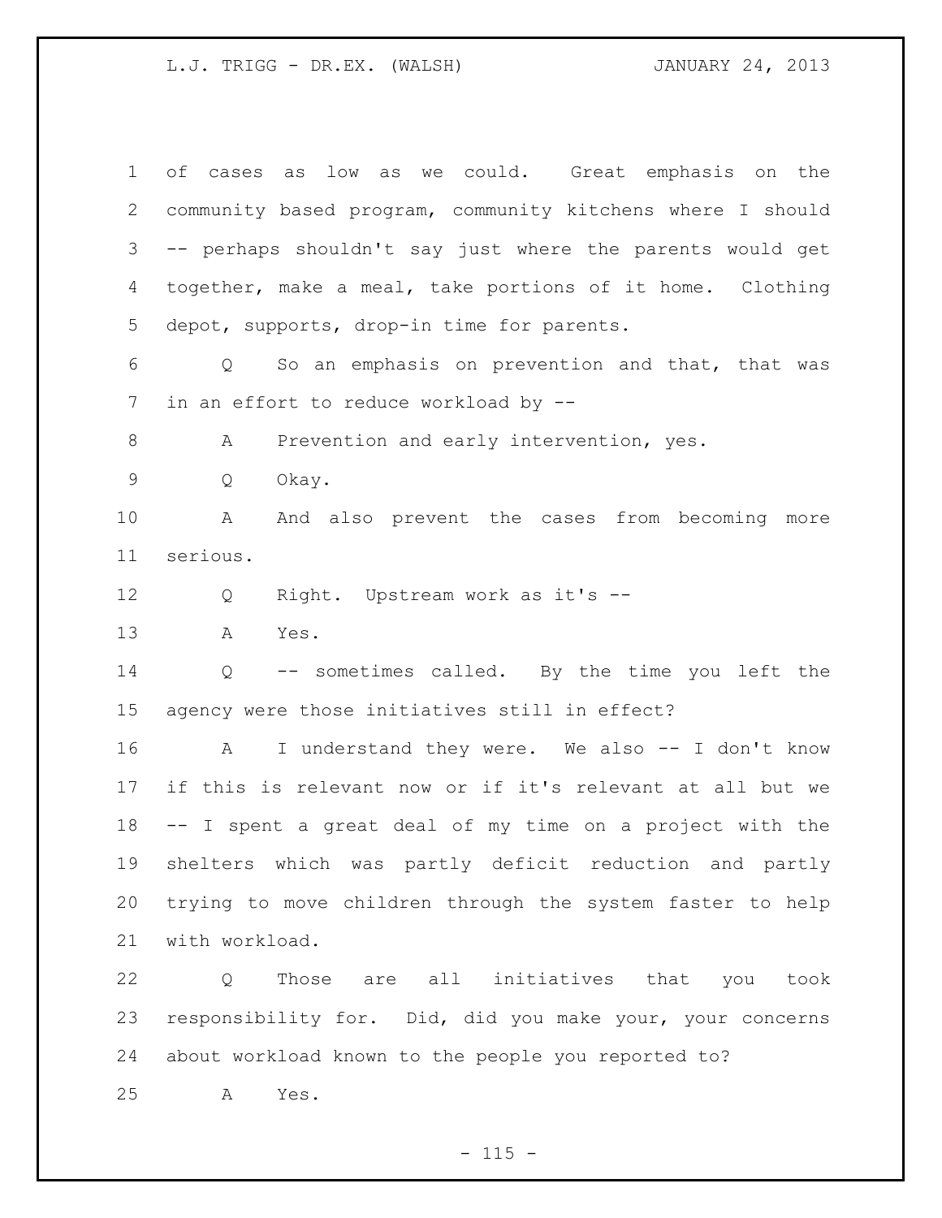of cases as low as we could. Great emphasis on the community based program, community kitchens where I should -- perhaps shouldn't say just where the parents would get together, make a meal, take portions of it home. Clothing depot, supports, drop-in time for parents.

Q So an emphasis on prevention and that, that was in an effort to reduce workload by --

A Prevention and early intervention, yes.

Q Okay.

A And also prevent the cases from becoming more serious.

Q Right. Upstream work as it's --

A Yes.

Q -- sometimes called. By the time you left the agency were those initiatives still in effect?

A I understand they were. We also -- I don't know if this is relevant now or if it's relevant at all but we -- I spent a great deal of my time on a project with the shelters which was partly deficit reduction and partly trying to move children through the system faster to help with workload.

Q Those are all initiatives that you took responsibility for. Did, did you make your, your concerns about workload known to the people you reported to?

A Yes.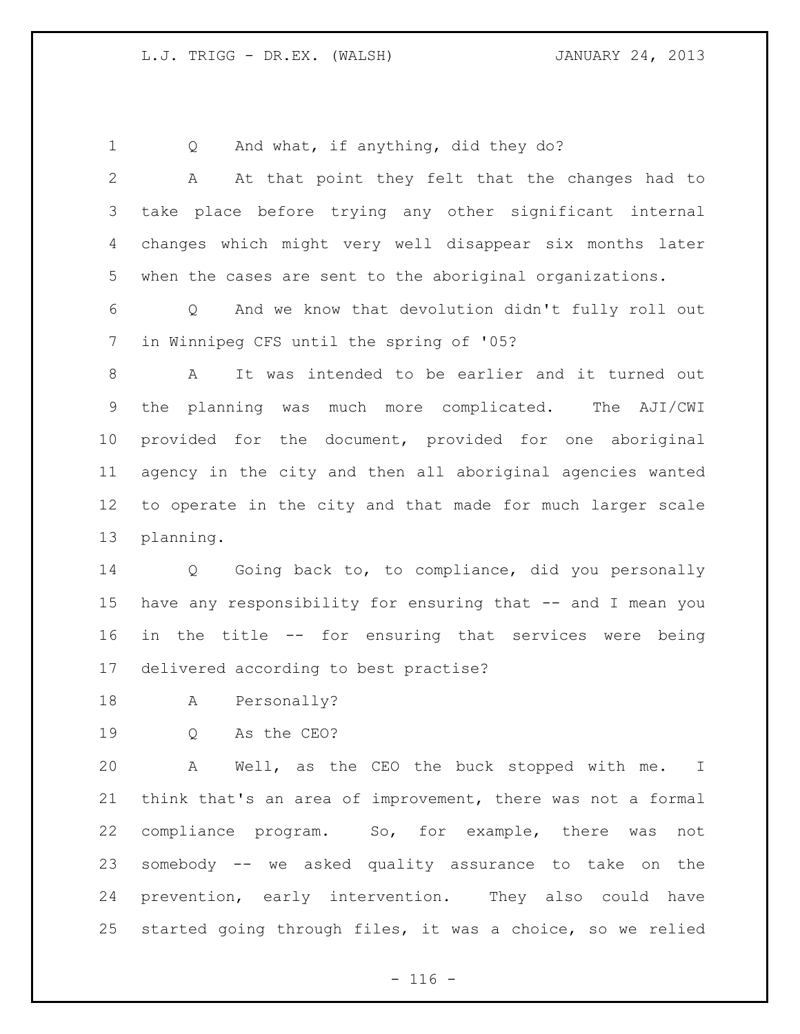Q And what, if anything, did they do?

A At that point they felt that the changes had to take place before trying any other significant internal changes which might very well disappear six months later when the cases are sent to the aboriginal organizations.

Q And we know that devolution didn't fully roll out in Winnipeg CFS until the spring of '05?

A It was intended to be earlier and it turned out the planning was much more complicated. The AJI/CWI provided for the document, provided for one aboriginal agency in the city and then all aboriginal agencies wanted to operate in the city and that made for much larger scale planning.

Q Going back to, to compliance, did you personally have any responsibility for ensuring that -- and I mean you in the title -- for ensuring that services were being delivered according to best practise?

A Personally?

Q As the CEO?

A Well, as the CEO the buck stopped with me. I think that's an area of improvement, there was not a formal compliance program. So, for example, there was not somebody -- we asked quality assurance to take on the prevention, early intervention. They also could have started going through files, it was a choice, so we relied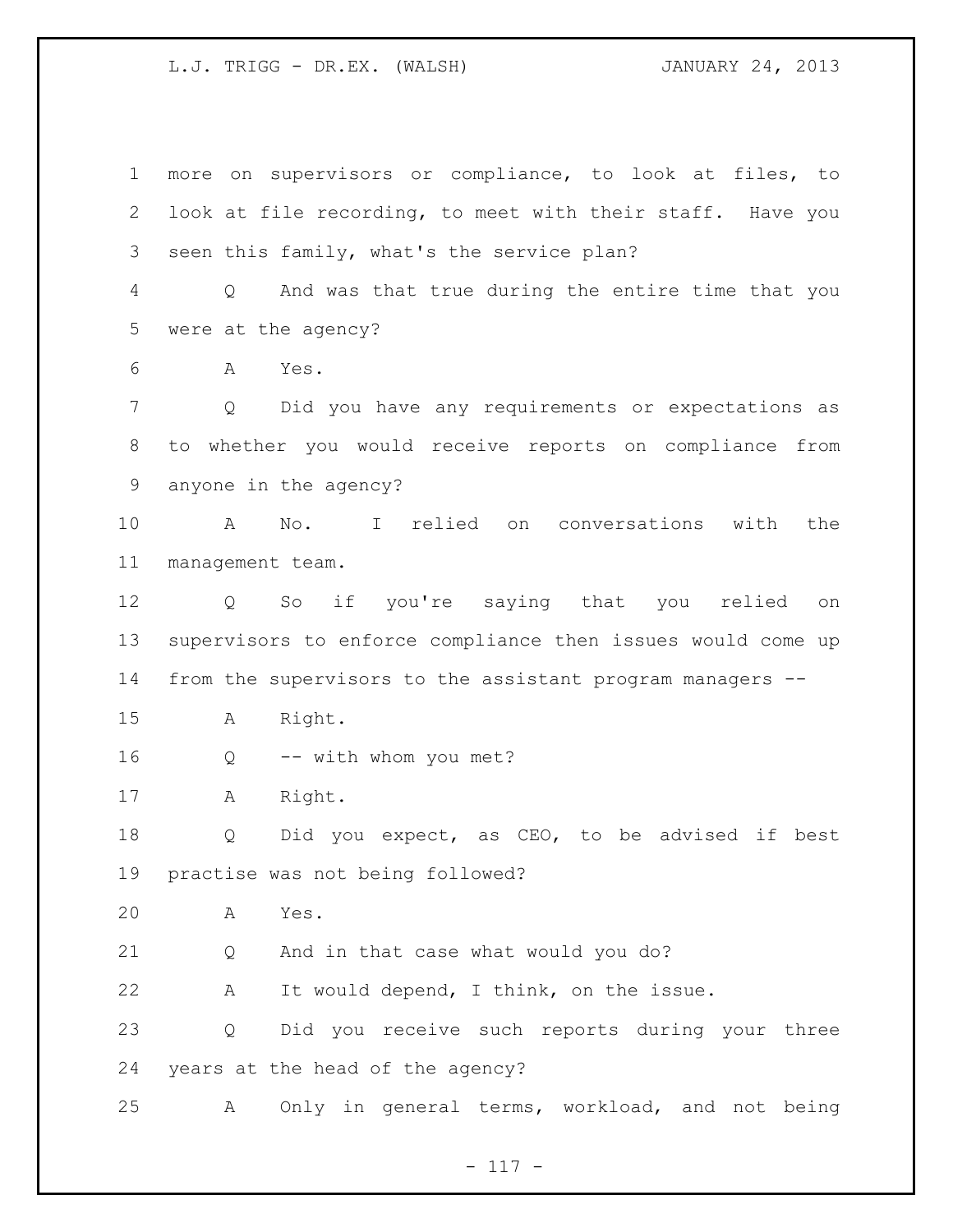more on supervisors or compliance, to look at files, to look at file recording, to meet with their staff. Have you seen this family, what's the service plan?

Q And was that true during the entire time that you were at the agency?

A Yes.

Q Did you have any requirements or expectations as to whether you would receive reports on compliance from anyone in the agency?

A No. I relied on conversations with the management team.

Q So if you're saying that you relied on supervisors to enforce compliance then issues would come up from the supervisors to the assistant program managers --

A Right.

Q -- with whom you met?

A Right.

Q Did you expect, as CEO, to be advised if best practise was not being followed?

A Yes.

Q And in that case what would you do?

A It would depend, I think, on the issue.

Q Did you receive such reports during your three years at the head of the agency?

A Only in general terms, workload, and not being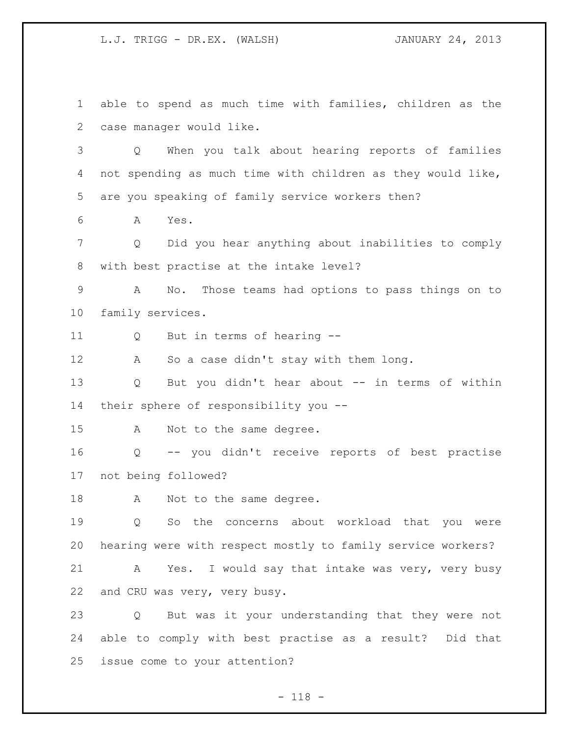able to spend as much time with families, children as the case manager would like.

Q When you talk about hearing reports of families not spending as much time with children as they would like, are you speaking of family service workers then?

A Yes.

Q Did you hear anything about inabilities to comply with best practise at the intake level?

A No. Those teams had options to pass things on to family services.

Q But in terms of hearing --

A So a case didn't stay with them long.

Q But you didn't hear about -- in terms of within their sphere of responsibility you --

A Not to the same degree.

Q -- you didn't receive reports of best practise not being followed?

A Not to the same degree.

Q So the concerns about workload that you were hearing were with respect mostly to family service workers?

A Yes. I would say that intake was very, very busy and CRU was very, very busy.

Q But was it your understanding that they were not able to comply with best practise as a result? Did that issue come to your attention?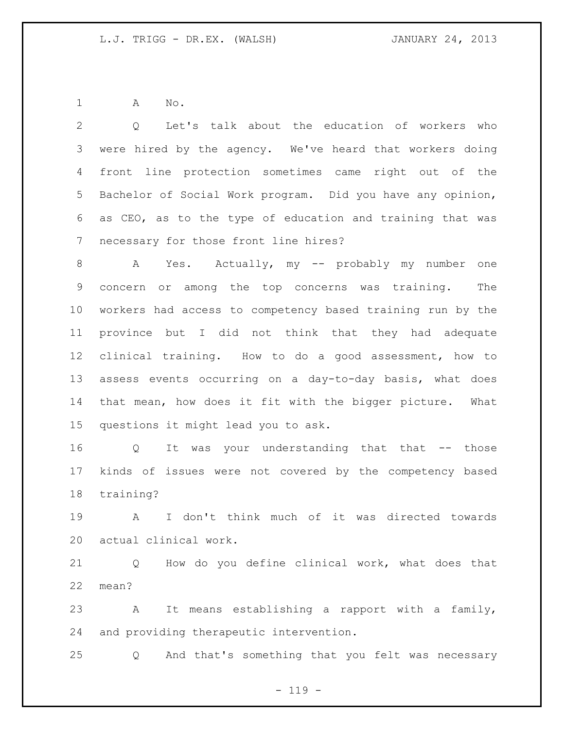A No.

Q Let's talk about the education of workers who were hired by the agency. We've heard that workers doing front line protection sometimes came right out of the Bachelor of Social Work program. Did you have any opinion, as CEO, as to the type of education and training that was necessary for those front line hires?

A Yes. Actually, my -- probably my number one concern or among the top concerns was training. The workers had access to competency based training run by the province but I did not think that they had adequate clinical training. How to do a good assessment, how to assess events occurring on a day-to-day basis, what does that mean, how does it fit with the bigger picture. What questions it might lead you to ask.

Q It was your understanding that that -- those kinds of issues were not covered by the competency based training?

A I don't think much of it was directed towards actual clinical work.

Q How do you define clinical work, what does that mean?

A It means establishing a rapport with a family, and providing therapeutic intervention.

Q And that's something that you felt was necessary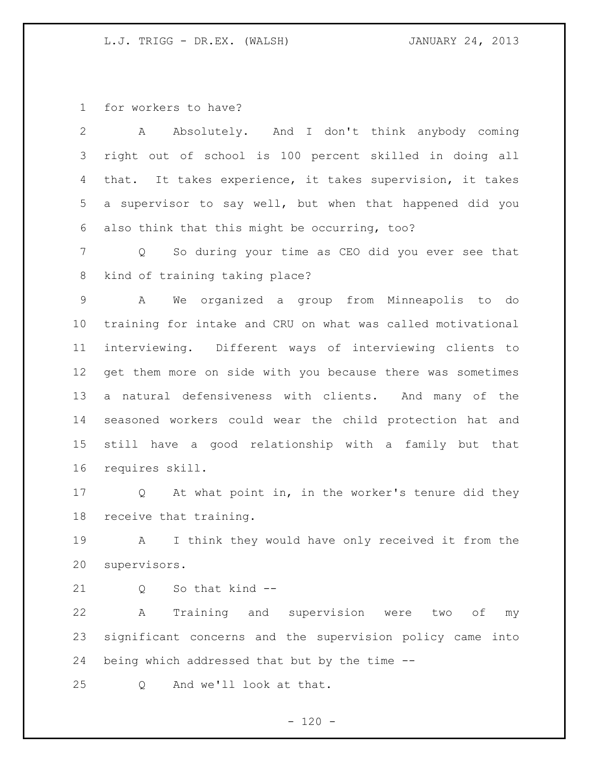for workers to have?

A Absolutely. And I don't think anybody coming right out of school is 100 percent skilled in doing all that. It takes experience, it takes supervision, it takes a supervisor to say well, but when that happened did you also think that this might be occurring, too?

Q So during your time as CEO did you ever see that kind of training taking place?

A We organized a group from Minneapolis to do training for intake and CRU on what was called motivational interviewing. Different ways of interviewing clients to get them more on side with you because there was sometimes a natural defensiveness with clients. And many of the seasoned workers could wear the child protection hat and still have a good relationship with a family but that requires skill.

Q At what point in, in the worker's tenure did they receive that training.

A I think they would have only received it from the supervisors.

Q So that kind --

A Training and supervision were two of my significant concerns and the supervision policy came into being which addressed that but by the time --

Q And we'll look at that.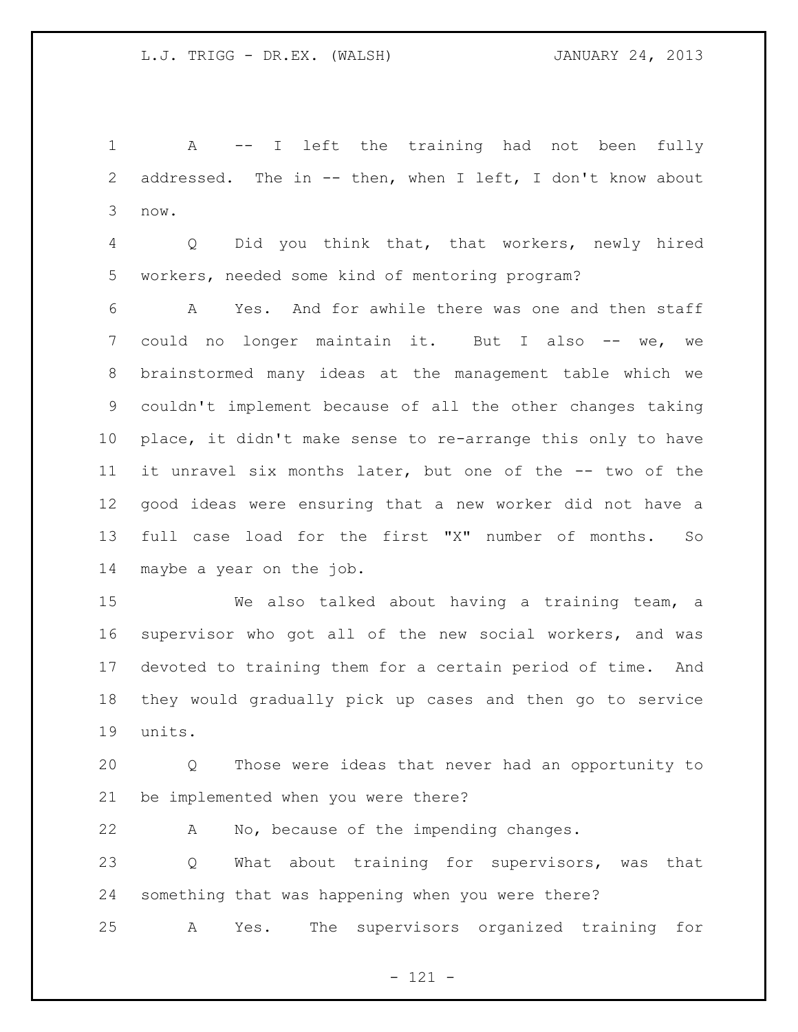A -- I left the training had not been fully addressed. The in -- then, when I left, I don't know about now.

Q Did you think that, that workers, newly hired workers, needed some kind of mentoring program?

A Yes. And for awhile there was one and then staff could no longer maintain it. But I also -- we, we brainstormed many ideas at the management table which we couldn't implement because of all the other changes taking place, it didn't make sense to re-arrange this only to have it unravel six months later, but one of the -- two of the good ideas were ensuring that a new worker did not have a full case load for the first "X" number of months. So maybe a year on the job.

We also talked about having a training team, a supervisor who got all of the new social workers, and was devoted to training them for a certain period of time. And they would gradually pick up cases and then go to service units.

Q Those were ideas that never had an opportunity to be implemented when you were there?

A No, because of the impending changes.

Q What about training for supervisors, was that something that was happening when you were there?

A Yes. The supervisors organized training for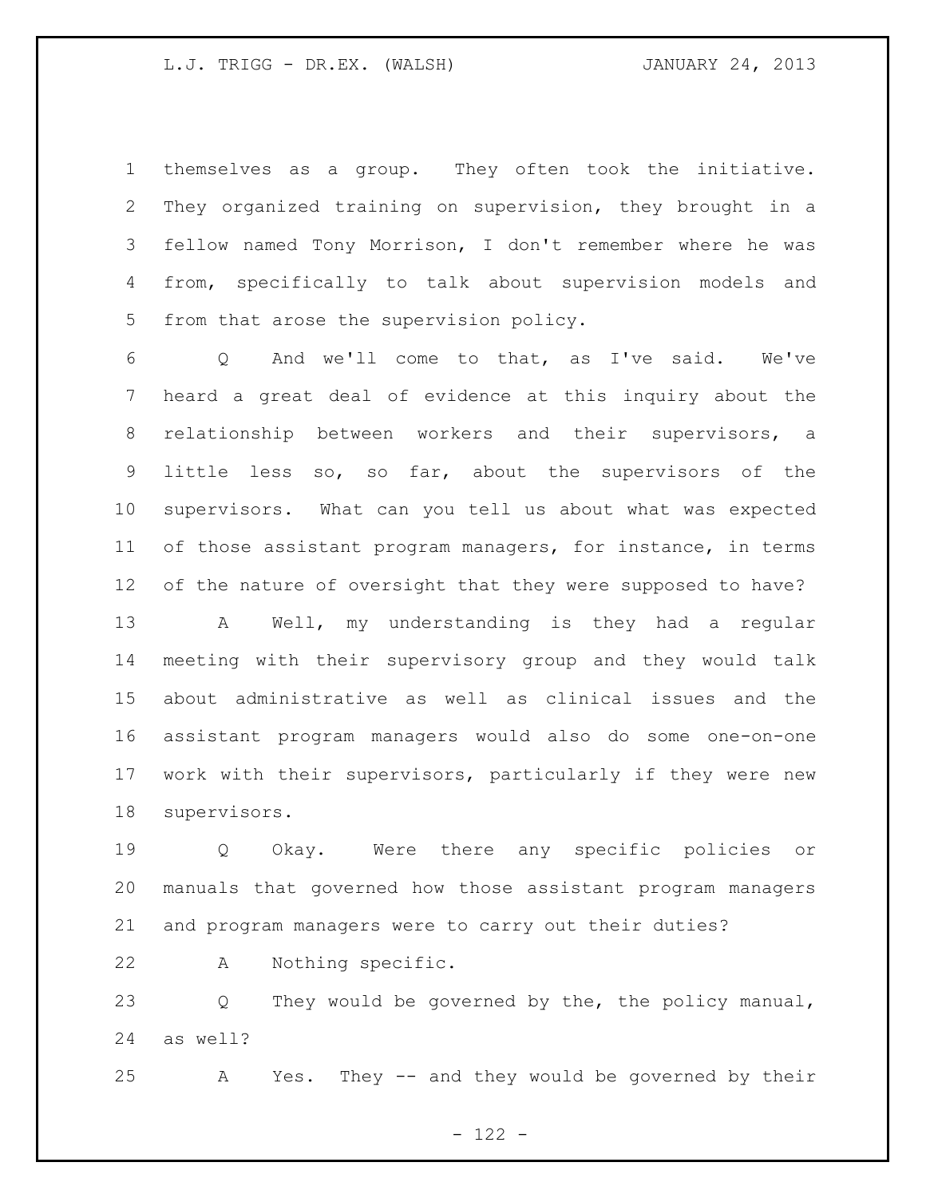themselves as a group. They often took the initiative. They organized training on supervision, they brought in a fellow named Tony Morrison, I don't remember where he was from, specifically to talk about supervision models and from that arose the supervision policy.

Q And we'll come to that, as I've said. We've heard a great deal of evidence at this inquiry about the relationship between workers and their supervisors, a little less so, so far, about the supervisors of the supervisors. What can you tell us about what was expected of those assistant program managers, for instance, in terms of the nature of oversight that they were supposed to have?

A Well, my understanding is they had a regular meeting with their supervisory group and they would talk about administrative as well as clinical issues and the assistant program managers would also do some one-on-one work with their supervisors, particularly if they were new supervisors.

Q Okay. Were there any specific policies or manuals that governed how those assistant program managers and program managers were to carry out their duties?

A Nothing specific.

Q They would be governed by the, the policy manual, as well?

A Yes. They -- and they would be governed by their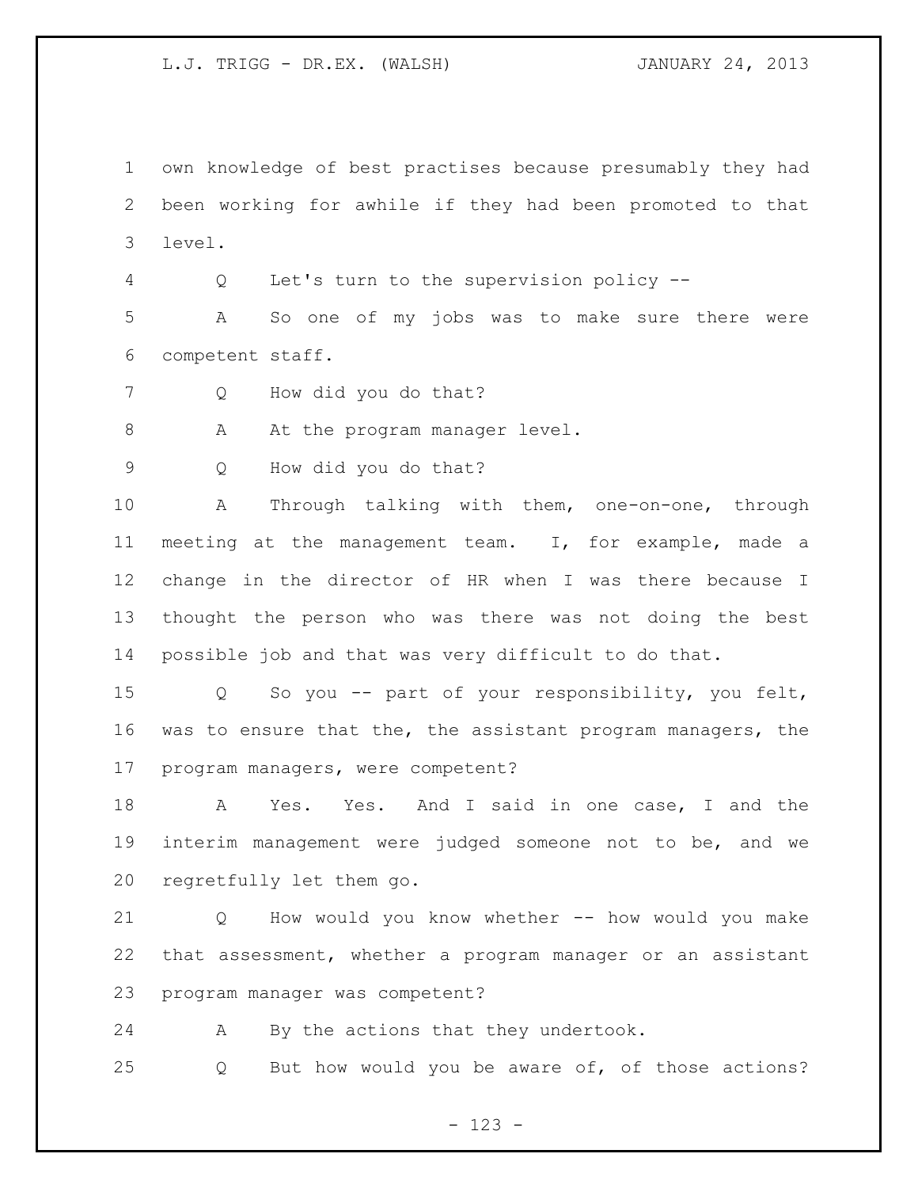own knowledge of best practises because presumably they had been working for awhile if they had been promoted to that level.

Q Let's turn to the supervision policy --

A So one of my jobs was to make sure there were competent staff.

Q How did you do that?

A At the program manager level.

Q How did you do that?

A Through talking with them, one-on-one, through meeting at the management team. I, for example, made a change in the director of HR when I was there because I thought the person who was there was not doing the best possible job and that was very difficult to do that.

Q So you -- part of your responsibility, you felt, was to ensure that the, the assistant program managers, the program managers, were competent?

A Yes. Yes. And I said in one case, I and the interim management were judged someone not to be, and we regretfully let them go.

Q How would you know whether -- how would you make that assessment, whether a program manager or an assistant program manager was competent?

A By the actions that they undertook.

Q But how would you be aware of, of those actions?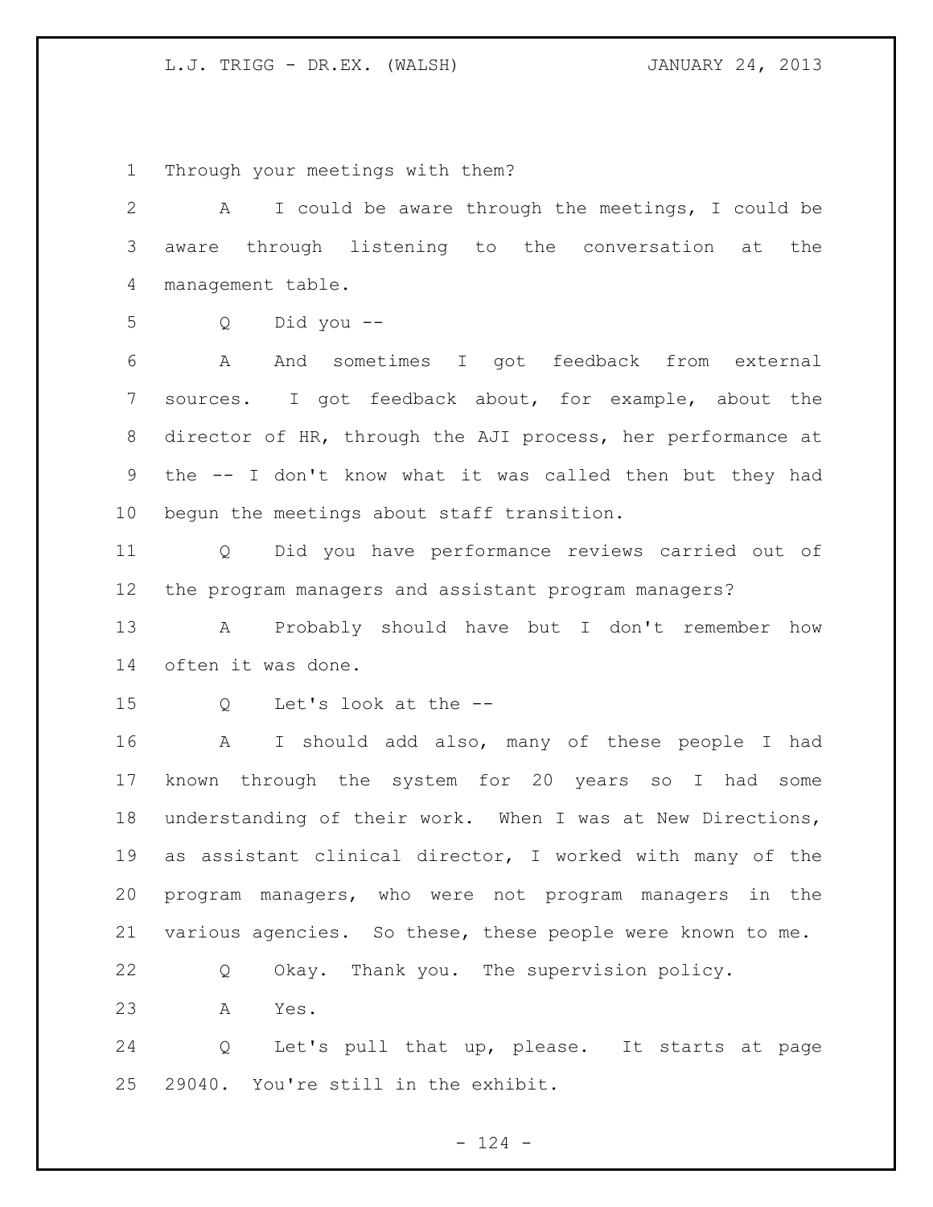Through your meetings with them?

A I could be aware through the meetings, I could be aware through listening to the conversation at the management table.

Q Did you --

A And sometimes I got feedback from external sources. I got feedback about, for example, about the director of HR, through the AJI process, her performance at the -- I don't know what it was called then but they had begun the meetings about staff transition.

Q Did you have performance reviews carried out of the program managers and assistant program managers?

A Probably should have but I don't remember how often it was done.

Q Let's look at the --

A I should add also, many of these people I had known through the system for 20 years so I had some understanding of their work. When I was at New Directions, as assistant clinical director, I worked with many of the program managers, who were not program managers in the various agencies. So these, these people were known to me.

Q Okay. Thank you. The supervision policy.

A Yes.

Q Let's pull that up, please. It starts at page 29040. You're still in the exhibit.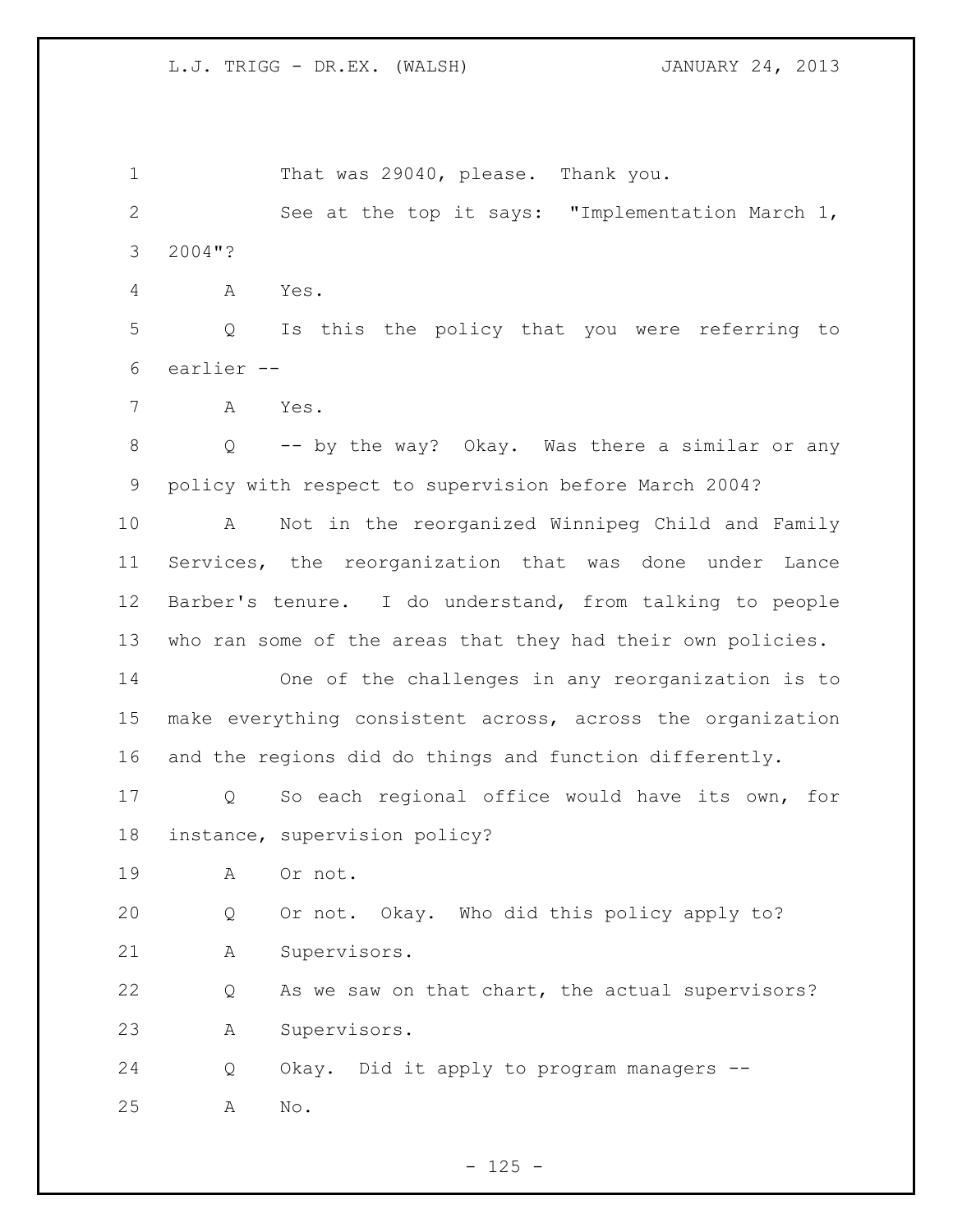That was 29040, please. Thank you.

See at the top it says: "Implementation March 1, 2004"?

A Yes.

Q Is this the policy that you were referring to earlier --

A Yes.

Q -- by the way? Okay. Was there a similar or any policy with respect to supervision before March 2004?

A Not in the reorganized Winnipeg Child and Family Services, the reorganization that was done under Lance Barber's tenure. I do understand, from talking to people who ran some of the areas that they had their own policies.

One of the challenges in any reorganization is to make everything consistent across, across the organization and the regions did do things and function differently.

Q So each regional office would have its own, for instance, supervision policy?

A Or not.

Q Or not. Okay. Who did this policy apply to?

A Supervisors.

Q As we saw on that chart, the actual supervisors?

A Supervisors.

Q Okay. Did it apply to program managers --

A No.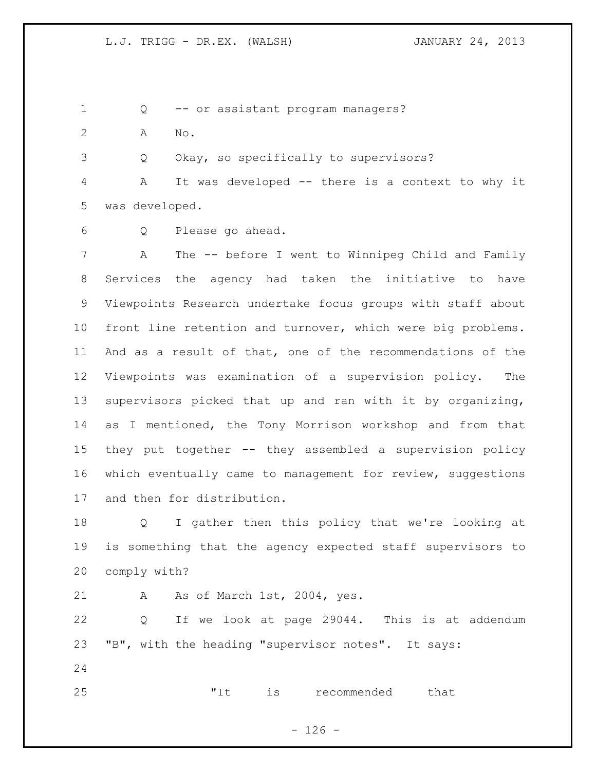Q -- or assistant program managers?

A No.

Q Okay, so specifically to supervisors?

A It was developed -- there is a context to why it was developed.

Q Please go ahead.

A The -- before I went to Winnipeg Child and Family Services the agency had taken the initiative to have Viewpoints Research undertake focus groups with staff about front line retention and turnover, which were big problems. And as a result of that, one of the recommendations of the Viewpoints was examination of a supervision policy. The supervisors picked that up and ran with it by organizing, as I mentioned, the Tony Morrison workshop and from that they put together -- they assembled a supervision policy which eventually came to management for review, suggestions and then for distribution.

Q I gather then this policy that we're looking at is something that the agency expected staff supervisors to comply with?

A As of March 1st, 2004, yes.

Q If we look at page 29044. This is at addendum "B", with the heading "supervisor notes". It says:

"It is recommended that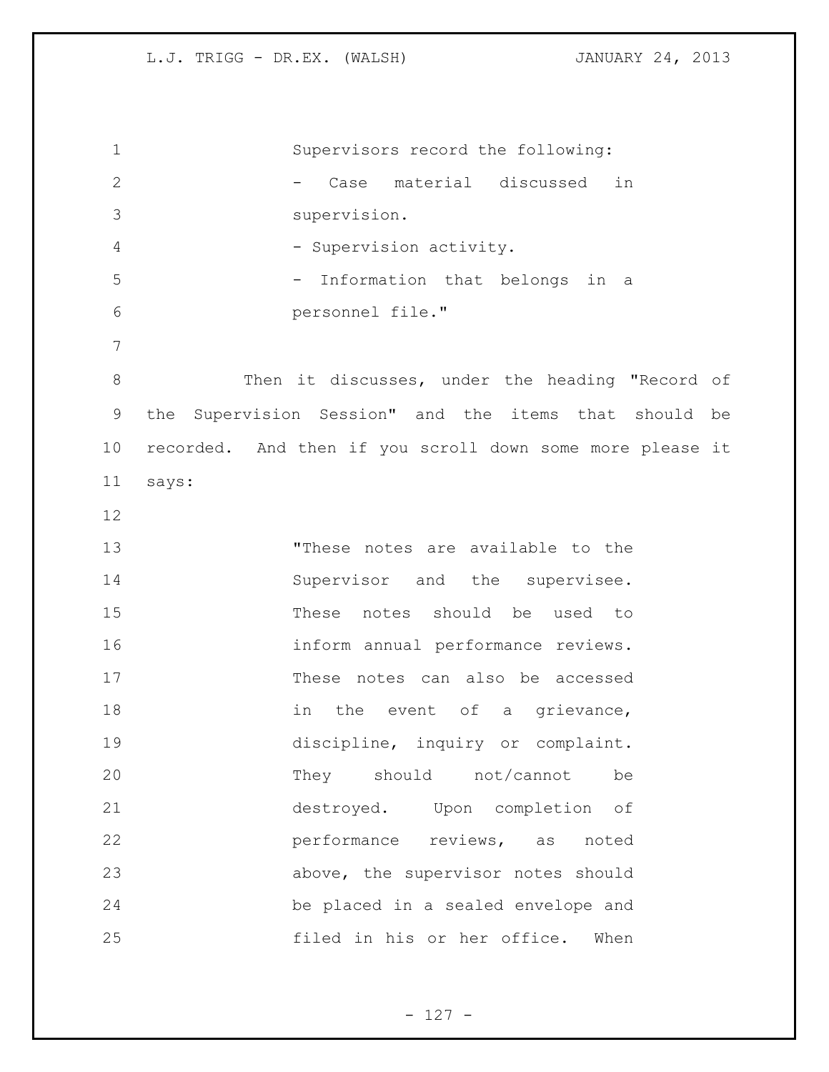Supervisors record the following:

- Case material discussed in supervision.
- Supervision activity.
- Information that belongs in a personnel file."

Then it discusses, under the heading "Record of the Supervision Session" and the items that should be recorded. And then if you scroll down some more please it says:

"These notes are available to the Supervisor and the supervisee. These notes should be used to inform annual performance reviews. These notes can also be accessed in the event of a grievance, discipline, inquiry or complaint. They should not/cannot be destroyed. Upon completion of performance reviews, as noted above, the supervisor notes should be placed in a sealed envelope and filed in his or her office. When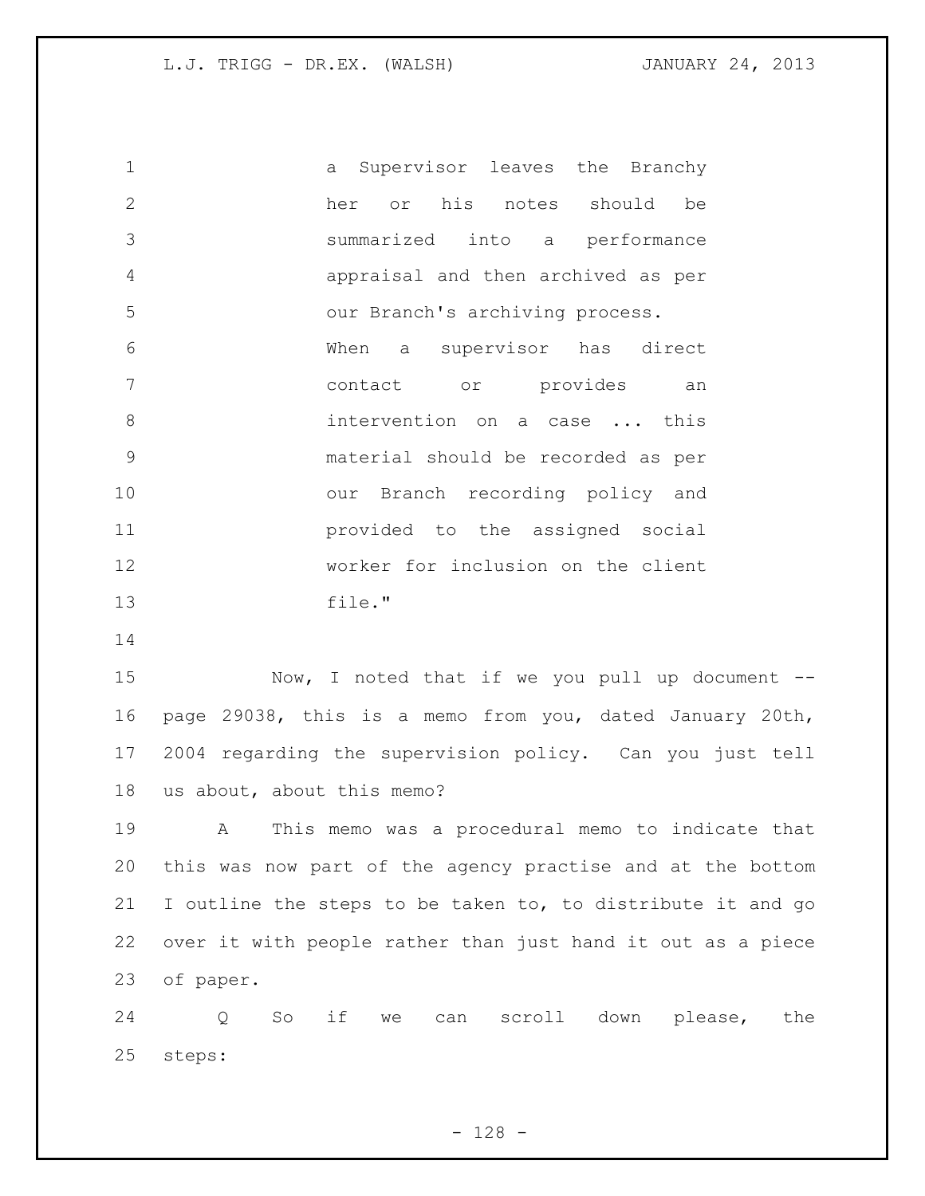a Supervisor leaves the Branchy her or his notes should be summarized into a performance appraisal and then archived as per our Branch's archiving process. When a supervisor has direct contact or provides an intervention on a case ... this material should be recorded as per our Branch recording policy and provided to the assigned social worker for inclusion on the client file."

Now, I noted that if we you pull up document -- page 29038, this is a memo from you, dated January 20th, 2004 regarding the supervision policy. Can you just tell us about, about this memo?

A This memo was a procedural memo to indicate that this was now part of the agency practise and at the bottom I outline the steps to be taken to, to distribute it and go over it with people rather than just hand it out as a piece of paper.

Q So if we can scroll down please, the steps: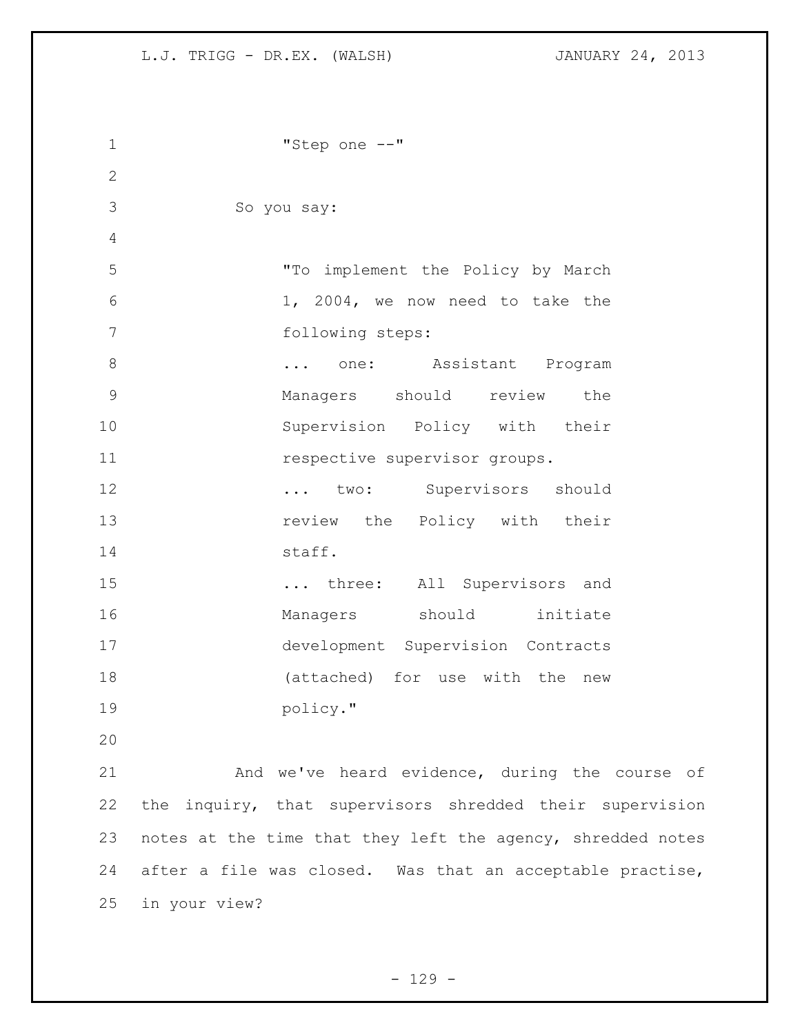"Step one --"

So you say:

> "To implement the Policy by March 1, 2004, we now need to take the following steps:
> ... one: Assistant Program Managers should review the Supervision Policy with their respective supervisor groups.
> ... two: Supervisors should review the Policy with their staff.
> ... three: All Supervisors and Managers should initiate development Supervision Contracts (attached) for use with the new policy."

And we've heard evidence, during the course of the inquiry, that supervisors shredded their supervision notes at the time that they left the agency, shredded notes after a file was closed. Was that an acceptable practise, in your view?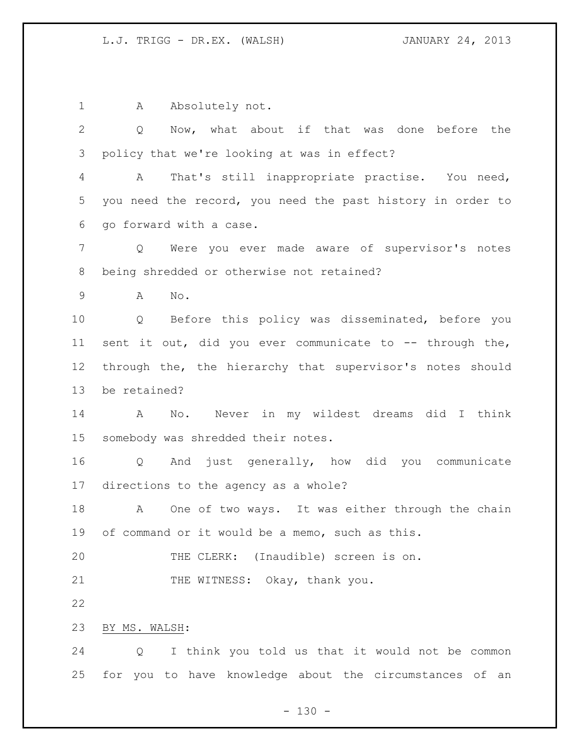A Absolutely not.

Q Now, what about if that was done before the policy that we're looking at was in effect?

A That's still inappropriate practise. You need, you need the record, you need the past history in order to go forward with a case.

Q Were you ever made aware of supervisor's notes being shredded or otherwise not retained?

A No.

Q Before this policy was disseminated, before you sent it out, did you ever communicate to -- through the, through the, the hierarchy that supervisor's notes should be retained?

A No. Never in my wildest dreams did I think somebody was shredded their notes.

Q And just generally, how did you communicate directions to the agency as a whole?

A One of two ways. It was either through the chain of command or it would be a memo, such as this.

THE CLERK: (Inaudible) screen is on.

THE WITNESS: Okay, thank you.

BY MS. WALSH:

Q I think you told us that it would not be common for you to have knowledge about the circumstances of an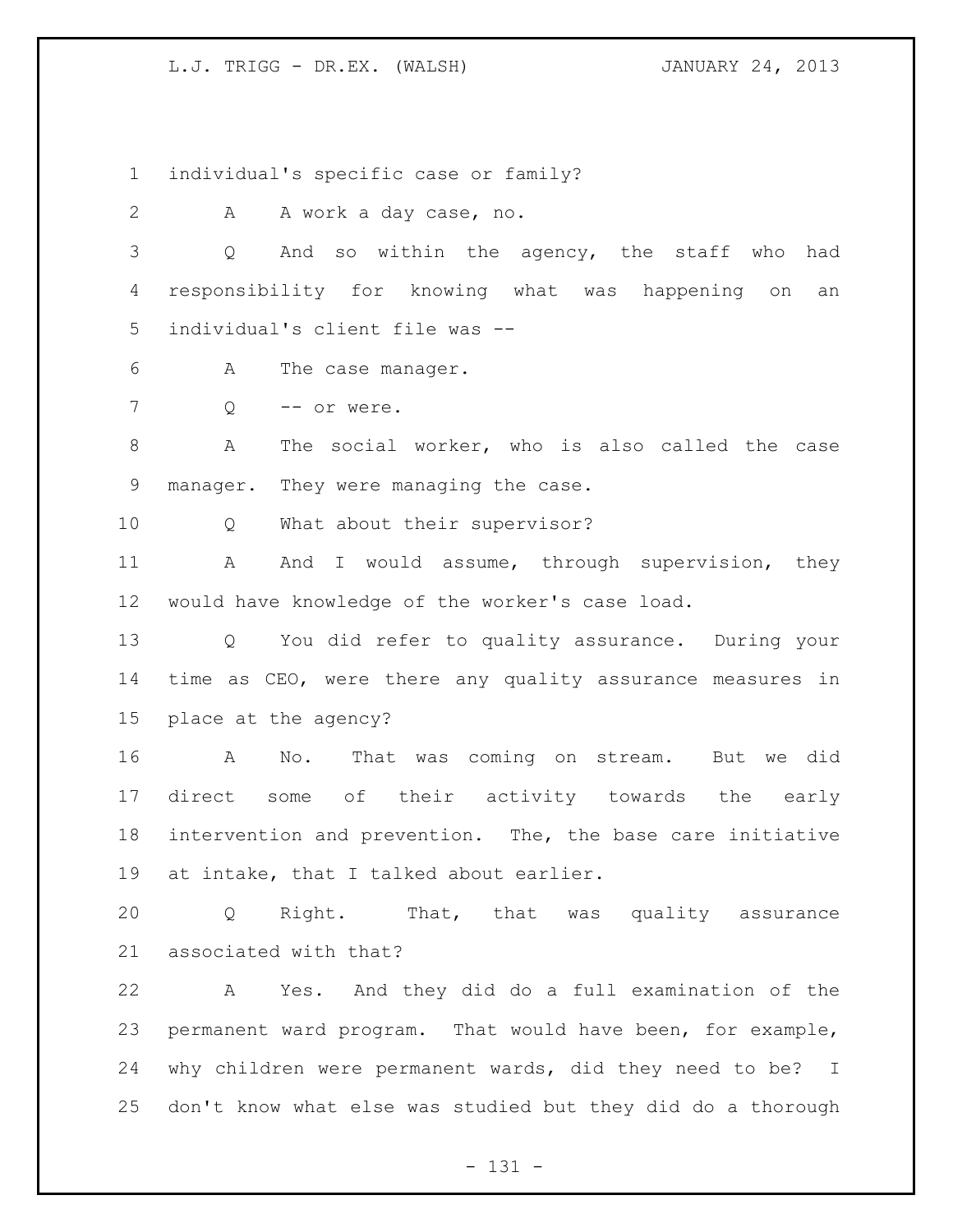individual's specific case or family?

A A work a day case, no.

Q And so within the agency, the staff who had responsibility for knowing what was happening on an individual's client file was --

A The case manager.

Q -- or were.

A The social worker, who is also called the case manager. They were managing the case.

Q What about their supervisor?

A And I would assume, through supervision, they would have knowledge of the worker's case load.

Q You did refer to quality assurance. During your time as CEO, were there any quality assurance measures in place at the agency?

A No. That was coming on stream. But we did direct some of their activity towards the early intervention and prevention. The, the base care initiative at intake, that I talked about earlier.

Q Right. That, that was quality assurance associated with that?

A Yes. And they did do a full examination of the permanent ward program. That would have been, for example, why children were permanent wards, did they need to be? I don't know what else was studied but they did do a thorough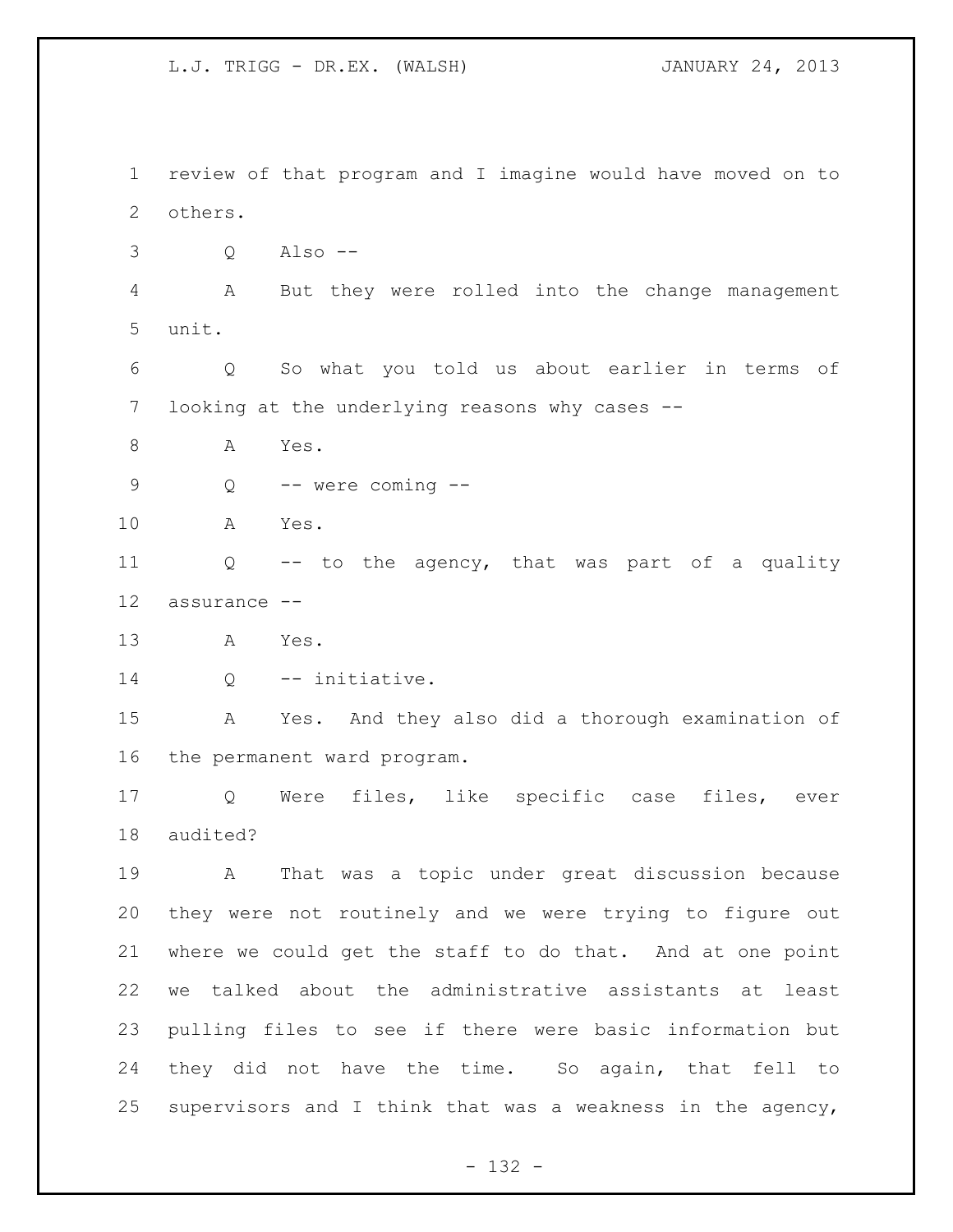review of that program and I imagine would have moved on to others.

Q Also --

A But they were rolled into the change management unit.

Q So what you told us about earlier in terms of looking at the underlying reasons why cases --

A Yes.

Q -- were coming --

A Yes.

Q -- to the agency, that was part of a quality assurance --

A Yes.

Q -- initiative.

A Yes. And they also did a thorough examination of the permanent ward program.

Q Were files, like specific case files, ever audited?

A That was a topic under great discussion because they were not routinely and we were trying to figure out where we could get the staff to do that. And at one point we talked about the administrative assistants at least pulling files to see if there were basic information but they did not have the time. So again, that fell to supervisors and I think that was a weakness in the agency,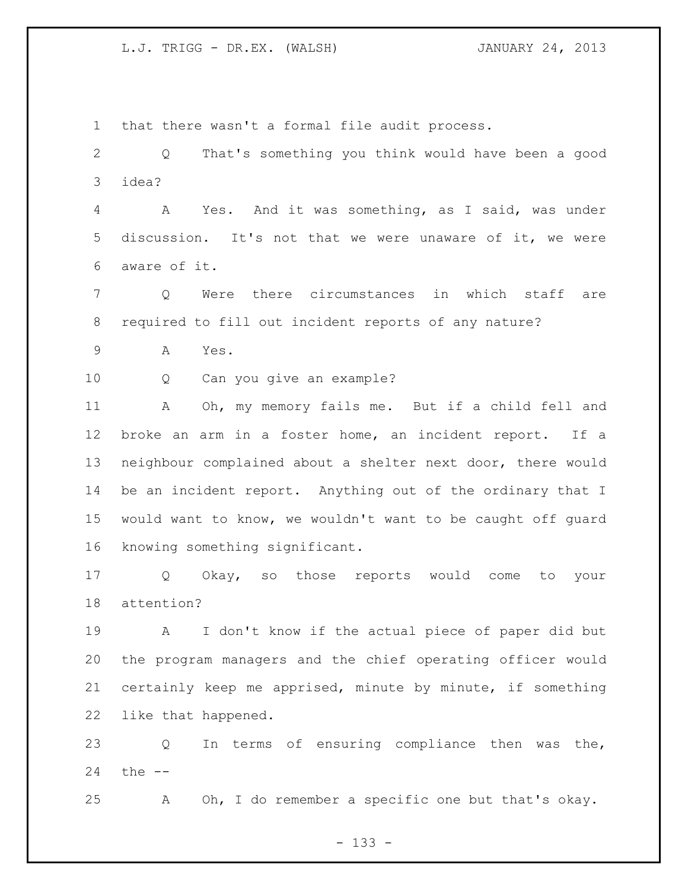1 that there wasn't a formal file audit process.

2 Q That's something you think would have been a good
3 idea?

4 A Yes. And it was something, as I said, was under
5 discussion. It's not that we were unaware of it, we were
6 aware of it.

7 Q Were there circumstances in which staff are
8 required to fill out incident reports of any nature?

9 A Yes.

10 Q Can you give an example?

11 A Oh, my memory fails me. But if a child fell and
12 broke an arm in a foster home, an incident report. If a
13 neighbour complained about a shelter next door, there would
14 be an incident report. Anything out of the ordinary that I
15 would want to know, we wouldn't want to be caught off guard
16 knowing something significant.

17 Q Okay, so those reports would come to your
18 attention?

19 A I don't know if the actual piece of paper did but
20 the program managers and the chief operating officer would
21 certainly keep me apprised, minute by minute, if something
22 like that happened.

23 Q In terms of ensuring compliance then was the,
24 the --

25 A Oh, I do remember a specific one but that's okay.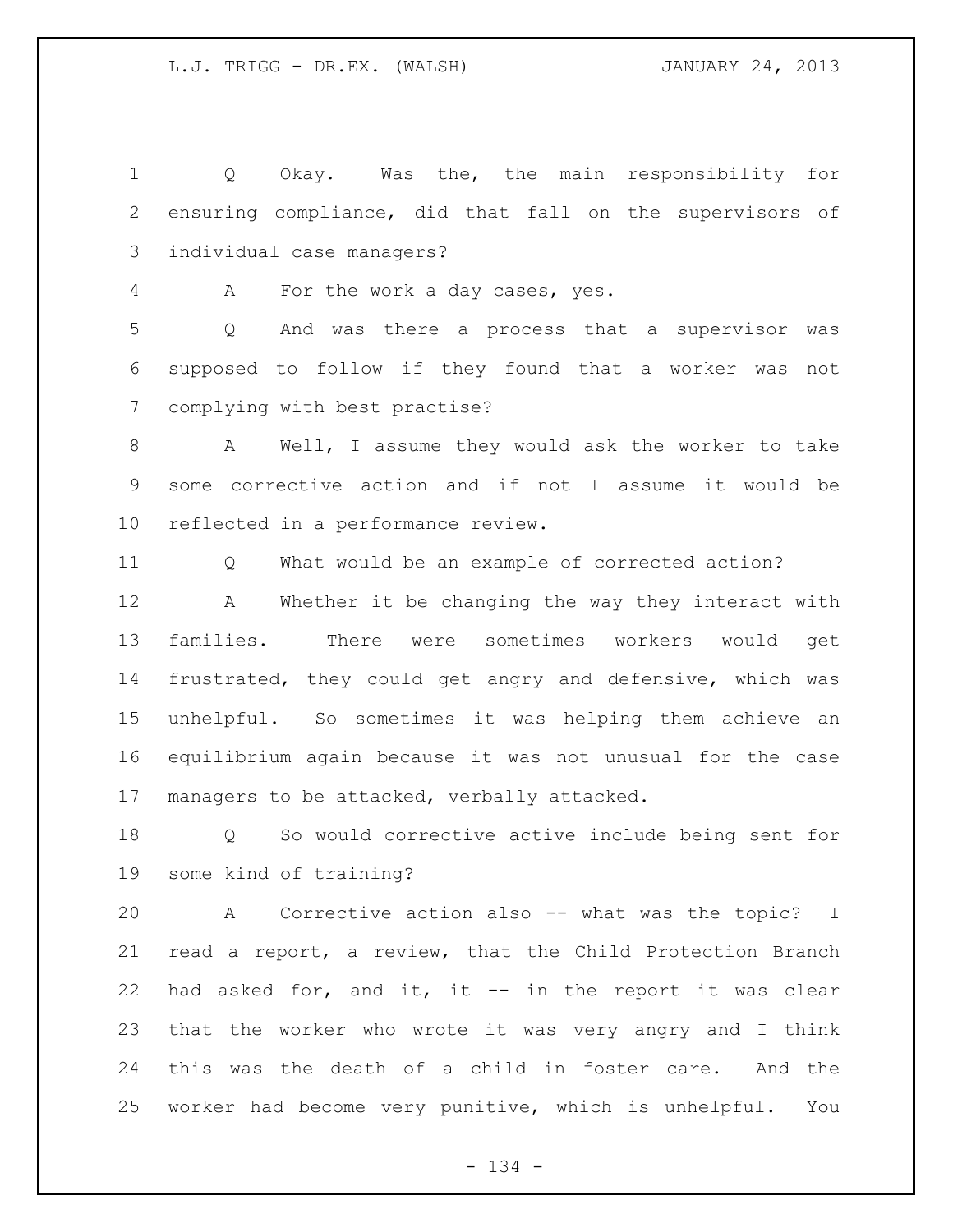Q Okay. Was the, the main responsibility for ensuring compliance, did that fall on the supervisors of individual case managers?

A For the work a day cases, yes.

Q And was there a process that a supervisor was supposed to follow if they found that a worker was not complying with best practise?

A Well, I assume they would ask the worker to take some corrective action and if not I assume it would be reflected in a performance review.

Q What would be an example of corrected action?

A Whether it be changing the way they interact with families. There were sometimes workers would get frustrated, they could get angry and defensive, which was unhelpful. So sometimes it was helping them achieve an equilibrium again because it was not unusual for the case managers to be attacked, verbally attacked.

Q So would corrective active include being sent for some kind of training?

A Corrective action also -- what was the topic? I read a report, a review, that the Child Protection Branch had asked for, and it, it -- in the report it was clear that the worker who wrote it was very angry and I think this was the death of a child in foster care. And the worker had become very punitive, which is unhelpful. You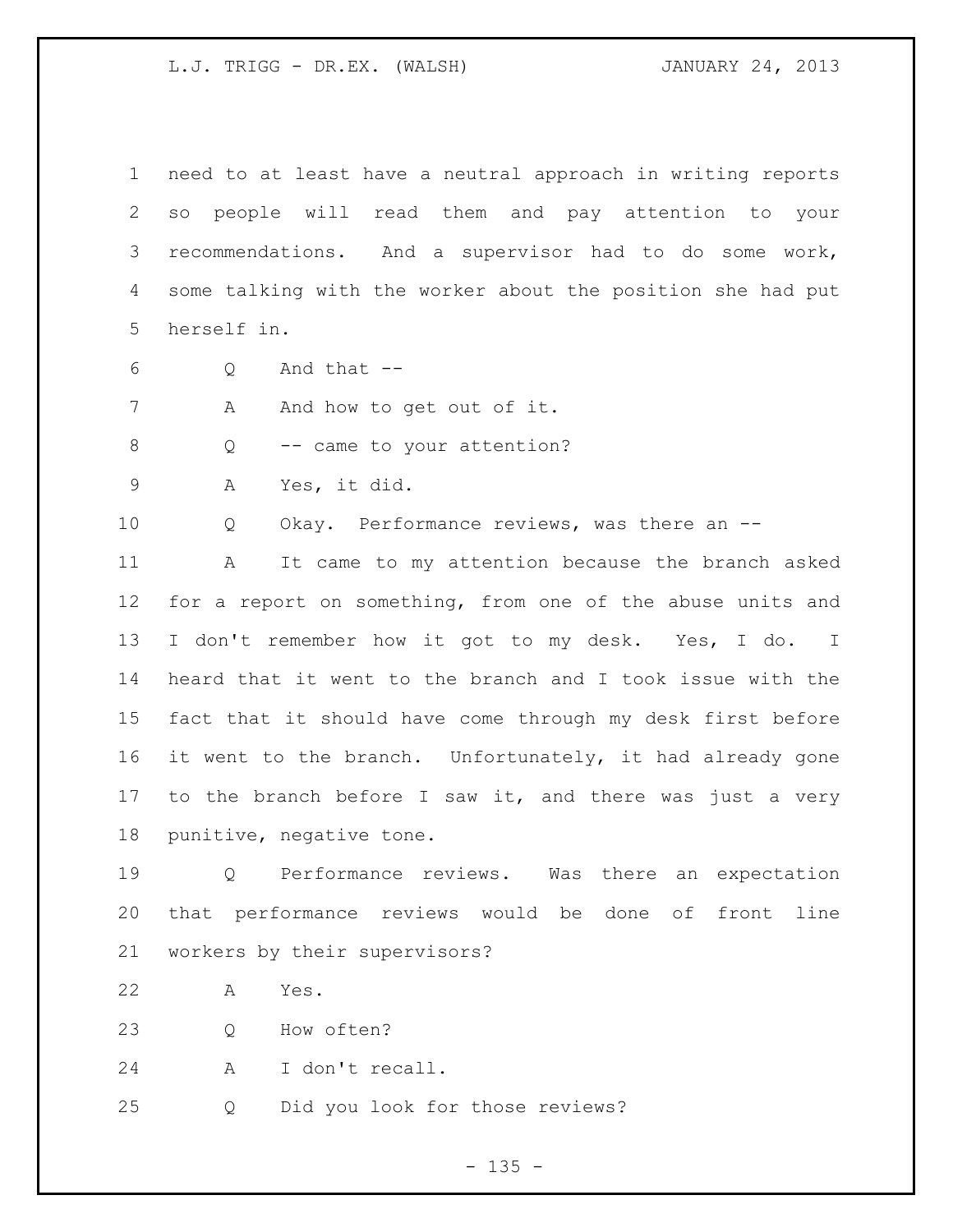need to at least have a neutral approach in writing reports so people will read them and pay attention to your recommendations. And a supervisor had to do some work, some talking with the worker about the position she had put herself in.

Q And that --

A And how to get out of it.

Q -- came to your attention?

A Yes, it did.

Q Okay. Performance reviews, was there an --

A It came to my attention because the branch asked for a report on something, from one of the abuse units and I don't remember how it got to my desk. Yes, I do. I heard that it went to the branch and I took issue with the fact that it should have come through my desk first before it went to the branch. Unfortunately, it had already gone to the branch before I saw it, and there was just a very punitive, negative tone.

Q Performance reviews. Was there an expectation that performance reviews would be done of front line workers by their supervisors?

A Yes.

Q How often?

A I don't recall.

Q Did you look for those reviews?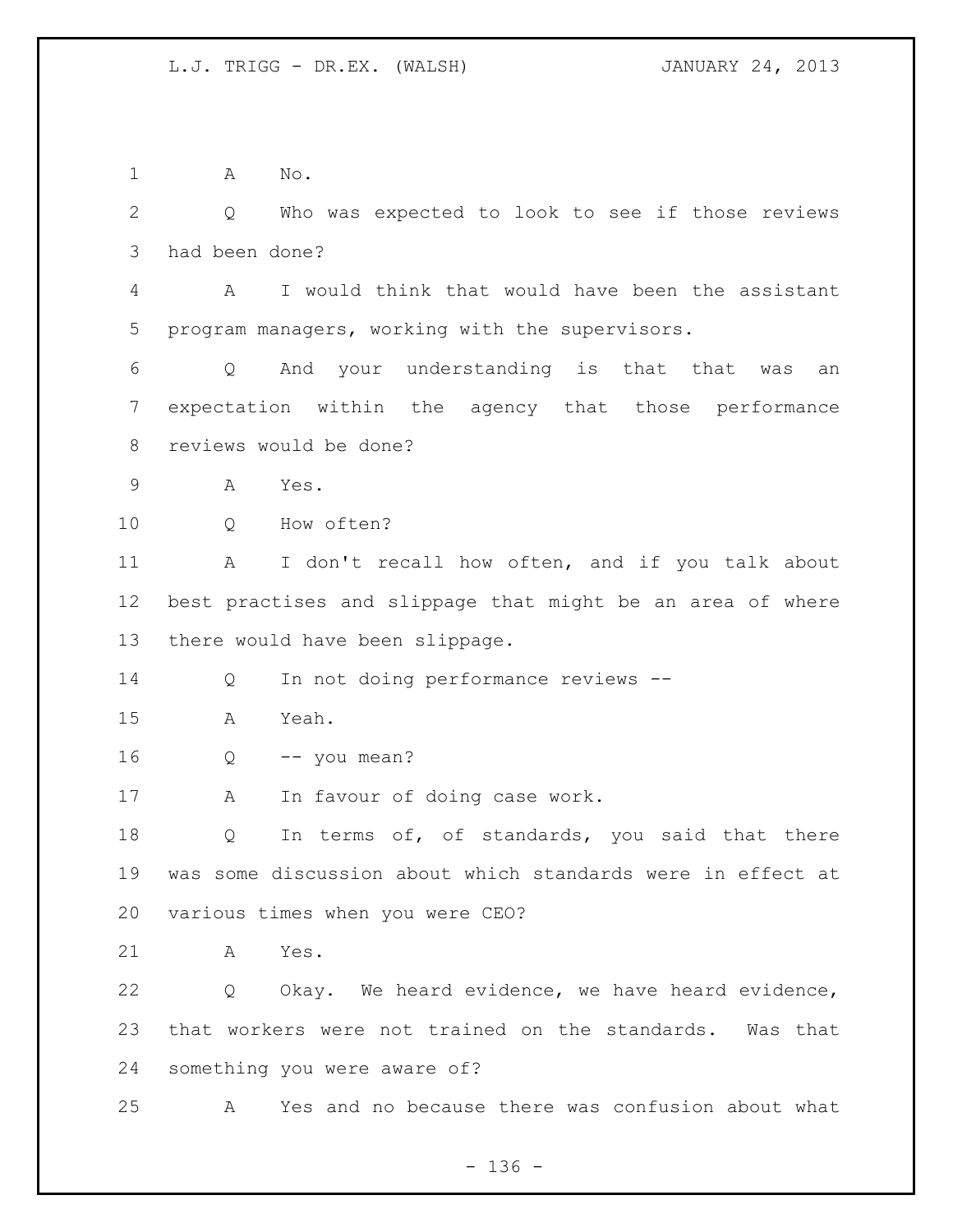A No.

Q Who was expected to look to see if those reviews had been done?

A I would think that would have been the assistant program managers, working with the supervisors.

Q And your understanding is that that was an expectation within the agency that those performance reviews would be done?

A Yes.

Q How often?

A I don't recall how often, and if you talk about best practises and slippage that might be an area of where there would have been slippage.

Q In not doing performance reviews --

A Yeah.

Q -- you mean?

A In favour of doing case work.

Q In terms of, of standards, you said that there was some discussion about which standards were in effect at various times when you were CEO?

A Yes.

Q Okay. We heard evidence, we have heard evidence, that workers were not trained on the standards. Was that something you were aware of?

A Yes and no because there was confusion about what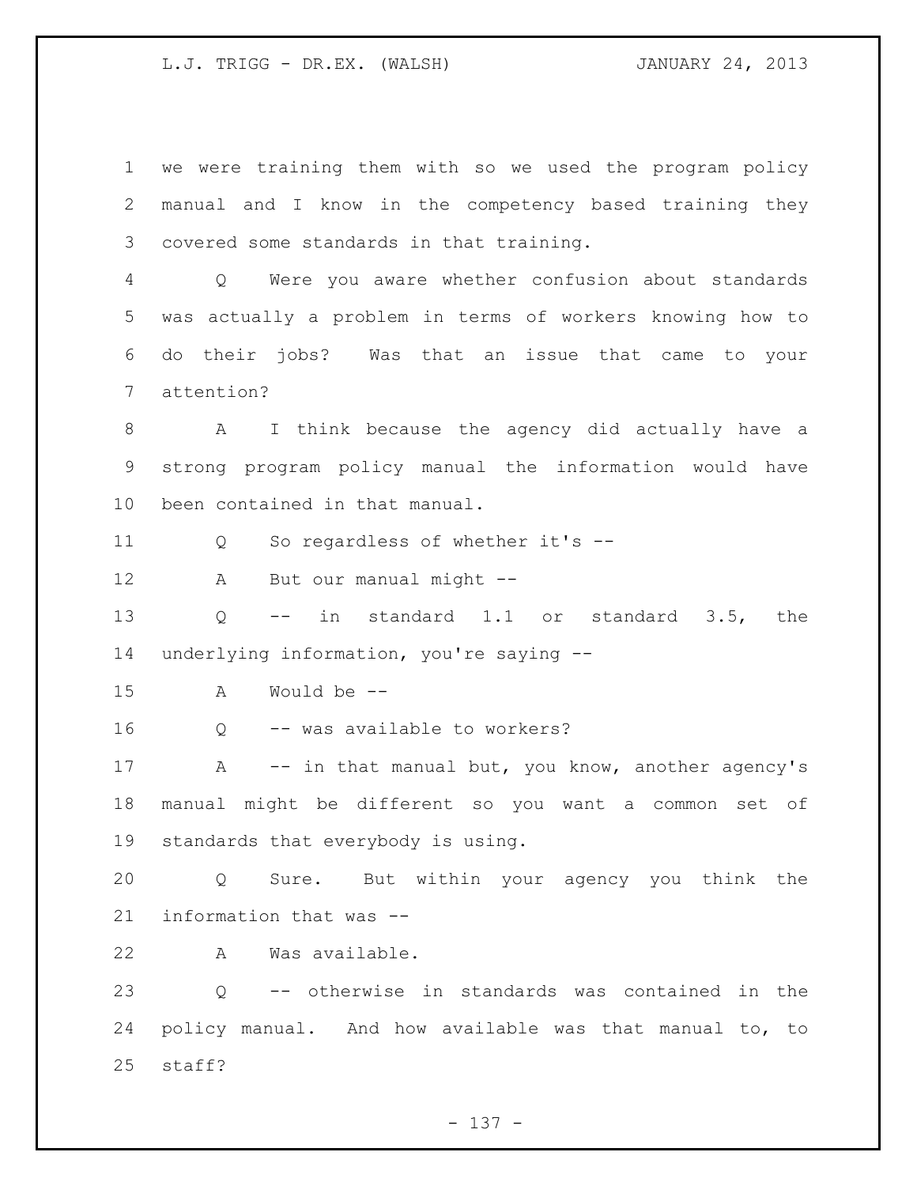we were training them with so we used the program policy manual and I know in the competency based training they covered some standards in that training.

Q Were you aware whether confusion about standards was actually a problem in terms of workers knowing how to do their jobs? Was that an issue that came to your attention?

A I think because the agency did actually have a strong program policy manual the information would have been contained in that manual.

Q So regardless of whether it's --

A But our manual might --

Q -- in standard 1.1 or standard 3.5, the underlying information, you're saying --

A Would be --

Q -- was available to workers?

A -- in that manual but, you know, another agency's manual might be different so you want a common set of standards that everybody is using.

Q Sure. But within your agency you think the information that was --

A Was available.

Q -- otherwise in standards was contained in the policy manual. And how available was that manual to, to staff?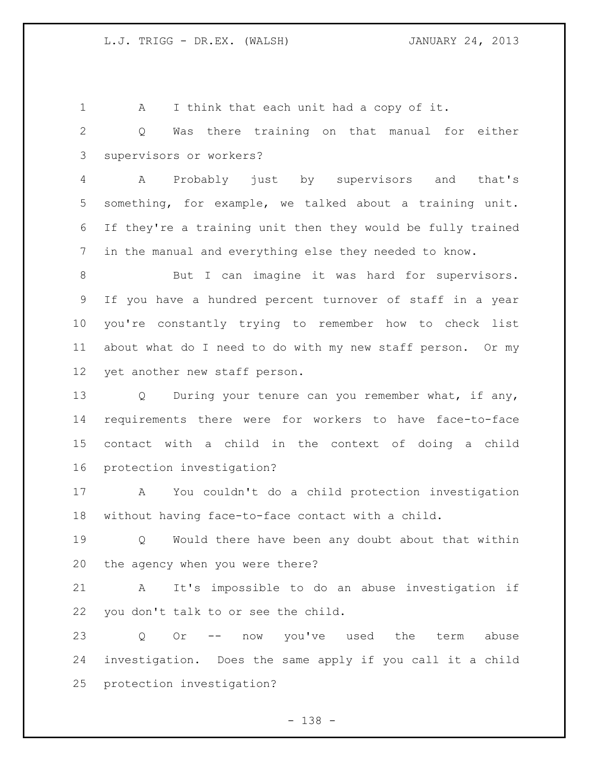A I think that each unit had a copy of it.

Q Was there training on that manual for either supervisors or workers?

A Probably just by supervisors and that's something, for example, we talked about a training unit. If they're a training unit then they would be fully trained in the manual and everything else they needed to know.

But I can imagine it was hard for supervisors. If you have a hundred percent turnover of staff in a year you're constantly trying to remember how to check list about what do I need to do with my new staff person. Or my yet another new staff person.

Q During your tenure can you remember what, if any, requirements there were for workers to have face-to-face contact with a child in the context of doing a child protection investigation?

A You couldn't do a child protection investigation without having face-to-face contact with a child.

Q Would there have been any doubt about that within the agency when you were there?

A It's impossible to do an abuse investigation if you don't talk to or see the child.

Q Or -- now you've used the term abuse investigation. Does the same apply if you call it a child protection investigation?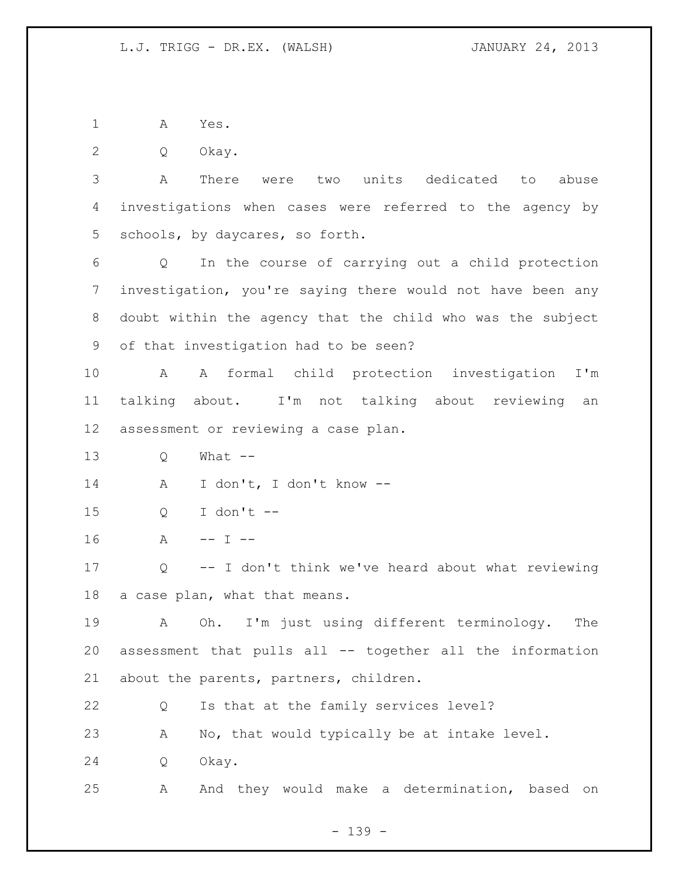A Yes.

Q Okay.

A There were two units dedicated to abuse investigations when cases were referred to the agency by schools, by daycares, so forth.

Q In the course of carrying out a child protection investigation, you're saying there would not have been any doubt within the agency that the child who was the subject of that investigation had to be seen?

A A formal child protection investigation I'm talking about. I'm not talking about reviewing an assessment or reviewing a case plan.

Q What --

A I don't, I don't know --

Q I don't --

A -- I --

Q -- I don't think we've heard about what reviewing a case plan, what that means.

A Oh. I'm just using different terminology. The assessment that pulls all -- together all the information about the parents, partners, children.

Q Is that at the family services level?

A No, that would typically be at intake level.

Q Okay.

A And they would make a determination, based on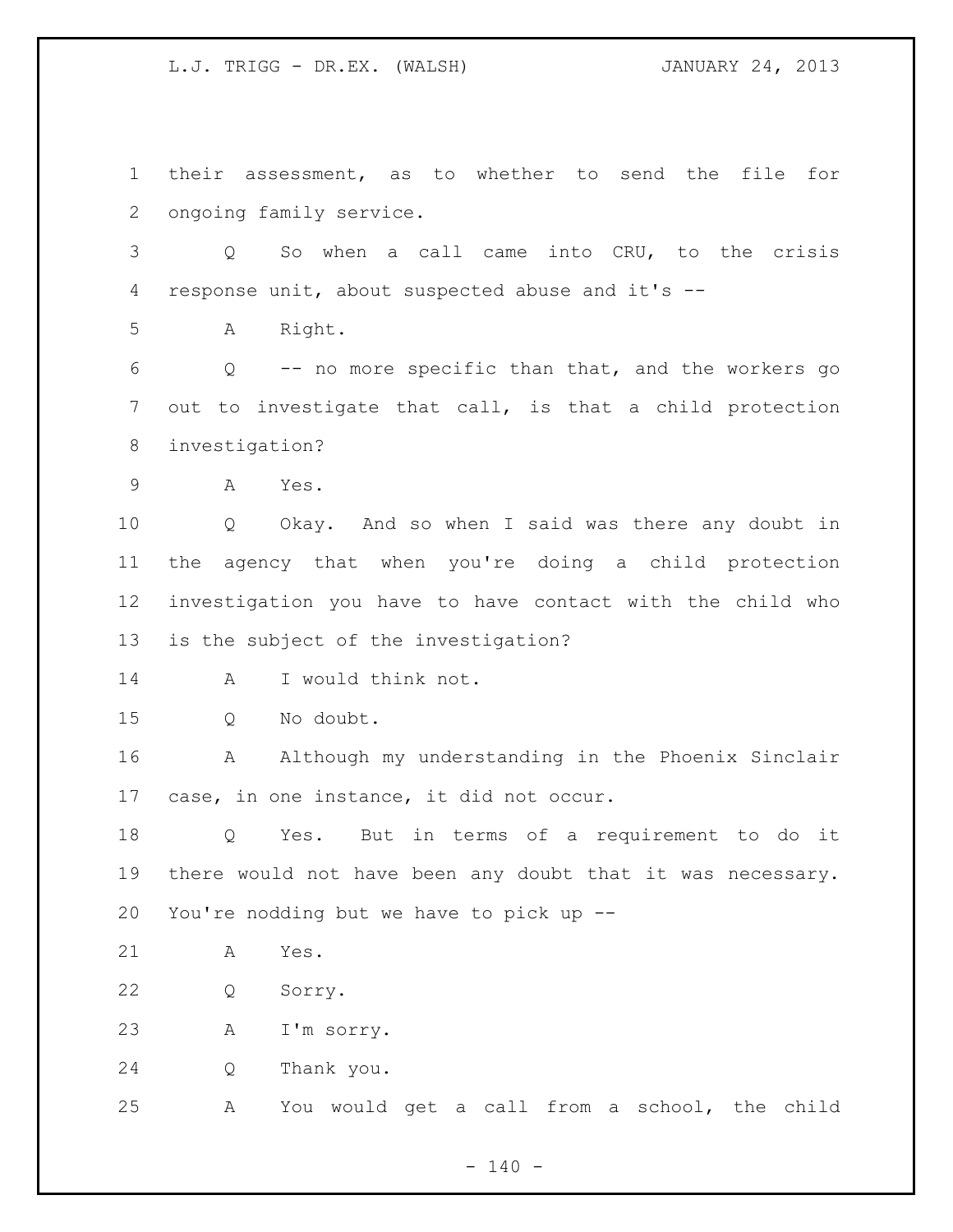their assessment, as to whether to send the file for ongoing family service.

Q So when a call came into CRU, to the crisis response unit, about suspected abuse and it's --

A Right.

Q -- no more specific than that, and the workers go out to investigate that call, is that a child protection investigation?

A Yes.

Q Okay. And so when I said was there any doubt in the agency that when you're doing a child protection investigation you have to have contact with the child who is the subject of the investigation?

A I would think not.

Q No doubt.

A Although my understanding in the Phoenix Sinclair case, in one instance, it did not occur.

Q Yes. But in terms of a requirement to do it there would not have been any doubt that it was necessary. You're nodding but we have to pick up --

A Yes.

Q Sorry.

A I'm sorry.

Q Thank you.

A You would get a call from a school, the child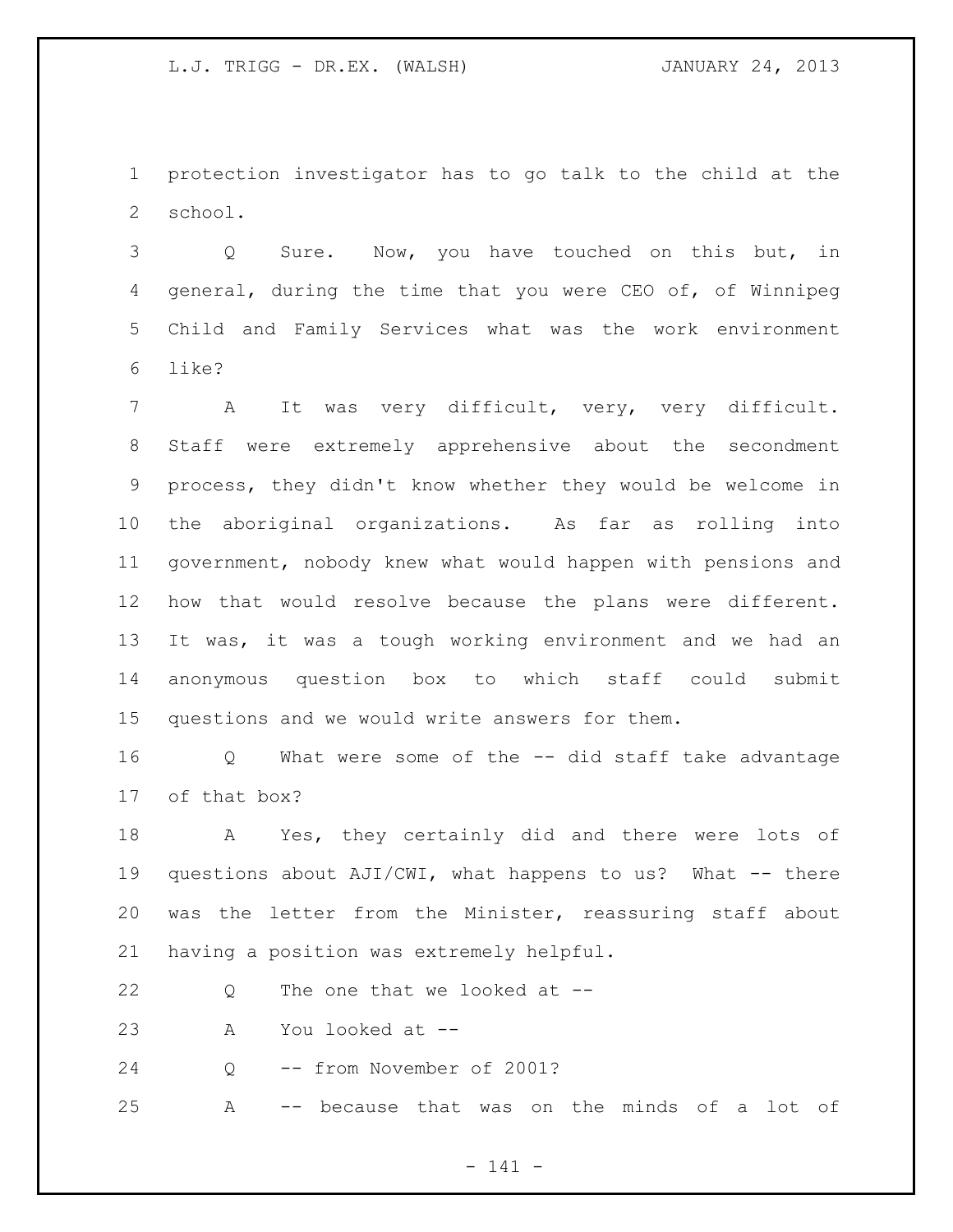protection investigator has to go talk to the child at the school.

Q Sure. Now, you have touched on this but, in general, during the time that you were CEO of, of Winnipeg Child and Family Services what was the work environment like?

A It was very difficult, very, very difficult. Staff were extremely apprehensive about the secondment process, they didn't know whether they would be welcome in the aboriginal organizations. As far as rolling into government, nobody knew what would happen with pensions and how that would resolve because the plans were different. It was, it was a tough working environment and we had an anonymous question box to which staff could submit questions and we would write answers for them.

Q What were some of the -- did staff take advantage of that box?

A Yes, they certainly did and there were lots of questions about AJI/CWI, what happens to us? What -- there was the letter from the Minister, reassuring staff about having a position was extremely helpful.

Q The one that we looked at --

A You looked at --

Q -- from November of 2001?

A -- because that was on the minds of a lot of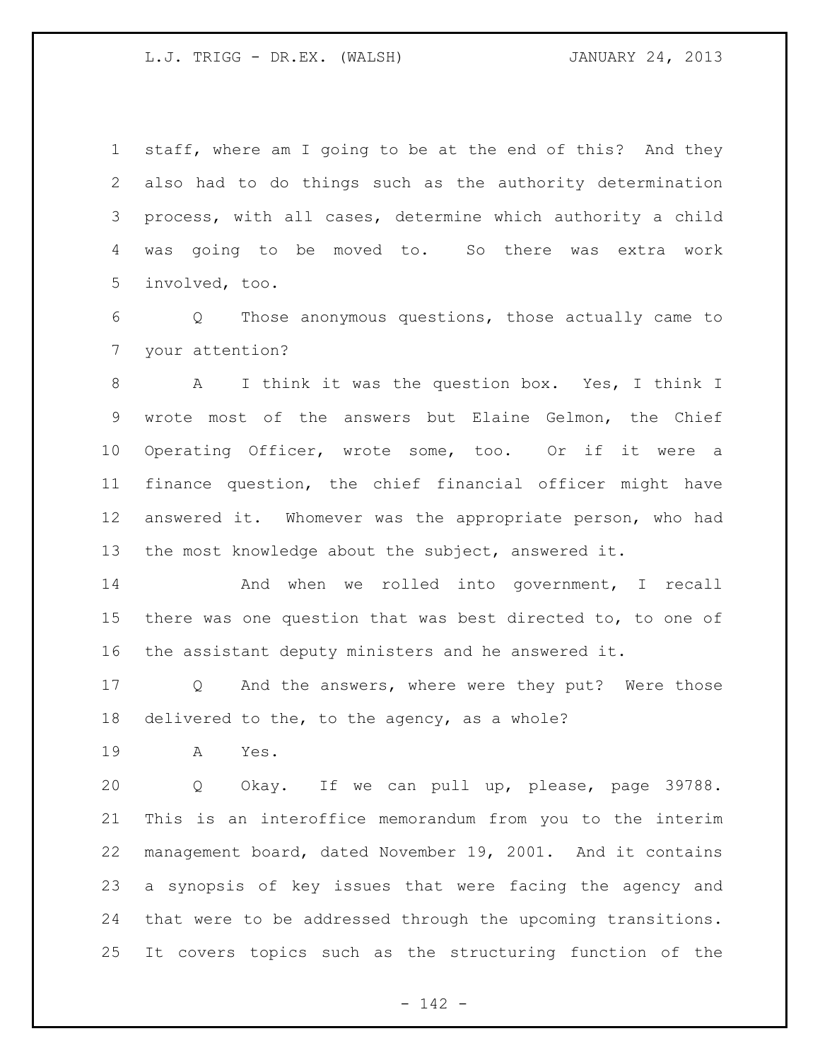staff, where am I going to be at the end of this? And they also had to do things such as the authority determination process, with all cases, determine which authority a child was going to be moved to. So there was extra work involved, too.

Q Those anonymous questions, those actually came to your attention?

A I think it was the question box. Yes, I think I wrote most of the answers but Elaine Gelmon, the Chief Operating Officer, wrote some, too. Or if it were a finance question, the chief financial officer might have answered it. Whomever was the appropriate person, who had the most knowledge about the subject, answered it.

And when we rolled into government, I recall there was one question that was best directed to, to one of the assistant deputy ministers and he answered it.

Q And the answers, where were they put? Were those delivered to the, to the agency, as a whole?

A Yes.

Q Okay. If we can pull up, please, page 39788. This is an interoffice memorandum from you to the interim management board, dated November 19, 2001. And it contains a synopsis of key issues that were facing the agency and that were to be addressed through the upcoming transitions. It covers topics such as the structuring function of the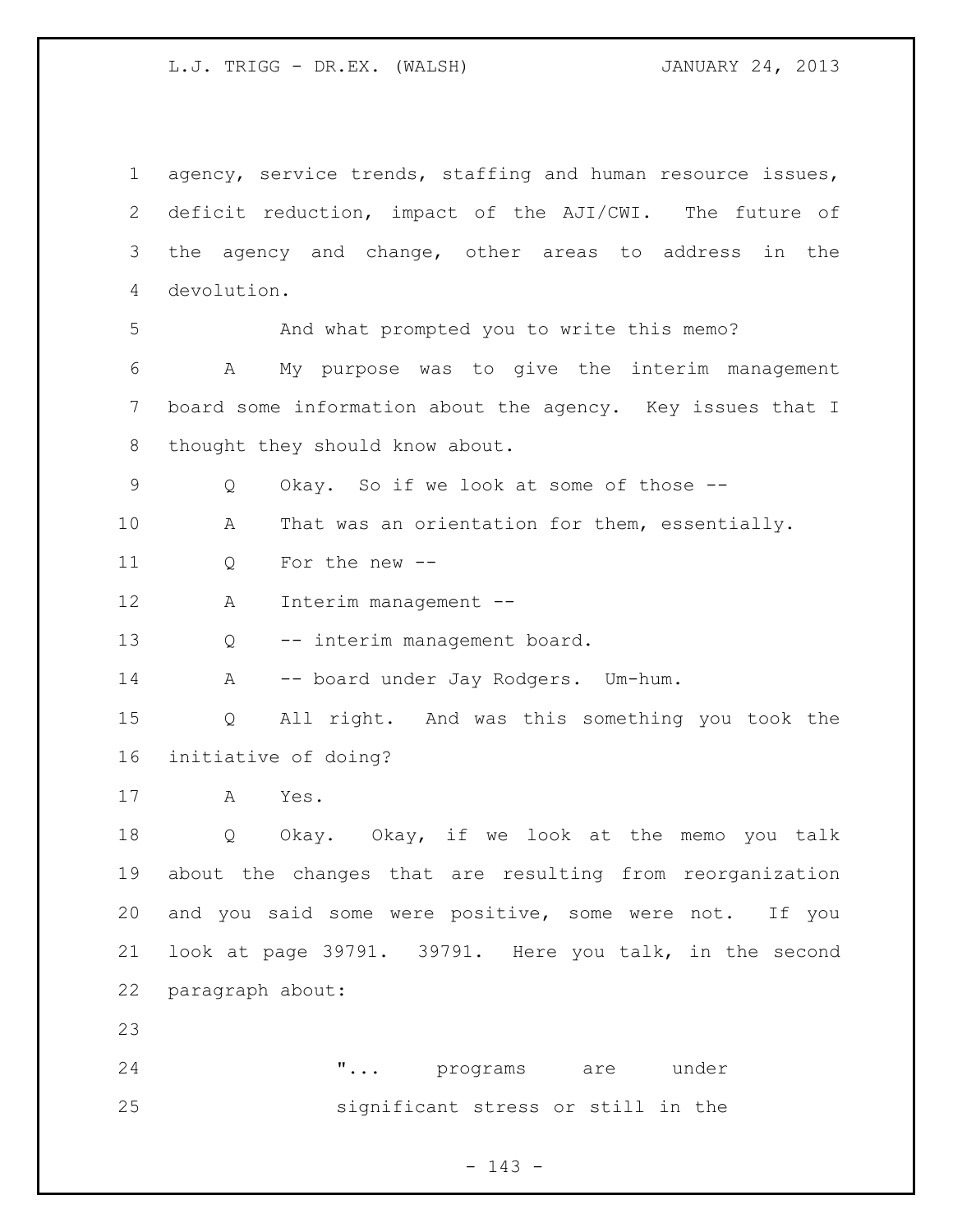agency, service trends, staffing and human resource issues, deficit reduction, impact of the AJI/CWI. The future of the agency and change, other areas to address in the devolution.

And what prompted you to write this memo?

A My purpose was to give the interim management board some information about the agency. Key issues that I thought they should know about.

Q Okay. So if we look at some of those --

A That was an orientation for them, essentially.

Q For the new --

A Interim management --

Q -- interim management board.

A -- board under Jay Rodgers. Um-hum.

Q All right. And was this something you took the initiative of doing?

A Yes.

Q Okay. Okay, if we look at the memo you talk about the changes that are resulting from reorganization and you said some were positive, some were not. If you look at page 39791. 39791. Here you talk, in the second paragraph about:

> "... programs are under significant stress or still in the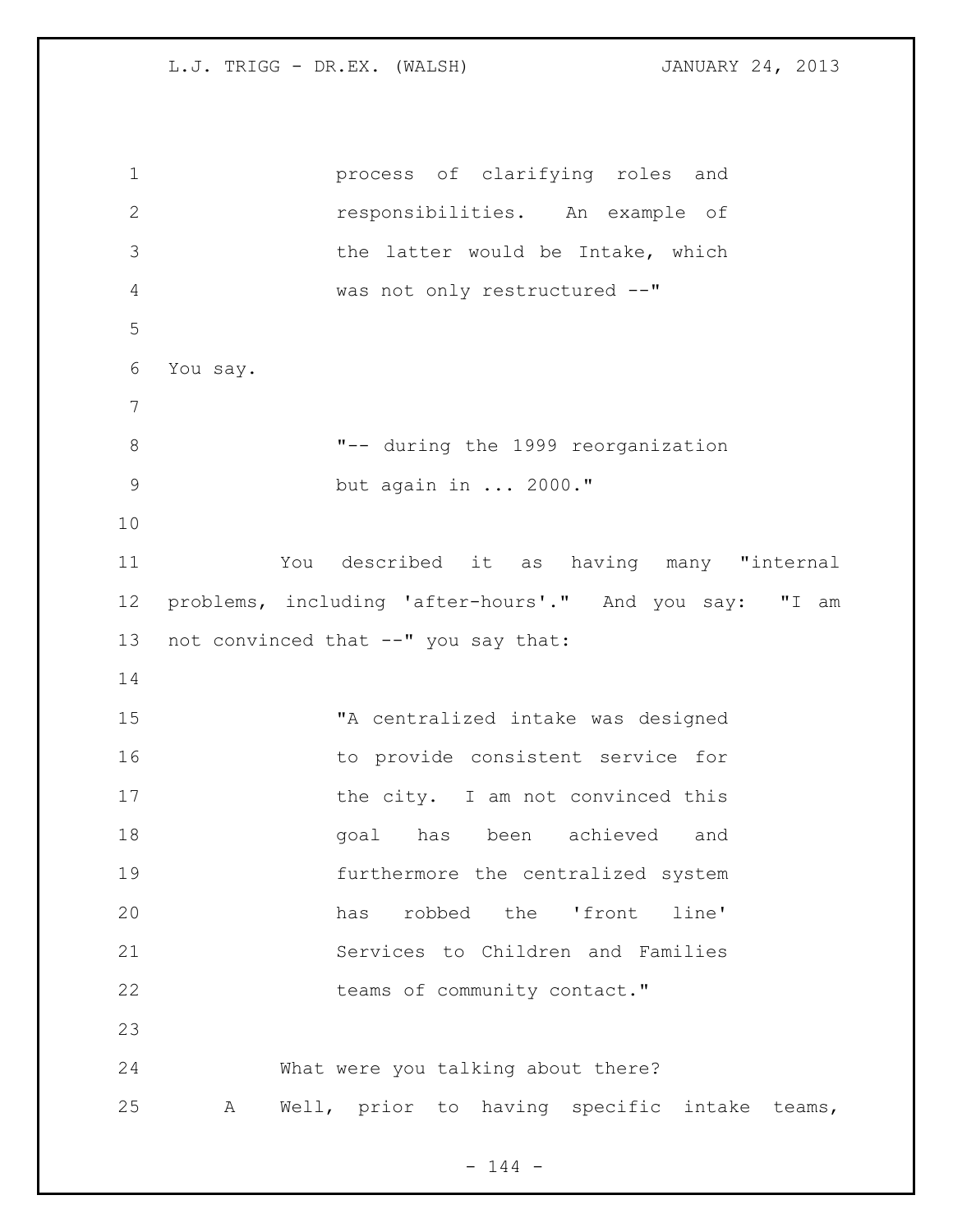> process of clarifying roles and responsibilities. An example of the latter would be Intake, which was not only restructured --"

You say.

> "-- during the 1999 reorganization but again in ... 2000."

You described it as having many "internal problems, including 'after-hours'." And you say: "I am not convinced that --" you say that:

> "A centralized intake was designed to provide consistent service for the city. I am not convinced this goal has been achieved and furthermore the centralized system has robbed the 'front line' Services to Children and Families teams of community contact."

What were you talking about there?

A Well, prior to having specific intake teams,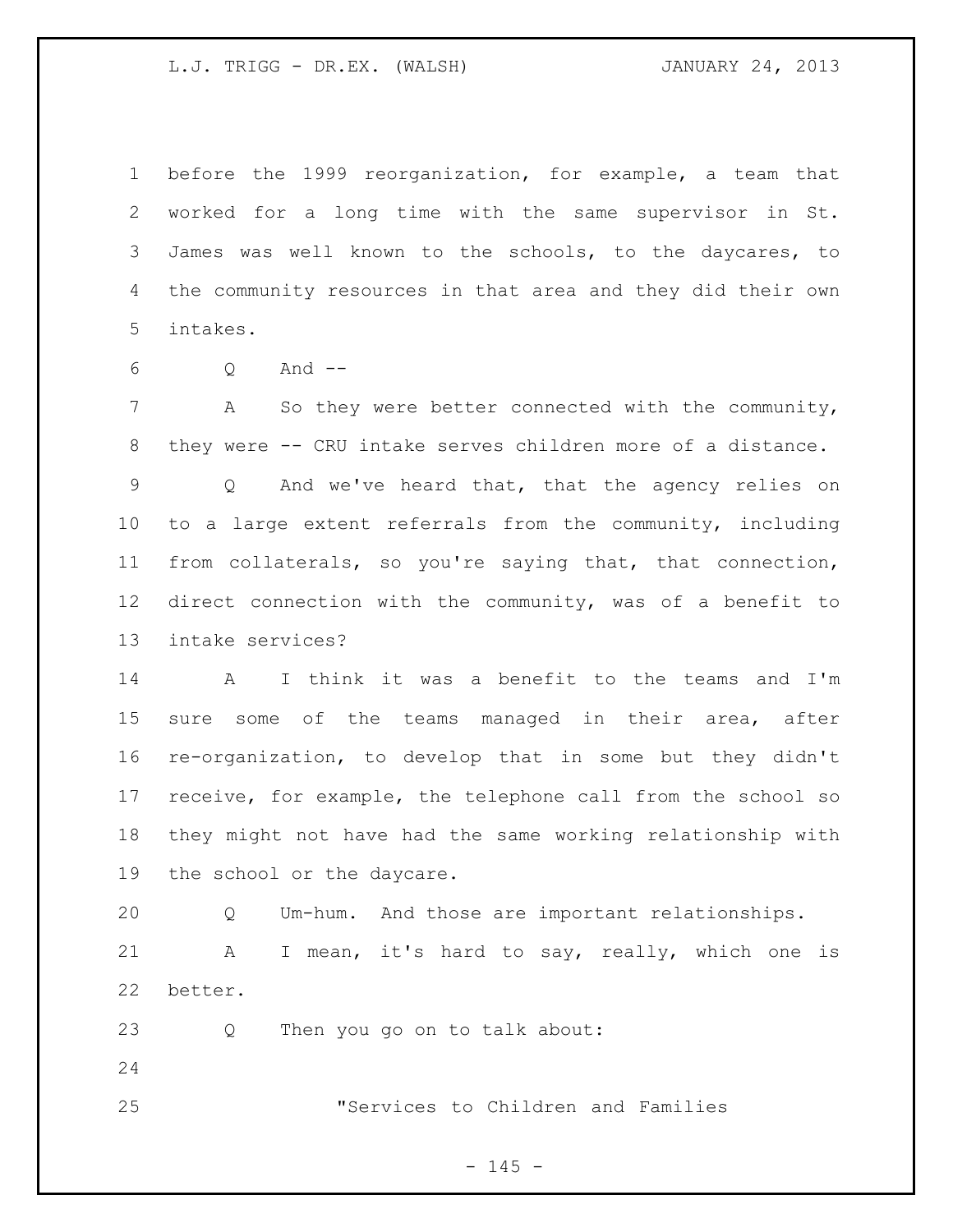before the 1999 reorganization, for example, a team that worked for a long time with the same supervisor in St. James was well known to the schools, to the daycares, to the community resources in that area and they did their own intakes.

Q And --

A So they were better connected with the community, they were -- CRU intake serves children more of a distance.

Q And we've heard that, that the agency relies on to a large extent referrals from the community, including from collaterals, so you're saying that, that connection, direct connection with the community, was of a benefit to intake services?

A I think it was a benefit to the teams and I'm sure some of the teams managed in their area, after re-organization, to develop that in some but they didn't receive, for example, the telephone call from the school so they might not have had the same working relationship with the school or the daycare.

Q Um-hum. And those are important relationships.

A I mean, it's hard to say, really, which one is better.

Q Then you go on to talk about:

"Services to Children and Families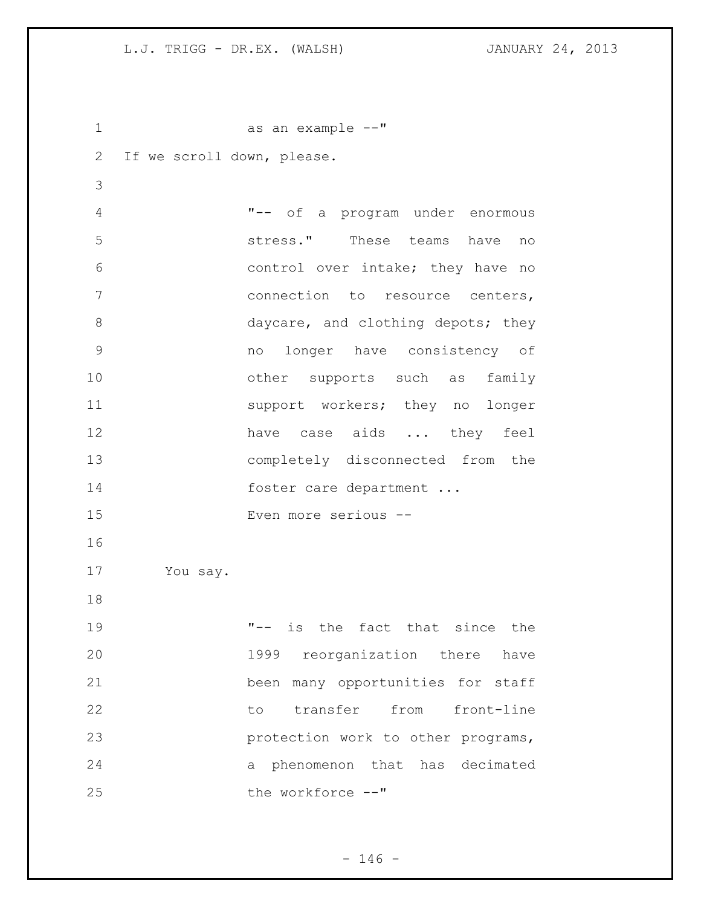as an example --"

If we scroll down, please.

> "-- of a program under enormous stress." These teams have no control over intake; they have no connection to resource centers, daycare, and clothing depots; they no longer have consistency of other supports such as family support workers; they no longer have case aids ... they feel completely disconnected from the foster care department ...
>
> Even more serious --

You say.

> "-- is the fact that since the 1999 reorganization there have been many opportunities for staff to transfer from front-line protection work to other programs, a phenomenon that has decimated the workforce --"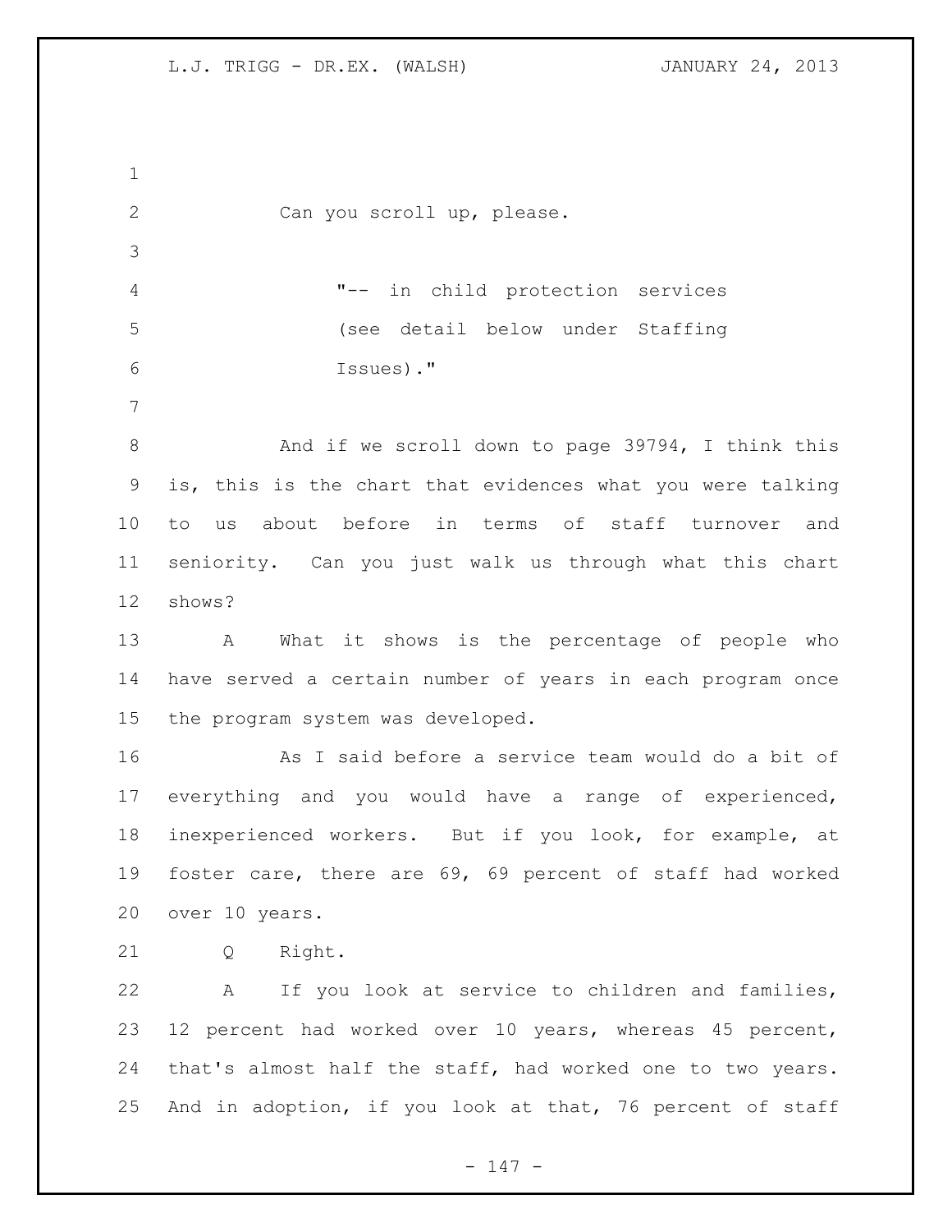Can you scroll up, please.

> "-- in child protection services (see detail below under Staffing Issues)."

And if we scroll down to page 39794, I think this is, this is the chart that evidences what you were talking to us about before in terms of staff turnover and seniority. Can you just walk us through what this chart shows?

A What it shows is the percentage of people who have served a certain number of years in each program once the program system was developed.

As I said before a service team would do a bit of everything and you would have a range of experienced, inexperienced workers. But if you look, for example, at foster care, there are 69, 69 percent of staff had worked over 10 years.

Q Right.

A If you look at service to children and families, 12 percent had worked over 10 years, whereas 45 percent, that's almost half the staff, had worked one to two years. And in adoption, if you look at that, 76 percent of staff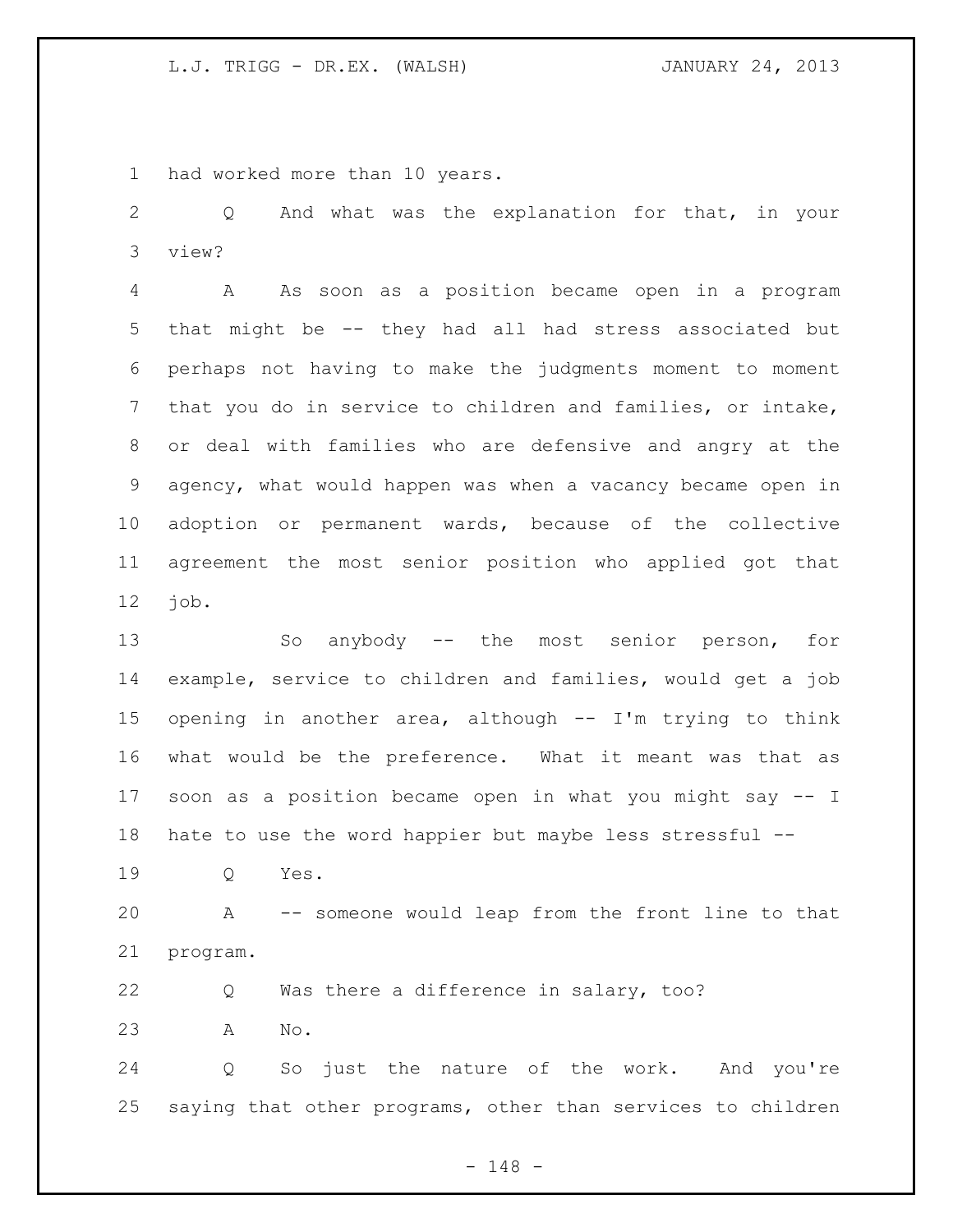had worked more than 10 years.

Q And what was the explanation for that, in your view?

A As soon as a position became open in a program that might be -- they had all had stress associated but perhaps not having to make the judgments moment to moment that you do in service to children and families, or intake, or deal with families who are defensive and angry at the agency, what would happen was when a vacancy became open in adoption or permanent wards, because of the collective agreement the most senior position who applied got that job.

So anybody -- the most senior person, for example, service to children and families, would get a job opening in another area, although -- I'm trying to think what would be the preference. What it meant was that as soon as a position became open in what you might say -- I hate to use the word happier but maybe less stressful --

Q Yes.

A -- someone would leap from the front line to that program.

Q Was there a difference in salary, too?

A No.

Q So just the nature of the work. And you're saying that other programs, other than services to children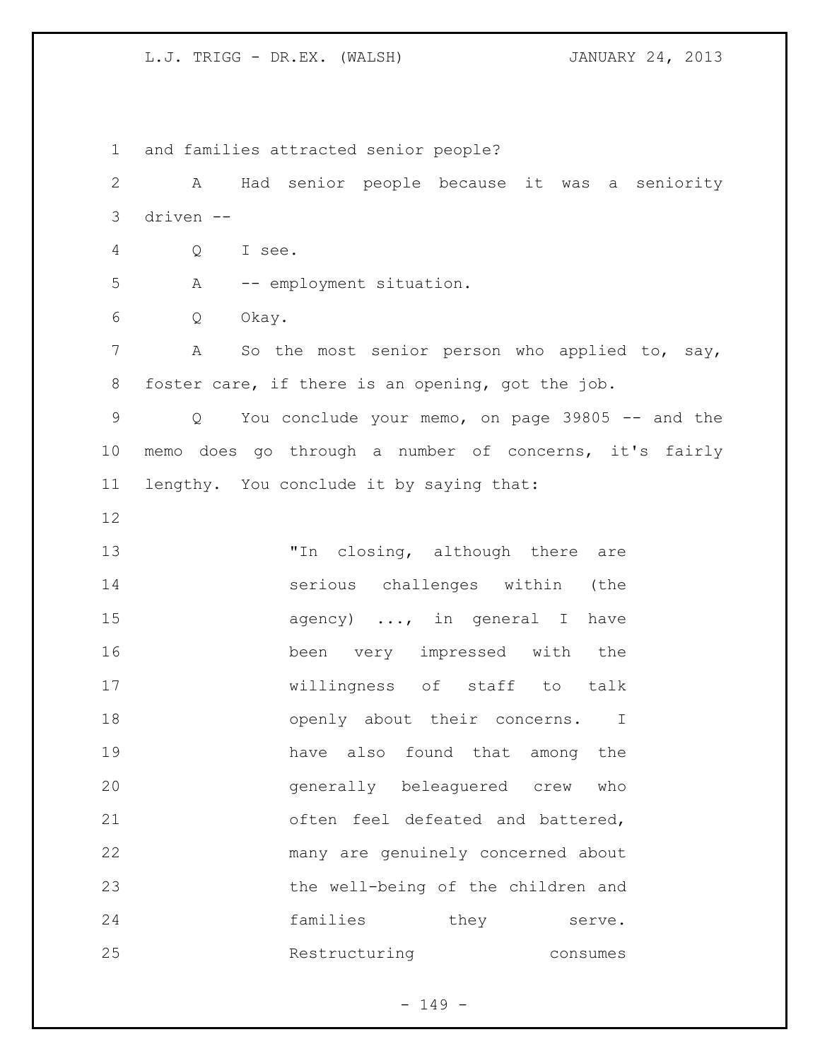and families attracted senior people?

A Had senior people because it was a seniority driven --

Q I see.

A -- employment situation.

Q Okay.

A So the most senior person who applied to, say, foster care, if there is an opening, got the job.

Q You conclude your memo, on page 39805 -- and the memo does go through a number of concerns, it's fairly lengthy. You conclude it by saying that:

> "In closing, although there are serious challenges within (the agency) ..., in general I have been very impressed with the willingness of staff to talk openly about their concerns. I have also found that among the generally beleaguered crew who often feel defeated and battered, many are genuinely concerned about the well-being of the children and families they serve. Restructuring consumes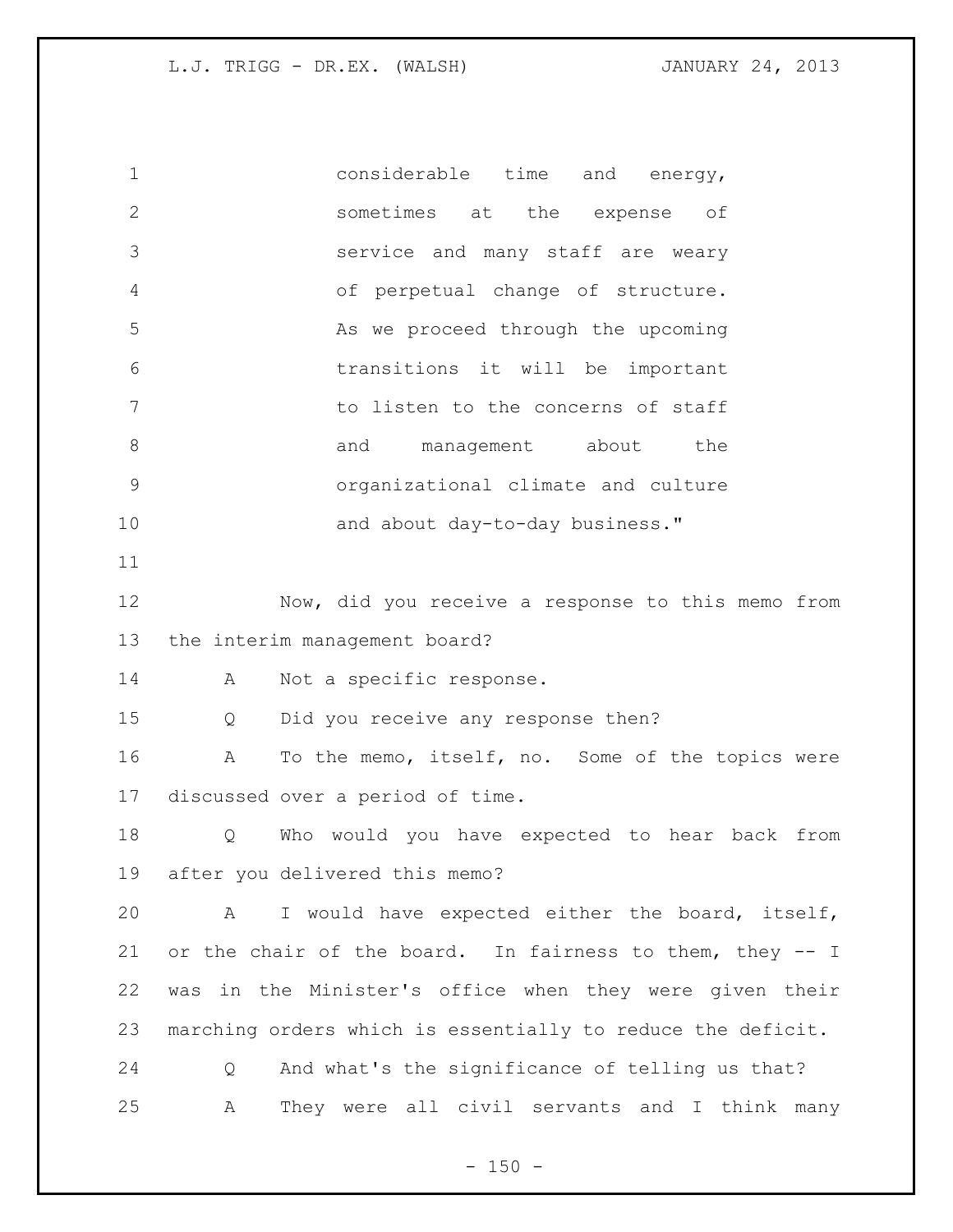considerable time and energy, sometimes at the expense of service and many staff are weary of perpetual change of structure. As we proceed through the upcoming transitions it will be important to listen to the concerns of staff and management about the organizational climate and culture and about day-to-day business."

Now, did you receive a response to this memo from the interim management board?

A Not a specific response.

Q Did you receive any response then?

A To the memo, itself, no. Some of the topics were discussed over a period of time.

Q Who would you have expected to hear back from after you delivered this memo?

A I would have expected either the board, itself, or the chair of the board. In fairness to them, they -- I was in the Minister's office when they were given their marching orders which is essentially to reduce the deficit.

Q And what's the significance of telling us that?

A They were all civil servants and I think many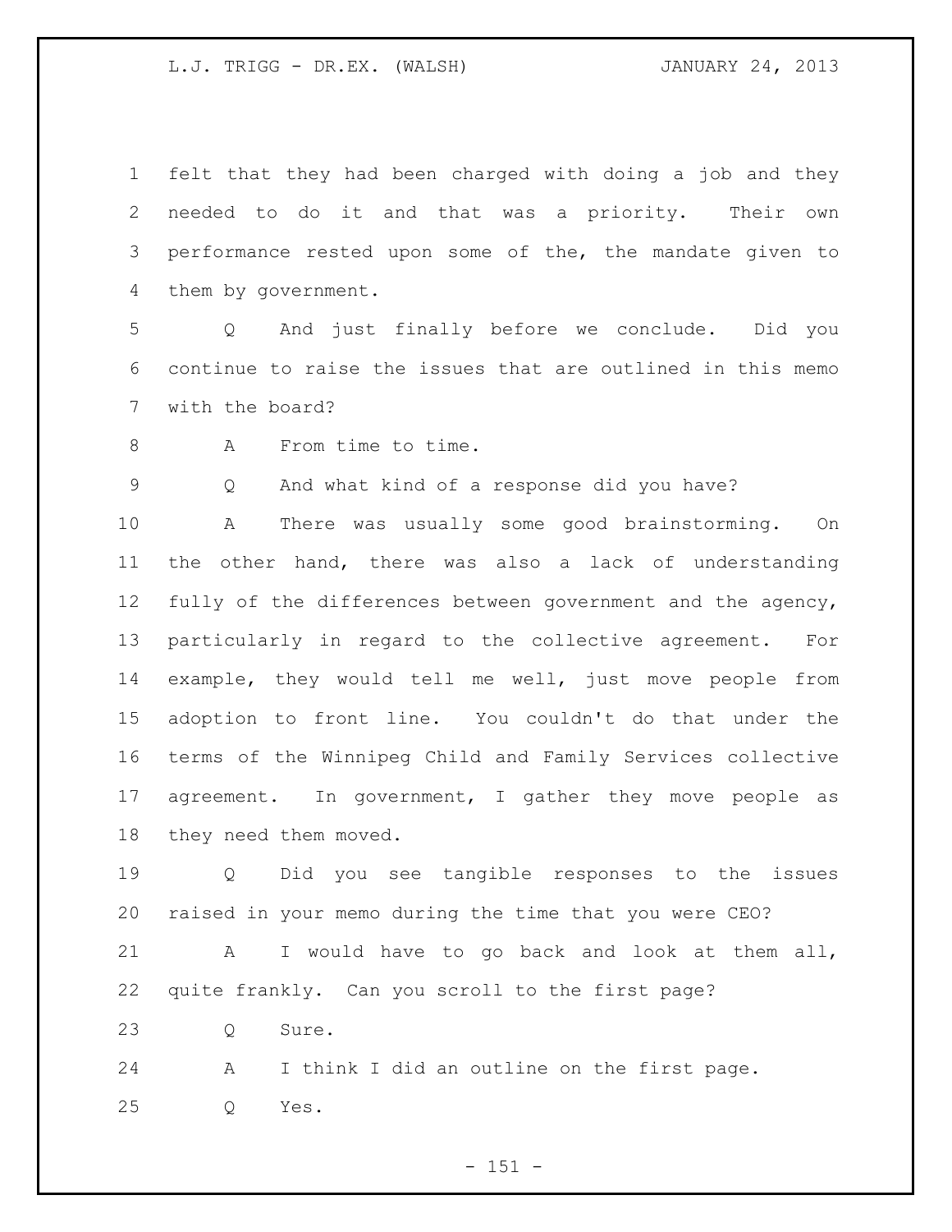felt that they had been charged with doing a job and they needed to do it and that was a priority. Their own performance rested upon some of the, the mandate given to them by government.

Q And just finally before we conclude. Did you continue to raise the issues that are outlined in this memo with the board?

A From time to time.

Q And what kind of a response did you have?

A There was usually some good brainstorming. On the other hand, there was also a lack of understanding fully of the differences between government and the agency, particularly in regard to the collective agreement. For example, they would tell me well, just move people from adoption to front line. You couldn't do that under the terms of the Winnipeg Child and Family Services collective agreement. In government, I gather they move people as they need them moved.

Q Did you see tangible responses to the issues raised in your memo during the time that you were CEO?

A I would have to go back and look at them all, quite frankly. Can you scroll to the first page?

Q Sure.

A I think I did an outline on the first page.

Q Yes.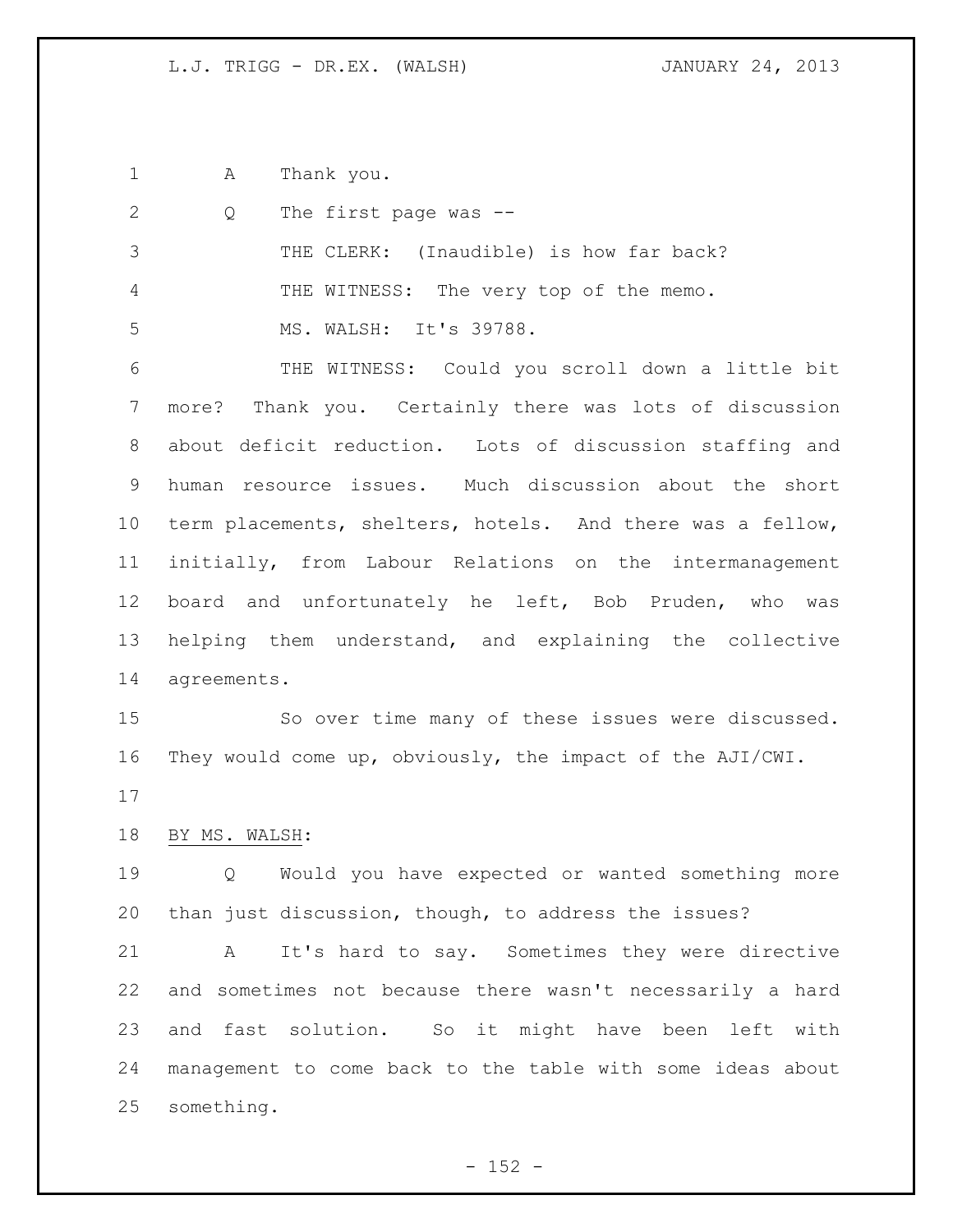A Thank you.

Q The first page was --

THE CLERK: (Inaudible) is how far back?

THE WITNESS: The very top of the memo.

MS. WALSH: It's 39788.

THE WITNESS: Could you scroll down a little bit more? Thank you. Certainly there was lots of discussion about deficit reduction. Lots of discussion staffing and human resource issues. Much discussion about the short term placements, shelters, hotels. And there was a fellow, initially, from Labour Relations on the intermanagement board and unfortunately he left, Bob Pruden, who was helping them understand, and explaining the collective agreements.

So over time many of these issues were discussed. They would come up, obviously, the impact of the AJI/CWI.

BY MS. WALSH:

Q Would you have expected or wanted something more than just discussion, though, to address the issues?

A It's hard to say. Sometimes they were directive and sometimes not because there wasn't necessarily a hard and fast solution. So it might have been left with management to come back to the table with some ideas about something.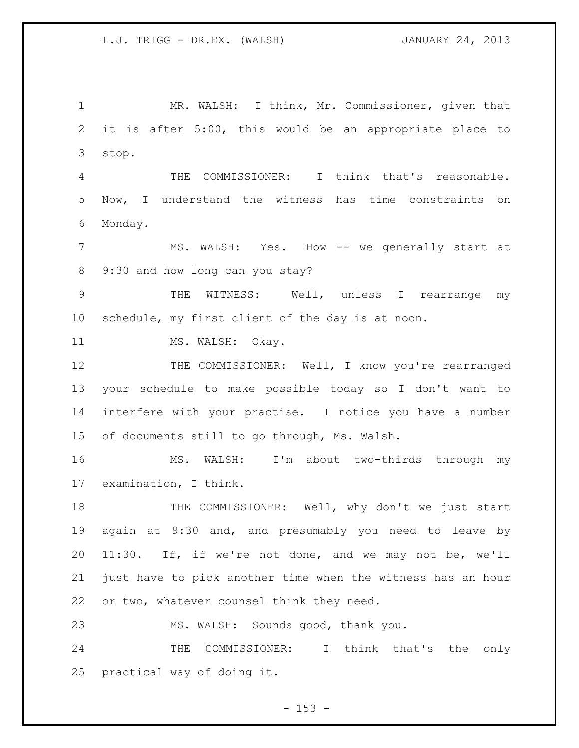MR. WALSH: I think, Mr. Commissioner, given that it is after 5:00, this would be an appropriate place to stop.

THE COMMISSIONER: I think that's reasonable. Now, I understand the witness has time constraints on Monday.

MS. WALSH: Yes. How -- we generally start at 9:30 and how long can you stay?

THE WITNESS: Well, unless I rearrange my schedule, my first client of the day is at noon.

MS. WALSH: Okay.

THE COMMISSIONER: Well, I know you're rearranged your schedule to make possible today so I don't want to interfere with your practise. I notice you have a number of documents still to go through, Ms. Walsh.

MS. WALSH: I'm about two-thirds through my examination, I think.

THE COMMISSIONER: Well, why don't we just start again at 9:30 and, and presumably you need to leave by 11:30. If, if we're not done, and we may not be, we'll just have to pick another time when the witness has an hour or two, whatever counsel think they need.

MS. WALSH: Sounds good, thank you.

THE COMMISSIONER: I think that's the only practical way of doing it.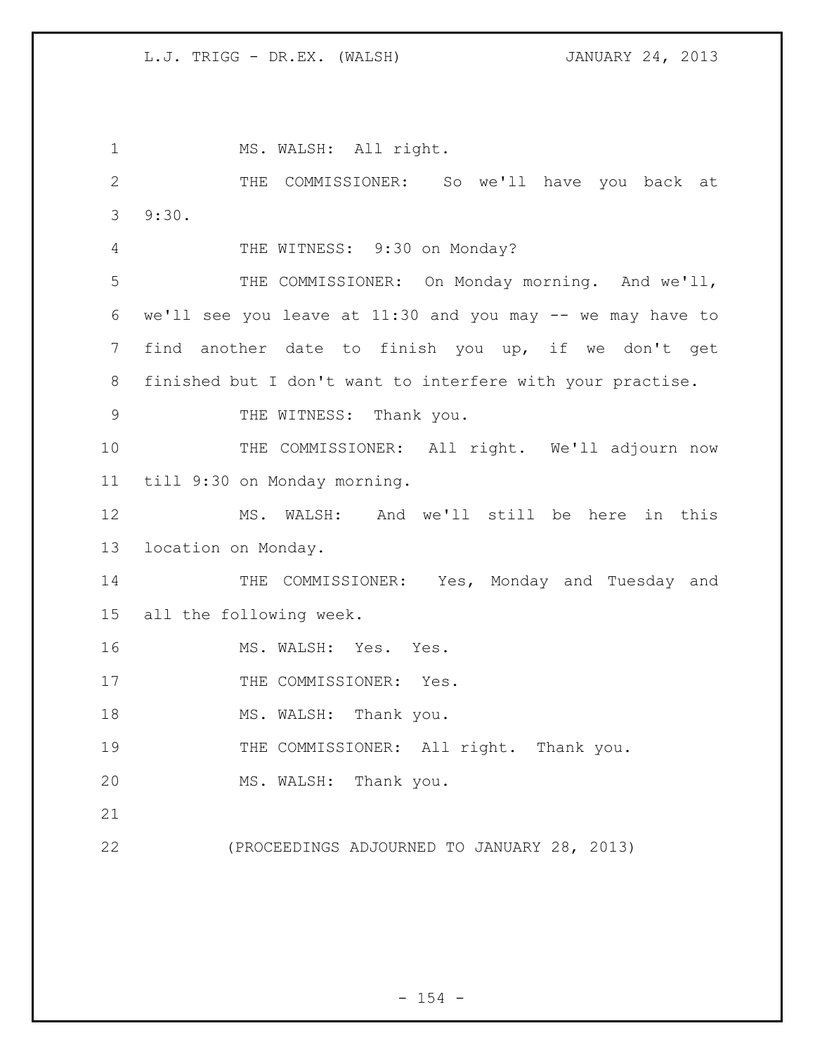MS. WALSH: All right.

THE COMMISSIONER: So we'll have you back at 9:30.

THE WITNESS: 9:30 on Monday?

THE COMMISSIONER: On Monday morning. And we'll, we'll see you leave at 11:30 and you may -- we may have to find another date to finish you up, if we don't get finished but I don't want to interfere with your practise.

THE WITNESS: Thank you.

THE COMMISSIONER: All right. We'll adjourn now till 9:30 on Monday morning.

MS. WALSH: And we'll still be here in this location on Monday.

THE COMMISSIONER: Yes, Monday and Tuesday and all the following week.

MS. WALSH: Yes. Yes.

THE COMMISSIONER: Yes.

MS. WALSH: Thank you.

THE COMMISSIONER: All right. Thank you.

MS. WALSH: Thank you.

(PROCEEDINGS ADJOURNED TO JANUARY 28, 2013)